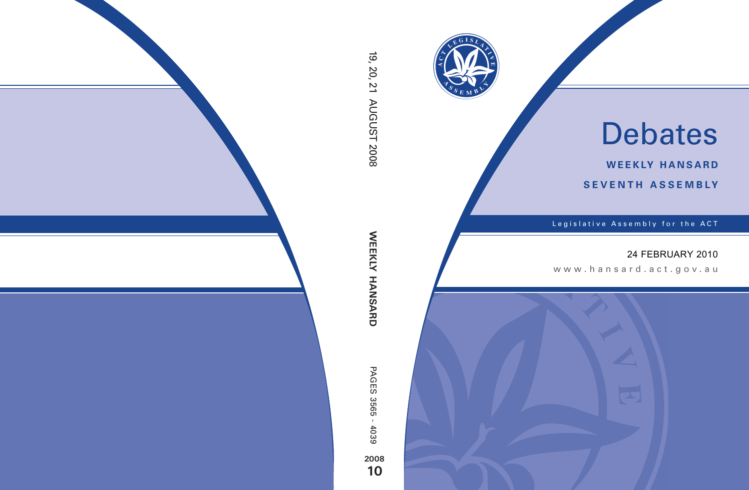# Debates

**WEEKLY HANSARD**

**SEVENTH ASSEMBLY**

Legislative Assembly for the ACT

24 FEBRUARY 2010

www.hansard.act.gov.au

19, 20, 21 AUGUST 2008

**WEEKLY HANSARD**

PAGES 3565 - 4039

**2008**

**10**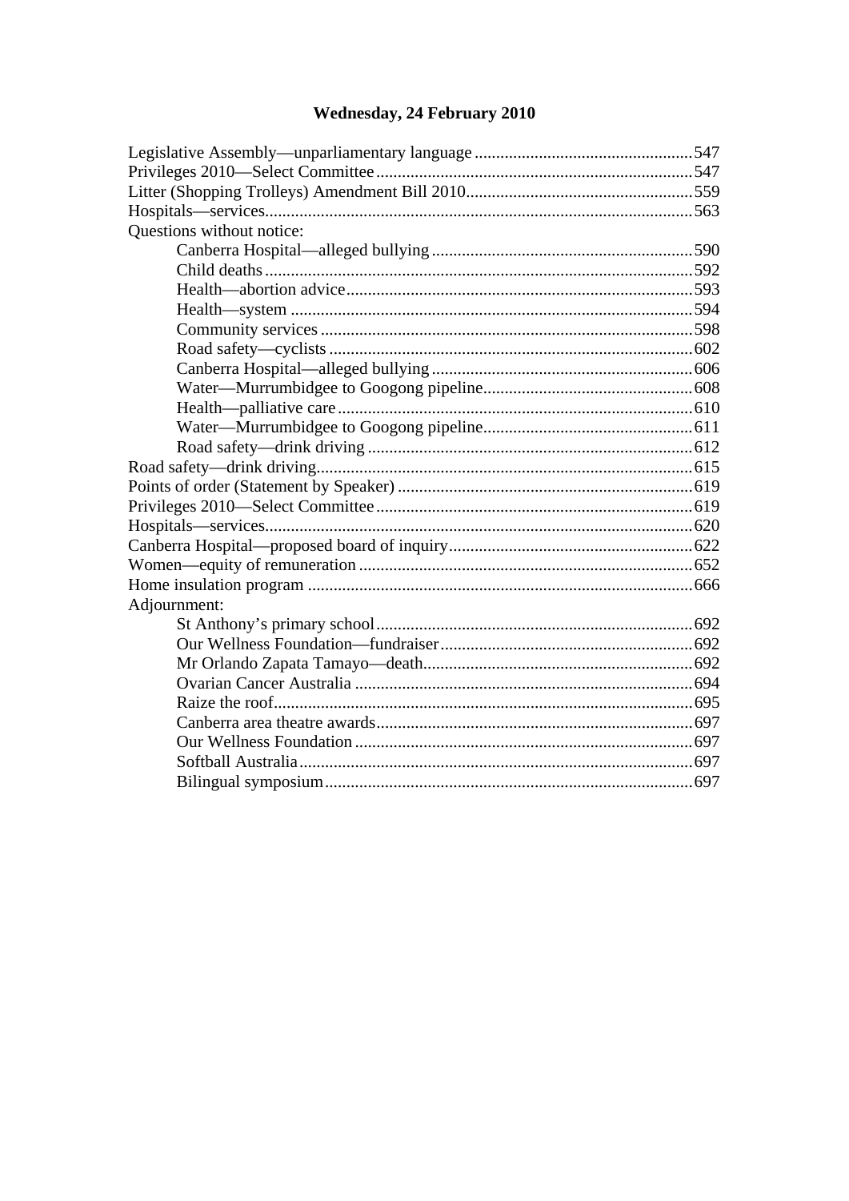## Wednesday, 24 February 2010

Legislative Assembly—unparliamentary language ..... 547
Privileges 2010—Select Committee ..... 547
Litter (Shopping Trolleys) Amendment Bill 2010 ..... 559
Hospitals—services ..... 563
Questions without notice:
- Canberra Hospital—alleged bullying ..... 590
- Child deaths ..... 592
- Health—abortion advice ..... 593
- Health—system ..... 594
- Community services ..... 598
- Road safety—cyclists ..... 602
- Canberra Hospital—alleged bullying ..... 606
- Water—Murrumbidgee to Googong pipeline ..... 608
- Health—palliative care ..... 610
- Water—Murrumbidgee to Googong pipeline ..... 611
- Road safety—drink driving ..... 612

Road safety—drink driving ..... 615
Points of order (Statement by Speaker) ..... 619
Privileges 2010—Select Committee ..... 619
Hospitals—services ..... 620
Canberra Hospital—proposed board of inquiry ..... 622
Women—equity of remuneration ..... 652
Home insulation program ..... 666
Adjournment:
- St Anthony's primary school ..... 692
- Our Wellness Foundation—fundraiser ..... 692
- Mr Orlando Zapata Tamayo—death ..... 692
- Ovarian Cancer Australia ..... 694
- Raize the roof ..... 695
- Canberra area theatre awards ..... 697
- Our Wellness Foundation ..... 697
- Softball Australia ..... 697
- Bilingual symposium ..... 697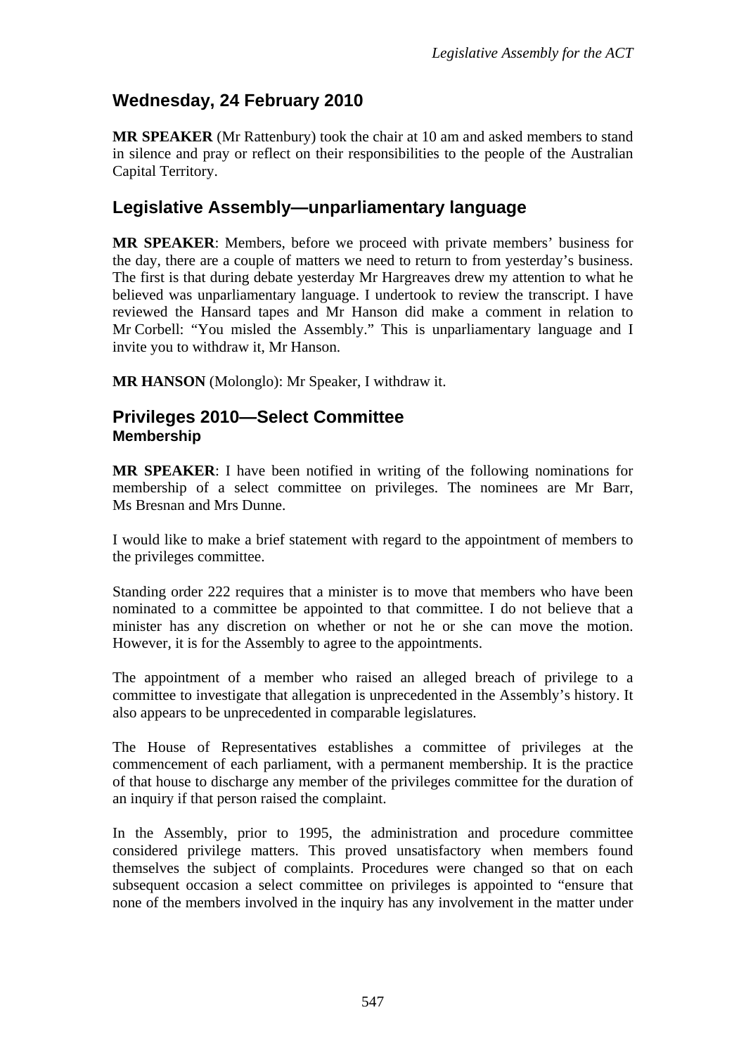## Wednesday, 24 February 2010

**MR SPEAKER** (Mr Rattenbury) took the chair at 10 am and asked members to stand in silence and pray or reflect on their responsibilities to the people of the Australian Capital Territory.

## Legislative Assembly—unparliamentary language

**MR SPEAKER**: Members, before we proceed with private members' business for the day, there are a couple of matters we need to return to from yesterday's business. The first is that during debate yesterday Mr Hargreaves drew my attention to what he believed was unparliamentary language. I undertook to review the transcript. I have reviewed the Hansard tapes and Mr Hanson did make a comment in relation to Mr Corbell: "You misled the Assembly." This is unparliamentary language and I invite you to withdraw it, Mr Hanson.

**MR HANSON** (Molonglo): Mr Speaker, I withdraw it.

## Privileges 2010—Select Committee
### Membership

**MR SPEAKER**: I have been notified in writing of the following nominations for membership of a select committee on privileges. The nominees are Mr Barr, Ms Bresnan and Mrs Dunne.

I would like to make a brief statement with regard to the appointment of members to the privileges committee.

Standing order 222 requires that a minister is to move that members who have been nominated to a committee be appointed to that committee. I do not believe that a minister has any discretion on whether or not he or she can move the motion. However, it is for the Assembly to agree to the appointments.

The appointment of a member who raised an alleged breach of privilege to a committee to investigate that allegation is unprecedented in the Assembly's history. It also appears to be unprecedented in comparable legislatures.

The House of Representatives establishes a committee of privileges at the commencement of each parliament, with a permanent membership. It is the practice of that house to discharge any member of the privileges committee for the duration of an inquiry if that person raised the complaint.

In the Assembly, prior to 1995, the administration and procedure committee considered privilege matters. This proved unsatisfactory when members found themselves the subject of complaints. Procedures were changed so that on each subsequent occasion a select committee on privileges is appointed to "ensure that none of the members involved in the inquiry has any involvement in the matter under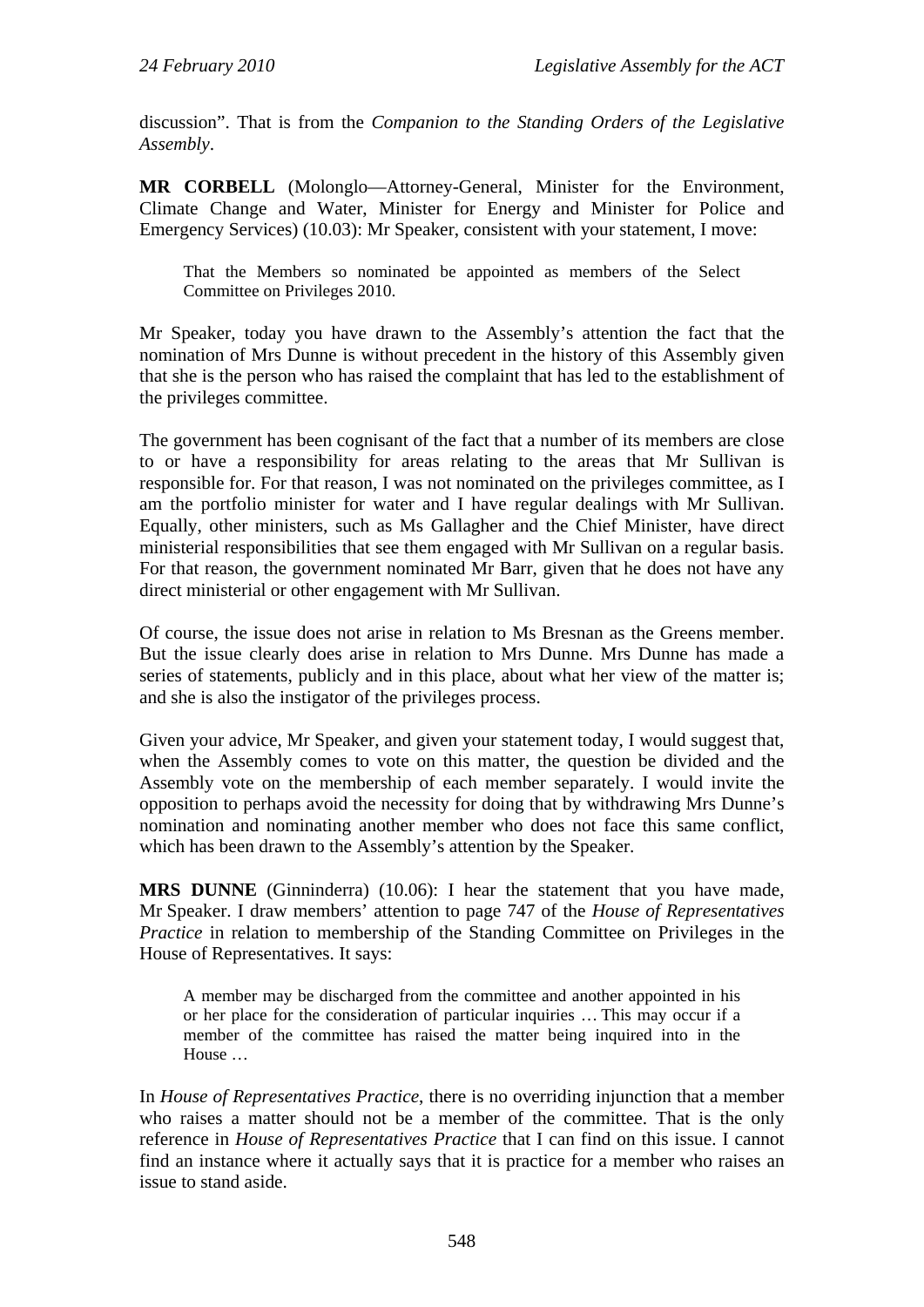discussion". That is from the *Companion to the Standing Orders of the Legislative Assembly*.

**MR CORBELL** (Molonglo—Attorney-General, Minister for the Environment, Climate Change and Water, Minister for Energy and Minister for Police and Emergency Services) (10.03): Mr Speaker, consistent with your statement, I move:

> That the Members so nominated be appointed as members of the Select Committee on Privileges 2010.

Mr Speaker, today you have drawn to the Assembly's attention the fact that the nomination of Mrs Dunne is without precedent in the history of this Assembly given that she is the person who has raised the complaint that has led to the establishment of the privileges committee.

The government has been cognisant of the fact that a number of its members are close to or have a responsibility for areas relating to the areas that Mr Sullivan is responsible for. For that reason, I was not nominated on the privileges committee, as I am the portfolio minister for water and I have regular dealings with Mr Sullivan. Equally, other ministers, such as Ms Gallagher and the Chief Minister, have direct ministerial responsibilities that see them engaged with Mr Sullivan on a regular basis. For that reason, the government nominated Mr Barr, given that he does not have any direct ministerial or other engagement with Mr Sullivan.

Of course, the issue does not arise in relation to Ms Bresnan as the Greens member. But the issue clearly does arise in relation to Mrs Dunne. Mrs Dunne has made a series of statements, publicly and in this place, about what her view of the matter is; and she is also the instigator of the privileges process.

Given your advice, Mr Speaker, and given your statement today, I would suggest that, when the Assembly comes to vote on this matter, the question be divided and the Assembly vote on the membership of each member separately. I would invite the opposition to perhaps avoid the necessity for doing that by withdrawing Mrs Dunne's nomination and nominating another member who does not face this same conflict, which has been drawn to the Assembly's attention by the Speaker.

**MRS DUNNE** (Ginninderra) (10.06): I hear the statement that you have made, Mr Speaker. I draw members' attention to page 747 of the *House of Representatives Practice* in relation to membership of the Standing Committee on Privileges in the House of Representatives. It says:

> A member may be discharged from the committee and another appointed in his or her place for the consideration of particular inquiries … This may occur if a member of the committee has raised the matter being inquired into in the House …

In *House of Representatives Practice*, there is no overriding injunction that a member who raises a matter should not be a member of the committee. That is the only reference in *House of Representatives Practice* that I can find on this issue. I cannot find an instance where it actually says that it is practice for a member who raises an issue to stand aside.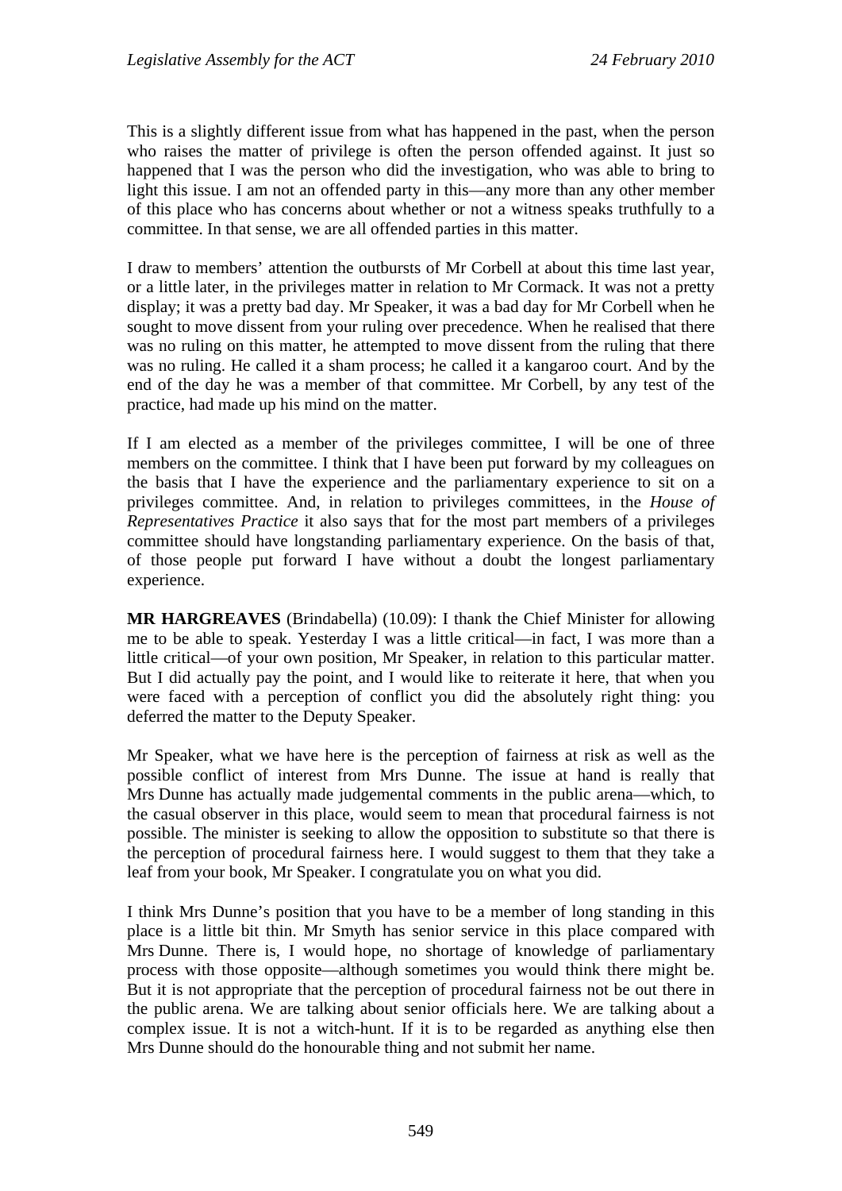This is a slightly different issue from what has happened in the past, when the person who raises the matter of privilege is often the person offended against. It just so happened that I was the person who did the investigation, who was able to bring to light this issue. I am not an offended party in this—any more than any other member of this place who has concerns about whether or not a witness speaks truthfully to a committee. In that sense, we are all offended parties in this matter.

I draw to members' attention the outbursts of Mr Corbell at about this time last year, or a little later, in the privileges matter in relation to Mr Cormack. It was not a pretty display; it was a pretty bad day. Mr Speaker, it was a bad day for Mr Corbell when he sought to move dissent from your ruling over precedence. When he realised that there was no ruling on this matter, he attempted to move dissent from the ruling that there was no ruling. He called it a sham process; he called it a kangaroo court. And by the end of the day he was a member of that committee. Mr Corbell, by any test of the practice, had made up his mind on the matter.

If I am elected as a member of the privileges committee, I will be one of three members on the committee. I think that I have been put forward by my colleagues on the basis that I have the experience and the parliamentary experience to sit on a privileges committee. And, in relation to privileges committees, in the *House of Representatives Practice* it also says that for the most part members of a privileges committee should have longstanding parliamentary experience. On the basis of that, of those people put forward I have without a doubt the longest parliamentary experience.

**MR HARGREAVES** (Brindabella) (10.09): I thank the Chief Minister for allowing me to be able to speak. Yesterday I was a little critical—in fact, I was more than a little critical—of your own position, Mr Speaker, in relation to this particular matter. But I did actually pay the point, and I would like to reiterate it here, that when you were faced with a perception of conflict you did the absolutely right thing: you deferred the matter to the Deputy Speaker.

Mr Speaker, what we have here is the perception of fairness at risk as well as the possible conflict of interest from Mrs Dunne. The issue at hand is really that Mrs Dunne has actually made judgemental comments in the public arena—which, to the casual observer in this place, would seem to mean that procedural fairness is not possible. The minister is seeking to allow the opposition to substitute so that there is the perception of procedural fairness here. I would suggest to them that they take a leaf from your book, Mr Speaker. I congratulate you on what you did.

I think Mrs Dunne's position that you have to be a member of long standing in this place is a little bit thin. Mr Smyth has senior service in this place compared with Mrs Dunne. There is, I would hope, no shortage of knowledge of parliamentary process with those opposite—although sometimes you would think there might be. But it is not appropriate that the perception of procedural fairness not be out there in the public arena. We are talking about senior officials here. We are talking about a complex issue. It is not a witch-hunt. If it is to be regarded as anything else then Mrs Dunne should do the honourable thing and not submit her name.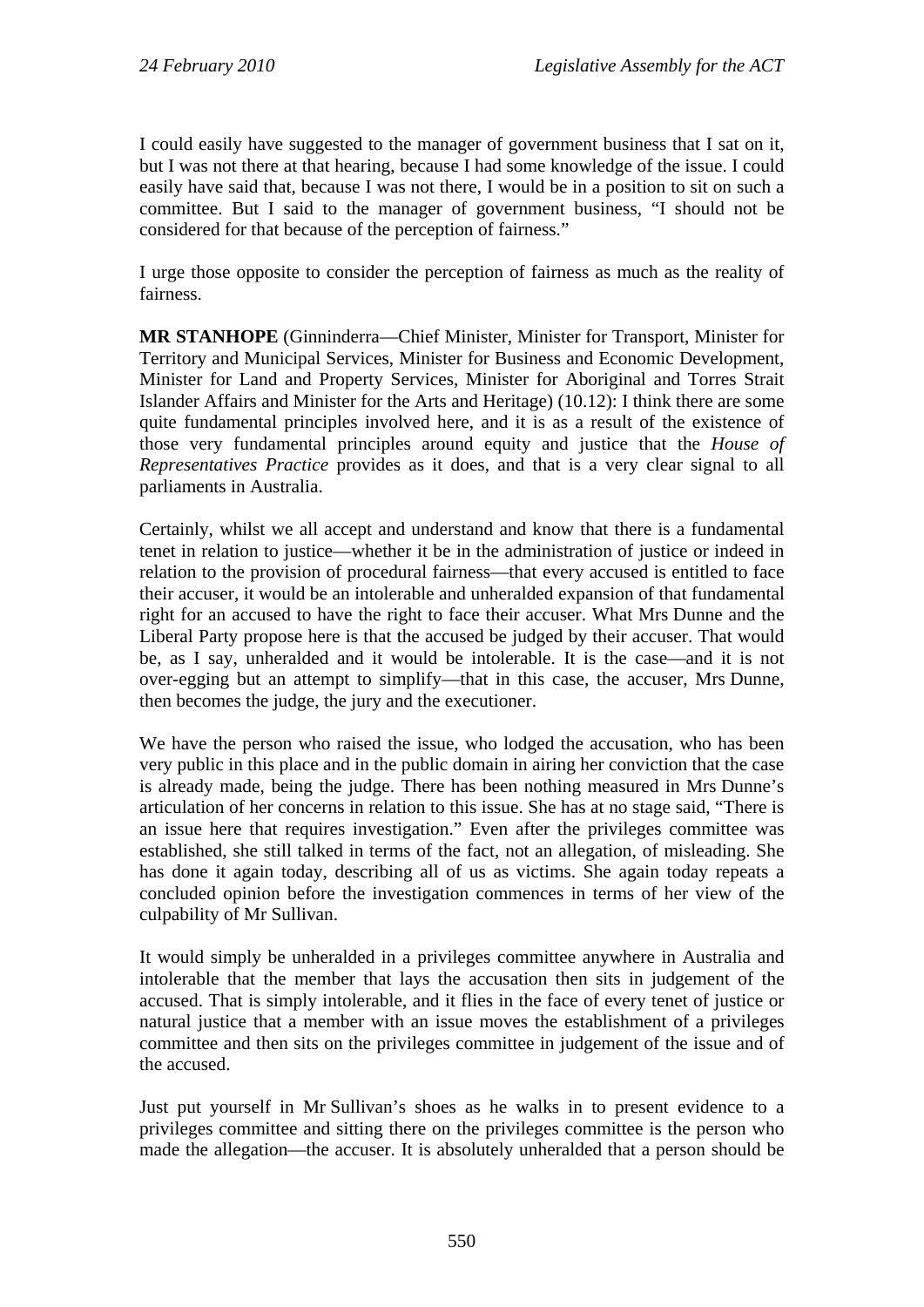I could easily have suggested to the manager of government business that I sat on it, but I was not there at that hearing, because I had some knowledge of the issue. I could easily have said that, because I was not there, I would be in a position to sit on such a committee. But I said to the manager of government business, "I should not be considered for that because of the perception of fairness."

I urge those opposite to consider the perception of fairness as much as the reality of fairness.

**MR STANHOPE** (Ginninderra—Chief Minister, Minister for Transport, Minister for Territory and Municipal Services, Minister for Business and Economic Development, Minister for Land and Property Services, Minister for Aboriginal and Torres Strait Islander Affairs and Minister for the Arts and Heritage) (10.12): I think there are some quite fundamental principles involved here, and it is as a result of the existence of those very fundamental principles around equity and justice that the *House of Representatives Practice* provides as it does, and that is a very clear signal to all parliaments in Australia.

Certainly, whilst we all accept and understand and know that there is a fundamental tenet in relation to justice—whether it be in the administration of justice or indeed in relation to the provision of procedural fairness—that every accused is entitled to face their accuser, it would be an intolerable and unheralded expansion of that fundamental right for an accused to have the right to face their accuser. What Mrs Dunne and the Liberal Party propose here is that the accused be judged by their accuser. That would be, as I say, unheralded and it would be intolerable. It is the case—and it is not over-egging but an attempt to simplify—that in this case, the accuser, Mrs Dunne, then becomes the judge, the jury and the executioner.

We have the person who raised the issue, who lodged the accusation, who has been very public in this place and in the public domain in airing her conviction that the case is already made, being the judge. There has been nothing measured in Mrs Dunne's articulation of her concerns in relation to this issue. She has at no stage said, "There is an issue here that requires investigation." Even after the privileges committee was established, she still talked in terms of the fact, not an allegation, of misleading. She has done it again today, describing all of us as victims. She again today repeats a concluded opinion before the investigation commences in terms of her view of the culpability of Mr Sullivan.

It would simply be unheralded in a privileges committee anywhere in Australia and intolerable that the member that lays the accusation then sits in judgement of the accused. That is simply intolerable, and it flies in the face of every tenet of justice or natural justice that a member with an issue moves the establishment of a privileges committee and then sits on the privileges committee in judgement of the issue and of the accused.

Just put yourself in Mr Sullivan's shoes as he walks in to present evidence to a privileges committee and sitting there on the privileges committee is the person who made the allegation—the accuser. It is absolutely unheralded that a person should be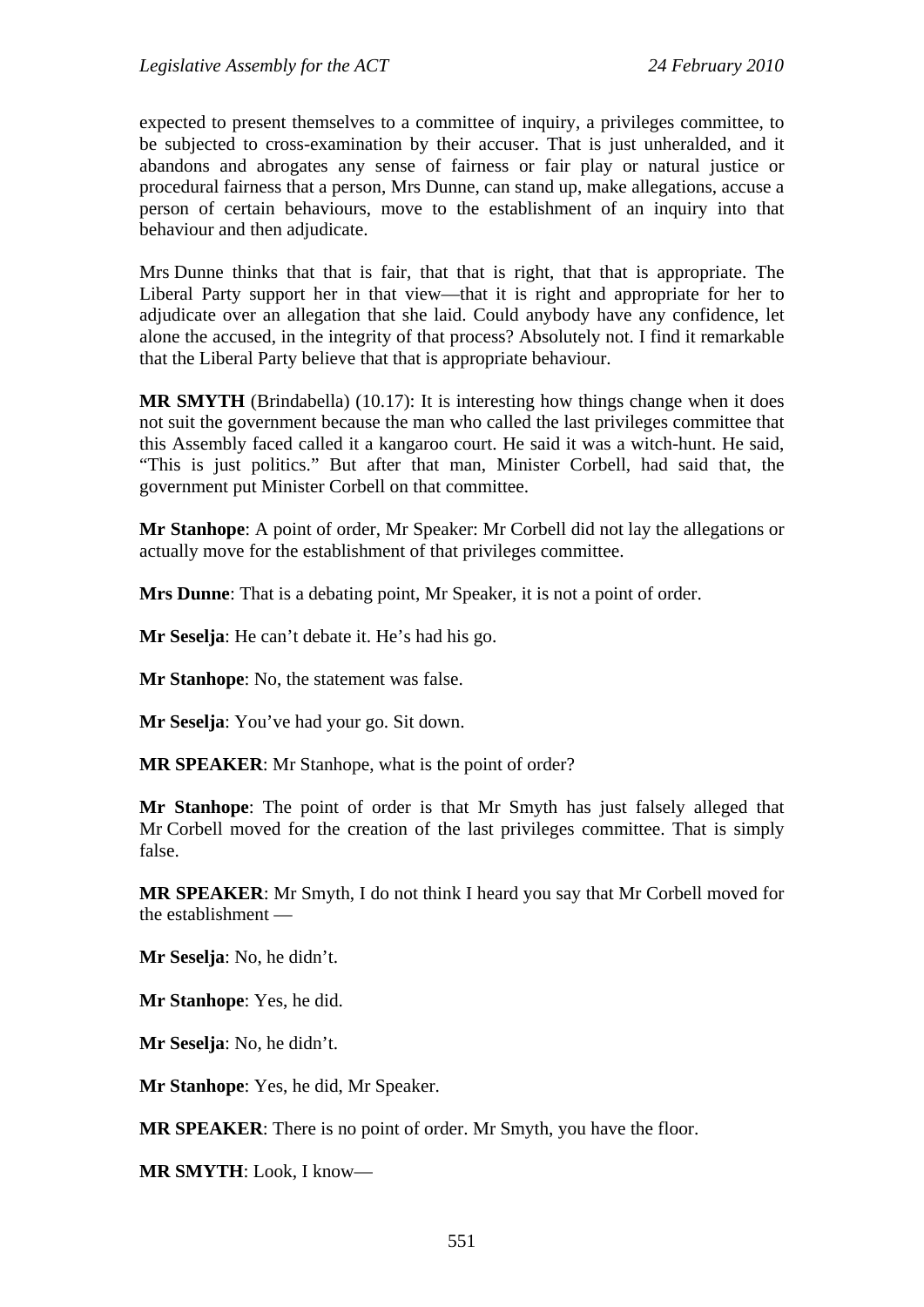expected to present themselves to a committee of inquiry, a privileges committee, to be subjected to cross-examination by their accuser. That is just unheralded, and it abandons and abrogates any sense of fairness or fair play or natural justice or procedural fairness that a person, Mrs Dunne, can stand up, make allegations, accuse a person of certain behaviours, move to the establishment of an inquiry into that behaviour and then adjudicate.

Mrs Dunne thinks that that is fair, that that is right, that that is appropriate. The Liberal Party support her in that view—that it is right and appropriate for her to adjudicate over an allegation that she laid. Could anybody have any confidence, let alone the accused, in the integrity of that process? Absolutely not. I find it remarkable that the Liberal Party believe that that is appropriate behaviour.

**MR SMYTH** (Brindabella) (10.17): It is interesting how things change when it does not suit the government because the man who called the last privileges committee that this Assembly faced called it a kangaroo court. He said it was a witch-hunt. He said, "This is just politics." But after that man, Minister Corbell, had said that, the government put Minister Corbell on that committee.

**Mr Stanhope**: A point of order, Mr Speaker: Mr Corbell did not lay the allegations or actually move for the establishment of that privileges committee.

**Mrs Dunne**: That is a debating point, Mr Speaker, it is not a point of order.

**Mr Seselja**: He can't debate it. He's had his go.

**Mr Stanhope**: No, the statement was false.

**Mr Seselja**: You've had your go. Sit down.

**MR SPEAKER**: Mr Stanhope, what is the point of order?

**Mr Stanhope**: The point of order is that Mr Smyth has just falsely alleged that Mr Corbell moved for the creation of the last privileges committee. That is simply false.

**MR SPEAKER**: Mr Smyth, I do not think I heard you say that Mr Corbell moved for the establishment —

**Mr Seselja**: No, he didn't.

**Mr Stanhope**: Yes, he did.

**Mr Seselja**: No, he didn't.

**Mr Stanhope**: Yes, he did, Mr Speaker.

**MR SPEAKER**: There is no point of order. Mr Smyth, you have the floor.

**MR SMYTH**: Look, I know—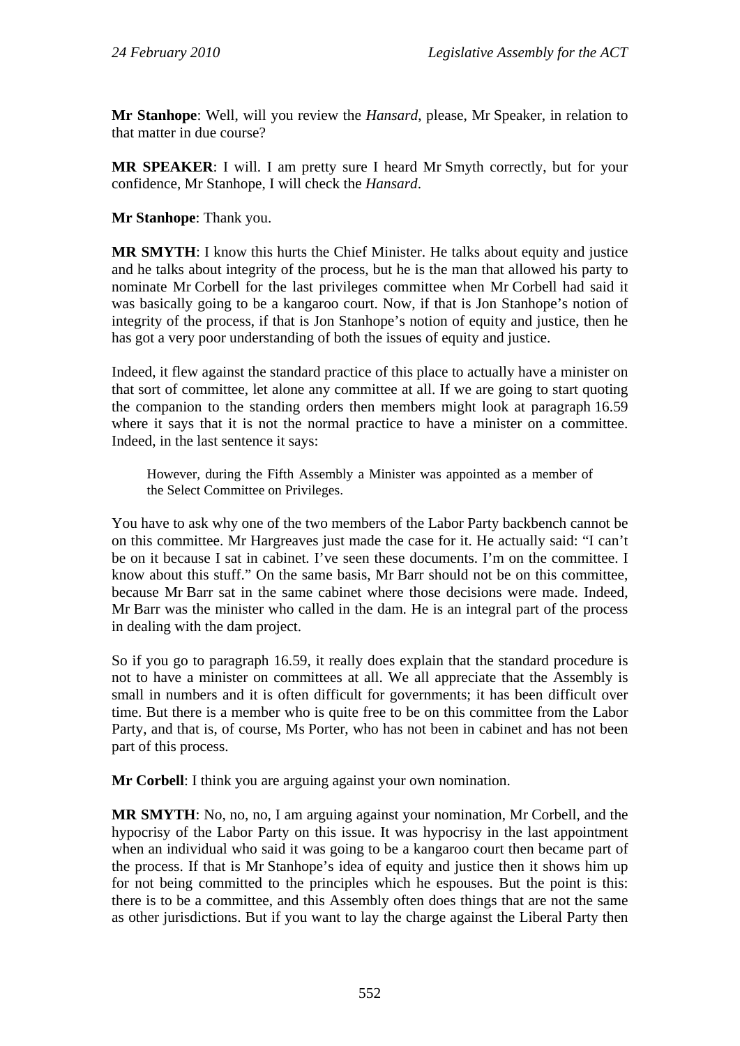**Mr Stanhope**: Well, will you review the *Hansard*, please, Mr Speaker, in relation to that matter in due course?

**MR SPEAKER**: I will. I am pretty sure I heard Mr Smyth correctly, but for your confidence, Mr Stanhope, I will check the *Hansard*.

**Mr Stanhope**: Thank you.

**MR SMYTH**: I know this hurts the Chief Minister. He talks about equity and justice and he talks about integrity of the process, but he is the man that allowed his party to nominate Mr Corbell for the last privileges committee when Mr Corbell had said it was basically going to be a kangaroo court. Now, if that is Jon Stanhope's notion of integrity of the process, if that is Jon Stanhope's notion of equity and justice, then he has got a very poor understanding of both the issues of equity and justice.

Indeed, it flew against the standard practice of this place to actually have a minister on that sort of committee, let alone any committee at all. If we are going to start quoting the companion to the standing orders then members might look at paragraph 16.59 where it says that it is not the normal practice to have a minister on a committee. Indeed, in the last sentence it says:

> However, during the Fifth Assembly a Minister was appointed as a member of the Select Committee on Privileges.

You have to ask why one of the two members of the Labor Party backbench cannot be on this committee. Mr Hargreaves just made the case for it. He actually said: "I can't be on it because I sat in cabinet. I've seen these documents. I'm on the committee. I know about this stuff." On the same basis, Mr Barr should not be on this committee, because Mr Barr sat in the same cabinet where those decisions were made. Indeed, Mr Barr was the minister who called in the dam. He is an integral part of the process in dealing with the dam project.

So if you go to paragraph 16.59, it really does explain that the standard procedure is not to have a minister on committees at all. We all appreciate that the Assembly is small in numbers and it is often difficult for governments; it has been difficult over time. But there is a member who is quite free to be on this committee from the Labor Party, and that is, of course, Ms Porter, who has not been in cabinet and has not been part of this process.

**Mr Corbell**: I think you are arguing against your own nomination.

**MR SMYTH**: No, no, no, I am arguing against your nomination, Mr Corbell, and the hypocrisy of the Labor Party on this issue. It was hypocrisy in the last appointment when an individual who said it was going to be a kangaroo court then became part of the process. If that is Mr Stanhope's idea of equity and justice then it shows him up for not being committed to the principles which he espouses. But the point is this: there is to be a committee, and this Assembly often does things that are not the same as other jurisdictions. But if you want to lay the charge against the Liberal Party then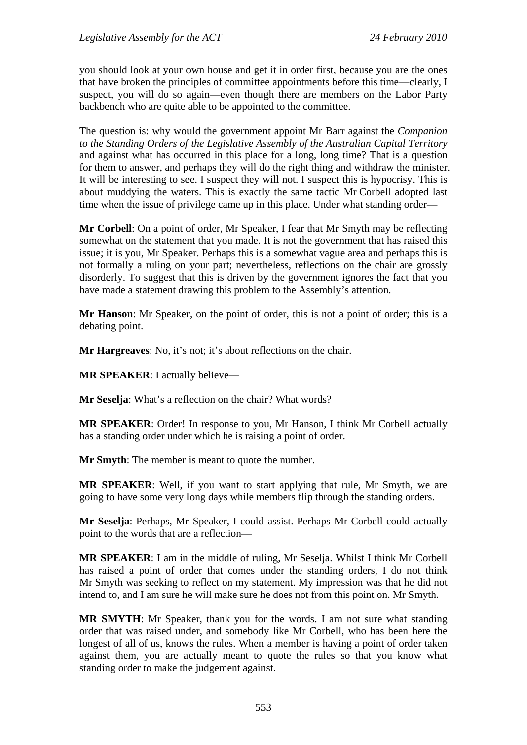you should look at your own house and get it in order first, because you are the ones that have broken the principles of committee appointments before this time—clearly, I suspect, you will do so again—even though there are members on the Labor Party backbench who are quite able to be appointed to the committee.

The question is: why would the government appoint Mr Barr against the *Companion to the Standing Orders of the Legislative Assembly of the Australian Capital Territory* and against what has occurred in this place for a long, long time? That is a question for them to answer, and perhaps they will do the right thing and withdraw the minister. It will be interesting to see. I suspect they will not. I suspect this is hypocrisy. This is about muddying the waters. This is exactly the same tactic Mr Corbell adopted last time when the issue of privilege came up in this place. Under what standing order—

**Mr Corbell**: On a point of order, Mr Speaker, I fear that Mr Smyth may be reflecting somewhat on the statement that you made. It is not the government that has raised this issue; it is you, Mr Speaker. Perhaps this is a somewhat vague area and perhaps this is not formally a ruling on your part; nevertheless, reflections on the chair are grossly disorderly. To suggest that this is driven by the government ignores the fact that you have made a statement drawing this problem to the Assembly's attention.

**Mr Hanson**: Mr Speaker, on the point of order, this is not a point of order; this is a debating point.

**Mr Hargreaves**: No, it's not; it's about reflections on the chair.

**MR SPEAKER**: I actually believe—

**Mr Seselja**: What's a reflection on the chair? What words?

**MR SPEAKER**: Order! In response to you, Mr Hanson, I think Mr Corbell actually has a standing order under which he is raising a point of order.

**Mr Smyth**: The member is meant to quote the number.

**MR SPEAKER**: Well, if you want to start applying that rule, Mr Smyth, we are going to have some very long days while members flip through the standing orders.

**Mr Seselja**: Perhaps, Mr Speaker, I could assist. Perhaps Mr Corbell could actually point to the words that are a reflection—

**MR SPEAKER**: I am in the middle of ruling, Mr Seselja. Whilst I think Mr Corbell has raised a point of order that comes under the standing orders, I do not think Mr Smyth was seeking to reflect on my statement. My impression was that he did not intend to, and I am sure he will make sure he does not from this point on. Mr Smyth.

**MR SMYTH**: Mr Speaker, thank you for the words. I am not sure what standing order that was raised under, and somebody like Mr Corbell, who has been here the longest of all of us, knows the rules. When a member is having a point of order taken against them, you are actually meant to quote the rules so that you know what standing order to make the judgement against.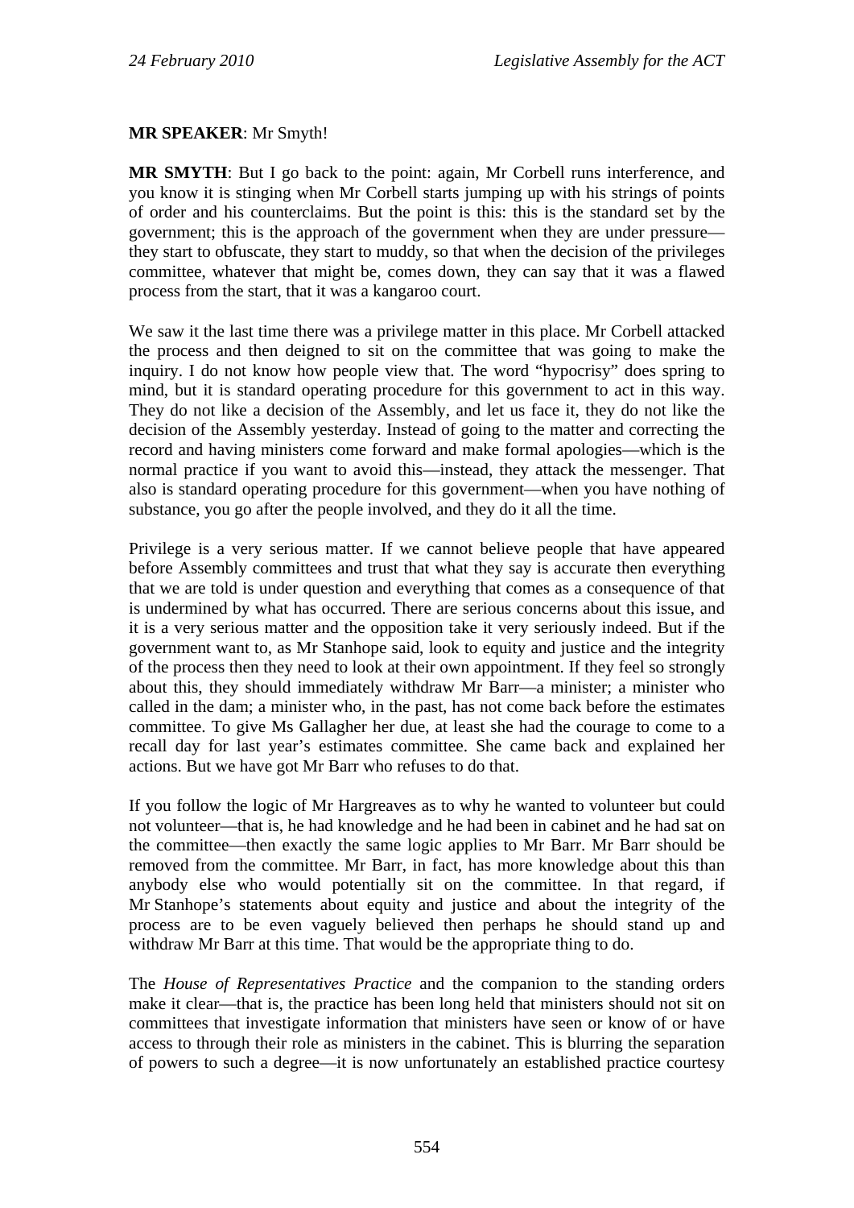**MR SPEAKER**: Mr Smyth!

**MR SMYTH**: But I go back to the point: again, Mr Corbell runs interference, and you know it is stinging when Mr Corbell starts jumping up with his strings of points of order and his counterclaims. But the point is this: this is the standard set by the government; this is the approach of the government when they are under pressure—they start to obfuscate, they start to muddy, so that when the decision of the privileges committee, whatever that might be, comes down, they can say that it was a flawed process from the start, that it was a kangaroo court.

We saw it the last time there was a privilege matter in this place. Mr Corbell attacked the process and then deigned to sit on the committee that was going to make the inquiry. I do not know how people view that. The word "hypocrisy" does spring to mind, but it is standard operating procedure for this government to act in this way. They do not like a decision of the Assembly, and let us face it, they do not like the decision of the Assembly yesterday. Instead of going to the matter and correcting the record and having ministers come forward and make formal apologies—which is the normal practice if you want to avoid this—instead, they attack the messenger. That also is standard operating procedure for this government—when you have nothing of substance, you go after the people involved, and they do it all the time.

Privilege is a very serious matter. If we cannot believe people that have appeared before Assembly committees and trust that what they say is accurate then everything that we are told is under question and everything that comes as a consequence of that is undermined by what has occurred. There are serious concerns about this issue, and it is a very serious matter and the opposition take it very seriously indeed. But if the government want to, as Mr Stanhope said, look to equity and justice and the integrity of the process then they need to look at their own appointment. If they feel so strongly about this, they should immediately withdraw Mr Barr—a minister; a minister who called in the dam; a minister who, in the past, has not come back before the estimates committee. To give Ms Gallagher her due, at least she had the courage to come to a recall day for last year's estimates committee. She came back and explained her actions. But we have got Mr Barr who refuses to do that.

If you follow the logic of Mr Hargreaves as to why he wanted to volunteer but could not volunteer—that is, he had knowledge and he had been in cabinet and he had sat on the committee—then exactly the same logic applies to Mr Barr. Mr Barr should be removed from the committee. Mr Barr, in fact, has more knowledge about this than anybody else who would potentially sit on the committee. In that regard, if Mr Stanhope's statements about equity and justice and about the integrity of the process are to be even vaguely believed then perhaps he should stand up and withdraw Mr Barr at this time. That would be the appropriate thing to do.

The *House of Representatives Practice* and the companion to the standing orders make it clear—that is, the practice has been long held that ministers should not sit on committees that investigate information that ministers have seen or know of or have access to through their role as ministers in the cabinet. This is blurring the separation of powers to such a degree—it is now unfortunately an established practice courtesy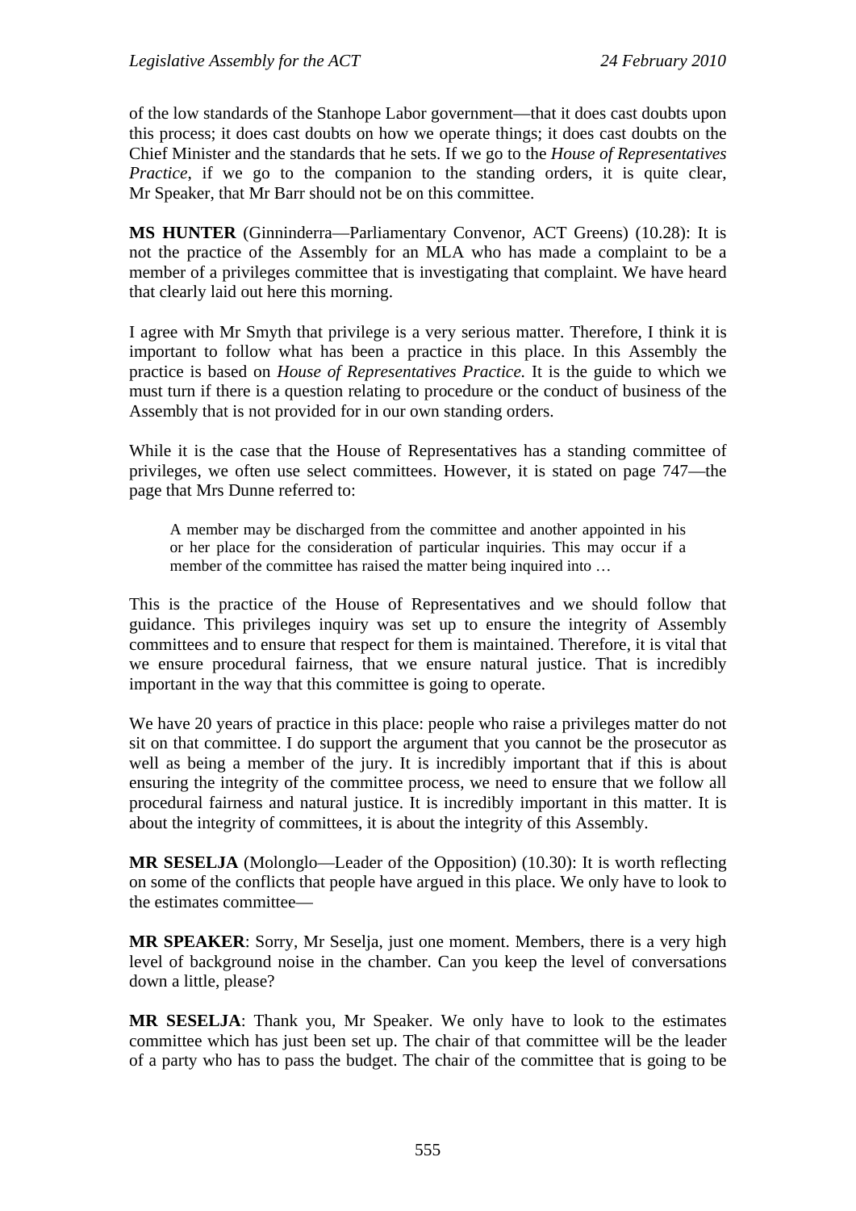of the low standards of the Stanhope Labor government—that it does cast doubts upon this process; it does cast doubts on how we operate things; it does cast doubts on the Chief Minister and the standards that he sets. If we go to the *House of Representatives Practice*, if we go to the companion to the standing orders, it is quite clear, Mr Speaker, that Mr Barr should not be on this committee.

**MS HUNTER** (Ginninderra—Parliamentary Convenor, ACT Greens) (10.28): It is not the practice of the Assembly for an MLA who has made a complaint to be a member of a privileges committee that is investigating that complaint. We have heard that clearly laid out here this morning.

I agree with Mr Smyth that privilege is a very serious matter. Therefore, I think it is important to follow what has been a practice in this place. In this Assembly the practice is based on *House of Representatives Practice*. It is the guide to which we must turn if there is a question relating to procedure or the conduct of business of the Assembly that is not provided for in our own standing orders.

While it is the case that the House of Representatives has a standing committee of privileges, we often use select committees. However, it is stated on page 747—the page that Mrs Dunne referred to:

> A member may be discharged from the committee and another appointed in his or her place for the consideration of particular inquiries. This may occur if a member of the committee has raised the matter being inquired into …

This is the practice of the House of Representatives and we should follow that guidance. This privileges inquiry was set up to ensure the integrity of Assembly committees and to ensure that respect for them is maintained. Therefore, it is vital that we ensure procedural fairness, that we ensure natural justice. That is incredibly important in the way that this committee is going to operate.

We have 20 years of practice in this place: people who raise a privileges matter do not sit on that committee. I do support the argument that you cannot be the prosecutor as well as being a member of the jury. It is incredibly important that if this is about ensuring the integrity of the committee process, we need to ensure that we follow all procedural fairness and natural justice. It is incredibly important in this matter. It is about the integrity of committees, it is about the integrity of this Assembly.

**MR SESELJA** (Molonglo—Leader of the Opposition) (10.30): It is worth reflecting on some of the conflicts that people have argued in this place. We only have to look to the estimates committee—

**MR SPEAKER**: Sorry, Mr Seselja, just one moment. Members, there is a very high level of background noise in the chamber. Can you keep the level of conversations down a little, please?

**MR SESELJA**: Thank you, Mr Speaker. We only have to look to the estimates committee which has just been set up. The chair of that committee will be the leader of a party who has to pass the budget. The chair of the committee that is going to be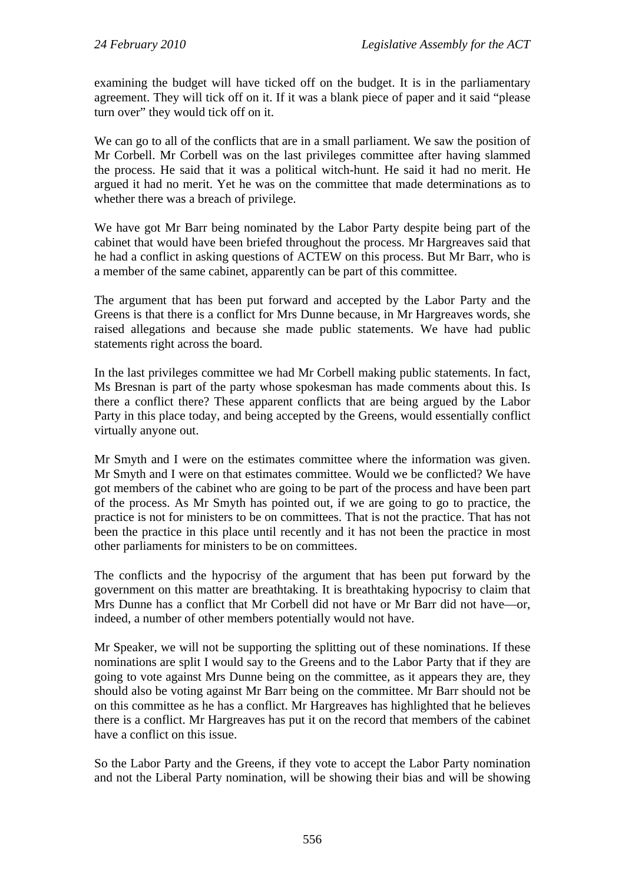examining the budget will have ticked off on the budget. It is in the parliamentary agreement. They will tick off on it. If it was a blank piece of paper and it said "please turn over" they would tick off on it.

We can go to all of the conflicts that are in a small parliament. We saw the position of Mr Corbell. Mr Corbell was on the last privileges committee after having slammed the process. He said that it was a political witch-hunt. He said it had no merit. He argued it had no merit. Yet he was on the committee that made determinations as to whether there was a breach of privilege.

We have got Mr Barr being nominated by the Labor Party despite being part of the cabinet that would have been briefed throughout the process. Mr Hargreaves said that he had a conflict in asking questions of ACTEW on this process. But Mr Barr, who is a member of the same cabinet, apparently can be part of this committee.

The argument that has been put forward and accepted by the Labor Party and the Greens is that there is a conflict for Mrs Dunne because, in Mr Hargreaves words, she raised allegations and because she made public statements. We have had public statements right across the board.

In the last privileges committee we had Mr Corbell making public statements. In fact, Ms Bresnan is part of the party whose spokesman has made comments about this. Is there a conflict there? These apparent conflicts that are being argued by the Labor Party in this place today, and being accepted by the Greens, would essentially conflict virtually anyone out.

Mr Smyth and I were on the estimates committee where the information was given. Mr Smyth and I were on that estimates committee. Would we be conflicted? We have got members of the cabinet who are going to be part of the process and have been part of the process. As Mr Smyth has pointed out, if we are going to go to practice, the practice is not for ministers to be on committees. That is not the practice. That has not been the practice in this place until recently and it has not been the practice in most other parliaments for ministers to be on committees.

The conflicts and the hypocrisy of the argument that has been put forward by the government on this matter are breathtaking. It is breathtaking hypocrisy to claim that Mrs Dunne has a conflict that Mr Corbell did not have or Mr Barr did not have—or, indeed, a number of other members potentially would not have.

Mr Speaker, we will not be supporting the splitting out of these nominations. If these nominations are split I would say to the Greens and to the Labor Party that if they are going to vote against Mrs Dunne being on the committee, as it appears they are, they should also be voting against Mr Barr being on the committee. Mr Barr should not be on this committee as he has a conflict. Mr Hargreaves has highlighted that he believes there is a conflict. Mr Hargreaves has put it on the record that members of the cabinet have a conflict on this issue.

So the Labor Party and the Greens, if they vote to accept the Labor Party nomination and not the Liberal Party nomination, will be showing their bias and will be showing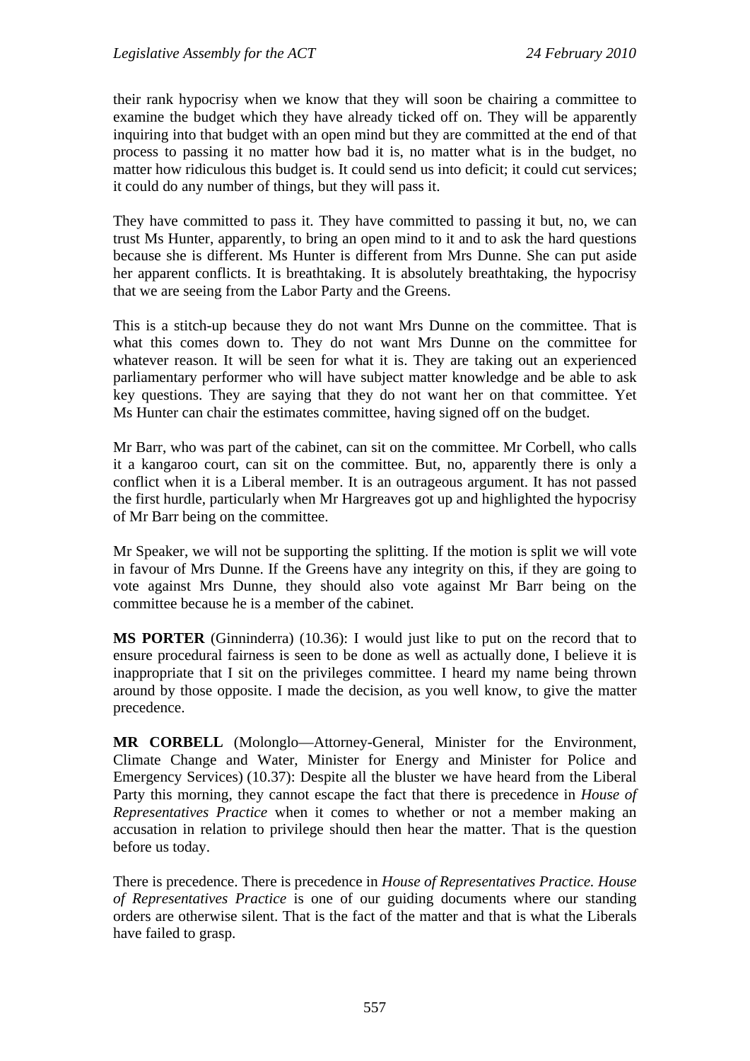their rank hypocrisy when we know that they will soon be chairing a committee to examine the budget which they have already ticked off on. They will be apparently inquiring into that budget with an open mind but they are committed at the end of that process to passing it no matter how bad it is, no matter what is in the budget, no matter how ridiculous this budget is. It could send us into deficit; it could cut services; it could do any number of things, but they will pass it.

They have committed to pass it. They have committed to passing it but, no, we can trust Ms Hunter, apparently, to bring an open mind to it and to ask the hard questions because she is different. Ms Hunter is different from Mrs Dunne. She can put aside her apparent conflicts. It is breathtaking. It is absolutely breathtaking, the hypocrisy that we are seeing from the Labor Party and the Greens.

This is a stitch-up because they do not want Mrs Dunne on the committee. That is what this comes down to. They do not want Mrs Dunne on the committee for whatever reason. It will be seen for what it is. They are taking out an experienced parliamentary performer who will have subject matter knowledge and be able to ask key questions. They are saying that they do not want her on that committee. Yet Ms Hunter can chair the estimates committee, having signed off on the budget.

Mr Barr, who was part of the cabinet, can sit on the committee. Mr Corbell, who calls it a kangaroo court, can sit on the committee. But, no, apparently there is only a conflict when it is a Liberal member. It is an outrageous argument. It has not passed the first hurdle, particularly when Mr Hargreaves got up and highlighted the hypocrisy of Mr Barr being on the committee.

Mr Speaker, we will not be supporting the splitting. If the motion is split we will vote in favour of Mrs Dunne. If the Greens have any integrity on this, if they are going to vote against Mrs Dunne, they should also vote against Mr Barr being on the committee because he is a member of the cabinet.

**MS PORTER** (Ginninderra) (10.36): I would just like to put on the record that to ensure procedural fairness is seen to be done as well as actually done, I believe it is inappropriate that I sit on the privileges committee. I heard my name being thrown around by those opposite. I made the decision, as you well know, to give the matter precedence.

**MR CORBELL** (Molonglo—Attorney-General, Minister for the Environment, Climate Change and Water, Minister for Energy and Minister for Police and Emergency Services) (10.37): Despite all the bluster we have heard from the Liberal Party this morning, they cannot escape the fact that there is precedence in *House of Representatives Practice* when it comes to whether or not a member making an accusation in relation to privilege should then hear the matter. That is the question before us today.

There is precedence. There is precedence in *House of Representatives Practice. House of Representatives Practice* is one of our guiding documents where our standing orders are otherwise silent. That is the fact of the matter and that is what the Liberals have failed to grasp.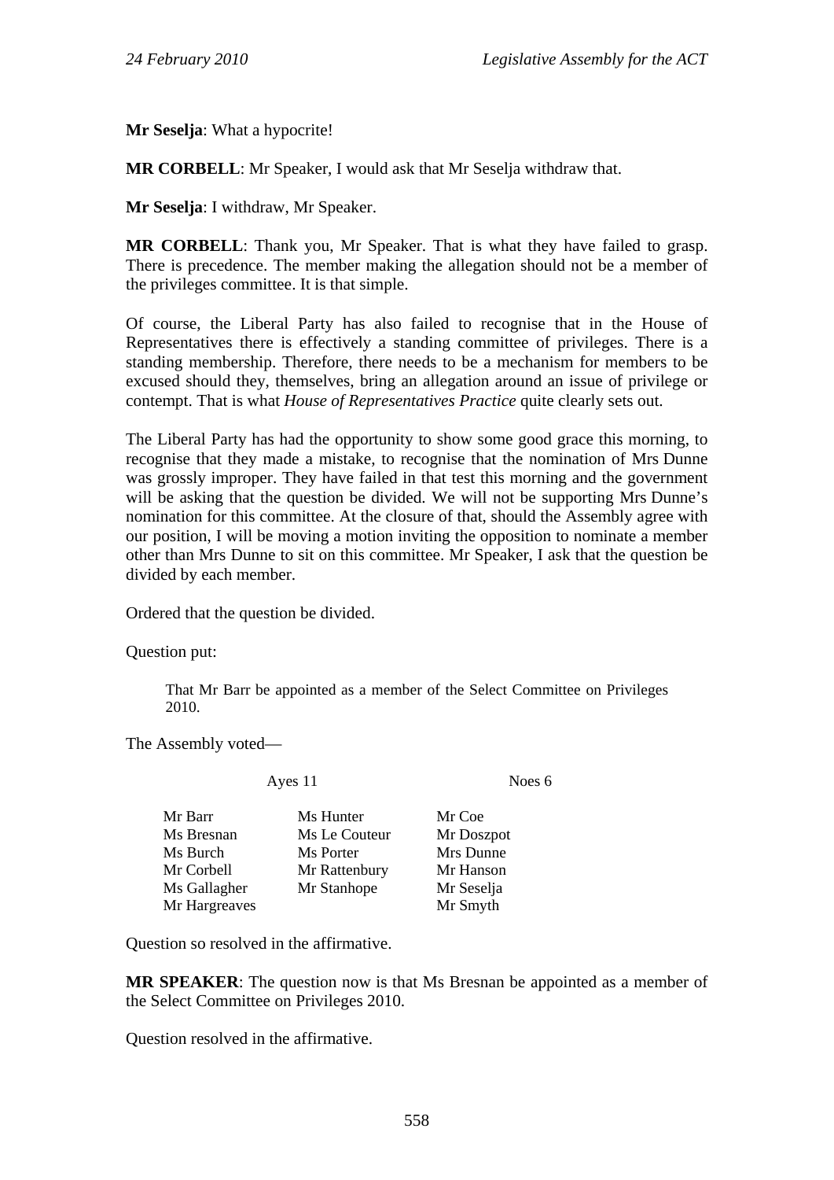**Mr Seselja**: What a hypocrite!

**MR CORBELL**: Mr Speaker, I would ask that Mr Seselja withdraw that.

**Mr Seselja**: I withdraw, Mr Speaker.

**MR CORBELL**: Thank you, Mr Speaker. That is what they have failed to grasp. There is precedence. The member making the allegation should not be a member of the privileges committee. It is that simple.

Of course, the Liberal Party has also failed to recognise that in the House of Representatives there is effectively a standing committee of privileges. There is a standing membership. Therefore, there needs to be a mechanism for members to be excused should they, themselves, bring an allegation around an issue of privilege or contempt. That is what *House of Representatives Practice* quite clearly sets out.

The Liberal Party has had the opportunity to show some good grace this morning, to recognise that they made a mistake, to recognise that the nomination of Mrs Dunne was grossly improper. They have failed in that test this morning and the government will be asking that the question be divided. We will not be supporting Mrs Dunne's nomination for this committee. At the closure of that, should the Assembly agree with our position, I will be moving a motion inviting the opposition to nominate a member other than Mrs Dunne to sit on this committee. Mr Speaker, I ask that the question be divided by each member.

Ordered that the question be divided.

Question put:

> That Mr Barr be appointed as a member of the Select Committee on Privileges 2010.

The Assembly voted—

| Ayes 11 | | Noes 6 |
|---|---|---|
| Mr Barr | Ms Hunter | Mr Coe |
| Ms Bresnan | Ms Le Couteur | Mr Doszpot |
| Ms Burch | Ms Porter | Mrs Dunne |
| Mr Corbell | Mr Rattenbury | Mr Hanson |
| Ms Gallagher | Mr Stanhope | Mr Seselja |
| Mr Hargreaves | | Mr Smyth |

Question so resolved in the affirmative.

**MR SPEAKER**: The question now is that Ms Bresnan be appointed as a member of the Select Committee on Privileges 2010.

Question resolved in the affirmative.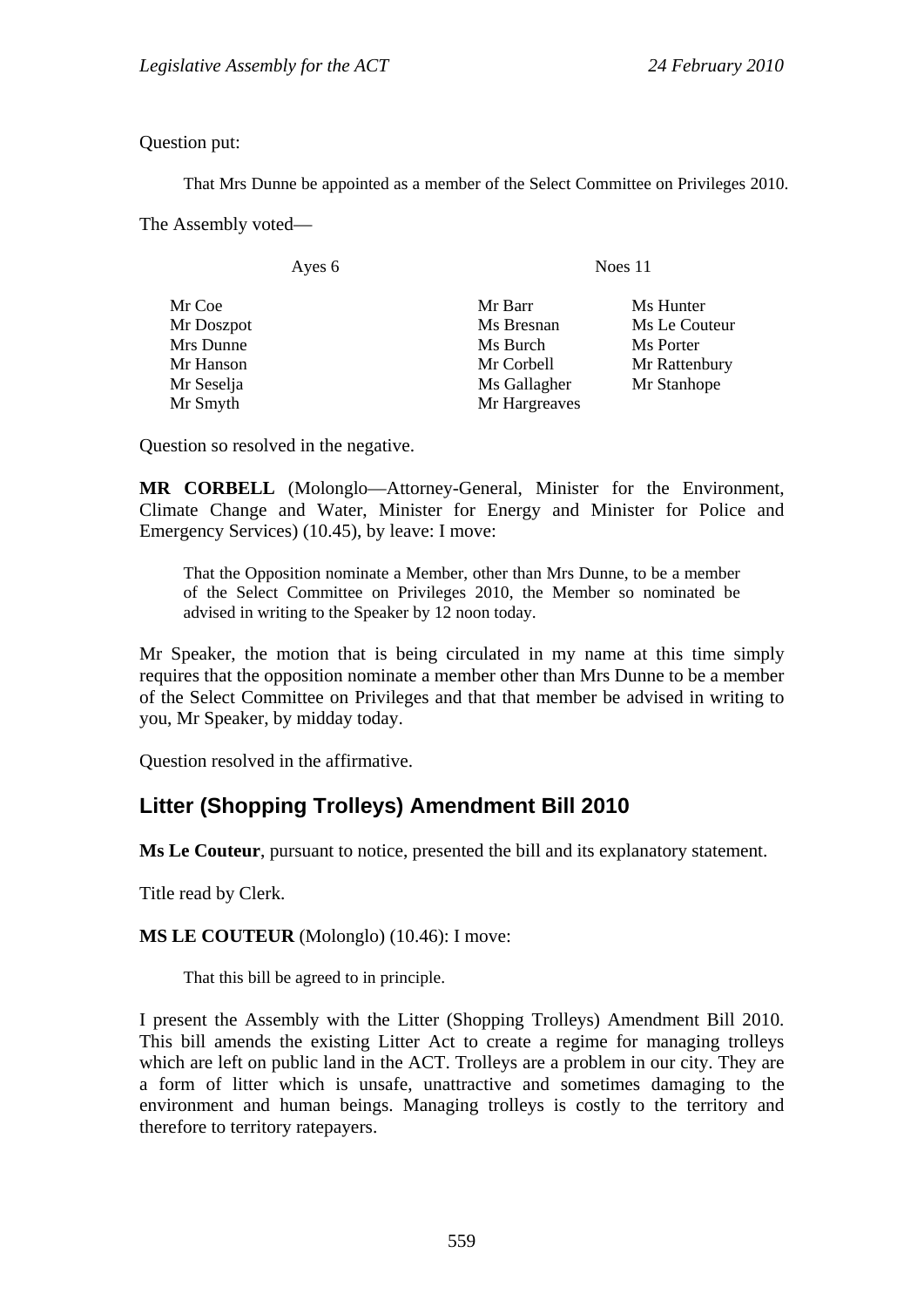Question put:

> That Mrs Dunne be appointed as a member of the Select Committee on Privileges 2010.

The Assembly voted—

| Ayes 6 | Noes 11 | |
|---|---|---|
| Mr Coe | Mr Barr | Ms Hunter |
| Mr Doszpot | Ms Bresnan | Ms Le Couteur |
| Mrs Dunne | Ms Burch | Ms Porter |
| Mr Hanson | Mr Corbell | Mr Rattenbury |
| Mr Seselja | Ms Gallagher | Mr Stanhope |
| Mr Smyth | Mr Hargreaves | |

Question so resolved in the negative.

**MR CORBELL** (Molonglo—Attorney-General, Minister for the Environment, Climate Change and Water, Minister for Energy and Minister for Police and Emergency Services) (10.45), by leave: I move:

> That the Opposition nominate a Member, other than Mrs Dunne, to be a member of the Select Committee on Privileges 2010, the Member so nominated be advised in writing to the Speaker by 12 noon today.

Mr Speaker, the motion that is being circulated in my name at this time simply requires that the opposition nominate a member other than Mrs Dunne to be a member of the Select Committee on Privileges and that that member be advised in writing to you, Mr Speaker, by midday today.

Question resolved in the affirmative.

## Litter (Shopping Trolleys) Amendment Bill 2010

**Ms Le Couteur**, pursuant to notice, presented the bill and its explanatory statement.

Title read by Clerk.

**MS LE COUTEUR** (Molonglo) (10.46): I move:

> That this bill be agreed to in principle.

I present the Assembly with the Litter (Shopping Trolleys) Amendment Bill 2010. This bill amends the existing Litter Act to create a regime for managing trolleys which are left on public land in the ACT. Trolleys are a problem in our city. They are a form of litter which is unsafe, unattractive and sometimes damaging to the environment and human beings. Managing trolleys is costly to the territory and therefore to territory ratepayers.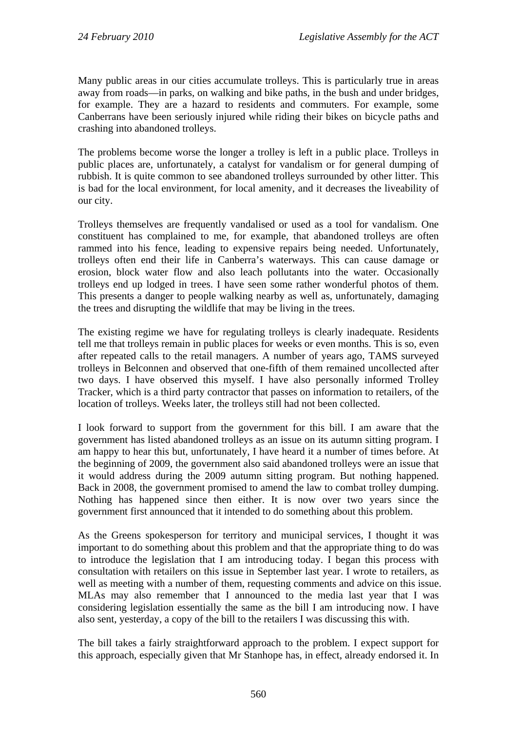Many public areas in our cities accumulate trolleys. This is particularly true in areas away from roads—in parks, on walking and bike paths, in the bush and under bridges, for example. They are a hazard to residents and commuters. For example, some Canberrans have been seriously injured while riding their bikes on bicycle paths and crashing into abandoned trolleys.

The problems become worse the longer a trolley is left in a public place. Trolleys in public places are, unfortunately, a catalyst for vandalism or for general dumping of rubbish. It is quite common to see abandoned trolleys surrounded by other litter. This is bad for the local environment, for local amenity, and it decreases the liveability of our city.

Trolleys themselves are frequently vandalised or used as a tool for vandalism. One constituent has complained to me, for example, that abandoned trolleys are often rammed into his fence, leading to expensive repairs being needed. Unfortunately, trolleys often end their life in Canberra's waterways. This can cause damage or erosion, block water flow and also leach pollutants into the water. Occasionally trolleys end up lodged in trees. I have seen some rather wonderful photos of them. This presents a danger to people walking nearby as well as, unfortunately, damaging the trees and disrupting the wildlife that may be living in the trees.

The existing regime we have for regulating trolleys is clearly inadequate. Residents tell me that trolleys remain in public places for weeks or even months. This is so, even after repeated calls to the retail managers. A number of years ago, TAMS surveyed trolleys in Belconnen and observed that one-fifth of them remained uncollected after two days. I have observed this myself. I have also personally informed Trolley Tracker, which is a third party contractor that passes on information to retailers, of the location of trolleys. Weeks later, the trolleys still had not been collected.

I look forward to support from the government for this bill. I am aware that the government has listed abandoned trolleys as an issue on its autumn sitting program. I am happy to hear this but, unfortunately, I have heard it a number of times before. At the beginning of 2009, the government also said abandoned trolleys were an issue that it would address during the 2009 autumn sitting program. But nothing happened. Back in 2008, the government promised to amend the law to combat trolley dumping. Nothing has happened since then either. It is now over two years since the government first announced that it intended to do something about this problem.

As the Greens spokesperson for territory and municipal services, I thought it was important to do something about this problem and that the appropriate thing to do was to introduce the legislation that I am introducing today. I began this process with consultation with retailers on this issue in September last year. I wrote to retailers, as well as meeting with a number of them, requesting comments and advice on this issue. MLAs may also remember that I announced to the media last year that I was considering legislation essentially the same as the bill I am introducing now. I have also sent, yesterday, a copy of the bill to the retailers I was discussing this with.

The bill takes a fairly straightforward approach to the problem. I expect support for this approach, especially given that Mr Stanhope has, in effect, already endorsed it. In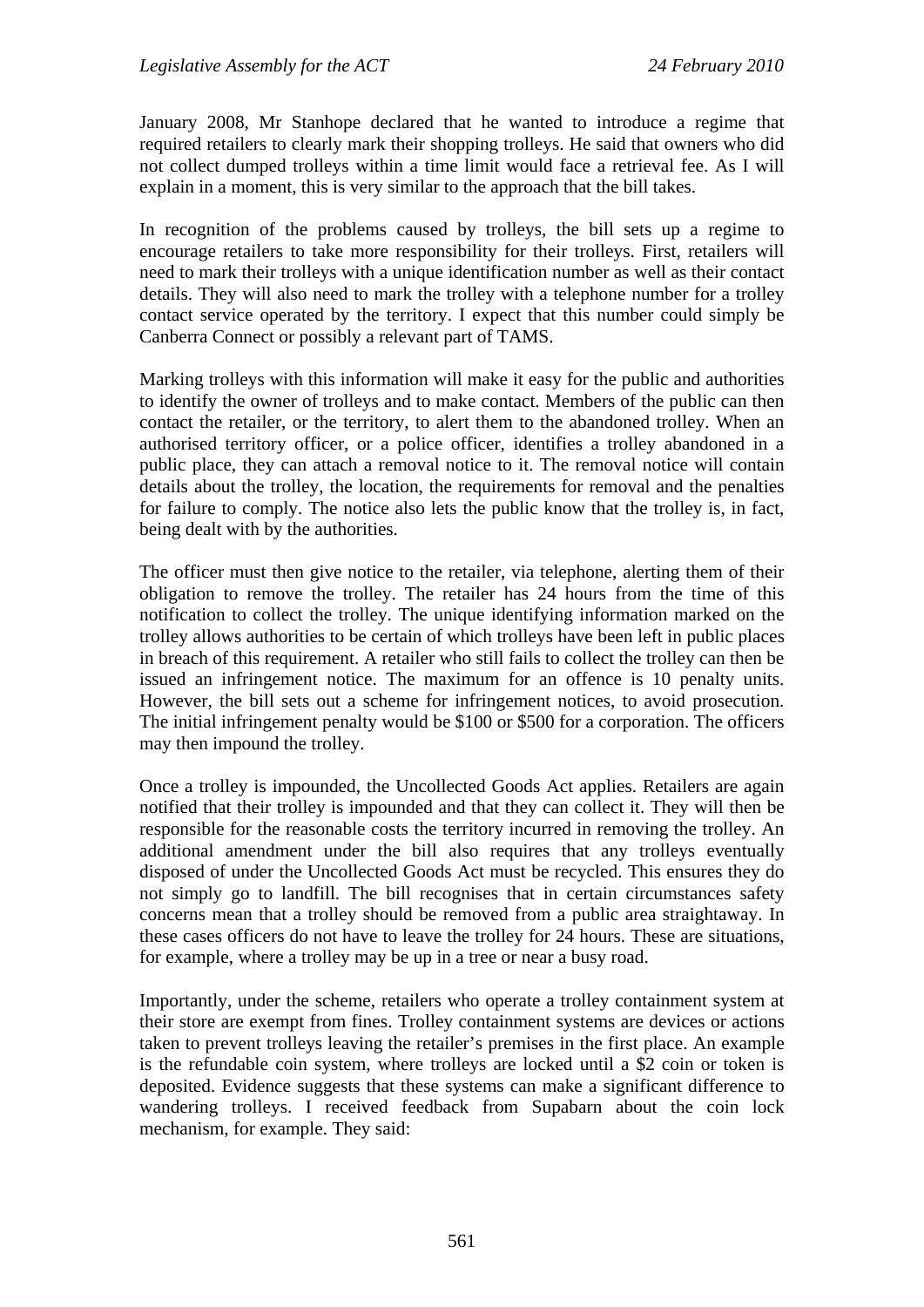January 2008, Mr Stanhope declared that he wanted to introduce a regime that required retailers to clearly mark their shopping trolleys. He said that owners who did not collect dumped trolleys within a time limit would face a retrieval fee. As I will explain in a moment, this is very similar to the approach that the bill takes.

In recognition of the problems caused by trolleys, the bill sets up a regime to encourage retailers to take more responsibility for their trolleys. First, retailers will need to mark their trolleys with a unique identification number as well as their contact details. They will also need to mark the trolley with a telephone number for a trolley contact service operated by the territory. I expect that this number could simply be Canberra Connect or possibly a relevant part of TAMS.

Marking trolleys with this information will make it easy for the public and authorities to identify the owner of trolleys and to make contact. Members of the public can then contact the retailer, or the territory, to alert them to the abandoned trolley. When an authorised territory officer, or a police officer, identifies a trolley abandoned in a public place, they can attach a removal notice to it. The removal notice will contain details about the trolley, the location, the requirements for removal and the penalties for failure to comply. The notice also lets the public know that the trolley is, in fact, being dealt with by the authorities.

The officer must then give notice to the retailer, via telephone, alerting them of their obligation to remove the trolley. The retailer has 24 hours from the time of this notification to collect the trolley. The unique identifying information marked on the trolley allows authorities to be certain of which trolleys have been left in public places in breach of this requirement. A retailer who still fails to collect the trolley can then be issued an infringement notice. The maximum for an offence is 10 penalty units. However, the bill sets out a scheme for infringement notices, to avoid prosecution. The initial infringement penalty would be $100 or $500 for a corporation. The officers may then impound the trolley.

Once a trolley is impounded, the Uncollected Goods Act applies. Retailers are again notified that their trolley is impounded and that they can collect it. They will then be responsible for the reasonable costs the territory incurred in removing the trolley. An additional amendment under the bill also requires that any trolleys eventually disposed of under the Uncollected Goods Act must be recycled. This ensures they do not simply go to landfill. The bill recognises that in certain circumstances safety concerns mean that a trolley should be removed from a public area straightaway. In these cases officers do not have to leave the trolley for 24 hours. These are situations, for example, where a trolley may be up in a tree or near a busy road.

Importantly, under the scheme, retailers who operate a trolley containment system at their store are exempt from fines. Trolley containment systems are devices or actions taken to prevent trolleys leaving the retailer's premises in the first place. An example is the refundable coin system, where trolleys are locked until a $2 coin or token is deposited. Evidence suggests that these systems can make a significant difference to wandering trolleys. I received feedback from Supabarn about the coin lock mechanism, for example. They said: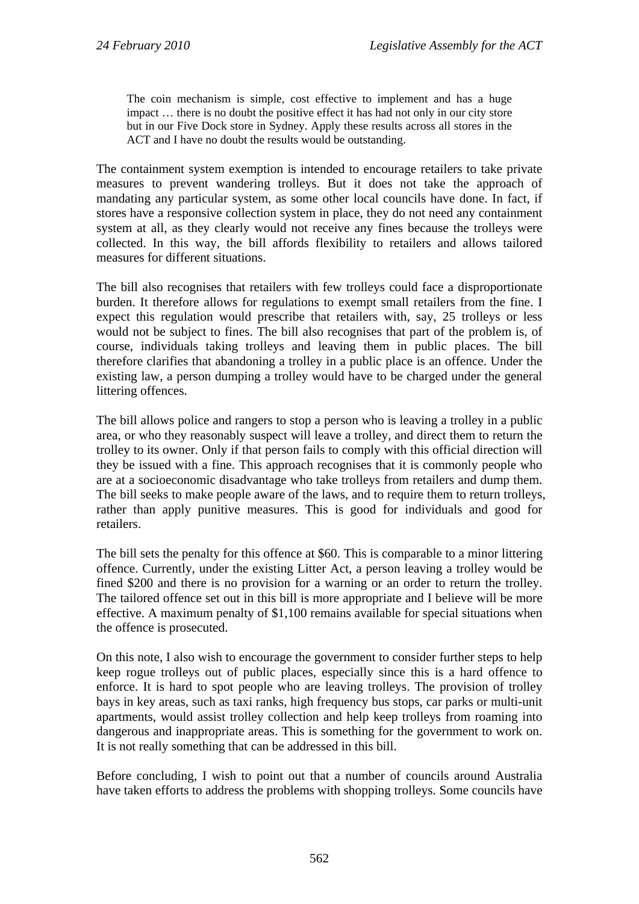> The coin mechanism is simple, cost effective to implement and has a huge impact … there is no doubt the positive effect it has had not only in our city store but in our Five Dock store in Sydney. Apply these results across all stores in the ACT and I have no doubt the results would be outstanding.

The containment system exemption is intended to encourage retailers to take private measures to prevent wandering trolleys. But it does not take the approach of mandating any particular system, as some other local councils have done. In fact, if stores have a responsive collection system in place, they do not need any containment system at all, as they clearly would not receive any fines because the trolleys were collected. In this way, the bill affords flexibility to retailers and allows tailored measures for different situations.

The bill also recognises that retailers with few trolleys could face a disproportionate burden. It therefore allows for regulations to exempt small retailers from the fine. I expect this regulation would prescribe that retailers with, say, 25 trolleys or less would not be subject to fines. The bill also recognises that part of the problem is, of course, individuals taking trolleys and leaving them in public places. The bill therefore clarifies that abandoning a trolley in a public place is an offence. Under the existing law, a person dumping a trolley would have to be charged under the general littering offences.

The bill allows police and rangers to stop a person who is leaving a trolley in a public area, or who they reasonably suspect will leave a trolley, and direct them to return the trolley to its owner. Only if that person fails to comply with this official direction will they be issued with a fine. This approach recognises that it is commonly people who are at a socioeconomic disadvantage who take trolleys from retailers and dump them. The bill seeks to make people aware of the laws, and to require them to return trolleys, rather than apply punitive measures. This is good for individuals and good for retailers.

The bill sets the penalty for this offence at $60. This is comparable to a minor littering offence. Currently, under the existing Litter Act, a person leaving a trolley would be fined $200 and there is no provision for a warning or an order to return the trolley. The tailored offence set out in this bill is more appropriate and I believe will be more effective. A maximum penalty of $1,100 remains available for special situations when the offence is prosecuted.

On this note, I also wish to encourage the government to consider further steps to help keep rogue trolleys out of public places, especially since this is a hard offence to enforce. It is hard to spot people who are leaving trolleys. The provision of trolley bays in key areas, such as taxi ranks, high frequency bus stops, car parks or multi-unit apartments, would assist trolley collection and help keep trolleys from roaming into dangerous and inappropriate areas. This is something for the government to work on. It is not really something that can be addressed in this bill.

Before concluding, I wish to point out that a number of councils around Australia have taken efforts to address the problems with shopping trolleys. Some councils have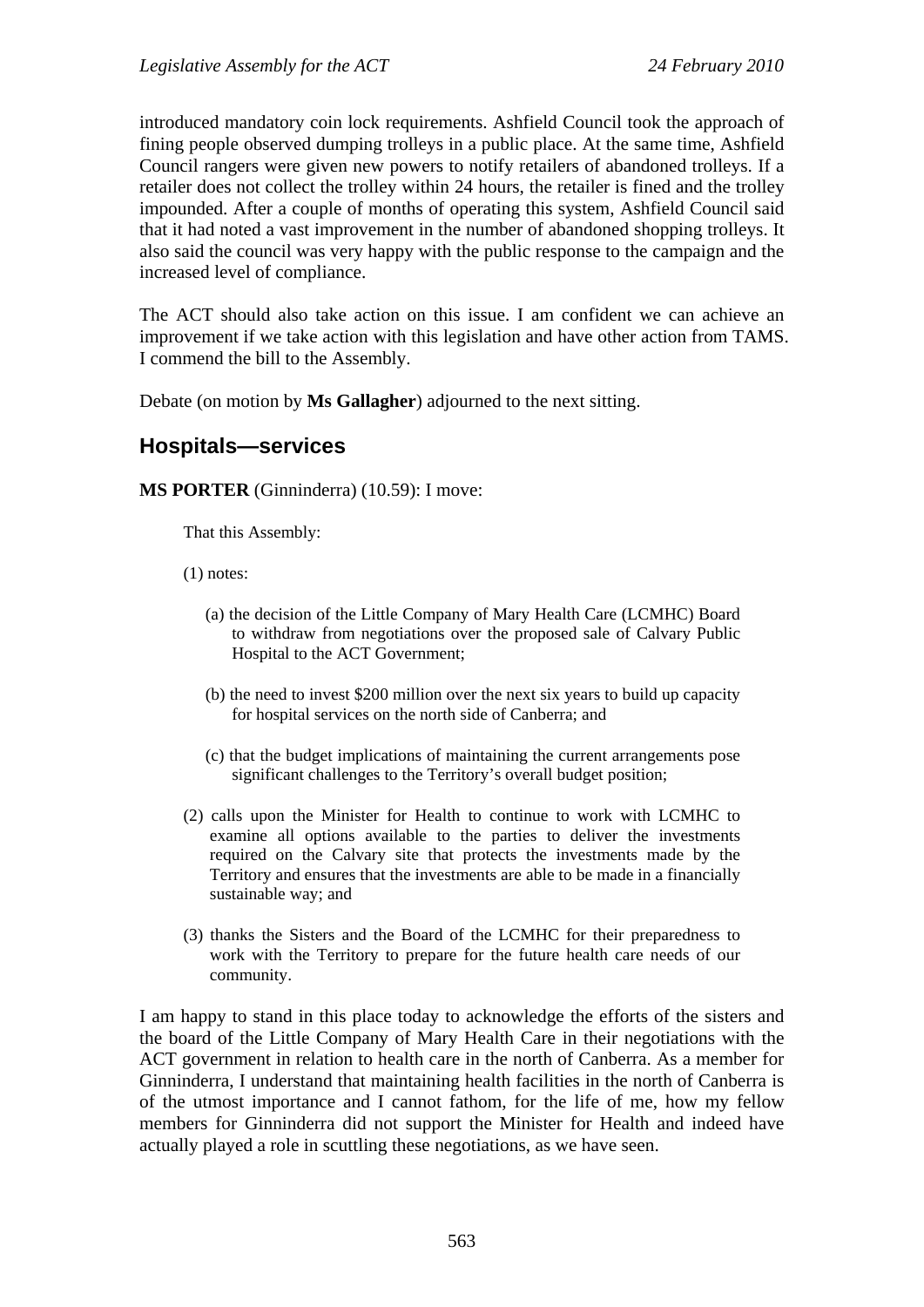introduced mandatory coin lock requirements. Ashfield Council took the approach of fining people observed dumping trolleys in a public place. At the same time, Ashfield Council rangers were given new powers to notify retailers of abandoned trolleys. If a retailer does not collect the trolley within 24 hours, the retailer is fined and the trolley impounded. After a couple of months of operating this system, Ashfield Council said that it had noted a vast improvement in the number of abandoned shopping trolleys. It also said the council was very happy with the public response to the campaign and the increased level of compliance.

The ACT should also take action on this issue. I am confident we can achieve an improvement if we take action with this legislation and have other action from TAMS. I commend the bill to the Assembly.

Debate (on motion by **Ms Gallagher**) adjourned to the next sitting.

## Hospitals—services

**MS PORTER** (Ginninderra) (10.59): I move:

> That this Assembly:
>
> (1) notes:
>
> (a) the decision of the Little Company of Mary Health Care (LCMHC) Board to withdraw from negotiations over the proposed sale of Calvary Public Hospital to the ACT Government;
>
> (b) the need to invest $200 million over the next six years to build up capacity for hospital services on the north side of Canberra; and
>
> (c) that the budget implications of maintaining the current arrangements pose significant challenges to the Territory's overall budget position;
>
> (2) calls upon the Minister for Health to continue to work with LCMHC to examine all options available to the parties to deliver the investments required on the Calvary site that protects the investments made by the Territory and ensures that the investments are able to be made in a financially sustainable way; and
>
> (3) thanks the Sisters and the Board of the LCMHC for their preparedness to work with the Territory to prepare for the future health care needs of our community.

I am happy to stand in this place today to acknowledge the efforts of the sisters and the board of the Little Company of Mary Health Care in their negotiations with the ACT government in relation to health care in the north of Canberra. As a member for Ginninderra, I understand that maintaining health facilities in the north of Canberra is of the utmost importance and I cannot fathom, for the life of me, how my fellow members for Ginninderra did not support the Minister for Health and indeed have actually played a role in scuttling these negotiations, as we have seen.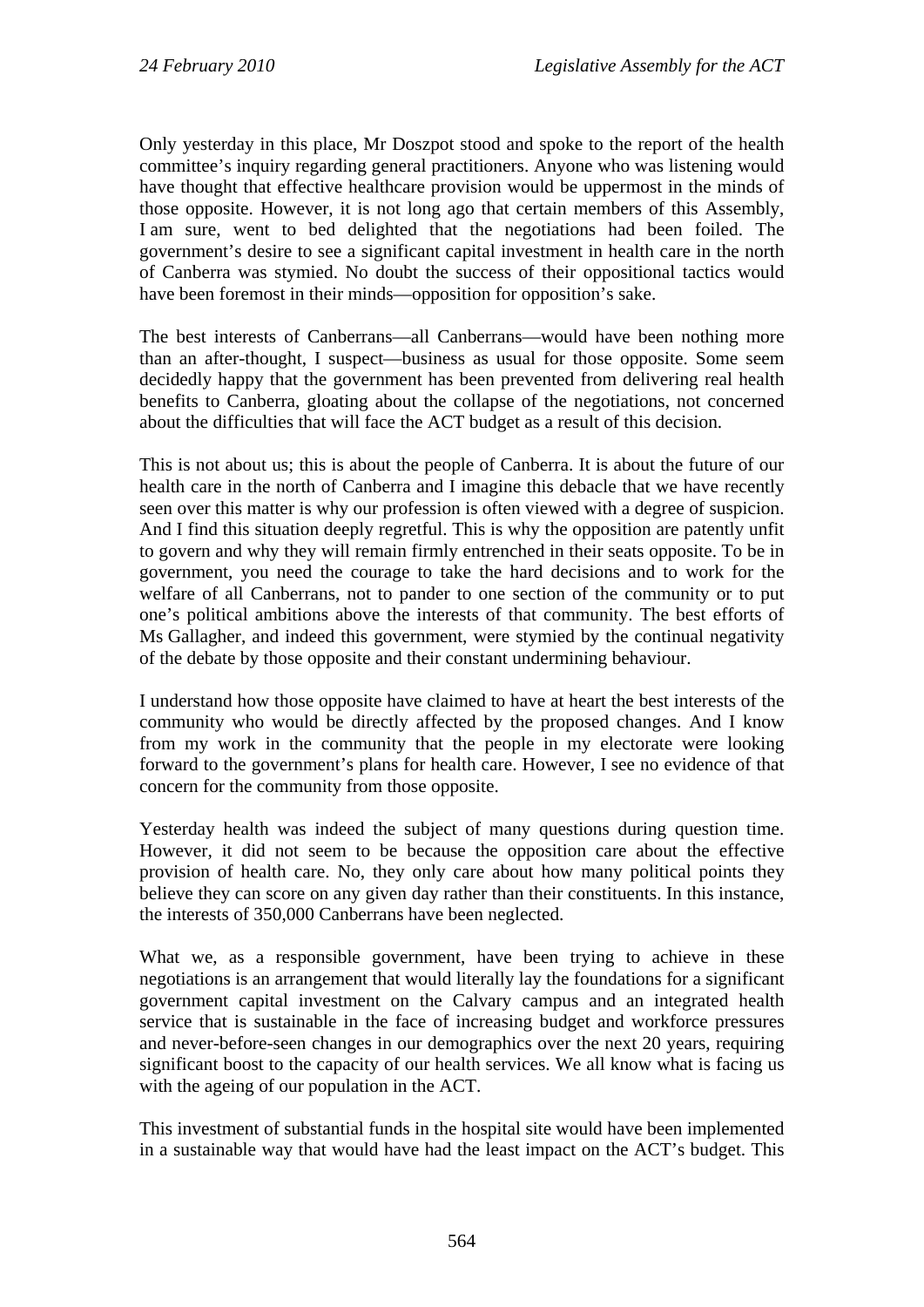Only yesterday in this place, Mr Doszpot stood and spoke to the report of the health committee's inquiry regarding general practitioners. Anyone who was listening would have thought that effective healthcare provision would be uppermost in the minds of those opposite. However, it is not long ago that certain members of this Assembly, I am sure, went to bed delighted that the negotiations had been foiled. The government's desire to see a significant capital investment in health care in the north of Canberra was stymied. No doubt the success of their oppositional tactics would have been foremost in their minds—opposition for opposition's sake.

The best interests of Canberrans—all Canberrans—would have been nothing more than an after-thought, I suspect—business as usual for those opposite. Some seem decidedly happy that the government has been prevented from delivering real health benefits to Canberra, gloating about the collapse of the negotiations, not concerned about the difficulties that will face the ACT budget as a result of this decision.

This is not about us; this is about the people of Canberra. It is about the future of our health care in the north of Canberra and I imagine this debacle that we have recently seen over this matter is why our profession is often viewed with a degree of suspicion. And I find this situation deeply regretful. This is why the opposition are patently unfit to govern and why they will remain firmly entrenched in their seats opposite. To be in government, you need the courage to take the hard decisions and to work for the welfare of all Canberrans, not to pander to one section of the community or to put one's political ambitions above the interests of that community. The best efforts of Ms Gallagher, and indeed this government, were stymied by the continual negativity of the debate by those opposite and their constant undermining behaviour.

I understand how those opposite have claimed to have at heart the best interests of the community who would be directly affected by the proposed changes. And I know from my work in the community that the people in my electorate were looking forward to the government's plans for health care. However, I see no evidence of that concern for the community from those opposite.

Yesterday health was indeed the subject of many questions during question time. However, it did not seem to be because the opposition care about the effective provision of health care. No, they only care about how many political points they believe they can score on any given day rather than their constituents. In this instance, the interests of 350,000 Canberrans have been neglected.

What we, as a responsible government, have been trying to achieve in these negotiations is an arrangement that would literally lay the foundations for a significant government capital investment on the Calvary campus and an integrated health service that is sustainable in the face of increasing budget and workforce pressures and never-before-seen changes in our demographics over the next 20 years, requiring significant boost to the capacity of our health services. We all know what is facing us with the ageing of our population in the ACT.

This investment of substantial funds in the hospital site would have been implemented in a sustainable way that would have had the least impact on the ACT's budget. This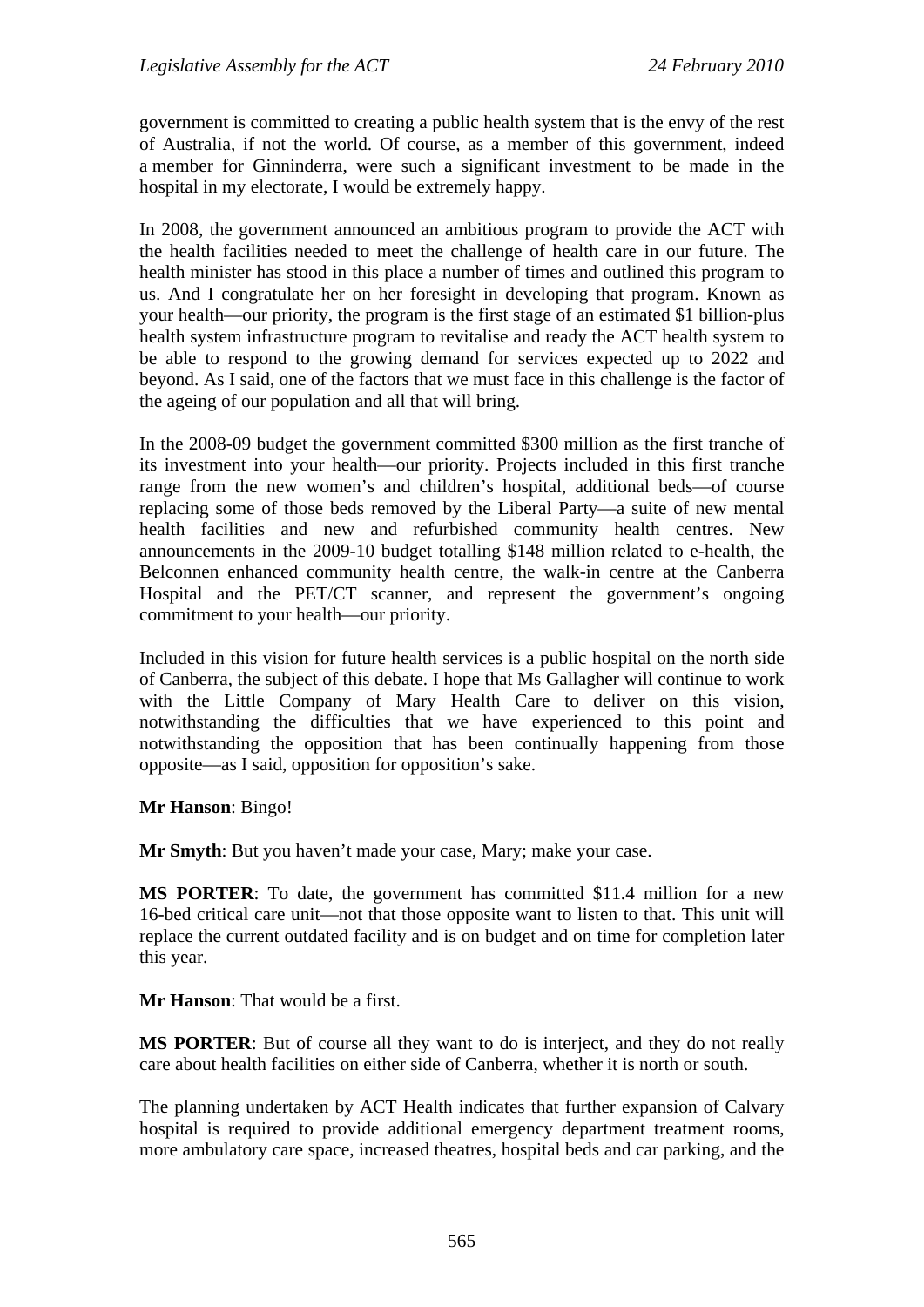government is committed to creating a public health system that is the envy of the rest of Australia, if not the world. Of course, as a member of this government, indeed a member for Ginninderra, were such a significant investment to be made in the hospital in my electorate, I would be extremely happy.

In 2008, the government announced an ambitious program to provide the ACT with the health facilities needed to meet the challenge of health care in our future. The health minister has stood in this place a number of times and outlined this program to us. And I congratulate her on her foresight in developing that program. Known as your health—our priority, the program is the first stage of an estimated $1 billion-plus health system infrastructure program to revitalise and ready the ACT health system to be able to respond to the growing demand for services expected up to 2022 and beyond. As I said, one of the factors that we must face in this challenge is the factor of the ageing of our population and all that will bring.

In the 2008-09 budget the government committed $300 million as the first tranche of its investment into your health—our priority. Projects included in this first tranche range from the new women's and children's hospital, additional beds—of course replacing some of those beds removed by the Liberal Party—a suite of new mental health facilities and new and refurbished community health centres. New announcements in the 2009-10 budget totalling $148 million related to e-health, the Belconnen enhanced community health centre, the walk-in centre at the Canberra Hospital and the PET/CT scanner, and represent the government's ongoing commitment to your health—our priority.

Included in this vision for future health services is a public hospital on the north side of Canberra, the subject of this debate. I hope that Ms Gallagher will continue to work with the Little Company of Mary Health Care to deliver on this vision, notwithstanding the difficulties that we have experienced to this point and notwithstanding the opposition that has been continually happening from those opposite—as I said, opposition for opposition's sake.

**Mr Hanson**: Bingo!

**Mr Smyth**: But you haven't made your case, Mary; make your case.

**MS PORTER**: To date, the government has committed $11.4 million for a new 16-bed critical care unit—not that those opposite want to listen to that. This unit will replace the current outdated facility and is on budget and on time for completion later this year.

**Mr Hanson**: That would be a first.

**MS PORTER**: But of course all they want to do is interject, and they do not really care about health facilities on either side of Canberra, whether it is north or south.

The planning undertaken by ACT Health indicates that further expansion of Calvary hospital is required to provide additional emergency department treatment rooms, more ambulatory care space, increased theatres, hospital beds and car parking, and the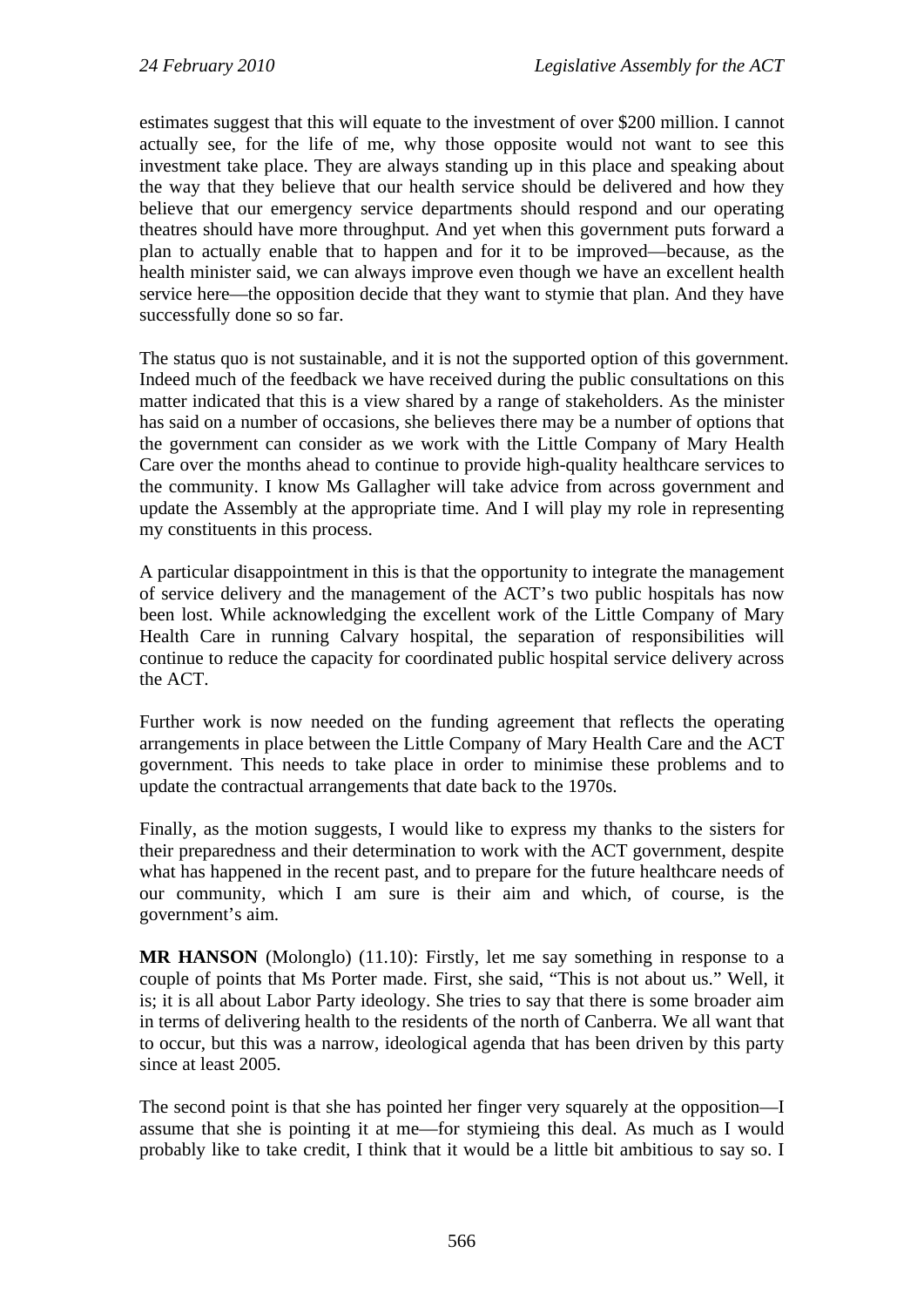estimates suggest that this will equate to the investment of over $200 million. I cannot actually see, for the life of me, why those opposite would not want to see this investment take place. They are always standing up in this place and speaking about the way that they believe that our health service should be delivered and how they believe that our emergency service departments should respond and our operating theatres should have more throughput. And yet when this government puts forward a plan to actually enable that to happen and for it to be improved—because, as the health minister said, we can always improve even though we have an excellent health service here—the opposition decide that they want to stymie that plan. And they have successfully done so so far.

The status quo is not sustainable, and it is not the supported option of this government. Indeed much of the feedback we have received during the public consultations on this matter indicated that this is a view shared by a range of stakeholders. As the minister has said on a number of occasions, she believes there may be a number of options that the government can consider as we work with the Little Company of Mary Health Care over the months ahead to continue to provide high-quality healthcare services to the community. I know Ms Gallagher will take advice from across government and update the Assembly at the appropriate time. And I will play my role in representing my constituents in this process.

A particular disappointment in this is that the opportunity to integrate the management of service delivery and the management of the ACT's two public hospitals has now been lost. While acknowledging the excellent work of the Little Company of Mary Health Care in running Calvary hospital, the separation of responsibilities will continue to reduce the capacity for coordinated public hospital service delivery across the ACT.

Further work is now needed on the funding agreement that reflects the operating arrangements in place between the Little Company of Mary Health Care and the ACT government. This needs to take place in order to minimise these problems and to update the contractual arrangements that date back to the 1970s.

Finally, as the motion suggests, I would like to express my thanks to the sisters for their preparedness and their determination to work with the ACT government, despite what has happened in the recent past, and to prepare for the future healthcare needs of our community, which I am sure is their aim and which, of course, is the government's aim.

**MR HANSON** (Molonglo) (11.10): Firstly, let me say something in response to a couple of points that Ms Porter made. First, she said, "This is not about us." Well, it is; it is all about Labor Party ideology. She tries to say that there is some broader aim in terms of delivering health to the residents of the north of Canberra. We all want that to occur, but this was a narrow, ideological agenda that has been driven by this party since at least 2005.

The second point is that she has pointed her finger very squarely at the opposition—I assume that she is pointing it at me—for stymieing this deal. As much as I would probably like to take credit, I think that it would be a little bit ambitious to say so. I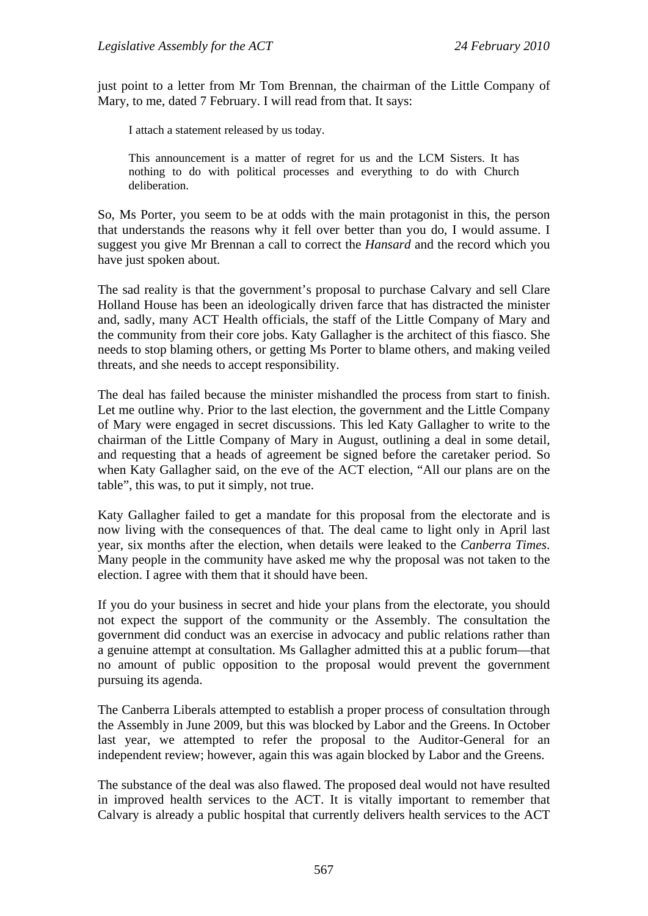just point to a letter from Mr Tom Brennan, the chairman of the Little Company of Mary, to me, dated 7 February. I will read from that. It says:

> I attach a statement released by us today.
>
> This announcement is a matter of regret for us and the LCM Sisters. It has nothing to do with political processes and everything to do with Church deliberation.

So, Ms Porter, you seem to be at odds with the main protagonist in this, the person that understands the reasons why it fell over better than you do, I would assume. I suggest you give Mr Brennan a call to correct the *Hansard* and the record which you have just spoken about.

The sad reality is that the government's proposal to purchase Calvary and sell Clare Holland House has been an ideologically driven farce that has distracted the minister and, sadly, many ACT Health officials, the staff of the Little Company of Mary and the community from their core jobs. Katy Gallagher is the architect of this fiasco. She needs to stop blaming others, or getting Ms Porter to blame others, and making veiled threats, and she needs to accept responsibility.

The deal has failed because the minister mishandled the process from start to finish. Let me outline why. Prior to the last election, the government and the Little Company of Mary were engaged in secret discussions. This led Katy Gallagher to write to the chairman of the Little Company of Mary in August, outlining a deal in some detail, and requesting that a heads of agreement be signed before the caretaker period. So when Katy Gallagher said, on the eve of the ACT election, "All our plans are on the table", this was, to put it simply, not true.

Katy Gallagher failed to get a mandate for this proposal from the electorate and is now living with the consequences of that. The deal came to light only in April last year, six months after the election, when details were leaked to the *Canberra Times*. Many people in the community have asked me why the proposal was not taken to the election. I agree with them that it should have been.

If you do your business in secret and hide your plans from the electorate, you should not expect the support of the community or the Assembly. The consultation the government did conduct was an exercise in advocacy and public relations rather than a genuine attempt at consultation. Ms Gallagher admitted this at a public forum—that no amount of public opposition to the proposal would prevent the government pursuing its agenda.

The Canberra Liberals attempted to establish a proper process of consultation through the Assembly in June 2009, but this was blocked by Labor and the Greens. In October last year, we attempted to refer the proposal to the Auditor-General for an independent review; however, again this was again blocked by Labor and the Greens.

The substance of the deal was also flawed. The proposed deal would not have resulted in improved health services to the ACT. It is vitally important to remember that Calvary is already a public hospital that currently delivers health services to the ACT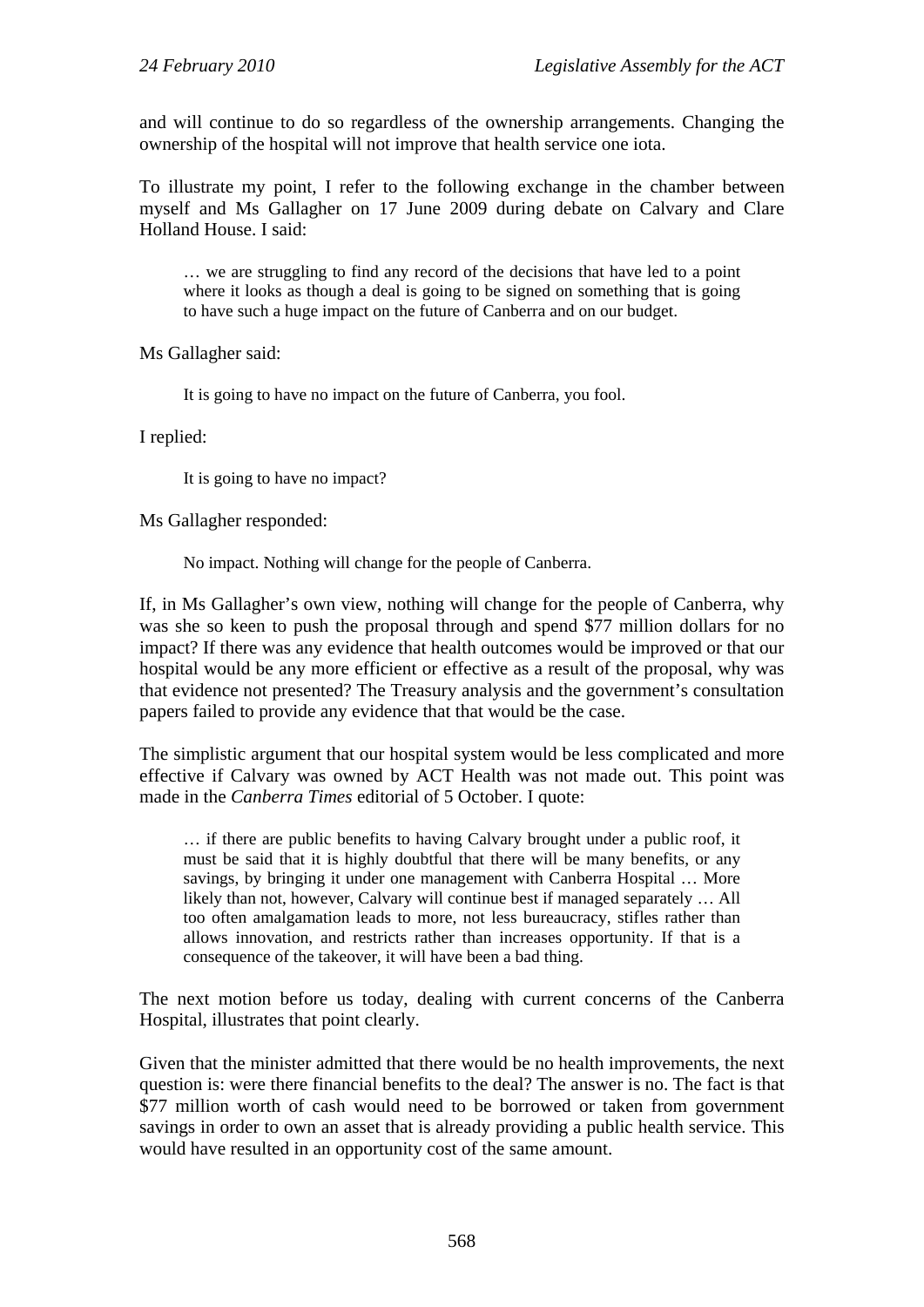and will continue to do so regardless of the ownership arrangements. Changing the ownership of the hospital will not improve that health service one iota.

To illustrate my point, I refer to the following exchange in the chamber between myself and Ms Gallagher on 17 June 2009 during debate on Calvary and Clare Holland House. I said:

> … we are struggling to find any record of the decisions that have led to a point where it looks as though a deal is going to be signed on something that is going to have such a huge impact on the future of Canberra and on our budget.

Ms Gallagher said:

> It is going to have no impact on the future of Canberra, you fool.

I replied:

> It is going to have no impact?

Ms Gallagher responded:

> No impact. Nothing will change for the people of Canberra.

If, in Ms Gallagher's own view, nothing will change for the people of Canberra, why was she so keen to push the proposal through and spend $77 million dollars for no impact? If there was any evidence that health outcomes would be improved or that our hospital would be any more efficient or effective as a result of the proposal, why was that evidence not presented? The Treasury analysis and the government's consultation papers failed to provide any evidence that that would be the case.

The simplistic argument that our hospital system would be less complicated and more effective if Calvary was owned by ACT Health was not made out. This point was made in the *Canberra Times* editorial of 5 October. I quote:

> … if there are public benefits to having Calvary brought under a public roof, it must be said that it is highly doubtful that there will be many benefits, or any savings, by bringing it under one management with Canberra Hospital … More likely than not, however, Calvary will continue best if managed separately … All too often amalgamation leads to more, not less bureaucracy, stifles rather than allows innovation, and restricts rather than increases opportunity. If that is a consequence of the takeover, it will have been a bad thing.

The next motion before us today, dealing with current concerns of the Canberra Hospital, illustrates that point clearly.

Given that the minister admitted that there would be no health improvements, the next question is: were there financial benefits to the deal? The answer is no. The fact is that $77 million worth of cash would need to be borrowed or taken from government savings in order to own an asset that is already providing a public health service. This would have resulted in an opportunity cost of the same amount.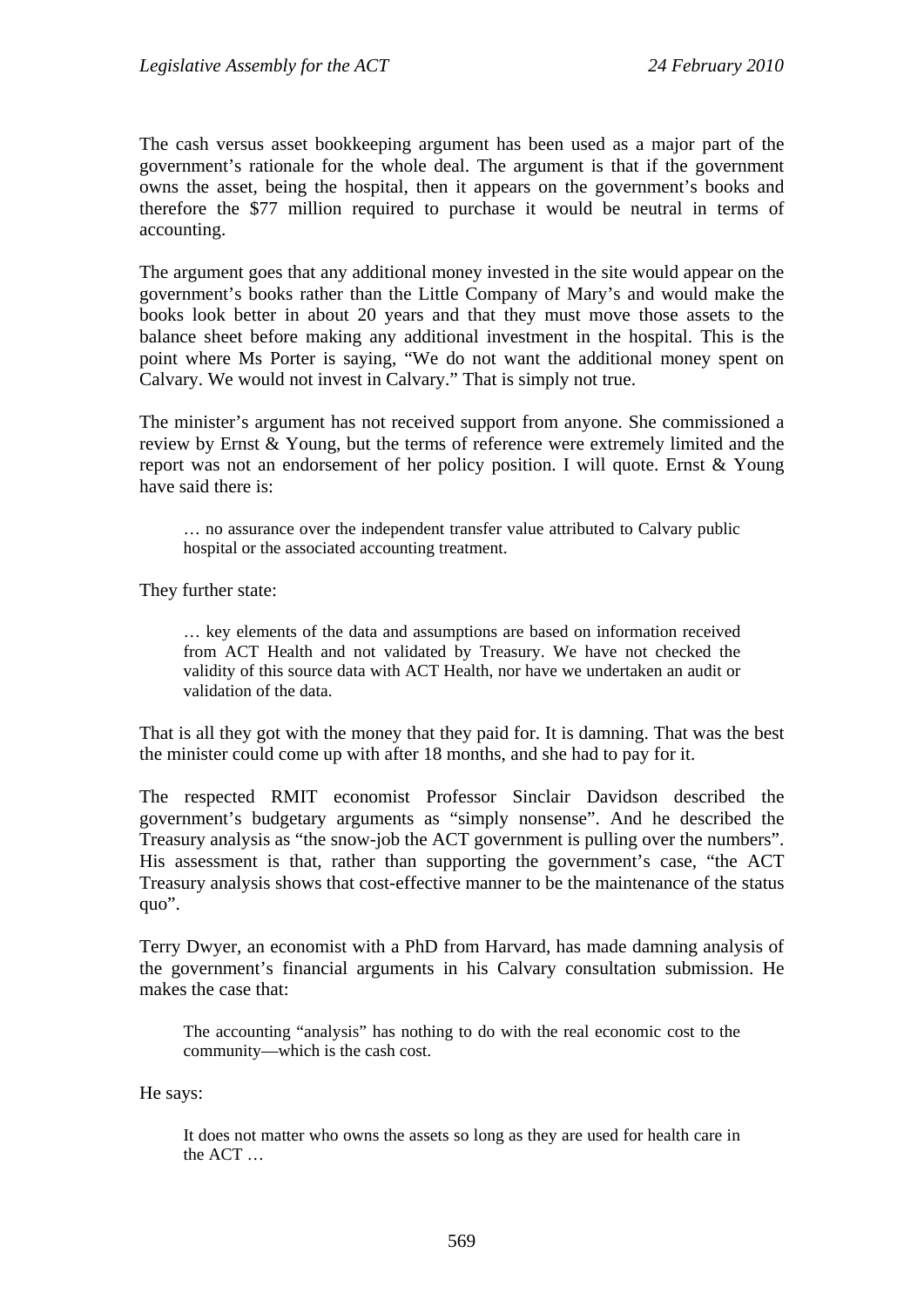The cash versus asset bookkeeping argument has been used as a major part of the government's rationale for the whole deal. The argument is that if the government owns the asset, being the hospital, then it appears on the government's books and therefore the $77 million required to purchase it would be neutral in terms of accounting.

The argument goes that any additional money invested in the site would appear on the government's books rather than the Little Company of Mary's and would make the books look better in about 20 years and that they must move those assets to the balance sheet before making any additional investment in the hospital. This is the point where Ms Porter is saying, "We do not want the additional money spent on Calvary. We would not invest in Calvary." That is simply not true.

The minister's argument has not received support from anyone. She commissioned a review by Ernst & Young, but the terms of reference were extremely limited and the report was not an endorsement of her policy position. I will quote. Ernst & Young have said there is:

> … no assurance over the independent transfer value attributed to Calvary public hospital or the associated accounting treatment.

They further state:

> … key elements of the data and assumptions are based on information received from ACT Health and not validated by Treasury. We have not checked the validity of this source data with ACT Health, nor have we undertaken an audit or validation of the data.

That is all they got with the money that they paid for. It is damning. That was the best the minister could come up with after 18 months, and she had to pay for it.

The respected RMIT economist Professor Sinclair Davidson described the government's budgetary arguments as "simply nonsense". And he described the Treasury analysis as "the snow-job the ACT government is pulling over the numbers". His assessment is that, rather than supporting the government's case, "the ACT Treasury analysis shows that cost-effective manner to be the maintenance of the status quo".

Terry Dwyer, an economist with a PhD from Harvard, has made damning analysis of the government's financial arguments in his Calvary consultation submission. He makes the case that:

> The accounting "analysis" has nothing to do with the real economic cost to the community—which is the cash cost.

He says:

> It does not matter who owns the assets so long as they are used for health care in the ACT …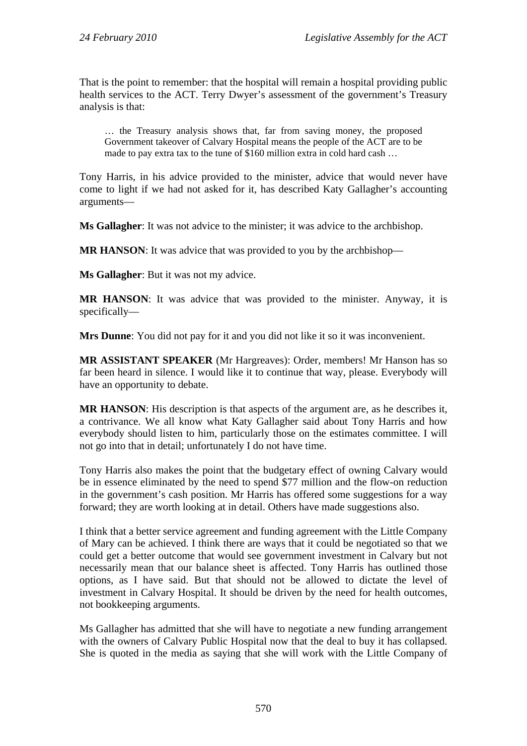That is the point to remember: that the hospital will remain a hospital providing public health services to the ACT. Terry Dwyer's assessment of the government's Treasury analysis is that:

> … the Treasury analysis shows that, far from saving money, the proposed Government takeover of Calvary Hospital means the people of the ACT are to be made to pay extra tax to the tune of $160 million extra in cold hard cash …

Tony Harris, in his advice provided to the minister, advice that would never have come to light if we had not asked for it, has described Katy Gallagher's accounting arguments—

**Ms Gallagher**: It was not advice to the minister; it was advice to the archbishop.

**MR HANSON**: It was advice that was provided to you by the archbishop—

**Ms Gallagher**: But it was not my advice.

**MR HANSON**: It was advice that was provided to the minister. Anyway, it is specifically—

**Mrs Dunne**: You did not pay for it and you did not like it so it was inconvenient.

**MR ASSISTANT SPEAKER** (Mr Hargreaves): Order, members! Mr Hanson has so far been heard in silence. I would like it to continue that way, please. Everybody will have an opportunity to debate.

**MR HANSON**: His description is that aspects of the argument are, as he describes it, a contrivance. We all know what Katy Gallagher said about Tony Harris and how everybody should listen to him, particularly those on the estimates committee. I will not go into that in detail; unfortunately I do not have time.

Tony Harris also makes the point that the budgetary effect of owning Calvary would be in essence eliminated by the need to spend $77 million and the flow-on reduction in the government's cash position. Mr Harris has offered some suggestions for a way forward; they are worth looking at in detail. Others have made suggestions also.

I think that a better service agreement and funding agreement with the Little Company of Mary can be achieved. I think there are ways that it could be negotiated so that we could get a better outcome that would see government investment in Calvary but not necessarily mean that our balance sheet is affected. Tony Harris has outlined those options, as I have said. But that should not be allowed to dictate the level of investment in Calvary Hospital. It should be driven by the need for health outcomes, not bookkeeping arguments.

Ms Gallagher has admitted that she will have to negotiate a new funding arrangement with the owners of Calvary Public Hospital now that the deal to buy it has collapsed. She is quoted in the media as saying that she will work with the Little Company of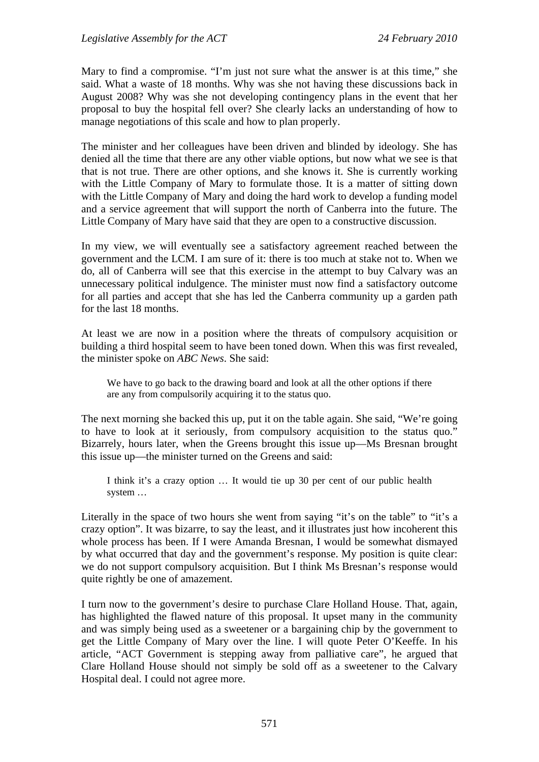Mary to find a compromise. "I'm just not sure what the answer is at this time," she said. What a waste of 18 months. Why was she not having these discussions back in August 2008? Why was she not developing contingency plans in the event that her proposal to buy the hospital fell over? She clearly lacks an understanding of how to manage negotiations of this scale and how to plan properly.

The minister and her colleagues have been driven and blinded by ideology. She has denied all the time that there are any other viable options, but now what we see is that that is not true. There are other options, and she knows it. She is currently working with the Little Company of Mary to formulate those. It is a matter of sitting down with the Little Company of Mary and doing the hard work to develop a funding model and a service agreement that will support the north of Canberra into the future. The Little Company of Mary have said that they are open to a constructive discussion.

In my view, we will eventually see a satisfactory agreement reached between the government and the LCM. I am sure of it: there is too much at stake not to. When we do, all of Canberra will see that this exercise in the attempt to buy Calvary was an unnecessary political indulgence. The minister must now find a satisfactory outcome for all parties and accept that she has led the Canberra community up a garden path for the last 18 months.

At least we are now in a position where the threats of compulsory acquisition or building a third hospital seem to have been toned down. When this was first revealed, the minister spoke on *ABC News*. She said:

> We have to go back to the drawing board and look at all the other options if there are any from compulsorily acquiring it to the status quo.

The next morning she backed this up, put it on the table again. She said, "We're going to have to look at it seriously, from compulsory acquisition to the status quo." Bizarrely, hours later, when the Greens brought this issue up—Ms Bresnan brought this issue up—the minister turned on the Greens and said:

> I think it's a crazy option … It would tie up 30 per cent of our public health system …

Literally in the space of two hours she went from saying "it's on the table" to "it's a crazy option". It was bizarre, to say the least, and it illustrates just how incoherent this whole process has been. If I were Amanda Bresnan, I would be somewhat dismayed by what occurred that day and the government's response. My position is quite clear: we do not support compulsory acquisition. But I think Ms Bresnan's response would quite rightly be one of amazement.

I turn now to the government's desire to purchase Clare Holland House. That, again, has highlighted the flawed nature of this proposal. It upset many in the community and was simply being used as a sweetener or a bargaining chip by the government to get the Little Company of Mary over the line. I will quote Peter O'Keeffe. In his article, "ACT Government is stepping away from palliative care", he argued that Clare Holland House should not simply be sold off as a sweetener to the Calvary Hospital deal. I could not agree more.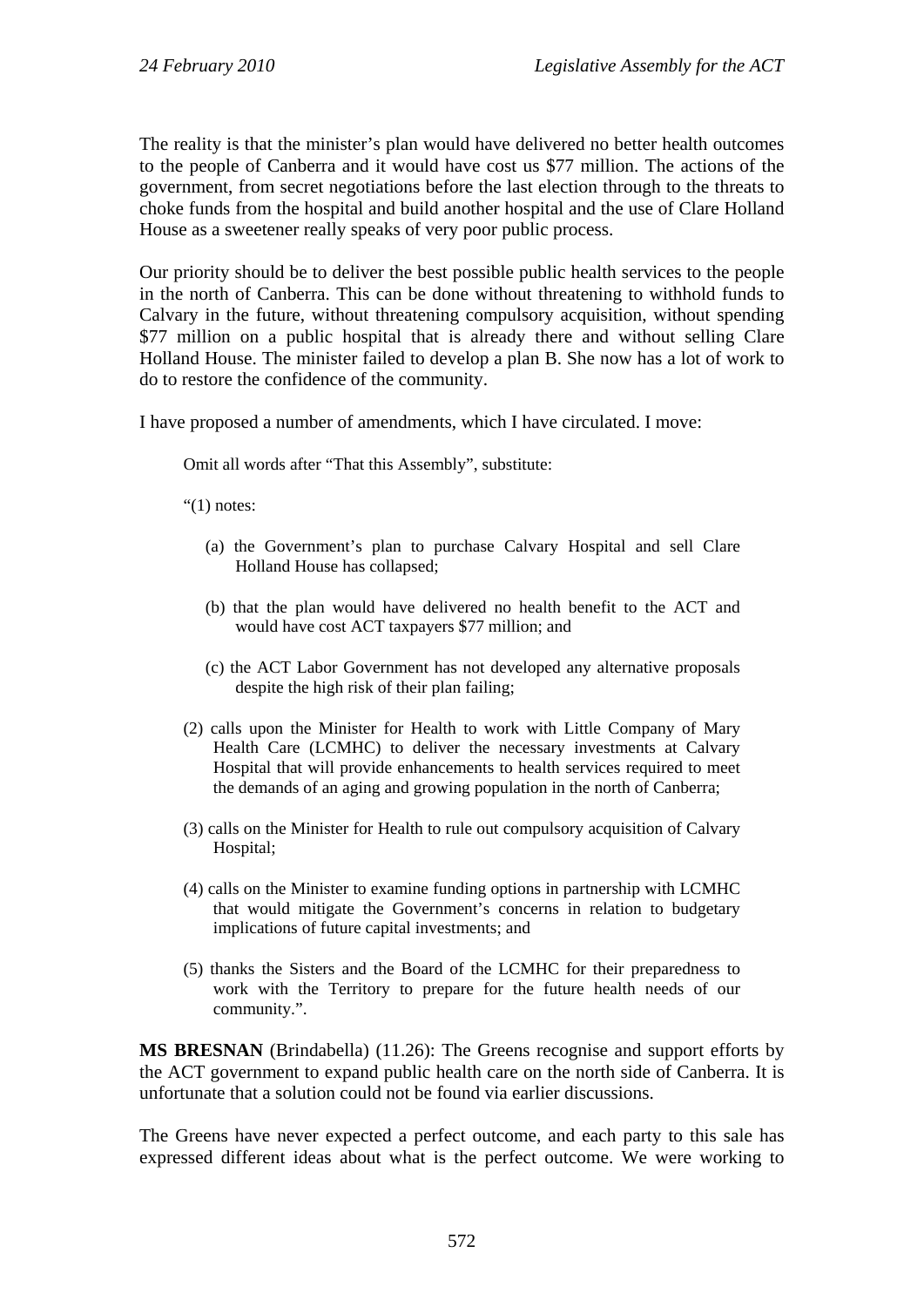The reality is that the minister's plan would have delivered no better health outcomes to the people of Canberra and it would have cost us $77 million. The actions of the government, from secret negotiations before the last election through to the threats to choke funds from the hospital and build another hospital and the use of Clare Holland House as a sweetener really speaks of very poor public process.

Our priority should be to deliver the best possible public health services to the people in the north of Canberra. This can be done without threatening to withhold funds to Calvary in the future, without threatening compulsory acquisition, without spending $77 million on a public hospital that is already there and without selling Clare Holland House. The minister failed to develop a plan B. She now has a lot of work to do to restore the confidence of the community.

I have proposed a number of amendments, which I have circulated. I move:

> Omit all words after "That this Assembly", substitute:
>
> "(1) notes:
>
> (a) the Government's plan to purchase Calvary Hospital and sell Clare Holland House has collapsed;
>
> (b) that the plan would have delivered no health benefit to the ACT and would have cost ACT taxpayers $77 million; and
>
> (c) the ACT Labor Government has not developed any alternative proposals despite the high risk of their plan failing;
>
> (2) calls upon the Minister for Health to work with Little Company of Mary Health Care (LCMHC) to deliver the necessary investments at Calvary Hospital that will provide enhancements to health services required to meet the demands of an aging and growing population in the north of Canberra;
>
> (3) calls on the Minister for Health to rule out compulsory acquisition of Calvary Hospital;
>
> (4) calls on the Minister to examine funding options in partnership with LCMHC that would mitigate the Government's concerns in relation to budgetary implications of future capital investments; and
>
> (5) thanks the Sisters and the Board of the LCMHC for their preparedness to work with the Territory to prepare for the future health needs of our community.".

**MS BRESNAN** (Brindabella) (11.26): The Greens recognise and support efforts by the ACT government to expand public health care on the north side of Canberra. It is unfortunate that a solution could not be found via earlier discussions.

The Greens have never expected a perfect outcome, and each party to this sale has expressed different ideas about what is the perfect outcome. We were working to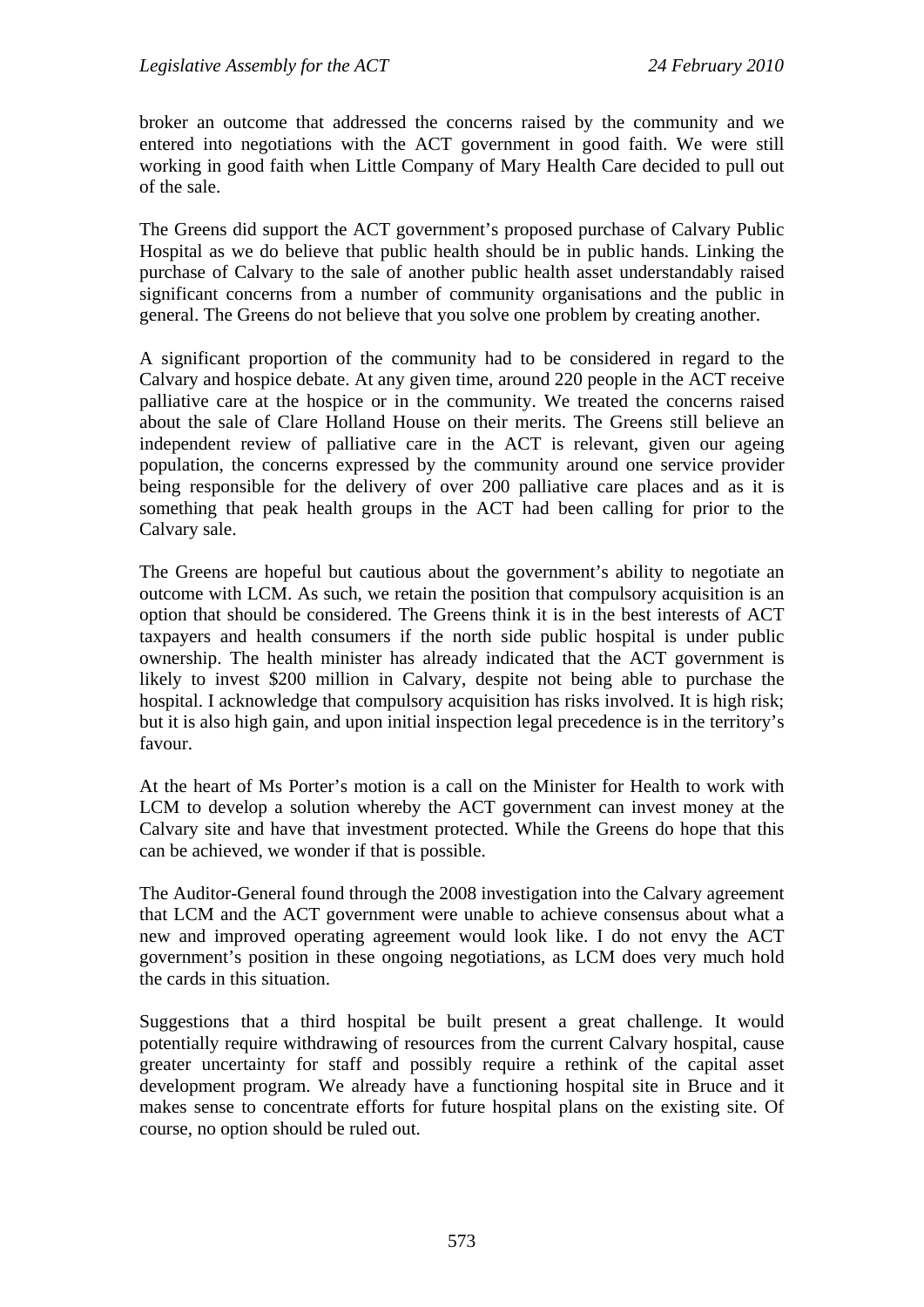broker an outcome that addressed the concerns raised by the community and we entered into negotiations with the ACT government in good faith. We were still working in good faith when Little Company of Mary Health Care decided to pull out of the sale.

The Greens did support the ACT government's proposed purchase of Calvary Public Hospital as we do believe that public health should be in public hands. Linking the purchase of Calvary to the sale of another public health asset understandably raised significant concerns from a number of community organisations and the public in general. The Greens do not believe that you solve one problem by creating another.

A significant proportion of the community had to be considered in regard to the Calvary and hospice debate. At any given time, around 220 people in the ACT receive palliative care at the hospice or in the community. We treated the concerns raised about the sale of Clare Holland House on their merits. The Greens still believe an independent review of palliative care in the ACT is relevant, given our ageing population, the concerns expressed by the community around one service provider being responsible for the delivery of over 200 palliative care places and as it is something that peak health groups in the ACT had been calling for prior to the Calvary sale.

The Greens are hopeful but cautious about the government's ability to negotiate an outcome with LCM. As such, we retain the position that compulsory acquisition is an option that should be considered. The Greens think it is in the best interests of ACT taxpayers and health consumers if the north side public hospital is under public ownership. The health minister has already indicated that the ACT government is likely to invest $200 million in Calvary, despite not being able to purchase the hospital. I acknowledge that compulsory acquisition has risks involved. It is high risk; but it is also high gain, and upon initial inspection legal precedence is in the territory's favour.

At the heart of Ms Porter's motion is a call on the Minister for Health to work with LCM to develop a solution whereby the ACT government can invest money at the Calvary site and have that investment protected. While the Greens do hope that this can be achieved, we wonder if that is possible.

The Auditor-General found through the 2008 investigation into the Calvary agreement that LCM and the ACT government were unable to achieve consensus about what a new and improved operating agreement would look like. I do not envy the ACT government's position in these ongoing negotiations, as LCM does very much hold the cards in this situation.

Suggestions that a third hospital be built present a great challenge. It would potentially require withdrawing of resources from the current Calvary hospital, cause greater uncertainty for staff and possibly require a rethink of the capital asset development program. We already have a functioning hospital site in Bruce and it makes sense to concentrate efforts for future hospital plans on the existing site. Of course, no option should be ruled out.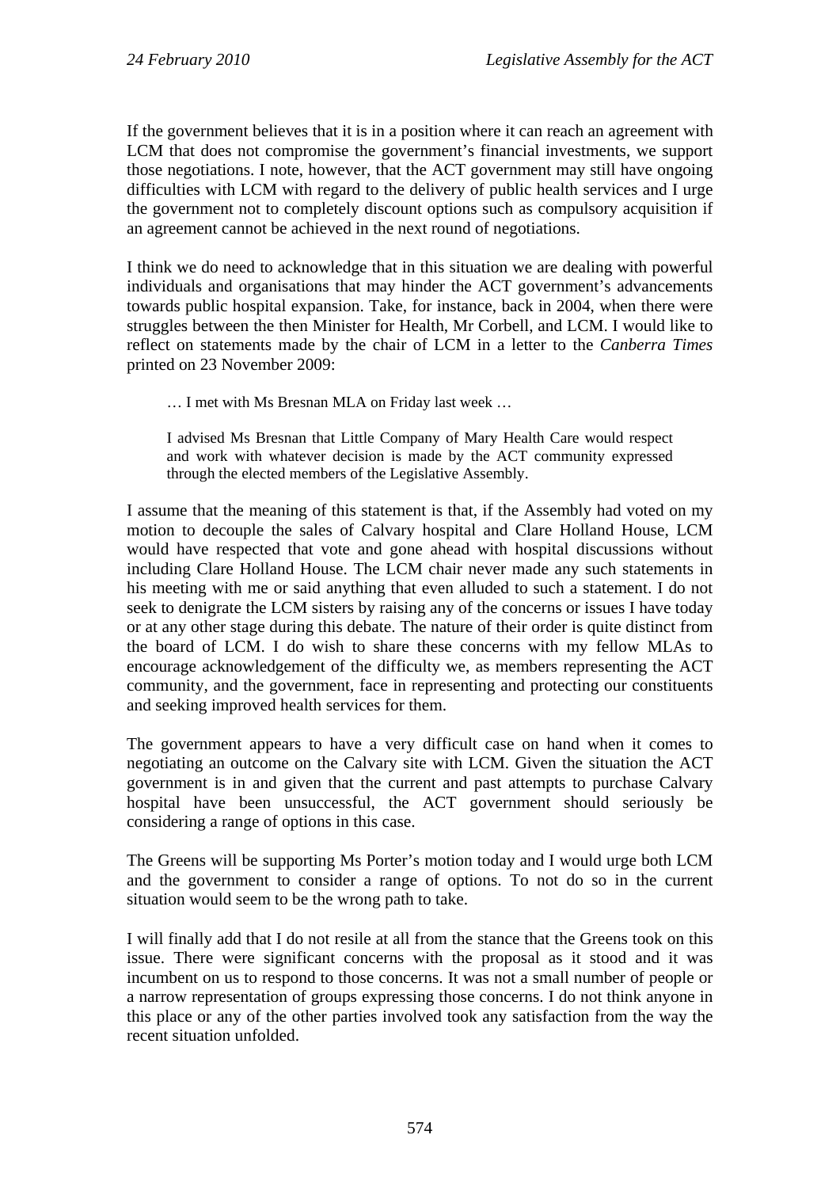If the government believes that it is in a position where it can reach an agreement with LCM that does not compromise the government's financial investments, we support those negotiations. I note, however, that the ACT government may still have ongoing difficulties with LCM with regard to the delivery of public health services and I urge the government not to completely discount options such as compulsory acquisition if an agreement cannot be achieved in the next round of negotiations.

I think we do need to acknowledge that in this situation we are dealing with powerful individuals and organisations that may hinder the ACT government's advancements towards public hospital expansion. Take, for instance, back in 2004, when there were struggles between the then Minister for Health, Mr Corbell, and LCM. I would like to reflect on statements made by the chair of LCM in a letter to the *Canberra Times* printed on 23 November 2009:

> … I met with Ms Bresnan MLA on Friday last week …
>
> I advised Ms Bresnan that Little Company of Mary Health Care would respect and work with whatever decision is made by the ACT community expressed through the elected members of the Legislative Assembly.

I assume that the meaning of this statement is that, if the Assembly had voted on my motion to decouple the sales of Calvary hospital and Clare Holland House, LCM would have respected that vote and gone ahead with hospital discussions without including Clare Holland House. The LCM chair never made any such statements in his meeting with me or said anything that even alluded to such a statement. I do not seek to denigrate the LCM sisters by raising any of the concerns or issues I have today or at any other stage during this debate. The nature of their order is quite distinct from the board of LCM. I do wish to share these concerns with my fellow MLAs to encourage acknowledgement of the difficulty we, as members representing the ACT community, and the government, face in representing and protecting our constituents and seeking improved health services for them.

The government appears to have a very difficult case on hand when it comes to negotiating an outcome on the Calvary site with LCM. Given the situation the ACT government is in and given that the current and past attempts to purchase Calvary hospital have been unsuccessful, the ACT government should seriously be considering a range of options in this case.

The Greens will be supporting Ms Porter's motion today and I would urge both LCM and the government to consider a range of options. To not do so in the current situation would seem to be the wrong path to take.

I will finally add that I do not resile at all from the stance that the Greens took on this issue. There were significant concerns with the proposal as it stood and it was incumbent on us to respond to those concerns. It was not a small number of people or a narrow representation of groups expressing those concerns. I do not think anyone in this place or any of the other parties involved took any satisfaction from the way the recent situation unfolded.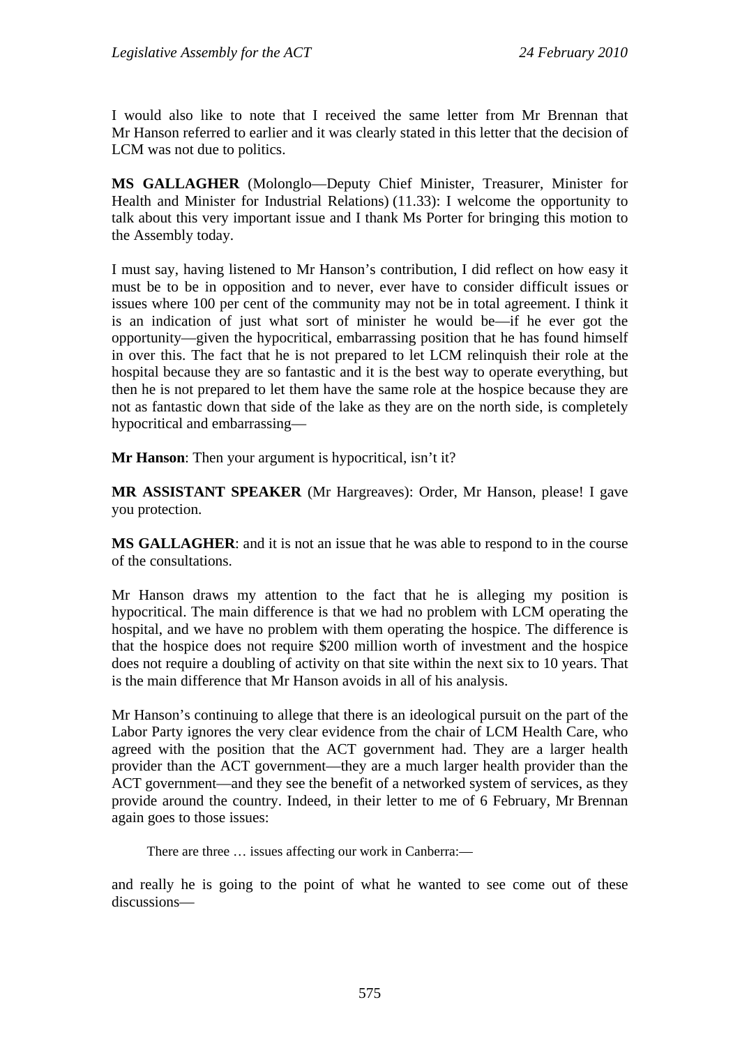I would also like to note that I received the same letter from Mr Brennan that Mr Hanson referred to earlier and it was clearly stated in this letter that the decision of LCM was not due to politics.

**MS GALLAGHER** (Molonglo—Deputy Chief Minister, Treasurer, Minister for Health and Minister for Industrial Relations) (11.33): I welcome the opportunity to talk about this very important issue and I thank Ms Porter for bringing this motion to the Assembly today.

I must say, having listened to Mr Hanson's contribution, I did reflect on how easy it must be to be in opposition and to never, ever have to consider difficult issues or issues where 100 per cent of the community may not be in total agreement. I think it is an indication of just what sort of minister he would be—if he ever got the opportunity—given the hypocritical, embarrassing position that he has found himself in over this. The fact that he is not prepared to let LCM relinquish their role at the hospital because they are so fantastic and it is the best way to operate everything, but then he is not prepared to let them have the same role at the hospice because they are not as fantastic down that side of the lake as they are on the north side, is completely hypocritical and embarrassing—

**Mr Hanson**: Then your argument is hypocritical, isn't it?

**MR ASSISTANT SPEAKER** (Mr Hargreaves): Order, Mr Hanson, please! I gave you protection.

**MS GALLAGHER**: and it is not an issue that he was able to respond to in the course of the consultations.

Mr Hanson draws my attention to the fact that he is alleging my position is hypocritical. The main difference is that we had no problem with LCM operating the hospital, and we have no problem with them operating the hospice. The difference is that the hospice does not require $200 million worth of investment and the hospice does not require a doubling of activity on that site within the next six to 10 years. That is the main difference that Mr Hanson avoids in all of his analysis.

Mr Hanson's continuing to allege that there is an ideological pursuit on the part of the Labor Party ignores the very clear evidence from the chair of LCM Health Care, who agreed with the position that the ACT government had. They are a larger health provider than the ACT government—they are a much larger health provider than the ACT government—and they see the benefit of a networked system of services, as they provide around the country. Indeed, in their letter to me of 6 February, Mr Brennan again goes to those issues:

> There are three … issues affecting our work in Canberra:—

and really he is going to the point of what he wanted to see come out of these discussions—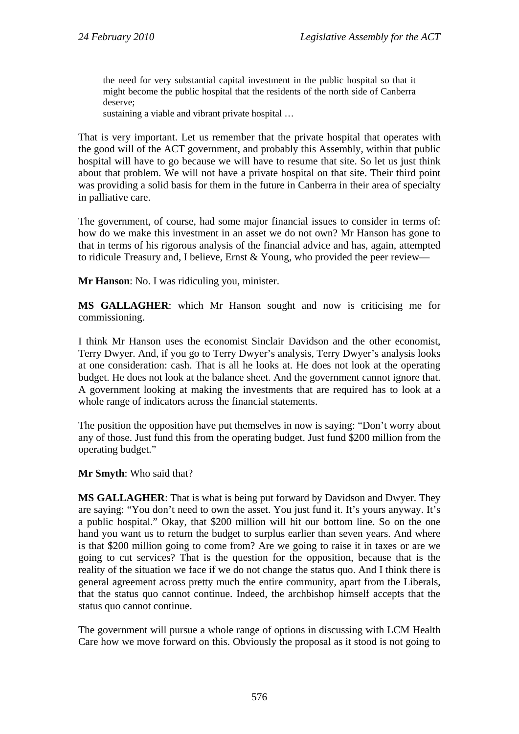> the need for very substantial capital investment in the public hospital so that it might become the public hospital that the residents of the north side of Canberra deserve;
>
> sustaining a viable and vibrant private hospital …

That is very important. Let us remember that the private hospital that operates with the good will of the ACT government, and probably this Assembly, within that public hospital will have to go because we will have to resume that site. So let us just think about that problem. We will not have a private hospital on that site. Their third point was providing a solid basis for them in the future in Canberra in their area of specialty in palliative care.

The government, of course, had some major financial issues to consider in terms of: how do we make this investment in an asset we do not own? Mr Hanson has gone to that in terms of his rigorous analysis of the financial advice and has, again, attempted to ridicule Treasury and, I believe, Ernst & Young, who provided the peer review—

**Mr Hanson**: No. I was ridiculing you, minister.

**MS GALLAGHER**: which Mr Hanson sought and now is criticising me for commissioning.

I think Mr Hanson uses the economist Sinclair Davidson and the other economist, Terry Dwyer. And, if you go to Terry Dwyer's analysis, Terry Dwyer's analysis looks at one consideration: cash. That is all he looks at. He does not look at the operating budget. He does not look at the balance sheet. And the government cannot ignore that. A government looking at making the investments that are required has to look at a whole range of indicators across the financial statements.

The position the opposition have put themselves in now is saying: "Don't worry about any of those. Just fund this from the operating budget. Just fund $200 million from the operating budget."

**Mr Smyth**: Who said that?

**MS GALLAGHER**: That is what is being put forward by Davidson and Dwyer. They are saying: "You don't need to own the asset. You just fund it. It's yours anyway. It's a public hospital." Okay, that $200 million will hit our bottom line. So on the one hand you want us to return the budget to surplus earlier than seven years. And where is that $200 million going to come from? Are we going to raise it in taxes or are we going to cut services? That is the question for the opposition, because that is the reality of the situation we face if we do not change the status quo. And I think there is general agreement across pretty much the entire community, apart from the Liberals, that the status quo cannot continue. Indeed, the archbishop himself accepts that the status quo cannot continue.

The government will pursue a whole range of options in discussing with LCM Health Care how we move forward on this. Obviously the proposal as it stood is not going to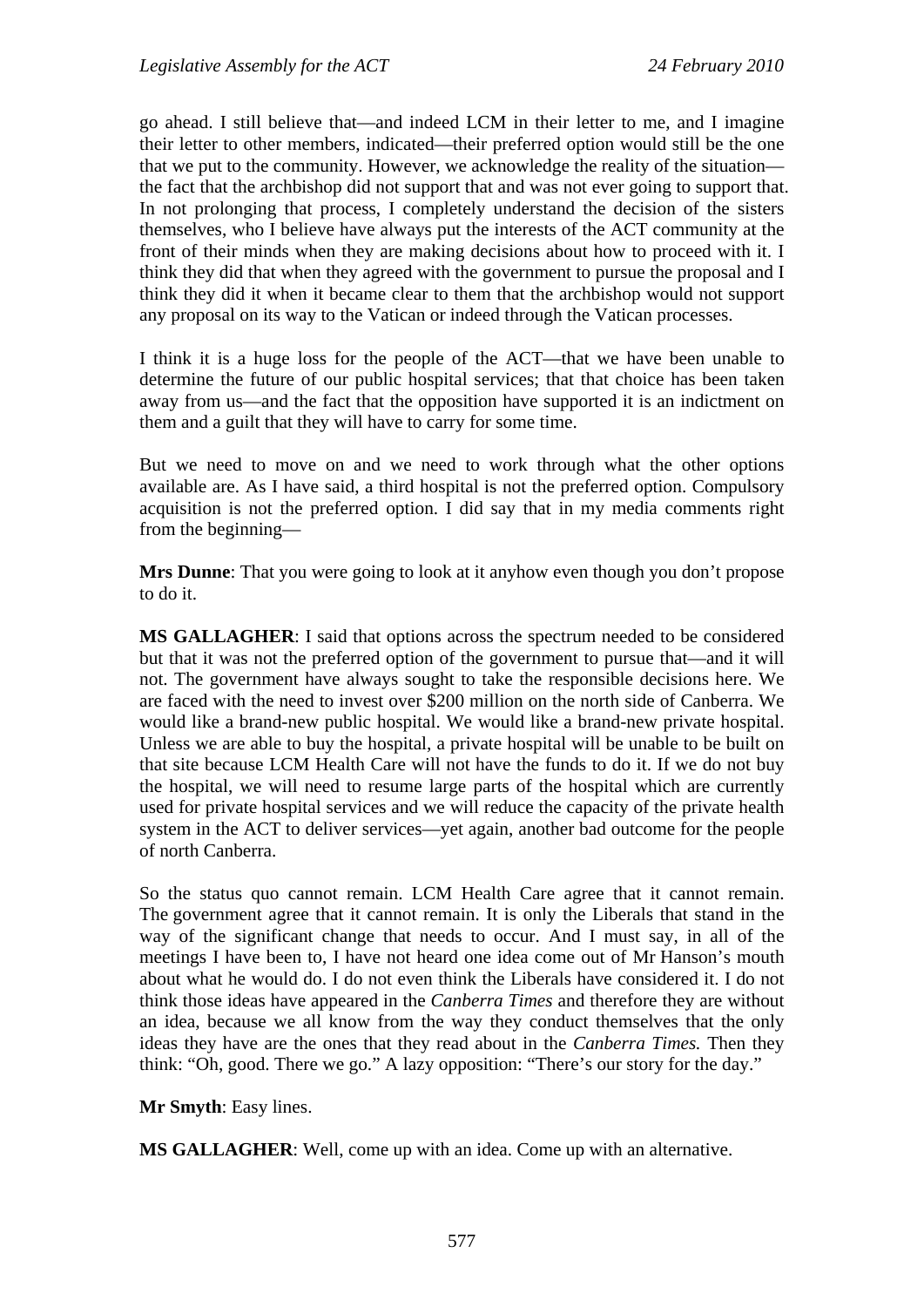go ahead. I still believe that—and indeed LCM in their letter to me, and I imagine their letter to other members, indicated—their preferred option would still be the one that we put to the community. However, we acknowledge the reality of the situation—the fact that the archbishop did not support that and was not ever going to support that. In not prolonging that process, I completely understand the decision of the sisters themselves, who I believe have always put the interests of the ACT community at the front of their minds when they are making decisions about how to proceed with it. I think they did that when they agreed with the government to pursue the proposal and I think they did it when it became clear to them that the archbishop would not support any proposal on its way to the Vatican or indeed through the Vatican processes.

I think it is a huge loss for the people of the ACT—that we have been unable to determine the future of our public hospital services; that that choice has been taken away from us—and the fact that the opposition have supported it is an indictment on them and a guilt that they will have to carry for some time.

But we need to move on and we need to work through what the other options available are. As I have said, a third hospital is not the preferred option. Compulsory acquisition is not the preferred option. I did say that in my media comments right from the beginning—

**Mrs Dunne**: That you were going to look at it anyhow even though you don't propose to do it.

**MS GALLAGHER**: I said that options across the spectrum needed to be considered but that it was not the preferred option of the government to pursue that—and it will not. The government have always sought to take the responsible decisions here. We are faced with the need to invest over $200 million on the north side of Canberra. We would like a brand-new public hospital. We would like a brand-new private hospital. Unless we are able to buy the hospital, a private hospital will be unable to be built on that site because LCM Health Care will not have the funds to do it. If we do not buy the hospital, we will need to resume large parts of the hospital which are currently used for private hospital services and we will reduce the capacity of the private health system in the ACT to deliver services—yet again, another bad outcome for the people of north Canberra.

So the status quo cannot remain. LCM Health Care agree that it cannot remain. The government agree that it cannot remain. It is only the Liberals that stand in the way of the significant change that needs to occur. And I must say, in all of the meetings I have been to, I have not heard one idea come out of Mr Hanson's mouth about what he would do. I do not even think the Liberals have considered it. I do not think those ideas have appeared in the *Canberra Times* and therefore they are without an idea, because we all know from the way they conduct themselves that the only ideas they have are the ones that they read about in the *Canberra Times.* Then they think: "Oh, good. There we go." A lazy opposition: "There's our story for the day."

**Mr Smyth**: Easy lines.

**MS GALLAGHER**: Well, come up with an idea. Come up with an alternative.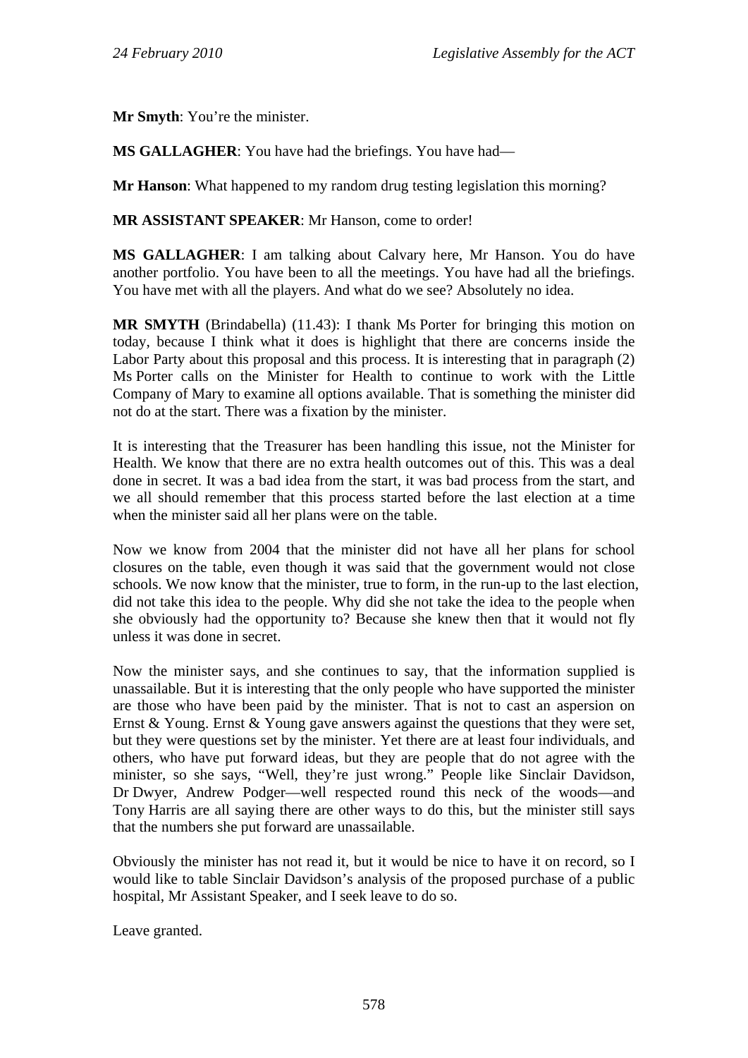**Mr Smyth**: You’re the minister.

**MS GALLAGHER**: You have had the briefings. You have had—

**Mr Hanson**: What happened to my random drug testing legislation this morning?

**MR ASSISTANT SPEAKER**: Mr Hanson, come to order!

**MS GALLAGHER**: I am talking about Calvary here, Mr Hanson. You do have another portfolio. You have been to all the meetings. You have had all the briefings. You have met with all the players. And what do we see? Absolutely no idea.

**MR SMYTH** (Brindabella) (11.43): I thank Ms Porter for bringing this motion on today, because I think what it does is highlight that there are concerns inside the Labor Party about this proposal and this process. It is interesting that in paragraph (2) Ms Porter calls on the Minister for Health to continue to work with the Little Company of Mary to examine all options available. That is something the minister did not do at the start. There was a fixation by the minister.

It is interesting that the Treasurer has been handling this issue, not the Minister for Health. We know that there are no extra health outcomes out of this. This was a deal done in secret. It was a bad idea from the start, it was bad process from the start, and we all should remember that this process started before the last election at a time when the minister said all her plans were on the table.

Now we know from 2004 that the minister did not have all her plans for school closures on the table, even though it was said that the government would not close schools. We now know that the minister, true to form, in the run-up to the last election, did not take this idea to the people. Why did she not take the idea to the people when she obviously had the opportunity to? Because she knew then that it would not fly unless it was done in secret.

Now the minister says, and she continues to say, that the information supplied is unassailable. But it is interesting that the only people who have supported the minister are those who have been paid by the minister. That is not to cast an aspersion on Ernst & Young. Ernst & Young gave answers against the questions that they were set, but they were questions set by the minister. Yet there are at least four individuals, and others, who have put forward ideas, but they are people that do not agree with the minister, so she says, “Well, they’re just wrong.” People like Sinclair Davidson, Dr Dwyer, Andrew Podger—well respected round this neck of the woods—and Tony Harris are all saying there are other ways to do this, but the minister still says that the numbers she put forward are unassailable.

Obviously the minister has not read it, but it would be nice to have it on record, so I would like to table Sinclair Davidson’s analysis of the proposed purchase of a public hospital, Mr Assistant Speaker, and I seek leave to do so.

Leave granted.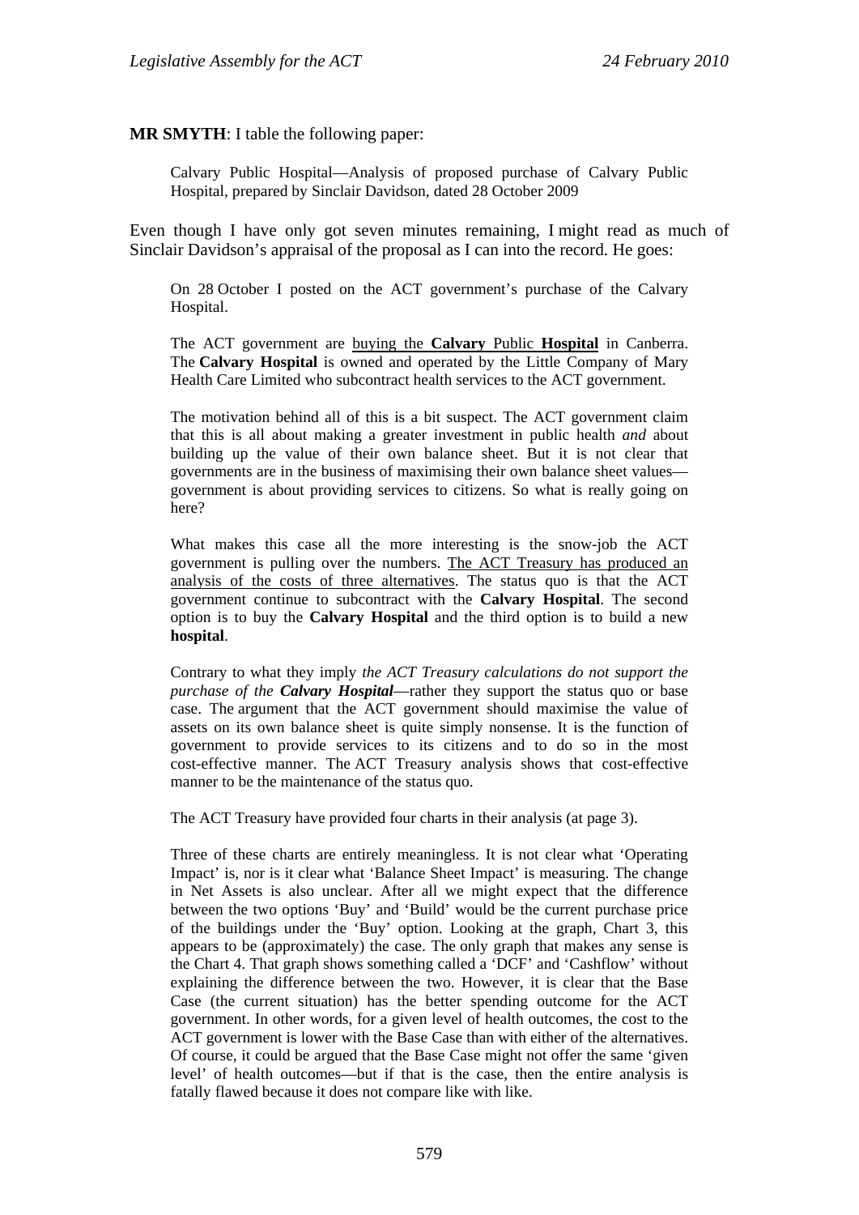**MR SMYTH**: I table the following paper:

> Calvary Public Hospital—Analysis of proposed purchase of Calvary Public Hospital, prepared by Sinclair Davidson, dated 28 October 2009

Even though I have only got seven minutes remaining, I might read as much of Sinclair Davidson's appraisal of the proposal as I can into the record. He goes:

> On 28 October I posted on the ACT government's purchase of the Calvary Hospital.
>
> The ACT government are buying the **Calvary** Public **Hospital** in Canberra. The **Calvary Hospital** is owned and operated by the Little Company of Mary Health Care Limited who subcontract health services to the ACT government.
>
> The motivation behind all of this is a bit suspect. The ACT government claim that this is all about making a greater investment in public health *and* about building up the value of their own balance sheet. But it is not clear that governments are in the business of maximising their own balance sheet values—government is about providing services to citizens. So what is really going on here?
>
> What makes this case all the more interesting is the snow-job the ACT government is pulling over the numbers. The ACT Treasury has produced an analysis of the costs of three alternatives. The status quo is that the ACT government continue to subcontract with the **Calvary Hospital**. The second option is to buy the **Calvary Hospital** and the third option is to build a new **hospital**.
>
> Contrary to what they imply *the ACT Treasury calculations do not support the purchase of the **Calvary Hospital***—rather they support the status quo or base case. The argument that the ACT government should maximise the value of assets on its own balance sheet is quite simply nonsense. It is the function of government to provide services to its citizens and to do so in the most cost-effective manner. The ACT Treasury analysis shows that cost-effective manner to be the maintenance of the status quo.
>
> The ACT Treasury have provided four charts in their analysis (at page 3).
>
> Three of these charts are entirely meaningless. It is not clear what 'Operating Impact' is, nor is it clear what 'Balance Sheet Impact' is measuring. The change in Net Assets is also unclear. After all we might expect that the difference between the two options 'Buy' and 'Build' would be the current purchase price of the buildings under the 'Buy' option. Looking at the graph, Chart 3, this appears to be (approximately) the case. The only graph that makes any sense is the Chart 4. That graph shows something called a 'DCF' and 'Cashflow' without explaining the difference between the two. However, it is clear that the Base Case (the current situation) has the better spending outcome for the ACT government. In other words, for a given level of health outcomes, the cost to the ACT government is lower with the Base Case than with either of the alternatives. Of course, it could be argued that the Base Case might not offer the same 'given level' of health outcomes—but if that is the case, then the entire analysis is fatally flawed because it does not compare like with like.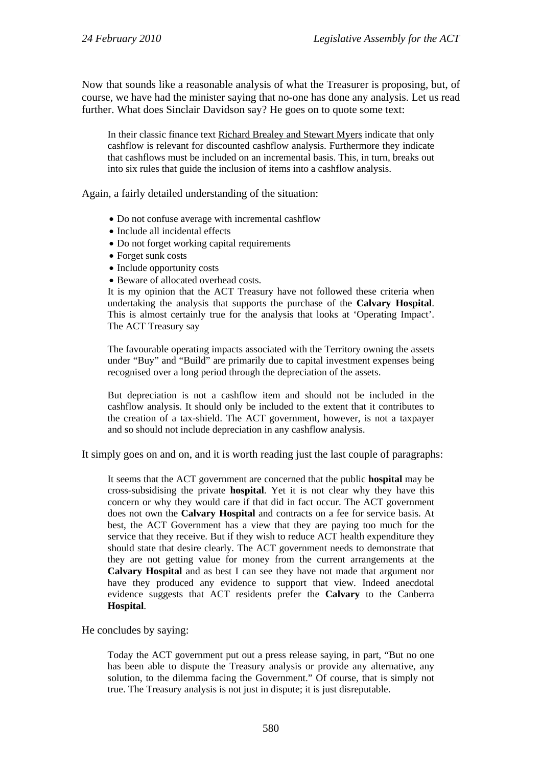Now that sounds like a reasonable analysis of what the Treasurer is proposing, but, of course, we have had the minister saying that no-one has done any analysis. Let us read further. What does Sinclair Davidson say? He goes on to quote some text:

> In their classic finance text Richard Brealey and Stewart Myers indicate that only cashflow is relevant for discounted cashflow analysis. Furthermore they indicate that cashflows must be included on an incremental basis. This, in turn, breaks out into six rules that guide the inclusion of items into a cashflow analysis.

Again, a fairly detailed understanding of the situation:

> - Do not confuse average with incremental cashflow
> - Include all incidental effects
> - Do not forget working capital requirements
> - Forget sunk costs
> - Include opportunity costs
> - Beware of allocated overhead costs.
>
> It is my opinion that the ACT Treasury have not followed these criteria when undertaking the analysis that supports the purchase of the **Calvary Hospital**. This is almost certainly true for the analysis that looks at 'Operating Impact'. The ACT Treasury say
>
> The favourable operating impacts associated with the Territory owning the assets under "Buy" and "Build" are primarily due to capital investment expenses being recognised over a long period through the depreciation of the assets.
>
> But depreciation is not a cashflow item and should not be included in the cashflow analysis. It should only be included to the extent that it contributes to the creation of a tax-shield. The ACT government, however, is not a taxpayer and so should not include depreciation in any cashflow analysis.

It simply goes on and on, and it is worth reading just the last couple of paragraphs:

> It seems that the ACT government are concerned that the public **hospital** may be cross-subsidising the private **hospital**. Yet it is not clear why they have this concern or why they would care if that did in fact occur. The ACT government does not own the **Calvary Hospital** and contracts on a fee for service basis. At best, the ACT Government has a view that they are paying too much for the service that they receive. But if they wish to reduce ACT health expenditure they should state that desire clearly. The ACT government needs to demonstrate that they are not getting value for money from the current arrangements at the **Calvary Hospital** and as best I can see they have not made that argument nor have they produced any evidence to support that view. Indeed anecdotal evidence suggests that ACT residents prefer the **Calvary** to the Canberra **Hospital**.

He concludes by saying:

> Today the ACT government put out a press release saying, in part, "But no one has been able to dispute the Treasury analysis or provide any alternative, any solution, to the dilemma facing the Government." Of course, that is simply not true. The Treasury analysis is not just in dispute; it is just disreputable.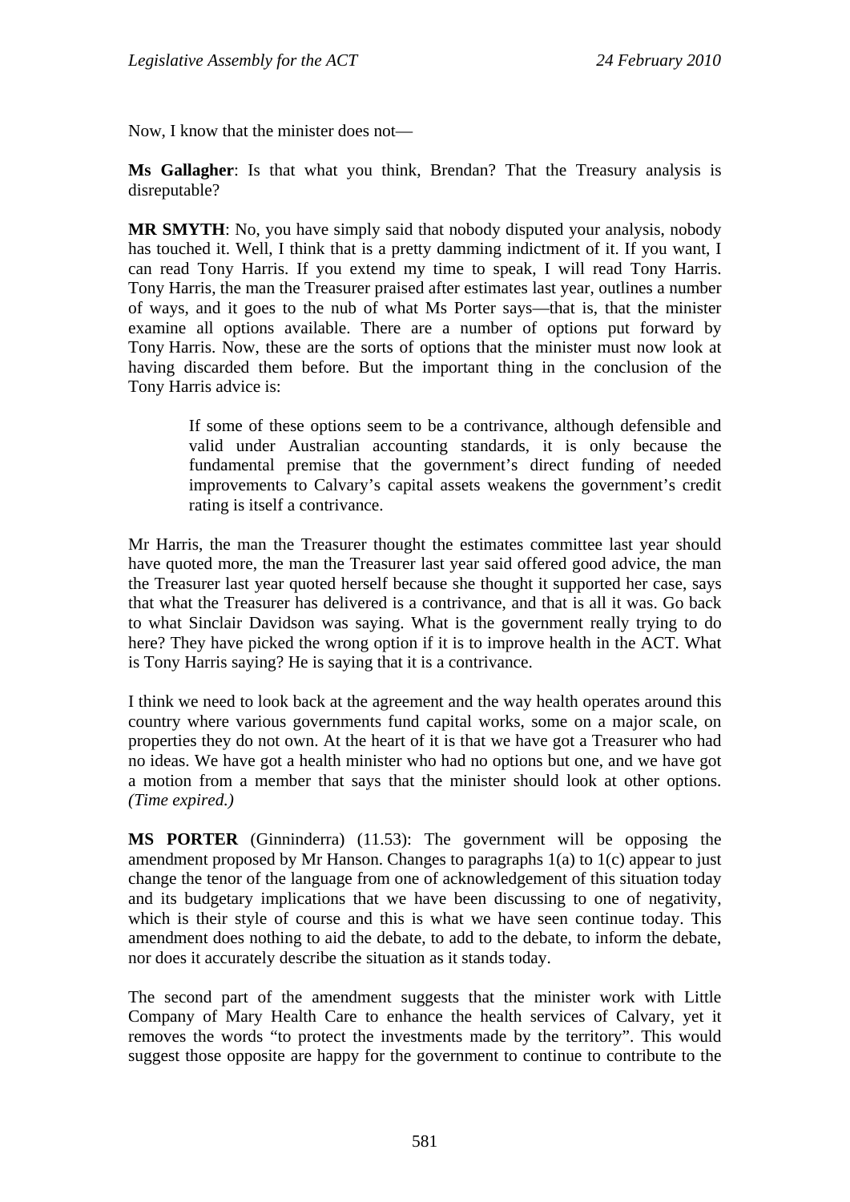Now, I know that the minister does not—

**Ms Gallagher**: Is that what you think, Brendan? That the Treasury analysis is disreputable?

**MR SMYTH**: No, you have simply said that nobody disputed your analysis, nobody has touched it. Well, I think that is a pretty damming indictment of it. If you want, I can read Tony Harris. If you extend my time to speak, I will read Tony Harris. Tony Harris, the man the Treasurer praised after estimates last year, outlines a number of ways, and it goes to the nub of what Ms Porter says—that is, that the minister examine all options available. There are a number of options put forward by Tony Harris. Now, these are the sorts of options that the minister must now look at having discarded them before. But the important thing in the conclusion of the Tony Harris advice is:

> If some of these options seem to be a contrivance, although defensible and valid under Australian accounting standards, it is only because the fundamental premise that the government's direct funding of needed improvements to Calvary's capital assets weakens the government's credit rating is itself a contrivance.

Mr Harris, the man the Treasurer thought the estimates committee last year should have quoted more, the man the Treasurer last year said offered good advice, the man the Treasurer last year quoted herself because she thought it supported her case, says that what the Treasurer has delivered is a contrivance, and that is all it was. Go back to what Sinclair Davidson was saying. What is the government really trying to do here? They have picked the wrong option if it is to improve health in the ACT. What is Tony Harris saying? He is saying that it is a contrivance.

I think we need to look back at the agreement and the way health operates around this country where various governments fund capital works, some on a major scale, on properties they do not own. At the heart of it is that we have got a Treasurer who had no ideas. We have got a health minister who had no options but one, and we have got a motion from a member that says that the minister should look at other options. *(Time expired.)*

**MS PORTER** (Ginninderra) (11.53): The government will be opposing the amendment proposed by Mr Hanson. Changes to paragraphs 1(a) to 1(c) appear to just change the tenor of the language from one of acknowledgement of this situation today and its budgetary implications that we have been discussing to one of negativity, which is their style of course and this is what we have seen continue today. This amendment does nothing to aid the debate, to add to the debate, to inform the debate, nor does it accurately describe the situation as it stands today.

The second part of the amendment suggests that the minister work with Little Company of Mary Health Care to enhance the health services of Calvary, yet it removes the words "to protect the investments made by the territory". This would suggest those opposite are happy for the government to continue to contribute to the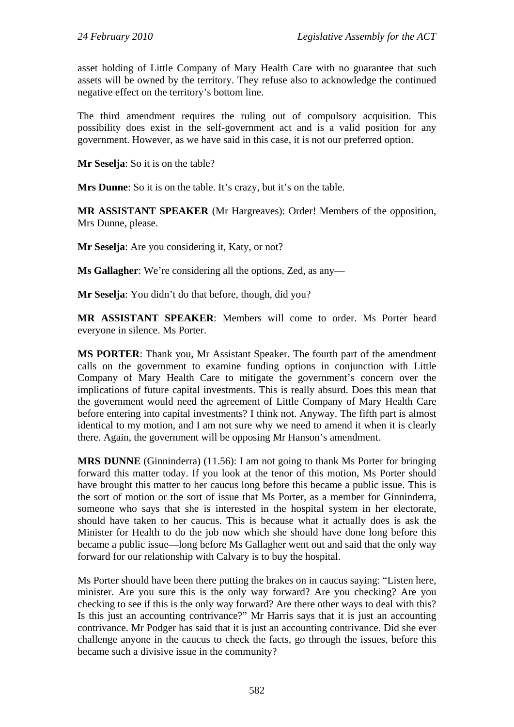asset holding of Little Company of Mary Health Care with no guarantee that such assets will be owned by the territory. They refuse also to acknowledge the continued negative effect on the territory's bottom line.

The third amendment requires the ruling out of compulsory acquisition. This possibility does exist in the self-government act and is a valid position for any government. However, as we have said in this case, it is not our preferred option.

**Mr Seselja**: So it is on the table?

**Mrs Dunne**: So it is on the table. It's crazy, but it's on the table.

**MR ASSISTANT SPEAKER** (Mr Hargreaves): Order! Members of the opposition, Mrs Dunne, please.

**Mr Seselja**: Are you considering it, Katy, or not?

**Ms Gallagher**: We're considering all the options, Zed, as any—

**Mr Seselja**: You didn't do that before, though, did you?

**MR ASSISTANT SPEAKER**: Members will come to order. Ms Porter heard everyone in silence. Ms Porter.

**MS PORTER**: Thank you, Mr Assistant Speaker. The fourth part of the amendment calls on the government to examine funding options in conjunction with Little Company of Mary Health Care to mitigate the government's concern over the implications of future capital investments. This is really absurd. Does this mean that the government would need the agreement of Little Company of Mary Health Care before entering into capital investments? I think not. Anyway. The fifth part is almost identical to my motion, and I am not sure why we need to amend it when it is clearly there. Again, the government will be opposing Mr Hanson's amendment.

**MRS DUNNE** (Ginninderra) (11.56): I am not going to thank Ms Porter for bringing forward this matter today. If you look at the tenor of this motion, Ms Porter should have brought this matter to her caucus long before this became a public issue. This is the sort of motion or the sort of issue that Ms Porter, as a member for Ginninderra, someone who says that she is interested in the hospital system in her electorate, should have taken to her caucus. This is because what it actually does is ask the Minister for Health to do the job now which she should have done long before this became a public issue—long before Ms Gallagher went out and said that the only way forward for our relationship with Calvary is to buy the hospital.

Ms Porter should have been there putting the brakes on in caucus saying: "Listen here, minister. Are you sure this is the only way forward? Are you checking? Are you checking to see if this is the only way forward? Are there other ways to deal with this? Is this just an accounting contrivance?" Mr Harris says that it is just an accounting contrivance. Mr Podger has said that it is just an accounting contrivance. Did she ever challenge anyone in the caucus to check the facts, go through the issues, before this became such a divisive issue in the community?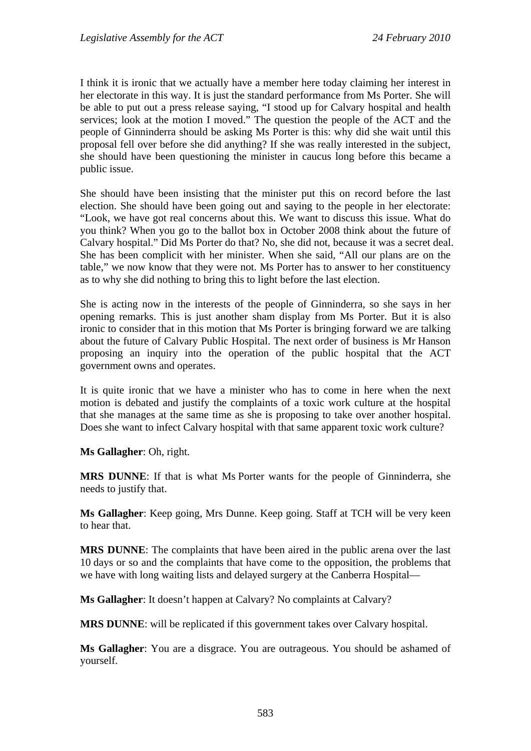I think it is ironic that we actually have a member here today claiming her interest in her electorate in this way. It is just the standard performance from Ms Porter. She will be able to put out a press release saying, "I stood up for Calvary hospital and health services; look at the motion I moved." The question the people of the ACT and the people of Ginninderra should be asking Ms Porter is this: why did she wait until this proposal fell over before she did anything? If she was really interested in the subject, she should have been questioning the minister in caucus long before this became a public issue.

She should have been insisting that the minister put this on record before the last election. She should have been going out and saying to the people in her electorate: "Look, we have got real concerns about this. We want to discuss this issue. What do you think? When you go to the ballot box in October 2008 think about the future of Calvary hospital." Did Ms Porter do that? No, she did not, because it was a secret deal. She has been complicit with her minister. When she said, "All our plans are on the table," we now know that they were not. Ms Porter has to answer to her constituency as to why she did nothing to bring this to light before the last election.

She is acting now in the interests of the people of Ginninderra, so she says in her opening remarks. This is just another sham display from Ms Porter. But it is also ironic to consider that in this motion that Ms Porter is bringing forward we are talking about the future of Calvary Public Hospital. The next order of business is Mr Hanson proposing an inquiry into the operation of the public hospital that the ACT government owns and operates.

It is quite ironic that we have a minister who has to come in here when the next motion is debated and justify the complaints of a toxic work culture at the hospital that she manages at the same time as she is proposing to take over another hospital. Does she want to infect Calvary hospital with that same apparent toxic work culture?

**Ms Gallagher**: Oh, right.

**MRS DUNNE**: If that is what Ms Porter wants for the people of Ginninderra, she needs to justify that.

**Ms Gallagher**: Keep going, Mrs Dunne. Keep going. Staff at TCH will be very keen to hear that.

**MRS DUNNE**: The complaints that have been aired in the public arena over the last 10 days or so and the complaints that have come to the opposition, the problems that we have with long waiting lists and delayed surgery at the Canberra Hospital—

**Ms Gallagher**: It doesn't happen at Calvary? No complaints at Calvary?

**MRS DUNNE**: will be replicated if this government takes over Calvary hospital.

**Ms Gallagher**: You are a disgrace. You are outrageous. You should be ashamed of yourself.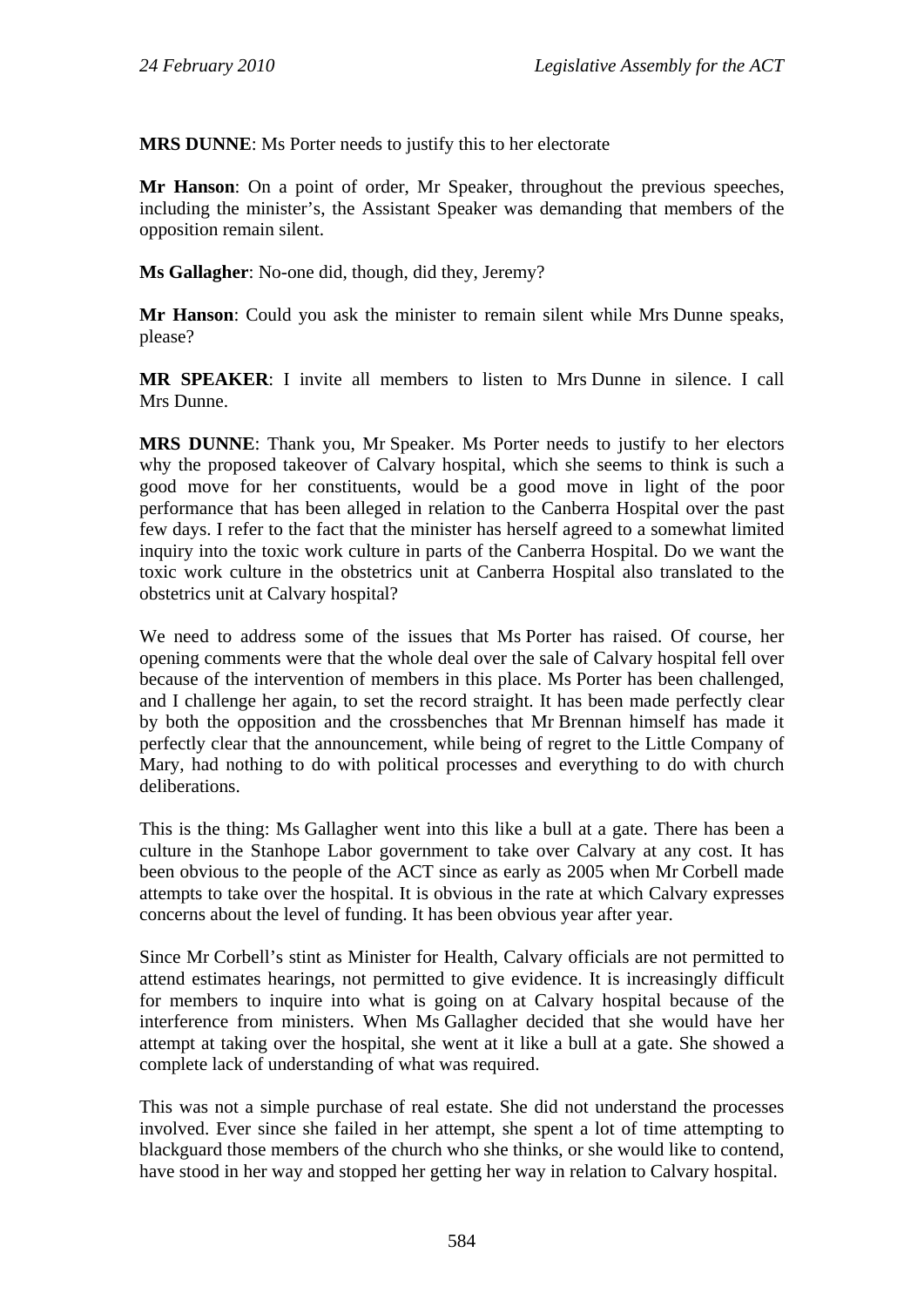**MRS DUNNE**: Ms Porter needs to justify this to her electorate

**Mr Hanson**: On a point of order, Mr Speaker, throughout the previous speeches, including the minister's, the Assistant Speaker was demanding that members of the opposition remain silent.

**Ms Gallagher**: No-one did, though, did they, Jeremy?

**Mr Hanson**: Could you ask the minister to remain silent while Mrs Dunne speaks, please?

**MR SPEAKER**: I invite all members to listen to Mrs Dunne in silence. I call Mrs Dunne.

**MRS DUNNE**: Thank you, Mr Speaker. Ms Porter needs to justify to her electors why the proposed takeover of Calvary hospital, which she seems to think is such a good move for her constituents, would be a good move in light of the poor performance that has been alleged in relation to the Canberra Hospital over the past few days. I refer to the fact that the minister has herself agreed to a somewhat limited inquiry into the toxic work culture in parts of the Canberra Hospital. Do we want the toxic work culture in the obstetrics unit at Canberra Hospital also translated to the obstetrics unit at Calvary hospital?

We need to address some of the issues that Ms Porter has raised. Of course, her opening comments were that the whole deal over the sale of Calvary hospital fell over because of the intervention of members in this place. Ms Porter has been challenged, and I challenge her again, to set the record straight. It has been made perfectly clear by both the opposition and the crossbenches that Mr Brennan himself has made it perfectly clear that the announcement, while being of regret to the Little Company of Mary, had nothing to do with political processes and everything to do with church deliberations.

This is the thing: Ms Gallagher went into this like a bull at a gate. There has been a culture in the Stanhope Labor government to take over Calvary at any cost. It has been obvious to the people of the ACT since as early as 2005 when Mr Corbell made attempts to take over the hospital. It is obvious in the rate at which Calvary expresses concerns about the level of funding. It has been obvious year after year.

Since Mr Corbell's stint as Minister for Health, Calvary officials are not permitted to attend estimates hearings, not permitted to give evidence. It is increasingly difficult for members to inquire into what is going on at Calvary hospital because of the interference from ministers. When Ms Gallagher decided that she would have her attempt at taking over the hospital, she went at it like a bull at a gate. She showed a complete lack of understanding of what was required.

This was not a simple purchase of real estate. She did not understand the processes involved. Ever since she failed in her attempt, she spent a lot of time attempting to blackguard those members of the church who she thinks, or she would like to contend, have stood in her way and stopped her getting her way in relation to Calvary hospital.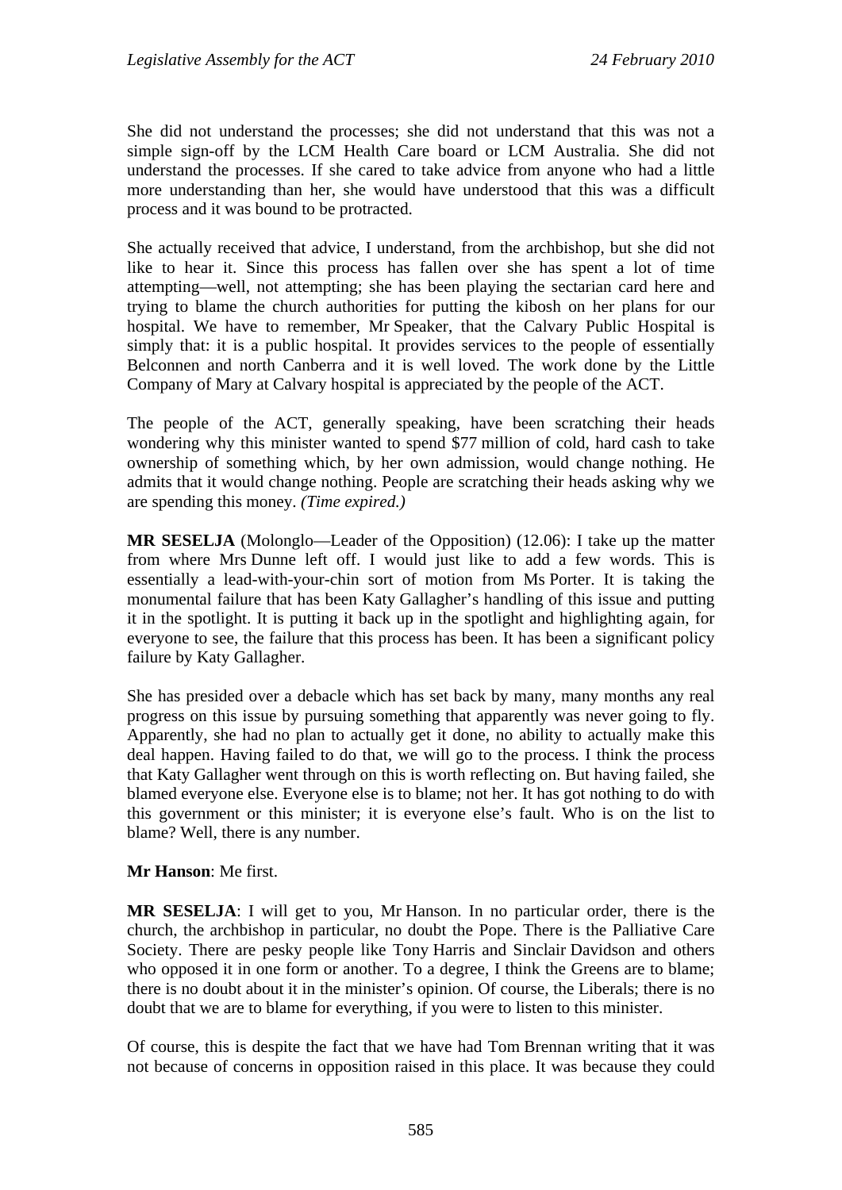She did not understand the processes; she did not understand that this was not a simple sign-off by the LCM Health Care board or LCM Australia. She did not understand the processes. If she cared to take advice from anyone who had a little more understanding than her, she would have understood that this was a difficult process and it was bound to be protracted.

She actually received that advice, I understand, from the archbishop, but she did not like to hear it. Since this process has fallen over she has spent a lot of time attempting—well, not attempting; she has been playing the sectarian card here and trying to blame the church authorities for putting the kibosh on her plans for our hospital. We have to remember, Mr Speaker, that the Calvary Public Hospital is simply that: it is a public hospital. It provides services to the people of essentially Belconnen and north Canberra and it is well loved. The work done by the Little Company of Mary at Calvary hospital is appreciated by the people of the ACT.

The people of the ACT, generally speaking, have been scratching their heads wondering why this minister wanted to spend $77 million of cold, hard cash to take ownership of something which, by her own admission, would change nothing. He admits that it would change nothing. People are scratching their heads asking why we are spending this money. *(Time expired.)*

**MR SESELJA** (Molonglo—Leader of the Opposition) (12.06): I take up the matter from where Mrs Dunne left off. I would just like to add a few words. This is essentially a lead-with-your-chin sort of motion from Ms Porter. It is taking the monumental failure that has been Katy Gallagher's handling of this issue and putting it in the spotlight. It is putting it back up in the spotlight and highlighting again, for everyone to see, the failure that this process has been. It has been a significant policy failure by Katy Gallagher.

She has presided over a debacle which has set back by many, many months any real progress on this issue by pursuing something that apparently was never going to fly. Apparently, she had no plan to actually get it done, no ability to actually make this deal happen. Having failed to do that, we will go to the process. I think the process that Katy Gallagher went through on this is worth reflecting on. But having failed, she blamed everyone else. Everyone else is to blame; not her. It has got nothing to do with this government or this minister; it is everyone else's fault. Who is on the list to blame? Well, there is any number.

**Mr Hanson**: Me first.

**MR SESELJA**: I will get to you, Mr Hanson. In no particular order, there is the church, the archbishop in particular, no doubt the Pope. There is the Palliative Care Society. There are pesky people like Tony Harris and Sinclair Davidson and others who opposed it in one form or another. To a degree, I think the Greens are to blame; there is no doubt about it in the minister's opinion. Of course, the Liberals; there is no doubt that we are to blame for everything, if you were to listen to this minister.

Of course, this is despite the fact that we have had Tom Brennan writing that it was not because of concerns in opposition raised in this place. It was because they could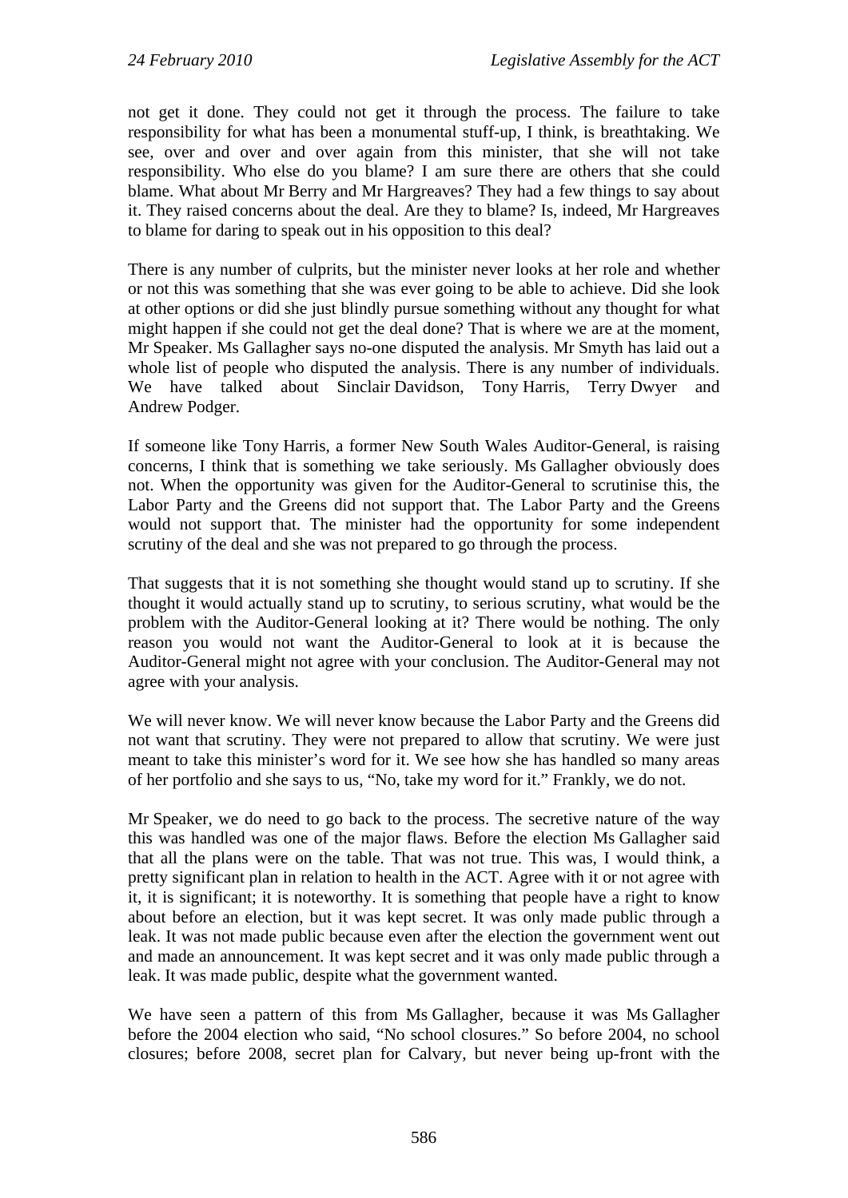not get it done. They could not get it through the process. The failure to take responsibility for what has been a monumental stuff-up, I think, is breathtaking. We see, over and over and over again from this minister, that she will not take responsibility. Who else do you blame? I am sure there are others that she could blame. What about Mr Berry and Mr Hargreaves? They had a few things to say about it. They raised concerns about the deal. Are they to blame? Is, indeed, Mr Hargreaves to blame for daring to speak out in his opposition to this deal?

There is any number of culprits, but the minister never looks at her role and whether or not this was something that she was ever going to be able to achieve. Did she look at other options or did she just blindly pursue something without any thought for what might happen if she could not get the deal done? That is where we are at the moment, Mr Speaker. Ms Gallagher says no-one disputed the analysis. Mr Smyth has laid out a whole list of people who disputed the analysis. There is any number of individuals. We have talked about Sinclair Davidson, Tony Harris, Terry Dwyer and Andrew Podger.

If someone like Tony Harris, a former New South Wales Auditor-General, is raising concerns, I think that is something we take seriously. Ms Gallagher obviously does not. When the opportunity was given for the Auditor-General to scrutinise this, the Labor Party and the Greens did not support that. The Labor Party and the Greens would not support that. The minister had the opportunity for some independent scrutiny of the deal and she was not prepared to go through the process.

That suggests that it is not something she thought would stand up to scrutiny. If she thought it would actually stand up to scrutiny, to serious scrutiny, what would be the problem with the Auditor-General looking at it? There would be nothing. The only reason you would not want the Auditor-General to look at it is because the Auditor-General might not agree with your conclusion. The Auditor-General may not agree with your analysis.

We will never know. We will never know because the Labor Party and the Greens did not want that scrutiny. They were not prepared to allow that scrutiny. We were just meant to take this minister's word for it. We see how she has handled so many areas of her portfolio and she says to us, "No, take my word for it." Frankly, we do not.

Mr Speaker, we do need to go back to the process. The secretive nature of the way this was handled was one of the major flaws. Before the election Ms Gallagher said that all the plans were on the table. That was not true. This was, I would think, a pretty significant plan in relation to health in the ACT. Agree with it or not agree with it, it is significant; it is noteworthy. It is something that people have a right to know about before an election, but it was kept secret. It was only made public through a leak. It was not made public because even after the election the government went out and made an announcement. It was kept secret and it was only made public through a leak. It was made public, despite what the government wanted.

We have seen a pattern of this from Ms Gallagher, because it was Ms Gallagher before the 2004 election who said, "No school closures." So before 2004, no school closures; before 2008, secret plan for Calvary, but never being up-front with the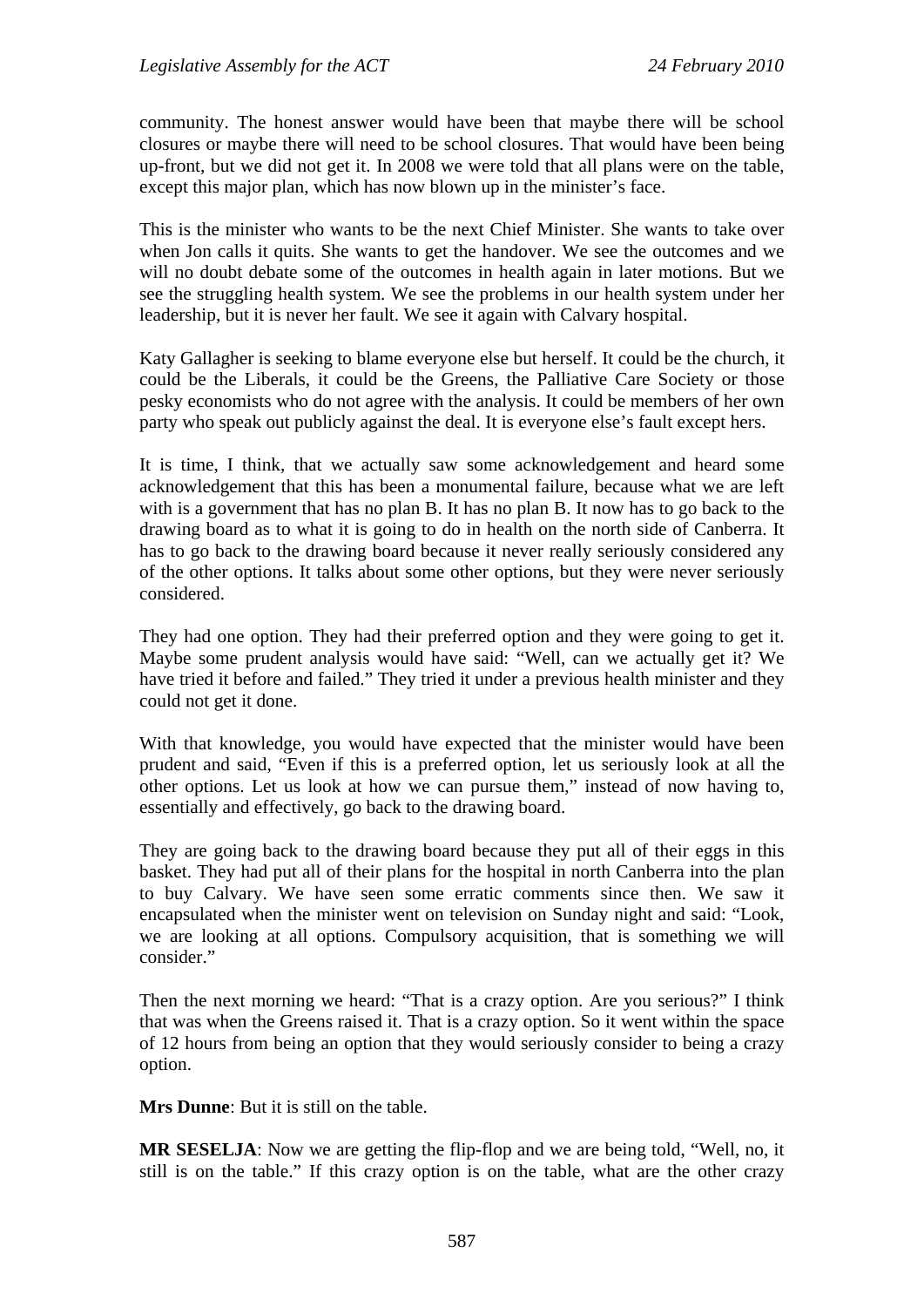community. The honest answer would have been that maybe there will be school closures or maybe there will need to be school closures. That would have been being up-front, but we did not get it. In 2008 we were told that all plans were on the table, except this major plan, which has now blown up in the minister's face.

This is the minister who wants to be the next Chief Minister. She wants to take over when Jon calls it quits. She wants to get the handover. We see the outcomes and we will no doubt debate some of the outcomes in health again in later motions. But we see the struggling health system. We see the problems in our health system under her leadership, but it is never her fault. We see it again with Calvary hospital.

Katy Gallagher is seeking to blame everyone else but herself. It could be the church, it could be the Liberals, it could be the Greens, the Palliative Care Society or those pesky economists who do not agree with the analysis. It could be members of her own party who speak out publicly against the deal. It is everyone else's fault except hers.

It is time, I think, that we actually saw some acknowledgement and heard some acknowledgement that this has been a monumental failure, because what we are left with is a government that has no plan B. It has no plan B. It now has to go back to the drawing board as to what it is going to do in health on the north side of Canberra. It has to go back to the drawing board because it never really seriously considered any of the other options. It talks about some other options, but they were never seriously considered.

They had one option. They had their preferred option and they were going to get it. Maybe some prudent analysis would have said: "Well, can we actually get it? We have tried it before and failed." They tried it under a previous health minister and they could not get it done.

With that knowledge, you would have expected that the minister would have been prudent and said, "Even if this is a preferred option, let us seriously look at all the other options. Let us look at how we can pursue them," instead of now having to, essentially and effectively, go back to the drawing board.

They are going back to the drawing board because they put all of their eggs in this basket. They had put all of their plans for the hospital in north Canberra into the plan to buy Calvary. We have seen some erratic comments since then. We saw it encapsulated when the minister went on television on Sunday night and said: "Look, we are looking at all options. Compulsory acquisition, that is something we will consider."

Then the next morning we heard: "That is a crazy option. Are you serious?" I think that was when the Greens raised it. That is a crazy option. So it went within the space of 12 hours from being an option that they would seriously consider to being a crazy option.

**Mrs Dunne**: But it is still on the table.

**MR SESELJA**: Now we are getting the flip-flop and we are being told, "Well, no, it still is on the table." If this crazy option is on the table, what are the other crazy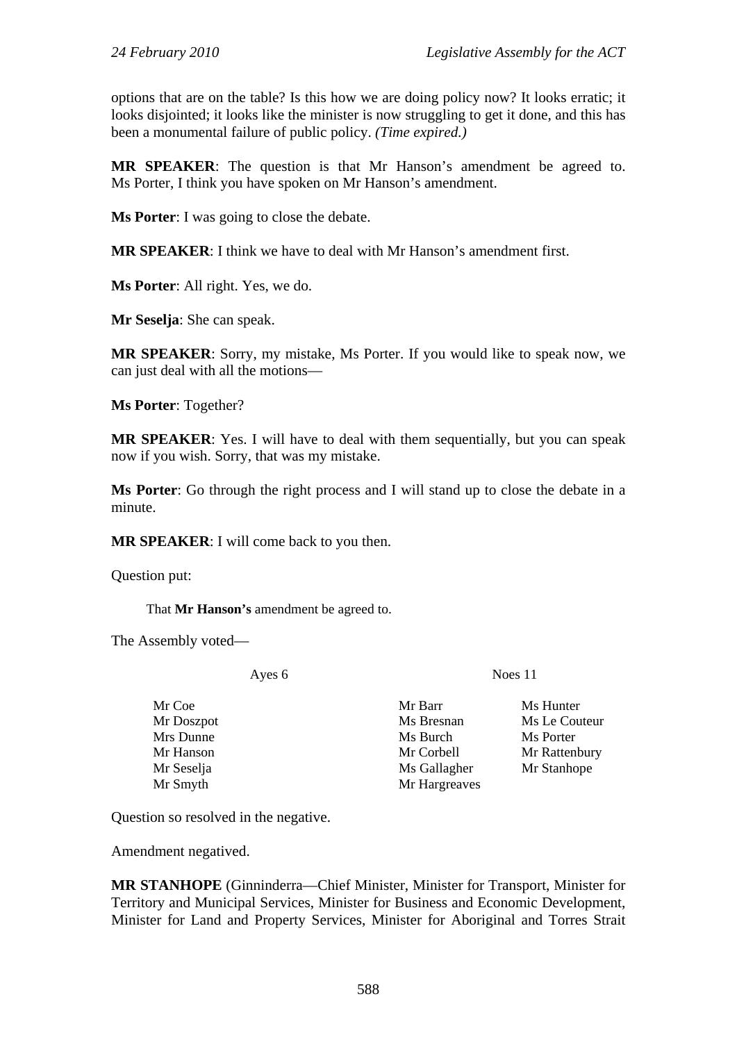options that are on the table? Is this how we are doing policy now? It looks erratic; it looks disjointed; it looks like the minister is now struggling to get it done, and this has been a monumental failure of public policy. *(Time expired.)*

**MR SPEAKER**: The question is that Mr Hanson's amendment be agreed to. Ms Porter, I think you have spoken on Mr Hanson's amendment.

**Ms Porter**: I was going to close the debate.

**MR SPEAKER**: I think we have to deal with Mr Hanson's amendment first.

**Ms Porter**: All right. Yes, we do.

**Mr Seselja**: She can speak.

**MR SPEAKER**: Sorry, my mistake, Ms Porter. If you would like to speak now, we can just deal with all the motions—

**Ms Porter**: Together?

**MR SPEAKER**: Yes. I will have to deal with them sequentially, but you can speak now if you wish. Sorry, that was my mistake.

**Ms Porter**: Go through the right process and I will stand up to close the debate in a minute.

**MR SPEAKER**: I will come back to you then.

Question put:

> That **Mr Hanson's** amendment be agreed to.

The Assembly voted—

| Ayes 6 | Noes 11 | |
|---|---|---|
| Mr Coe | Mr Barr | Ms Hunter |
| Mr Doszpot | Ms Bresnan | Ms Le Couteur |
| Mrs Dunne | Ms Burch | Ms Porter |
| Mr Hanson | Mr Corbell | Mr Rattenbury |
| Mr Seselja | Ms Gallagher | Mr Stanhope |
| Mr Smyth | Mr Hargreaves | |

Question so resolved in the negative.

Amendment negatived.

**MR STANHOPE** (Ginninderra—Chief Minister, Minister for Transport, Minister for Territory and Municipal Services, Minister for Business and Economic Development, Minister for Land and Property Services, Minister for Aboriginal and Torres Strait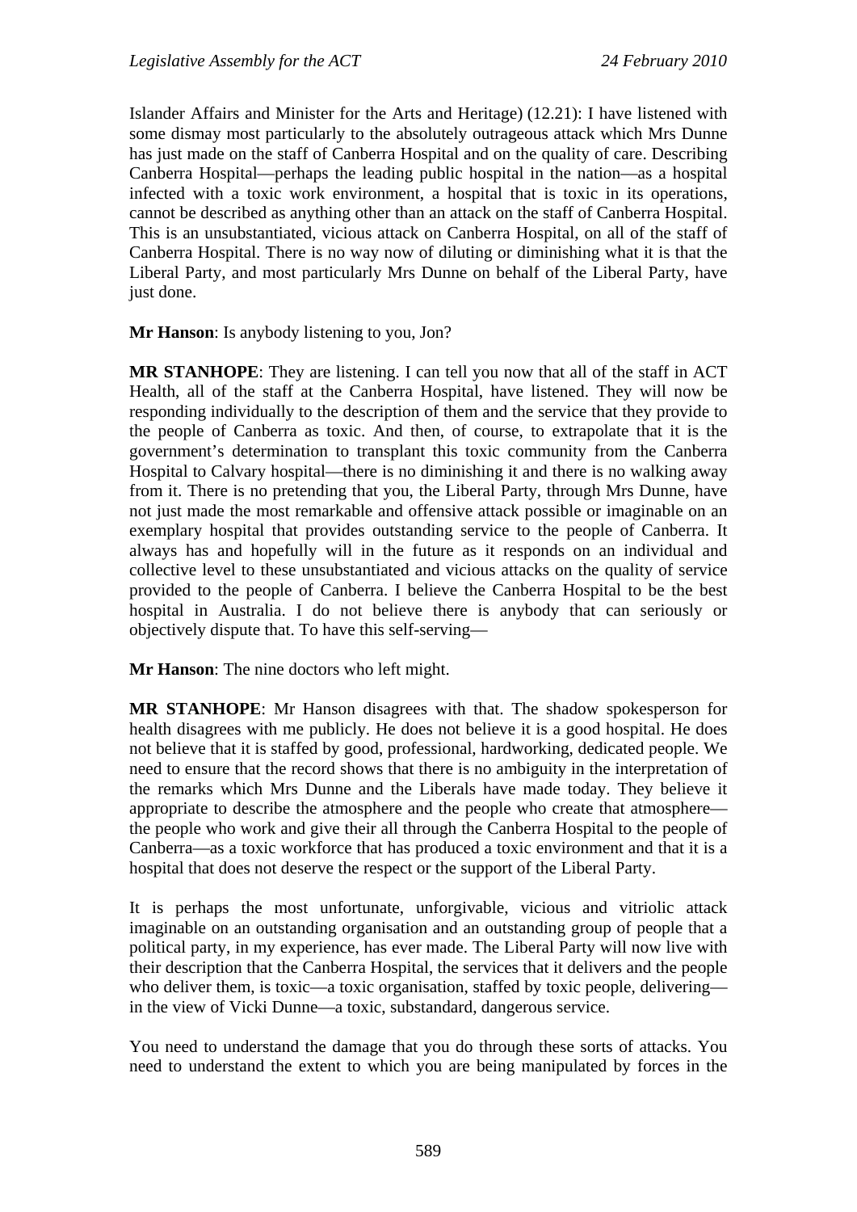Islander Affairs and Minister for the Arts and Heritage) (12.21): I have listened with some dismay most particularly to the absolutely outrageous attack which Mrs Dunne has just made on the staff of Canberra Hospital and on the quality of care. Describing Canberra Hospital—perhaps the leading public hospital in the nation—as a hospital infected with a toxic work environment, a hospital that is toxic in its operations, cannot be described as anything other than an attack on the staff of Canberra Hospital. This is an unsubstantiated, vicious attack on Canberra Hospital, on all of the staff of Canberra Hospital. There is no way now of diluting or diminishing what it is that the Liberal Party, and most particularly Mrs Dunne on behalf of the Liberal Party, have just done.

**Mr Hanson**: Is anybody listening to you, Jon?

**MR STANHOPE**: They are listening. I can tell you now that all of the staff in ACT Health, all of the staff at the Canberra Hospital, have listened. They will now be responding individually to the description of them and the service that they provide to the people of Canberra as toxic. And then, of course, to extrapolate that it is the government's determination to transplant this toxic community from the Canberra Hospital to Calvary hospital—there is no diminishing it and there is no walking away from it. There is no pretending that you, the Liberal Party, through Mrs Dunne, have not just made the most remarkable and offensive attack possible or imaginable on an exemplary hospital that provides outstanding service to the people of Canberra. It always has and hopefully will in the future as it responds on an individual and collective level to these unsubstantiated and vicious attacks on the quality of service provided to the people of Canberra. I believe the Canberra Hospital to be the best hospital in Australia. I do not believe there is anybody that can seriously or objectively dispute that. To have this self-serving—

**Mr Hanson**: The nine doctors who left might.

**MR STANHOPE**: Mr Hanson disagrees with that. The shadow spokesperson for health disagrees with me publicly. He does not believe it is a good hospital. He does not believe that it is staffed by good, professional, hardworking, dedicated people. We need to ensure that the record shows that there is no ambiguity in the interpretation of the remarks which Mrs Dunne and the Liberals have made today. They believe it appropriate to describe the atmosphere and the people who create that atmosphere—the people who work and give their all through the Canberra Hospital to the people of Canberra—as a toxic workforce that has produced a toxic environment and that it is a hospital that does not deserve the respect or the support of the Liberal Party.

It is perhaps the most unfortunate, unforgivable, vicious and vitriolic attack imaginable on an outstanding organisation and an outstanding group of people that a political party, in my experience, has ever made. The Liberal Party will now live with their description that the Canberra Hospital, the services that it delivers and the people who deliver them, is toxic—a toxic organisation, staffed by toxic people, delivering—in the view of Vicki Dunne—a toxic, substandard, dangerous service.

You need to understand the damage that you do through these sorts of attacks. You need to understand the extent to which you are being manipulated by forces in the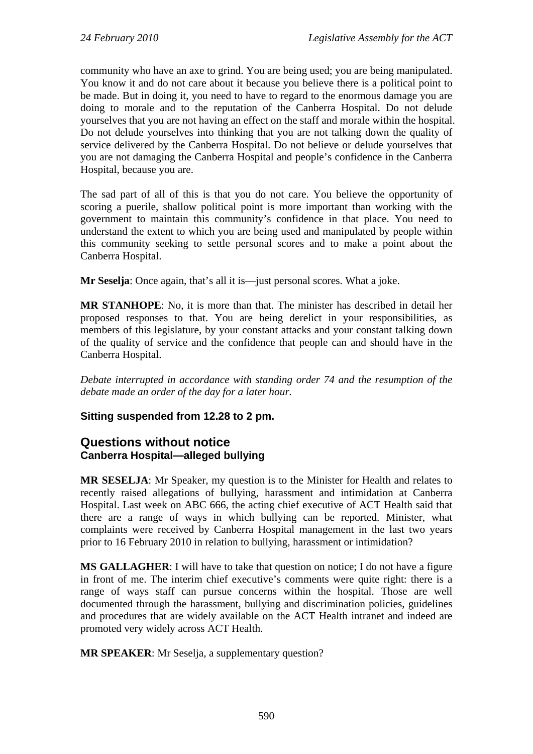community who have an axe to grind. You are being used; you are being manipulated. You know it and do not care about it because you believe there is a political point to be made. But in doing it, you need to have to regard to the enormous damage you are doing to morale and to the reputation of the Canberra Hospital. Do not delude yourselves that you are not having an effect on the staff and morale within the hospital. Do not delude yourselves into thinking that you are not talking down the quality of service delivered by the Canberra Hospital. Do not believe or delude yourselves that you are not damaging the Canberra Hospital and people's confidence in the Canberra Hospital, because you are.

The sad part of all of this is that you do not care. You believe the opportunity of scoring a puerile, shallow political point is more important than working with the government to maintain this community's confidence in that place. You need to understand the extent to which you are being used and manipulated by people within this community seeking to settle personal scores and to make a point about the Canberra Hospital.

**Mr Seselja**: Once again, that's all it is—just personal scores. What a joke.

**MR STANHOPE**: No, it is more than that. The minister has described in detail her proposed responses to that. You are being derelict in your responsibilities, as members of this legislature, by your constant attacks and your constant talking down of the quality of service and the confidence that people can and should have in the Canberra Hospital.

*Debate interrupted in accordance with standing order 74 and the resumption of the debate made an order of the day for a later hour.*

**Sitting suspended from 12.28 to 2 pm.**

## Questions without notice

### Canberra Hospital—alleged bullying

**MR SESELJA**: Mr Speaker, my question is to the Minister for Health and relates to recently raised allegations of bullying, harassment and intimidation at Canberra Hospital. Last week on ABC 666, the acting chief executive of ACT Health said that there are a range of ways in which bullying can be reported. Minister, what complaints were received by Canberra Hospital management in the last two years prior to 16 February 2010 in relation to bullying, harassment or intimidation?

**MS GALLAGHER**: I will have to take that question on notice; I do not have a figure in front of me. The interim chief executive's comments were quite right: there is a range of ways staff can pursue concerns within the hospital. Those are well documented through the harassment, bullying and discrimination policies, guidelines and procedures that are widely available on the ACT Health intranet and indeed are promoted very widely across ACT Health.

**MR SPEAKER**: Mr Seselja, a supplementary question?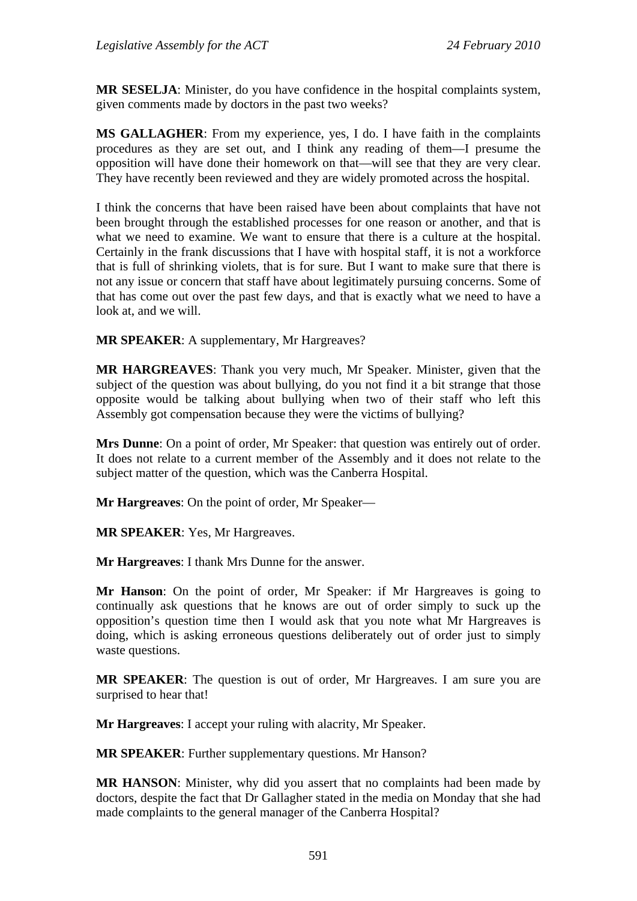**MR SESELJA**: Minister, do you have confidence in the hospital complaints system, given comments made by doctors in the past two weeks?

**MS GALLAGHER**: From my experience, yes, I do. I have faith in the complaints procedures as they are set out, and I think any reading of them—I presume the opposition will have done their homework on that—will see that they are very clear. They have recently been reviewed and they are widely promoted across the hospital.

I think the concerns that have been raised have been about complaints that have not been brought through the established processes for one reason or another, and that is what we need to examine. We want to ensure that there is a culture at the hospital. Certainly in the frank discussions that I have with hospital staff, it is not a workforce that is full of shrinking violets, that is for sure. But I want to make sure that there is not any issue or concern that staff have about legitimately pursuing concerns. Some of that has come out over the past few days, and that is exactly what we need to have a look at, and we will.

**MR SPEAKER**: A supplementary, Mr Hargreaves?

**MR HARGREAVES**: Thank you very much, Mr Speaker. Minister, given that the subject of the question was about bullying, do you not find it a bit strange that those opposite would be talking about bullying when two of their staff who left this Assembly got compensation because they were the victims of bullying?

**Mrs Dunne**: On a point of order, Mr Speaker: that question was entirely out of order. It does not relate to a current member of the Assembly and it does not relate to the subject matter of the question, which was the Canberra Hospital.

**Mr Hargreaves**: On the point of order, Mr Speaker—

**MR SPEAKER**: Yes, Mr Hargreaves.

**Mr Hargreaves**: I thank Mrs Dunne for the answer.

**Mr Hanson**: On the point of order, Mr Speaker: if Mr Hargreaves is going to continually ask questions that he knows are out of order simply to suck up the opposition's question time then I would ask that you note what Mr Hargreaves is doing, which is asking erroneous questions deliberately out of order just to simply waste questions.

**MR SPEAKER**: The question is out of order, Mr Hargreaves. I am sure you are surprised to hear that!

**Mr Hargreaves**: I accept your ruling with alacrity, Mr Speaker.

**MR SPEAKER**: Further supplementary questions. Mr Hanson?

**MR HANSON**: Minister, why did you assert that no complaints had been made by doctors, despite the fact that Dr Gallagher stated in the media on Monday that she had made complaints to the general manager of the Canberra Hospital?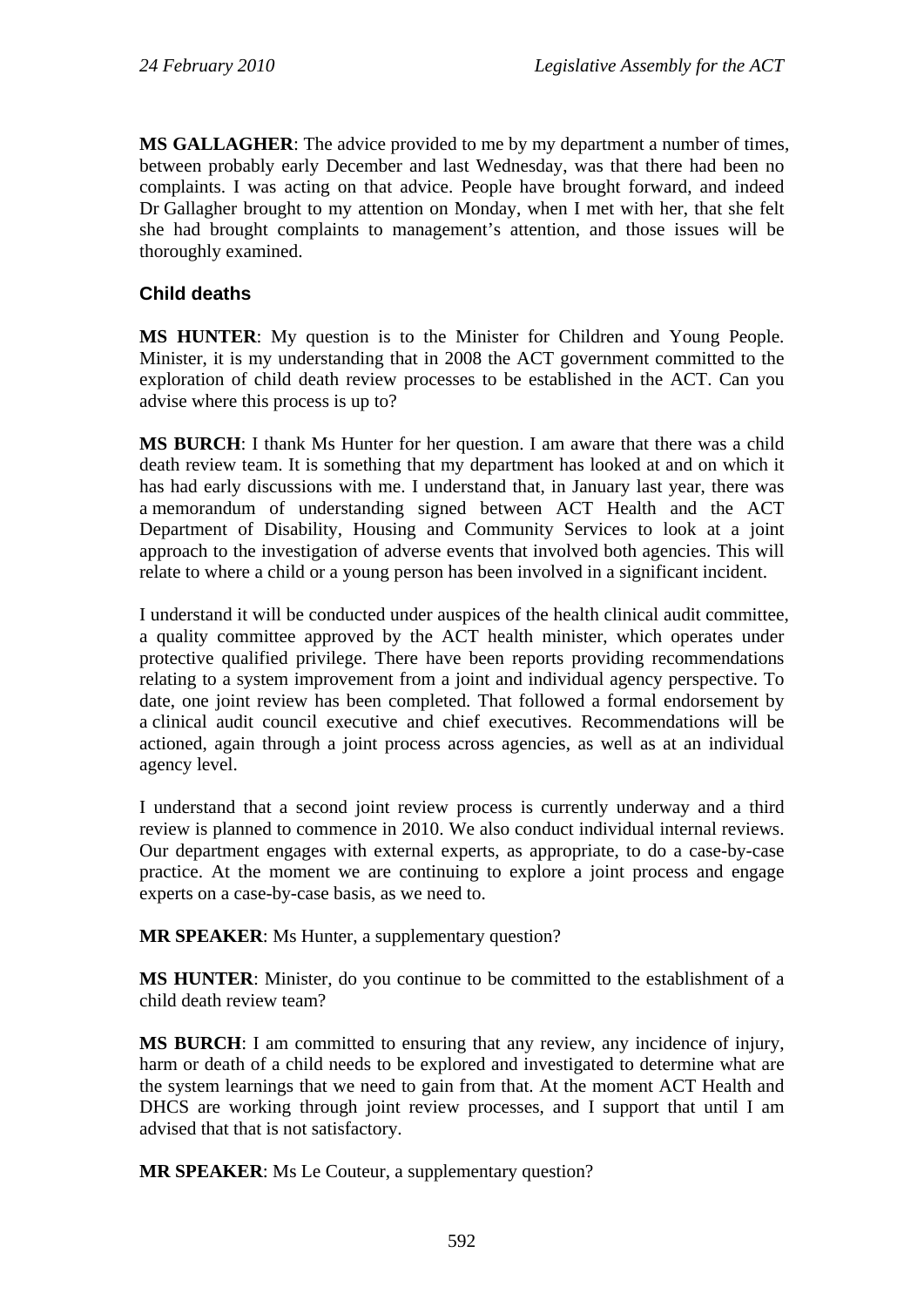**MS GALLAGHER**: The advice provided to me by my department a number of times, between probably early December and last Wednesday, was that there had been no complaints. I was acting on that advice. People have brought forward, and indeed Dr Gallagher brought to my attention on Monday, when I met with her, that she felt she had brought complaints to management's attention, and those issues will be thoroughly examined.

### Child deaths

**MS HUNTER**: My question is to the Minister for Children and Young People. Minister, it is my understanding that in 2008 the ACT government committed to the exploration of child death review processes to be established in the ACT. Can you advise where this process is up to?

**MS BURCH**: I thank Ms Hunter for her question. I am aware that there was a child death review team. It is something that my department has looked at and on which it has had early discussions with me. I understand that, in January last year, there was a memorandum of understanding signed between ACT Health and the ACT Department of Disability, Housing and Community Services to look at a joint approach to the investigation of adverse events that involved both agencies. This will relate to where a child or a young person has been involved in a significant incident.

I understand it will be conducted under auspices of the health clinical audit committee, a quality committee approved by the ACT health minister, which operates under protective qualified privilege. There have been reports providing recommendations relating to a system improvement from a joint and individual agency perspective. To date, one joint review has been completed. That followed a formal endorsement by a clinical audit council executive and chief executives. Recommendations will be actioned, again through a joint process across agencies, as well as at an individual agency level.

I understand that a second joint review process is currently underway and a third review is planned to commence in 2010. We also conduct individual internal reviews. Our department engages with external experts, as appropriate, to do a case-by-case practice. At the moment we are continuing to explore a joint process and engage experts on a case-by-case basis, as we need to.

**MR SPEAKER**: Ms Hunter, a supplementary question?

**MS HUNTER**: Minister, do you continue to be committed to the establishment of a child death review team?

**MS BURCH**: I am committed to ensuring that any review, any incidence of injury, harm or death of a child needs to be explored and investigated to determine what are the system learnings that we need to gain from that. At the moment ACT Health and DHCS are working through joint review processes, and I support that until I am advised that that is not satisfactory.

**MR SPEAKER**: Ms Le Couteur, a supplementary question?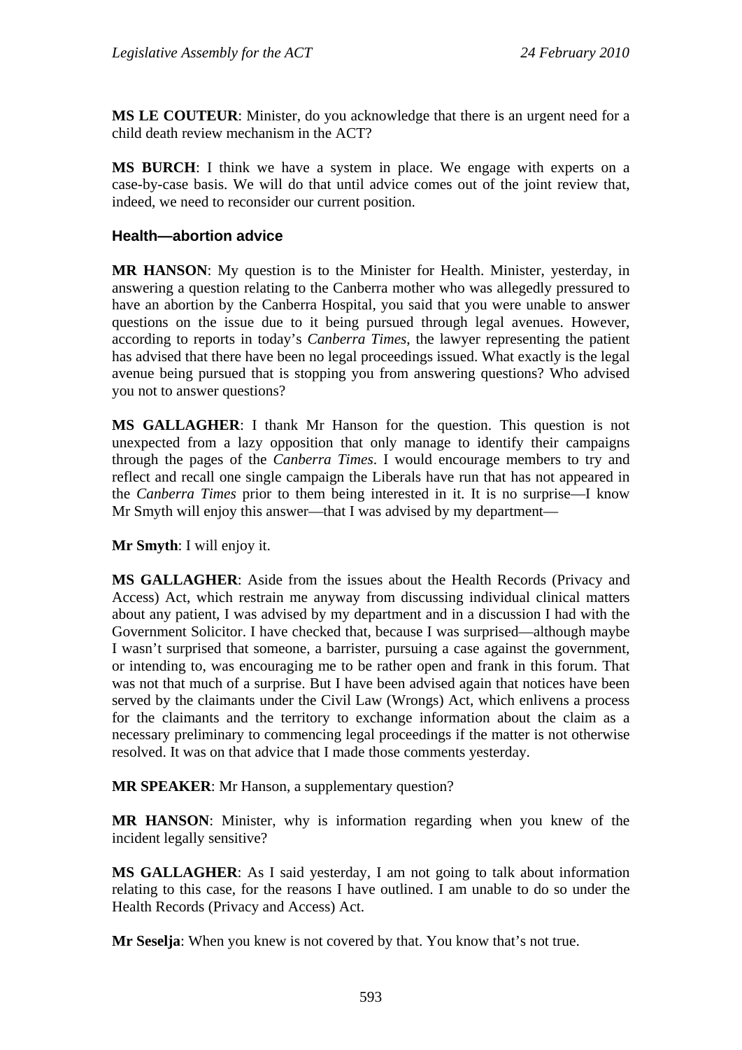**MS LE COUTEUR**: Minister, do you acknowledge that there is an urgent need for a child death review mechanism in the ACT?

**MS BURCH**: I think we have a system in place. We engage with experts on a case-by-case basis. We will do that until advice comes out of the joint review that, indeed, we need to reconsider our current position.

### Health—abortion advice

**MR HANSON**: My question is to the Minister for Health. Minister, yesterday, in answering a question relating to the Canberra mother who was allegedly pressured to have an abortion by the Canberra Hospital, you said that you were unable to answer questions on the issue due to it being pursued through legal avenues. However, according to reports in today's *Canberra Times*, the lawyer representing the patient has advised that there have been no legal proceedings issued. What exactly is the legal avenue being pursued that is stopping you from answering questions? Who advised you not to answer questions?

**MS GALLAGHER**: I thank Mr Hanson for the question. This question is not unexpected from a lazy opposition that only manage to identify their campaigns through the pages of the *Canberra Times*. I would encourage members to try and reflect and recall one single campaign the Liberals have run that has not appeared in the *Canberra Times* prior to them being interested in it. It is no surprise—I know Mr Smyth will enjoy this answer—that I was advised by my department—

**Mr Smyth**: I will enjoy it.

**MS GALLAGHER**: Aside from the issues about the Health Records (Privacy and Access) Act, which restrain me anyway from discussing individual clinical matters about any patient, I was advised by my department and in a discussion I had with the Government Solicitor. I have checked that, because I was surprised—although maybe I wasn't surprised that someone, a barrister, pursuing a case against the government, or intending to, was encouraging me to be rather open and frank in this forum. That was not that much of a surprise. But I have been advised again that notices have been served by the claimants under the Civil Law (Wrongs) Act, which enlivens a process for the claimants and the territory to exchange information about the claim as a necessary preliminary to commencing legal proceedings if the matter is not otherwise resolved. It was on that advice that I made those comments yesterday.

**MR SPEAKER**: Mr Hanson, a supplementary question?

**MR HANSON**: Minister, why is information regarding when you knew of the incident legally sensitive?

**MS GALLAGHER**: As I said yesterday, I am not going to talk about information relating to this case, for the reasons I have outlined. I am unable to do so under the Health Records (Privacy and Access) Act.

**Mr Seselja**: When you knew is not covered by that. You know that's not true.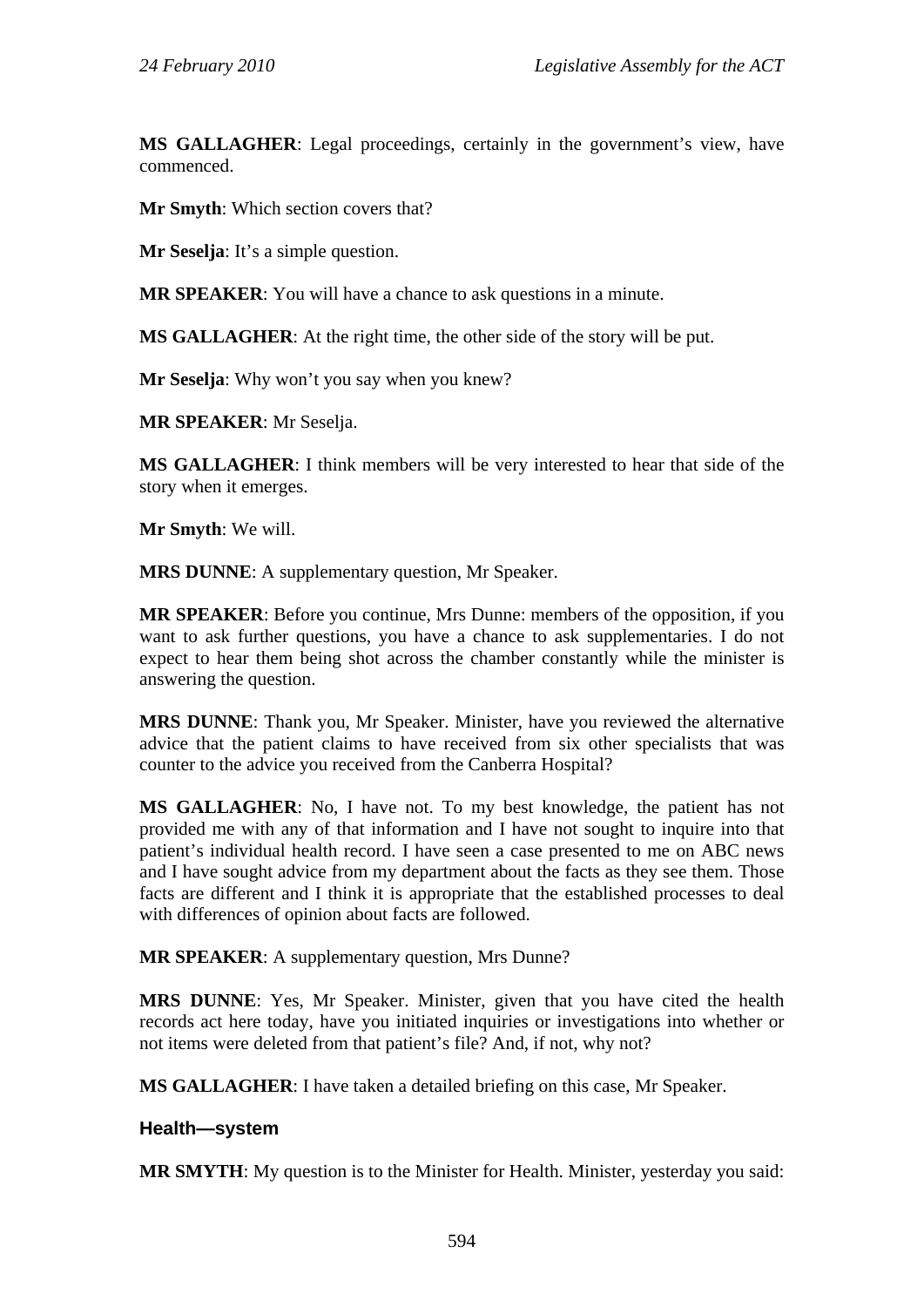**MS GALLAGHER**: Legal proceedings, certainly in the government's view, have commenced.

**Mr Smyth**: Which section covers that?

**Mr Seselja**: It's a simple question.

**MR SPEAKER**: You will have a chance to ask questions in a minute.

**MS GALLAGHER**: At the right time, the other side of the story will be put.

**Mr Seselja**: Why won't you say when you knew?

**MR SPEAKER**: Mr Seselja.

**MS GALLAGHER**: I think members will be very interested to hear that side of the story when it emerges.

**Mr Smyth**: We will.

**MRS DUNNE**: A supplementary question, Mr Speaker.

**MR SPEAKER**: Before you continue, Mrs Dunne: members of the opposition, if you want to ask further questions, you have a chance to ask supplementaries. I do not expect to hear them being shot across the chamber constantly while the minister is answering the question.

**MRS DUNNE**: Thank you, Mr Speaker. Minister, have you reviewed the alternative advice that the patient claims to have received from six other specialists that was counter to the advice you received from the Canberra Hospital?

**MS GALLAGHER**: No, I have not. To my best knowledge, the patient has not provided me with any of that information and I have not sought to inquire into that patient's individual health record. I have seen a case presented to me on ABC news and I have sought advice from my department about the facts as they see them. Those facts are different and I think it is appropriate that the established processes to deal with differences of opinion about facts are followed.

**MR SPEAKER**: A supplementary question, Mrs Dunne?

**MRS DUNNE**: Yes, Mr Speaker. Minister, given that you have cited the health records act here today, have you initiated inquiries or investigations into whether or not items were deleted from that patient's file? And, if not, why not?

**MS GALLAGHER**: I have taken a detailed briefing on this case, Mr Speaker.

### Health—system

**MR SMYTH**: My question is to the Minister for Health. Minister, yesterday you said: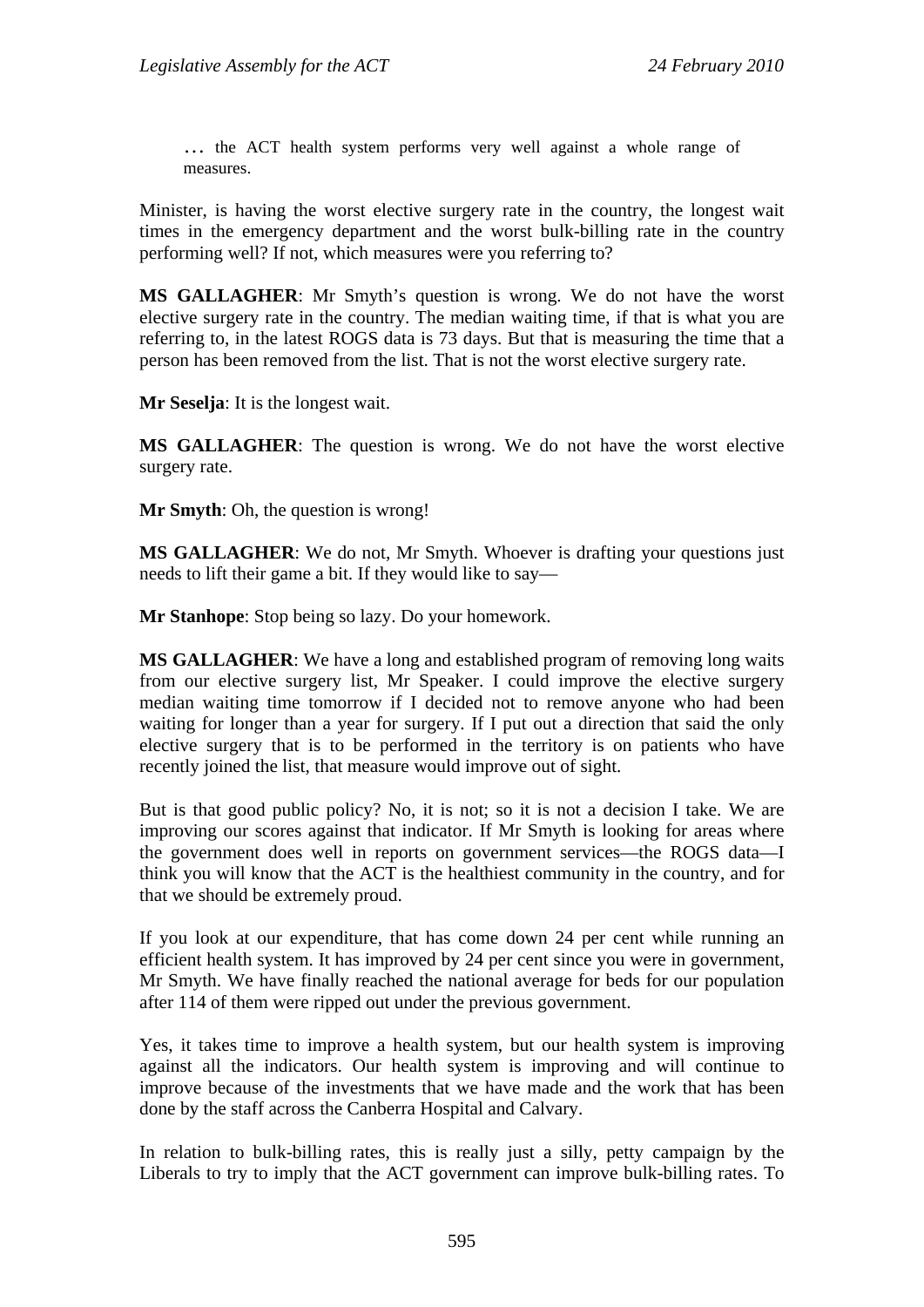> … the ACT health system performs very well against a whole range of measures.

Minister, is having the worst elective surgery rate in the country, the longest wait times in the emergency department and the worst bulk-billing rate in the country performing well? If not, which measures were you referring to?

**MS GALLAGHER**: Mr Smyth's question is wrong. We do not have the worst elective surgery rate in the country. The median waiting time, if that is what you are referring to, in the latest ROGS data is 73 days. But that is measuring the time that a person has been removed from the list. That is not the worst elective surgery rate.

**Mr Seselja**: It is the longest wait.

**MS GALLAGHER**: The question is wrong. We do not have the worst elective surgery rate.

**Mr Smyth**: Oh, the question is wrong!

**MS GALLAGHER**: We do not, Mr Smyth. Whoever is drafting your questions just needs to lift their game a bit. If they would like to say—

**Mr Stanhope**: Stop being so lazy. Do your homework.

**MS GALLAGHER**: We have a long and established program of removing long waits from our elective surgery list, Mr Speaker. I could improve the elective surgery median waiting time tomorrow if I decided not to remove anyone who had been waiting for longer than a year for surgery. If I put out a direction that said the only elective surgery that is to be performed in the territory is on patients who have recently joined the list, that measure would improve out of sight.

But is that good public policy? No, it is not; so it is not a decision I take. We are improving our scores against that indicator. If Mr Smyth is looking for areas where the government does well in reports on government services—the ROGS data—I think you will know that the ACT is the healthiest community in the country, and for that we should be extremely proud.

If you look at our expenditure, that has come down 24 per cent while running an efficient health system. It has improved by 24 per cent since you were in government, Mr Smyth. We have finally reached the national average for beds for our population after 114 of them were ripped out under the previous government.

Yes, it takes time to improve a health system, but our health system is improving against all the indicators. Our health system is improving and will continue to improve because of the investments that we have made and the work that has been done by the staff across the Canberra Hospital and Calvary.

In relation to bulk-billing rates, this is really just a silly, petty campaign by the Liberals to try to imply that the ACT government can improve bulk-billing rates. To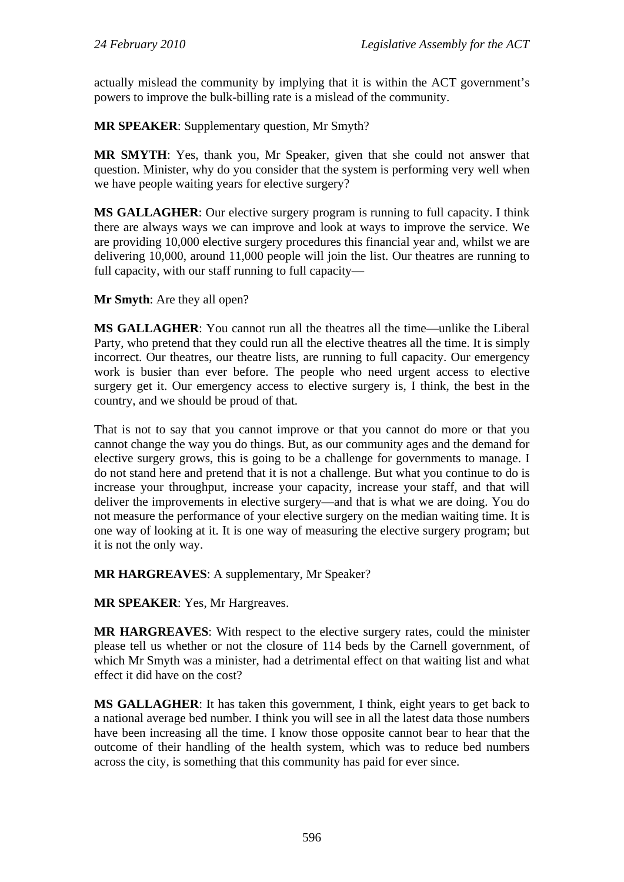actually mislead the community by implying that it is within the ACT government's powers to improve the bulk-billing rate is a mislead of the community.

**MR SPEAKER**: Supplementary question, Mr Smyth?

**MR SMYTH**: Yes, thank you, Mr Speaker, given that she could not answer that question. Minister, why do you consider that the system is performing very well when we have people waiting years for elective surgery?

**MS GALLAGHER**: Our elective surgery program is running to full capacity. I think there are always ways we can improve and look at ways to improve the service. We are providing 10,000 elective surgery procedures this financial year and, whilst we are delivering 10,000, around 11,000 people will join the list. Our theatres are running to full capacity, with our staff running to full capacity—

**Mr Smyth**: Are they all open?

**MS GALLAGHER**: You cannot run all the theatres all the time—unlike the Liberal Party, who pretend that they could run all the elective theatres all the time. It is simply incorrect. Our theatres, our theatre lists, are running to full capacity. Our emergency work is busier than ever before. The people who need urgent access to elective surgery get it. Our emergency access to elective surgery is, I think, the best in the country, and we should be proud of that.

That is not to say that you cannot improve or that you cannot do more or that you cannot change the way you do things. But, as our community ages and the demand for elective surgery grows, this is going to be a challenge for governments to manage. I do not stand here and pretend that it is not a challenge. But what you continue to do is increase your throughput, increase your capacity, increase your staff, and that will deliver the improvements in elective surgery—and that is what we are doing. You do not measure the performance of your elective surgery on the median waiting time. It is one way of looking at it. It is one way of measuring the elective surgery program; but it is not the only way.

**MR HARGREAVES**: A supplementary, Mr Speaker?

**MR SPEAKER**: Yes, Mr Hargreaves.

**MR HARGREAVES**: With respect to the elective surgery rates, could the minister please tell us whether or not the closure of 114 beds by the Carnell government, of which Mr Smyth was a minister, had a detrimental effect on that waiting list and what effect it did have on the cost?

**MS GALLAGHER**: It has taken this government, I think, eight years to get back to a national average bed number. I think you will see in all the latest data those numbers have been increasing all the time. I know those opposite cannot bear to hear that the outcome of their handling of the health system, which was to reduce bed numbers across the city, is something that this community has paid for ever since.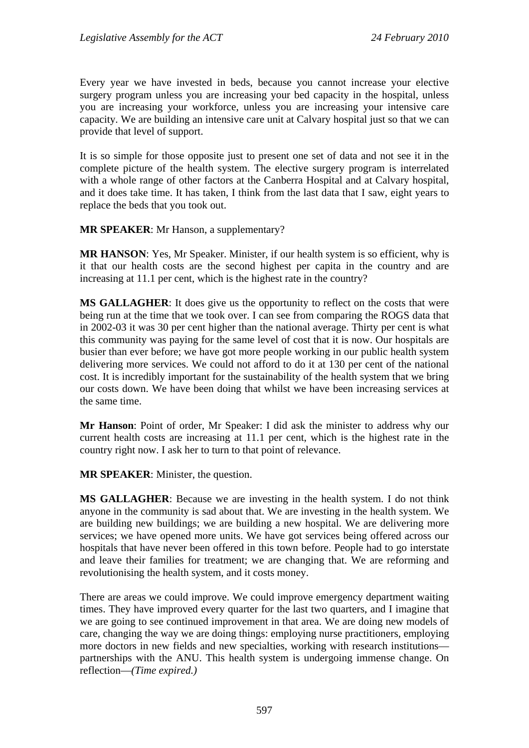Every year we have invested in beds, because you cannot increase your elective surgery program unless you are increasing your bed capacity in the hospital, unless you are increasing your workforce, unless you are increasing your intensive care capacity. We are building an intensive care unit at Calvary hospital just so that we can provide that level of support.

It is so simple for those opposite just to present one set of data and not see it in the complete picture of the health system. The elective surgery program is interrelated with a whole range of other factors at the Canberra Hospital and at Calvary hospital, and it does take time. It has taken, I think from the last data that I saw, eight years to replace the beds that you took out.

**MR SPEAKER**: Mr Hanson, a supplementary?

**MR HANSON**: Yes, Mr Speaker. Minister, if our health system is so efficient, why is it that our health costs are the second highest per capita in the country and are increasing at 11.1 per cent, which is the highest rate in the country?

**MS GALLAGHER**: It does give us the opportunity to reflect on the costs that were being run at the time that we took over. I can see from comparing the ROGS data that in 2002-03 it was 30 per cent higher than the national average. Thirty per cent is what this community was paying for the same level of cost that it is now. Our hospitals are busier than ever before; we have got more people working in our public health system delivering more services. We could not afford to do it at 130 per cent of the national cost. It is incredibly important for the sustainability of the health system that we bring our costs down. We have been doing that whilst we have been increasing services at the same time.

**Mr Hanson**: Point of order, Mr Speaker: I did ask the minister to address why our current health costs are increasing at 11.1 per cent, which is the highest rate in the country right now. I ask her to turn to that point of relevance.

**MR SPEAKER**: Minister, the question.

**MS GALLAGHER**: Because we are investing in the health system. I do not think anyone in the community is sad about that. We are investing in the health system. We are building new buildings; we are building a new hospital. We are delivering more services; we have opened more units. We have got services being offered across our hospitals that have never been offered in this town before. People had to go interstate and leave their families for treatment; we are changing that. We are reforming and revolutionising the health system, and it costs money.

There are areas we could improve. We could improve emergency department waiting times. They have improved every quarter for the last two quarters, and I imagine that we are going to see continued improvement in that area. We are doing new models of care, changing the way we are doing things: employing nurse practitioners, employing more doctors in new fields and new specialties, working with research institutions—partnerships with the ANU. This health system is undergoing immense change. On reflection—*(Time expired.)*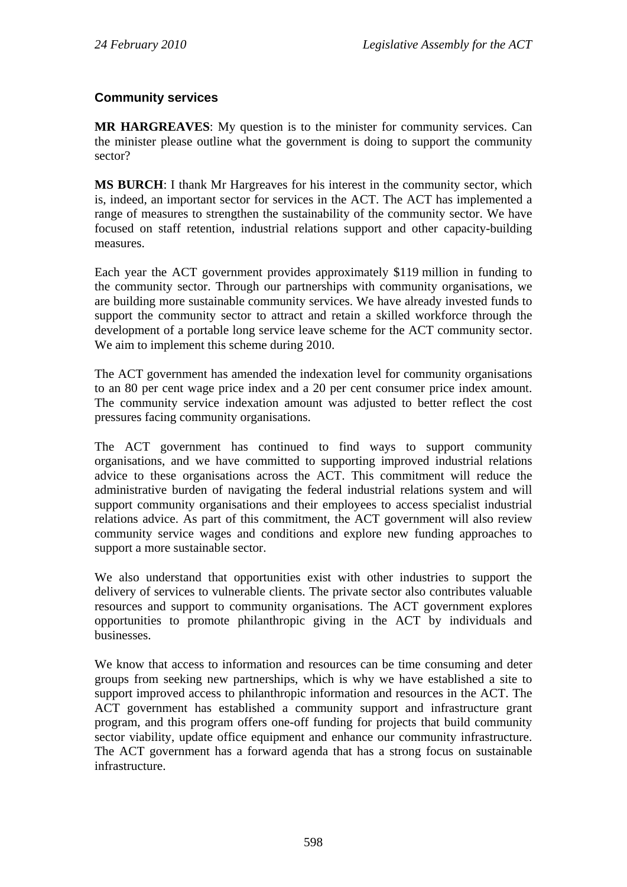### Community services

**MR HARGREAVES**: My question is to the minister for community services. Can the minister please outline what the government is doing to support the community sector?

**MS BURCH**: I thank Mr Hargreaves for his interest in the community sector, which is, indeed, an important sector for services in the ACT. The ACT has implemented a range of measures to strengthen the sustainability of the community sector. We have focused on staff retention, industrial relations support and other capacity-building measures.

Each year the ACT government provides approximately $119 million in funding to the community sector. Through our partnerships with community organisations, we are building more sustainable community services. We have already invested funds to support the community sector to attract and retain a skilled workforce through the development of a portable long service leave scheme for the ACT community sector. We aim to implement this scheme during 2010.

The ACT government has amended the indexation level for community organisations to an 80 per cent wage price index and a 20 per cent consumer price index amount. The community service indexation amount was adjusted to better reflect the cost pressures facing community organisations.

The ACT government has continued to find ways to support community organisations, and we have committed to supporting improved industrial relations advice to these organisations across the ACT. This commitment will reduce the administrative burden of navigating the federal industrial relations system and will support community organisations and their employees to access specialist industrial relations advice. As part of this commitment, the ACT government will also review community service wages and conditions and explore new funding approaches to support a more sustainable sector.

We also understand that opportunities exist with other industries to support the delivery of services to vulnerable clients. The private sector also contributes valuable resources and support to community organisations. The ACT government explores opportunities to promote philanthropic giving in the ACT by individuals and businesses.

We know that access to information and resources can be time consuming and deter groups from seeking new partnerships, which is why we have established a site to support improved access to philanthropic information and resources in the ACT. The ACT government has established a community support and infrastructure grant program, and this program offers one-off funding for projects that build community sector viability, update office equipment and enhance our community infrastructure. The ACT government has a forward agenda that has a strong focus on sustainable infrastructure.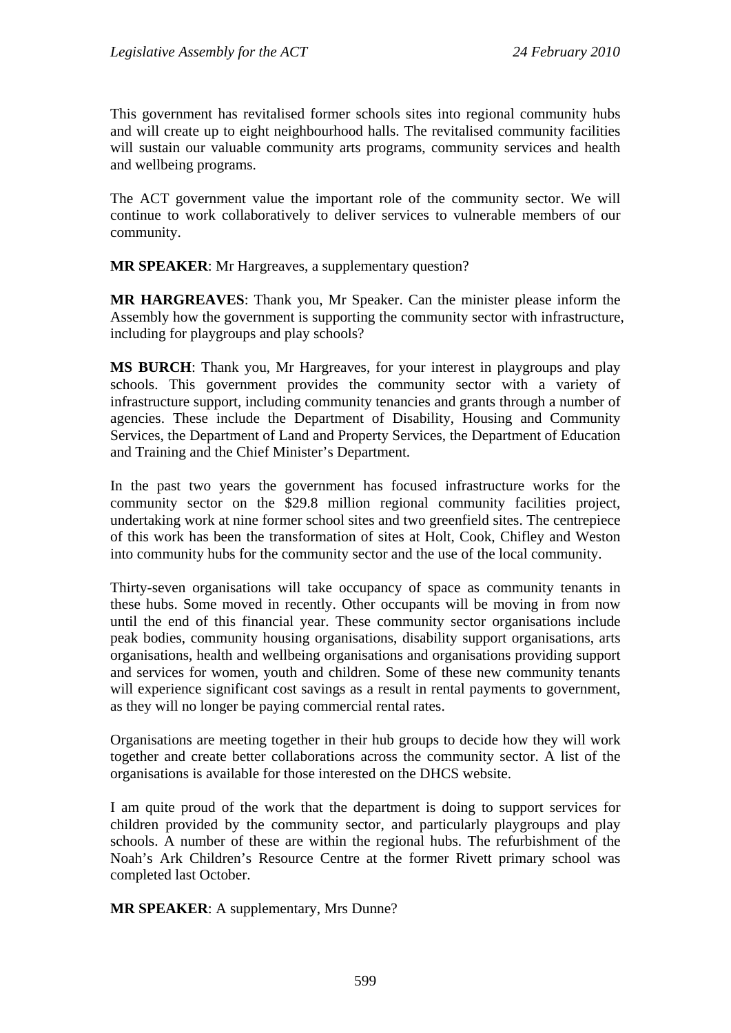This government has revitalised former schools sites into regional community hubs and will create up to eight neighbourhood halls. The revitalised community facilities will sustain our valuable community arts programs, community services and health and wellbeing programs.

The ACT government value the important role of the community sector. We will continue to work collaboratively to deliver services to vulnerable members of our community.

**MR SPEAKER**: Mr Hargreaves, a supplementary question?

**MR HARGREAVES**: Thank you, Mr Speaker. Can the minister please inform the Assembly how the government is supporting the community sector with infrastructure, including for playgroups and play schools?

**MS BURCH**: Thank you, Mr Hargreaves, for your interest in playgroups and play schools. This government provides the community sector with a variety of infrastructure support, including community tenancies and grants through a number of agencies. These include the Department of Disability, Housing and Community Services, the Department of Land and Property Services, the Department of Education and Training and the Chief Minister's Department.

In the past two years the government has focused infrastructure works for the community sector on the $29.8 million regional community facilities project, undertaking work at nine former school sites and two greenfield sites. The centrepiece of this work has been the transformation of sites at Holt, Cook, Chifley and Weston into community hubs for the community sector and the use of the local community.

Thirty-seven organisations will take occupancy of space as community tenants in these hubs. Some moved in recently. Other occupants will be moving in from now until the end of this financial year. These community sector organisations include peak bodies, community housing organisations, disability support organisations, arts organisations, health and wellbeing organisations and organisations providing support and services for women, youth and children. Some of these new community tenants will experience significant cost savings as a result in rental payments to government, as they will no longer be paying commercial rental rates.

Organisations are meeting together in their hub groups to decide how they will work together and create better collaborations across the community sector. A list of the organisations is available for those interested on the DHCS website.

I am quite proud of the work that the department is doing to support services for children provided by the community sector, and particularly playgroups and play schools. A number of these are within the regional hubs. The refurbishment of the Noah's Ark Children's Resource Centre at the former Rivett primary school was completed last October.

**MR SPEAKER**: A supplementary, Mrs Dunne?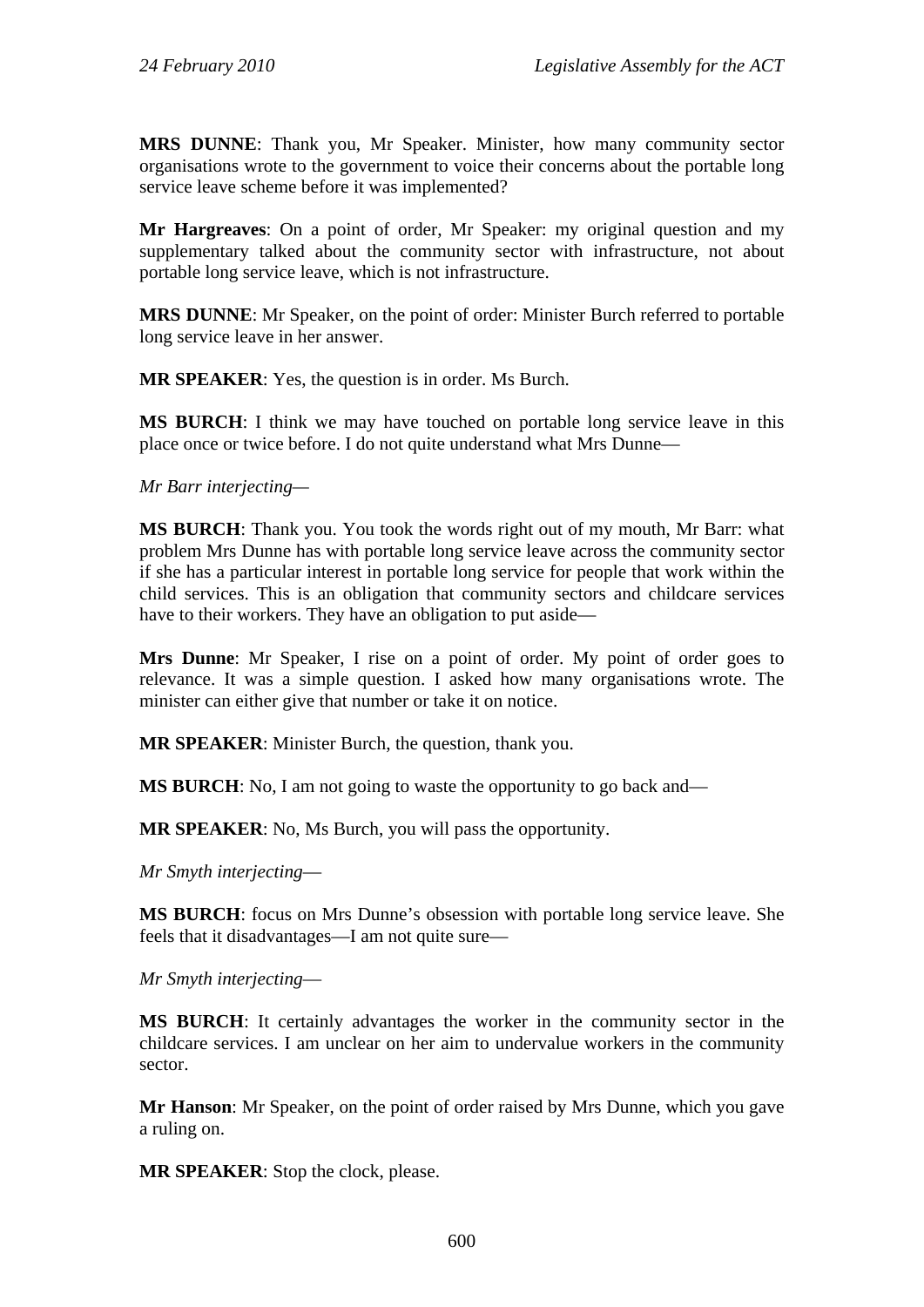**MRS DUNNE**: Thank you, Mr Speaker. Minister, how many community sector organisations wrote to the government to voice their concerns about the portable long service leave scheme before it was implemented?

**Mr Hargreaves**: On a point of order, Mr Speaker: my original question and my supplementary talked about the community sector with infrastructure, not about portable long service leave, which is not infrastructure.

**MRS DUNNE**: Mr Speaker, on the point of order: Minister Burch referred to portable long service leave in her answer.

**MR SPEAKER**: Yes, the question is in order. Ms Burch.

**MS BURCH**: I think we may have touched on portable long service leave in this place once or twice before. I do not quite understand what Mrs Dunne—

*Mr Barr interjecting*—

**MS BURCH**: Thank you. You took the words right out of my mouth, Mr Barr: what problem Mrs Dunne has with portable long service leave across the community sector if she has a particular interest in portable long service for people that work within the child services. This is an obligation that community sectors and childcare services have to their workers. They have an obligation to put aside—

**Mrs Dunne**: Mr Speaker, I rise on a point of order. My point of order goes to relevance. It was a simple question. I asked how many organisations wrote. The minister can either give that number or take it on notice.

**MR SPEAKER**: Minister Burch, the question, thank you.

**MS BURCH**: No, I am not going to waste the opportunity to go back and—

**MR SPEAKER**: No, Ms Burch, you will pass the opportunity.

*Mr Smyth interjecting*—

**MS BURCH**: focus on Mrs Dunne's obsession with portable long service leave. She feels that it disadvantages—I am not quite sure—

*Mr Smyth interjecting*—

**MS BURCH**: It certainly advantages the worker in the community sector in the childcare services. I am unclear on her aim to undervalue workers in the community sector.

**Mr Hanson**: Mr Speaker, on the point of order raised by Mrs Dunne, which you gave a ruling on.

**MR SPEAKER**: Stop the clock, please.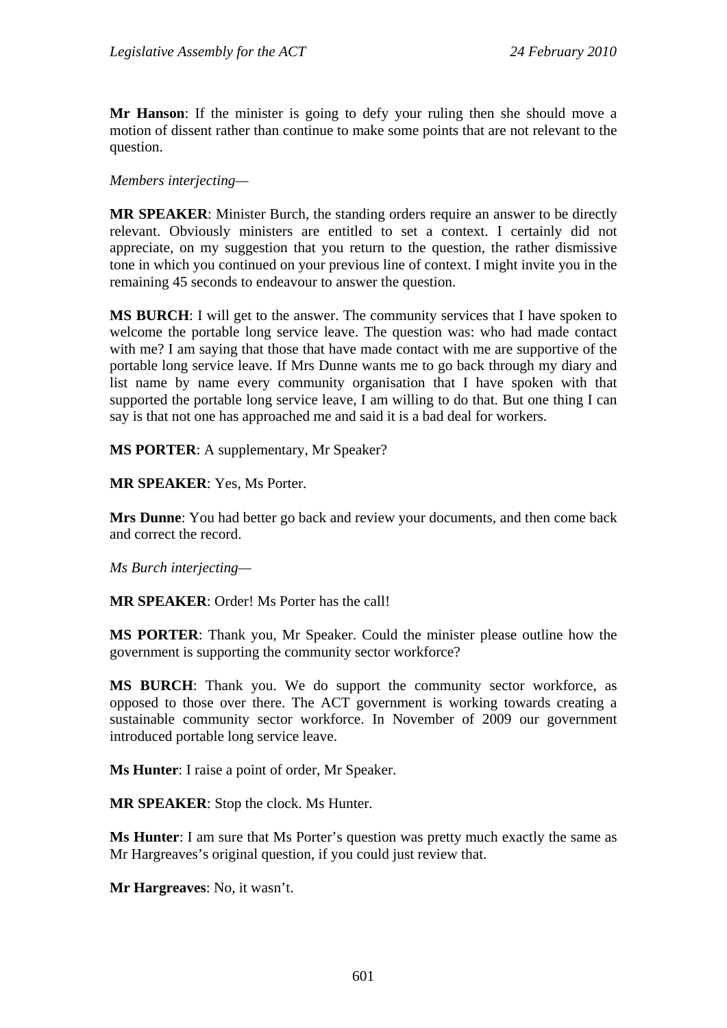**Mr Hanson**: If the minister is going to defy your ruling then she should move a motion of dissent rather than continue to make some points that are not relevant to the question.

*Members interjecting—*

**MR SPEAKER**: Minister Burch, the standing orders require an answer to be directly relevant. Obviously ministers are entitled to set a context. I certainly did not appreciate, on my suggestion that you return to the question, the rather dismissive tone in which you continued on your previous line of context. I might invite you in the remaining 45 seconds to endeavour to answer the question.

**MS BURCH**: I will get to the answer. The community services that I have spoken to welcome the portable long service leave. The question was: who had made contact with me? I am saying that those that have made contact with me are supportive of the portable long service leave. If Mrs Dunne wants me to go back through my diary and list name by name every community organisation that I have spoken with that supported the portable long service leave, I am willing to do that. But one thing I can say is that not one has approached me and said it is a bad deal for workers.

**MS PORTER**: A supplementary, Mr Speaker?

**MR SPEAKER**: Yes, Ms Porter.

**Mrs Dunne**: You had better go back and review your documents, and then come back and correct the record.

*Ms Burch interjecting—*

**MR SPEAKER**: Order! Ms Porter has the call!

**MS PORTER**: Thank you, Mr Speaker. Could the minister please outline how the government is supporting the community sector workforce?

**MS BURCH**: Thank you. We do support the community sector workforce, as opposed to those over there. The ACT government is working towards creating a sustainable community sector workforce. In November of 2009 our government introduced portable long service leave.

**Ms Hunter**: I raise a point of order, Mr Speaker.

**MR SPEAKER**: Stop the clock. Ms Hunter.

**Ms Hunter**: I am sure that Ms Porter's question was pretty much exactly the same as Mr Hargreaves's original question, if you could just review that.

**Mr Hargreaves**: No, it wasn't.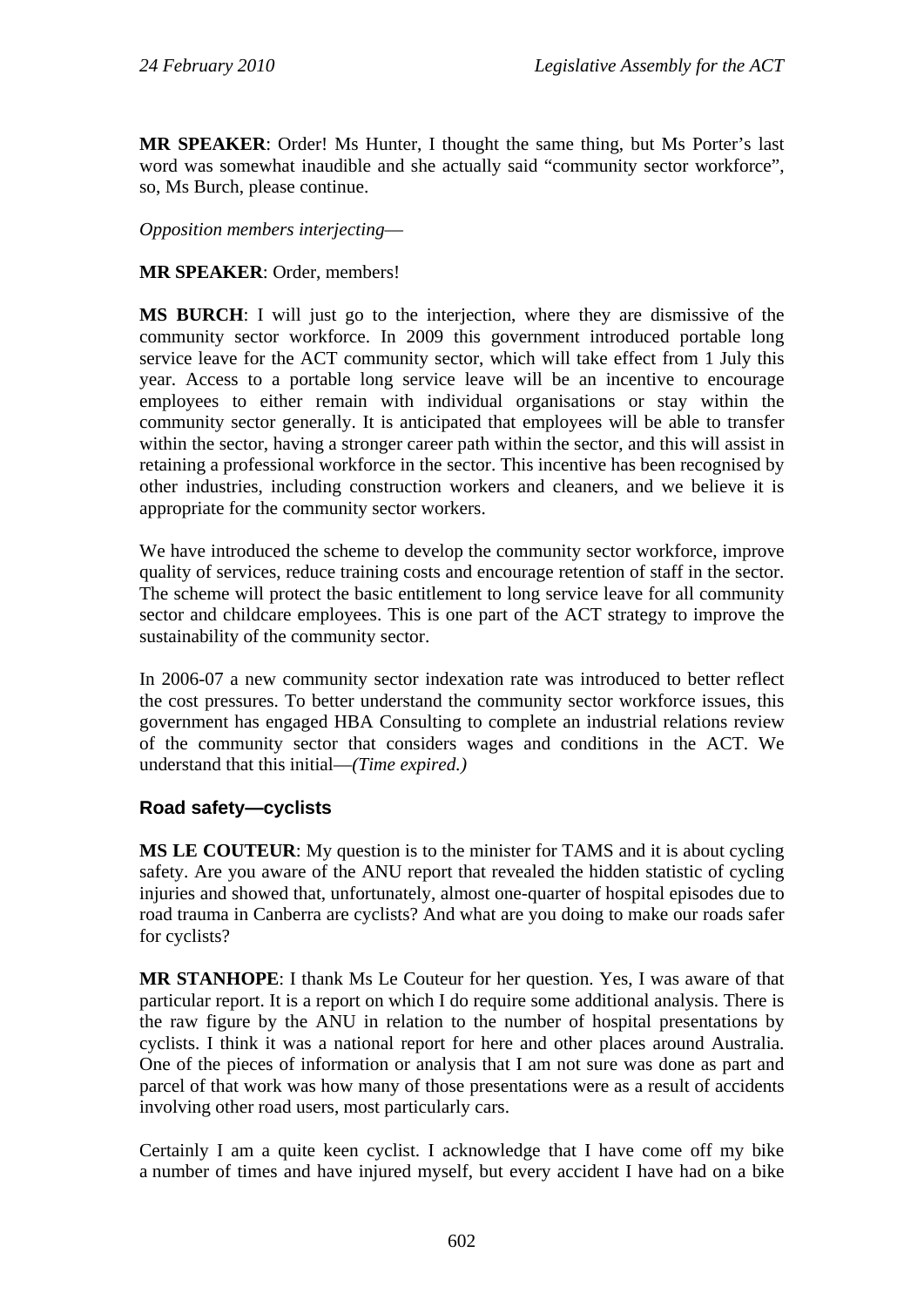**MR SPEAKER**: Order! Ms Hunter, I thought the same thing, but Ms Porter's last word was somewhat inaudible and she actually said "community sector workforce", so, Ms Burch, please continue.

*Opposition members interjecting*—

**MR SPEAKER**: Order, members!

**MS BURCH**: I will just go to the interjection, where they are dismissive of the community sector workforce. In 2009 this government introduced portable long service leave for the ACT community sector, which will take effect from 1 July this year. Access to a portable long service leave will be an incentive to encourage employees to either remain with individual organisations or stay within the community sector generally. It is anticipated that employees will be able to transfer within the sector, having a stronger career path within the sector, and this will assist in retaining a professional workforce in the sector. This incentive has been recognised by other industries, including construction workers and cleaners, and we believe it is appropriate for the community sector workers.

We have introduced the scheme to develop the community sector workforce, improve quality of services, reduce training costs and encourage retention of staff in the sector. The scheme will protect the basic entitlement to long service leave for all community sector and childcare employees. This is one part of the ACT strategy to improve the sustainability of the community sector.

In 2006-07 a new community sector indexation rate was introduced to better reflect the cost pressures. To better understand the community sector workforce issues, this government has engaged HBA Consulting to complete an industrial relations review of the community sector that considers wages and conditions in the ACT. We understand that this initial—*(Time expired.)*

### Road safety—cyclists

**MS LE COUTEUR**: My question is to the minister for TAMS and it is about cycling safety. Are you aware of the ANU report that revealed the hidden statistic of cycling injuries and showed that, unfortunately, almost one-quarter of hospital episodes due to road trauma in Canberra are cyclists? And what are you doing to make our roads safer for cyclists?

**MR STANHOPE**: I thank Ms Le Couteur for her question. Yes, I was aware of that particular report. It is a report on which I do require some additional analysis. There is the raw figure by the ANU in relation to the number of hospital presentations by cyclists. I think it was a national report for here and other places around Australia. One of the pieces of information or analysis that I am not sure was done as part and parcel of that work was how many of those presentations were as a result of accidents involving other road users, most particularly cars.

Certainly I am a quite keen cyclist. I acknowledge that I have come off my bike a number of times and have injured myself, but every accident I have had on a bike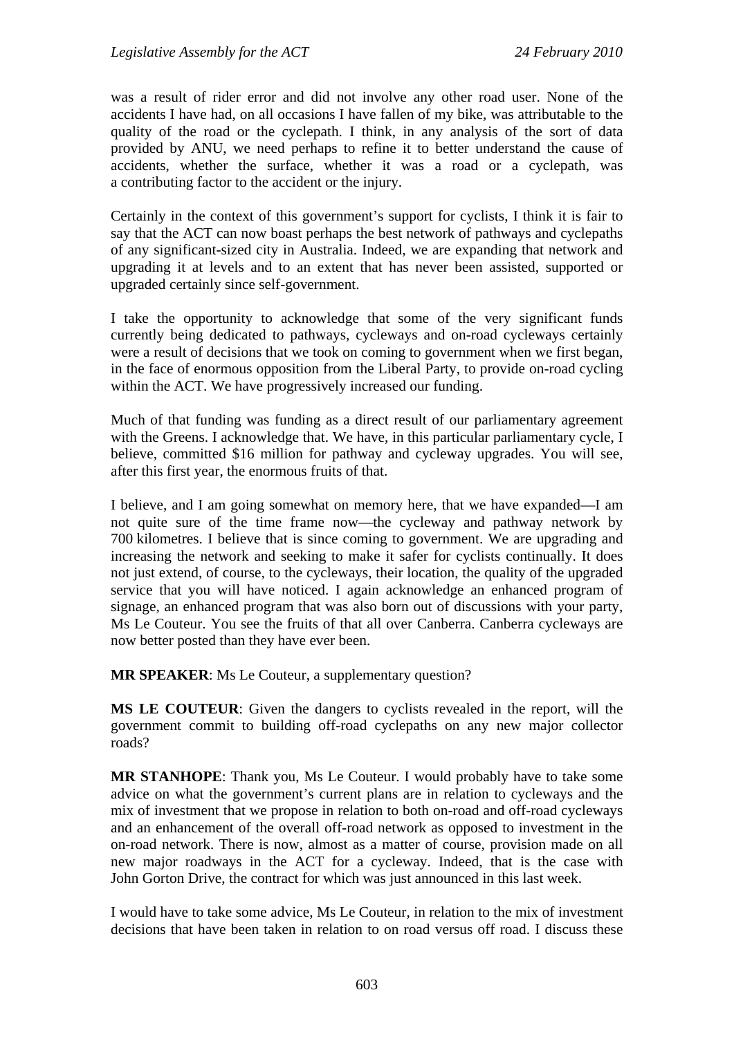was a result of rider error and did not involve any other road user. None of the accidents I have had, on all occasions I have fallen of my bike, was attributable to the quality of the road or the cyclepath. I think, in any analysis of the sort of data provided by ANU, we need perhaps to refine it to better understand the cause of accidents, whether the surface, whether it was a road or a cyclepath, was a contributing factor to the accident or the injury.

Certainly in the context of this government's support for cyclists, I think it is fair to say that the ACT can now boast perhaps the best network of pathways and cyclepaths of any significant-sized city in Australia. Indeed, we are expanding that network and upgrading it at levels and to an extent that has never been assisted, supported or upgraded certainly since self-government.

I take the opportunity to acknowledge that some of the very significant funds currently being dedicated to pathways, cycleways and on-road cycleways certainly were a result of decisions that we took on coming to government when we first began, in the face of enormous opposition from the Liberal Party, to provide on-road cycling within the ACT. We have progressively increased our funding.

Much of that funding was funding as a direct result of our parliamentary agreement with the Greens. I acknowledge that. We have, in this particular parliamentary cycle, I believe, committed $16 million for pathway and cycleway upgrades. You will see, after this first year, the enormous fruits of that.

I believe, and I am going somewhat on memory here, that we have expanded—I am not quite sure of the time frame now—the cycleway and pathway network by 700 kilometres. I believe that is since coming to government. We are upgrading and increasing the network and seeking to make it safer for cyclists continually. It does not just extend, of course, to the cycleways, their location, the quality of the upgraded service that you will have noticed. I again acknowledge an enhanced program of signage, an enhanced program that was also born out of discussions with your party, Ms Le Couteur. You see the fruits of that all over Canberra. Canberra cycleways are now better posted than they have ever been.

**MR SPEAKER**: Ms Le Couteur, a supplementary question?

**MS LE COUTEUR**: Given the dangers to cyclists revealed in the report, will the government commit to building off-road cyclepaths on any new major collector roads?

**MR STANHOPE**: Thank you, Ms Le Couteur. I would probably have to take some advice on what the government's current plans are in relation to cycleways and the mix of investment that we propose in relation to both on-road and off-road cycleways and an enhancement of the overall off-road network as opposed to investment in the on-road network. There is now, almost as a matter of course, provision made on all new major roadways in the ACT for a cycleway. Indeed, that is the case with John Gorton Drive, the contract for which was just announced in this last week.

I would have to take some advice, Ms Le Couteur, in relation to the mix of investment decisions that have been taken in relation to on road versus off road. I discuss these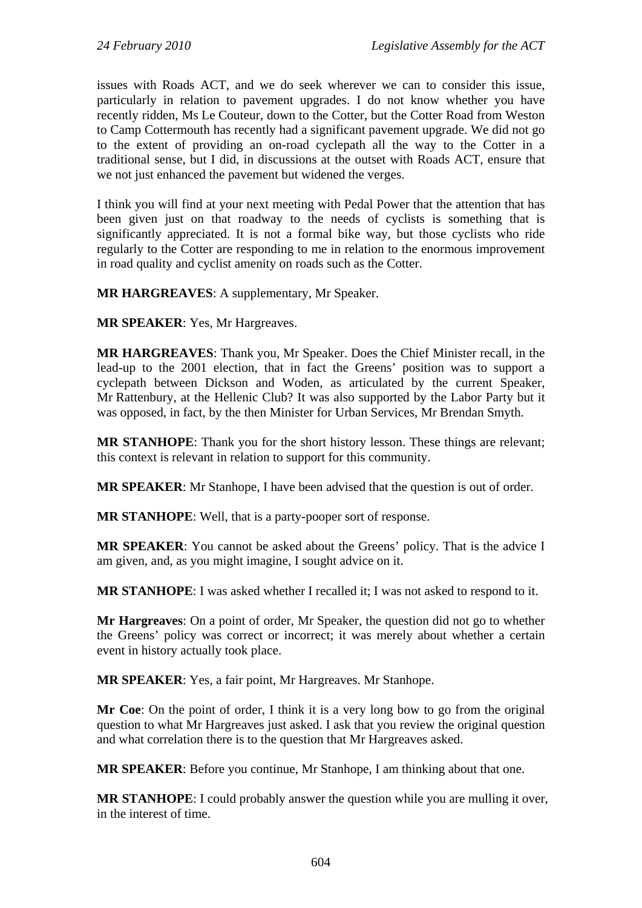issues with Roads ACT, and we do seek wherever we can to consider this issue, particularly in relation to pavement upgrades. I do not know whether you have recently ridden, Ms Le Couteur, down to the Cotter, but the Cotter Road from Weston to Camp Cottermouth has recently had a significant pavement upgrade. We did not go to the extent of providing an on-road cyclepath all the way to the Cotter in a traditional sense, but I did, in discussions at the outset with Roads ACT, ensure that we not just enhanced the pavement but widened the verges.

I think you will find at your next meeting with Pedal Power that the attention that has been given just on that roadway to the needs of cyclists is something that is significantly appreciated. It is not a formal bike way, but those cyclists who ride regularly to the Cotter are responding to me in relation to the enormous improvement in road quality and cyclist amenity on roads such as the Cotter.

**MR HARGREAVES**: A supplementary, Mr Speaker.

**MR SPEAKER**: Yes, Mr Hargreaves.

**MR HARGREAVES**: Thank you, Mr Speaker. Does the Chief Minister recall, in the lead-up to the 2001 election, that in fact the Greens' position was to support a cyclepath between Dickson and Woden, as articulated by the current Speaker, Mr Rattenbury, at the Hellenic Club? It was also supported by the Labor Party but it was opposed, in fact, by the then Minister for Urban Services, Mr Brendan Smyth.

**MR STANHOPE**: Thank you for the short history lesson. These things are relevant; this context is relevant in relation to support for this community.

**MR SPEAKER**: Mr Stanhope, I have been advised that the question is out of order.

**MR STANHOPE**: Well, that is a party-pooper sort of response.

**MR SPEAKER**: You cannot be asked about the Greens' policy. That is the advice I am given, and, as you might imagine, I sought advice on it.

**MR STANHOPE**: I was asked whether I recalled it; I was not asked to respond to it.

**Mr Hargreaves**: On a point of order, Mr Speaker, the question did not go to whether the Greens' policy was correct or incorrect; it was merely about whether a certain event in history actually took place.

**MR SPEAKER**: Yes, a fair point, Mr Hargreaves. Mr Stanhope.

**Mr Coe**: On the point of order, I think it is a very long bow to go from the original question to what Mr Hargreaves just asked. I ask that you review the original question and what correlation there is to the question that Mr Hargreaves asked.

**MR SPEAKER**: Before you continue, Mr Stanhope, I am thinking about that one.

**MR STANHOPE**: I could probably answer the question while you are mulling it over, in the interest of time.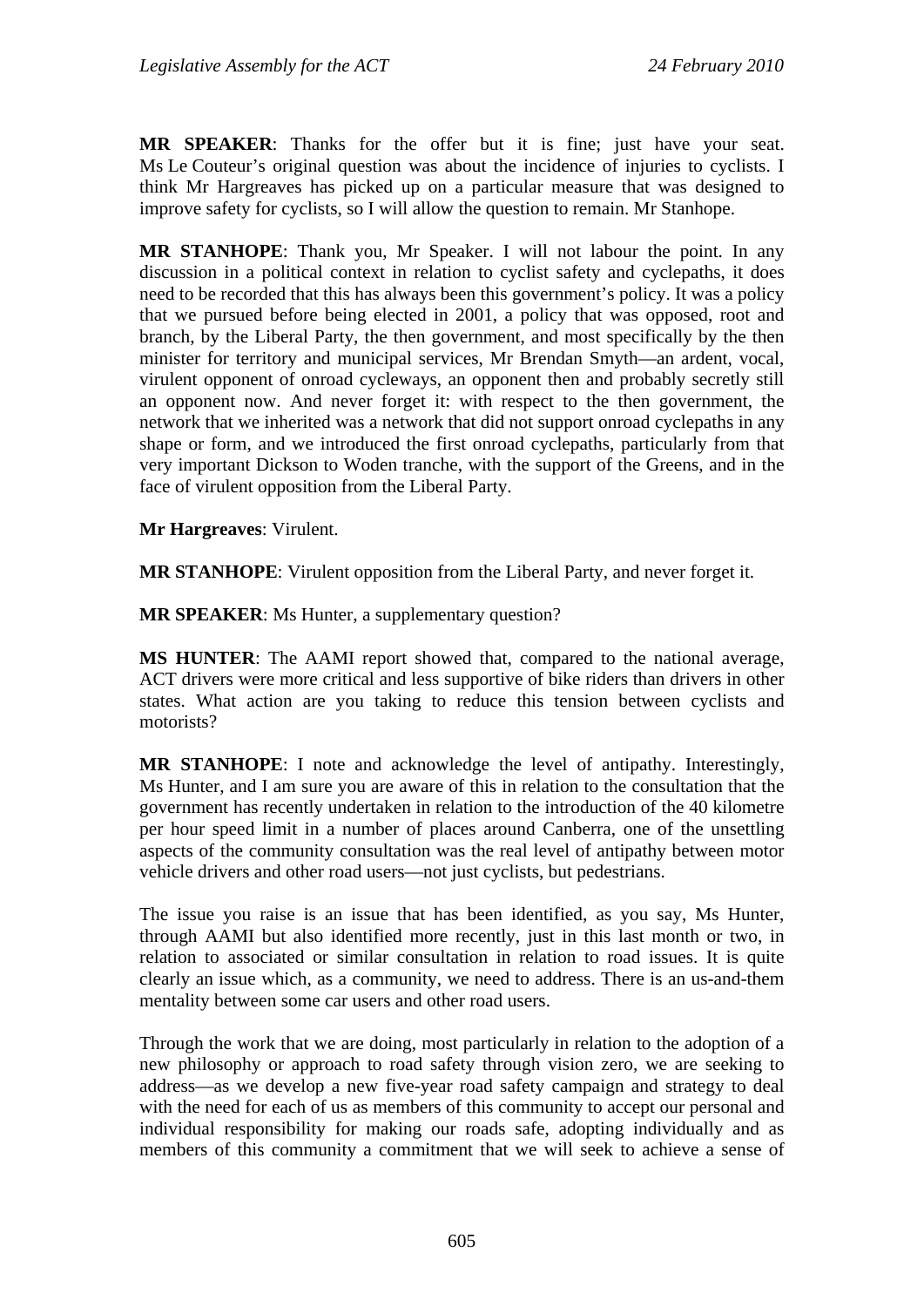**MR SPEAKER**: Thanks for the offer but it is fine; just have your seat. Ms Le Couteur's original question was about the incidence of injuries to cyclists. I think Mr Hargreaves has picked up on a particular measure that was designed to improve safety for cyclists, so I will allow the question to remain. Mr Stanhope.

**MR STANHOPE**: Thank you, Mr Speaker. I will not labour the point. In any discussion in a political context in relation to cyclist safety and cyclepaths, it does need to be recorded that this has always been this government's policy. It was a policy that we pursued before being elected in 2001, a policy that was opposed, root and branch, by the Liberal Party, the then government, and most specifically by the then minister for territory and municipal services, Mr Brendan Smyth—an ardent, vocal, virulent opponent of onroad cycleways, an opponent then and probably secretly still an opponent now. And never forget it: with respect to the then government, the network that we inherited was a network that did not support onroad cyclepaths in any shape or form, and we introduced the first onroad cyclepaths, particularly from that very important Dickson to Woden tranche, with the support of the Greens, and in the face of virulent opposition from the Liberal Party.

**Mr Hargreaves**: Virulent.

**MR STANHOPE**: Virulent opposition from the Liberal Party, and never forget it.

**MR SPEAKER**: Ms Hunter, a supplementary question?

**MS HUNTER**: The AAMI report showed that, compared to the national average, ACT drivers were more critical and less supportive of bike riders than drivers in other states. What action are you taking to reduce this tension between cyclists and motorists?

**MR STANHOPE**: I note and acknowledge the level of antipathy. Interestingly, Ms Hunter, and I am sure you are aware of this in relation to the consultation that the government has recently undertaken in relation to the introduction of the 40 kilometre per hour speed limit in a number of places around Canberra, one of the unsettling aspects of the community consultation was the real level of antipathy between motor vehicle drivers and other road users—not just cyclists, but pedestrians.

The issue you raise is an issue that has been identified, as you say, Ms Hunter, through AAMI but also identified more recently, just in this last month or two, in relation to associated or similar consultation in relation to road issues. It is quite clearly an issue which, as a community, we need to address. There is an us-and-them mentality between some car users and other road users.

Through the work that we are doing, most particularly in relation to the adoption of a new philosophy or approach to road safety through vision zero, we are seeking to address—as we develop a new five-year road safety campaign and strategy to deal with the need for each of us as members of this community to accept our personal and individual responsibility for making our roads safe, adopting individually and as members of this community a commitment that we will seek to achieve a sense of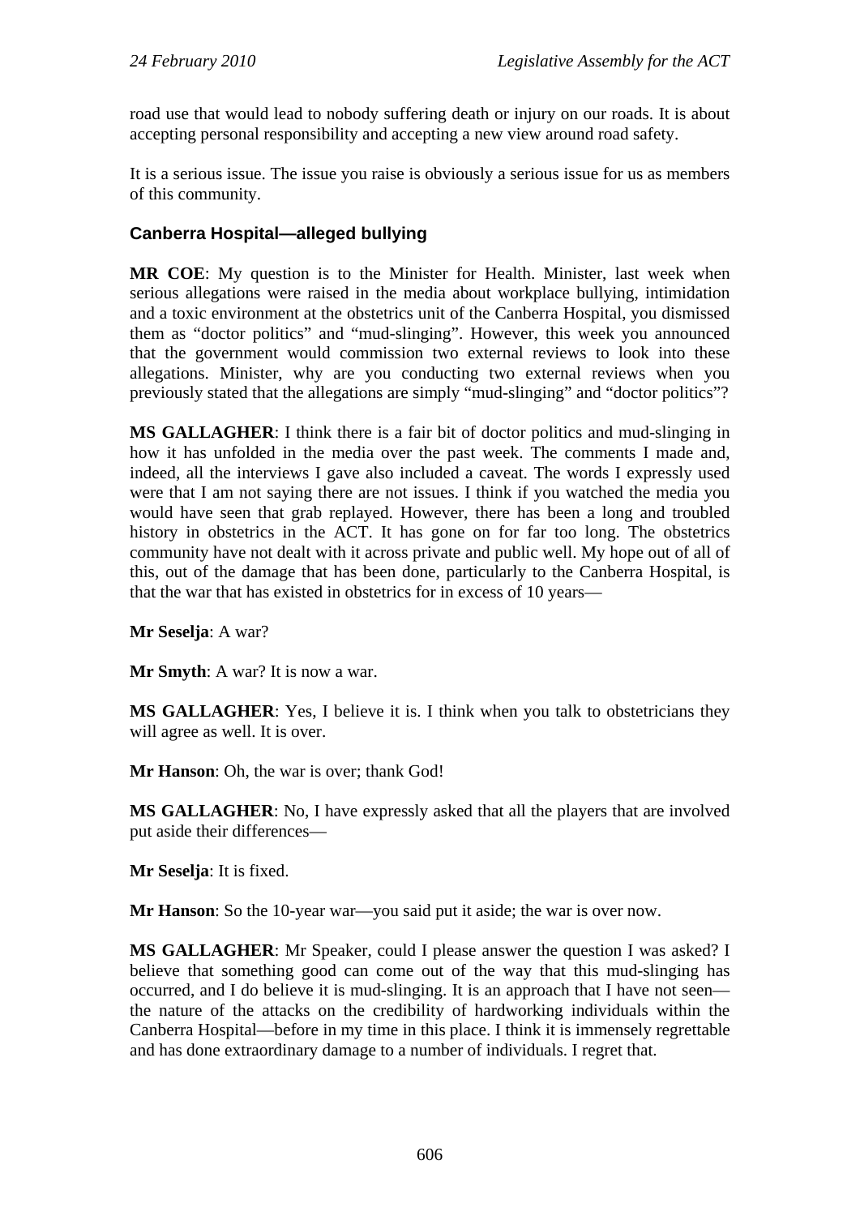road use that would lead to nobody suffering death or injury on our roads. It is about accepting personal responsibility and accepting a new view around road safety.

It is a serious issue. The issue you raise is obviously a serious issue for us as members of this community.

### Canberra Hospital—alleged bullying

**MR COE**: My question is to the Minister for Health. Minister, last week when serious allegations were raised in the media about workplace bullying, intimidation and a toxic environment at the obstetrics unit of the Canberra Hospital, you dismissed them as "doctor politics" and "mud-slinging". However, this week you announced that the government would commission two external reviews to look into these allegations. Minister, why are you conducting two external reviews when you previously stated that the allegations are simply "mud-slinging" and "doctor politics"?

**MS GALLAGHER**: I think there is a fair bit of doctor politics and mud-slinging in how it has unfolded in the media over the past week. The comments I made and, indeed, all the interviews I gave also included a caveat. The words I expressly used were that I am not saying there are not issues. I think if you watched the media you would have seen that grab replayed. However, there has been a long and troubled history in obstetrics in the ACT. It has gone on for far too long. The obstetrics community have not dealt with it across private and public well. My hope out of all of this, out of the damage that has been done, particularly to the Canberra Hospital, is that the war that has existed in obstetrics for in excess of 10 years—

**Mr Seselja**: A war?

**Mr Smyth**: A war? It is now a war.

**MS GALLAGHER**: Yes, I believe it is. I think when you talk to obstetricians they will agree as well. It is over.

**Mr Hanson**: Oh, the war is over; thank God!

**MS GALLAGHER**: No, I have expressly asked that all the players that are involved put aside their differences—

**Mr Seselja**: It is fixed.

**Mr Hanson**: So the 10-year war—you said put it aside; the war is over now.

**MS GALLAGHER**: Mr Speaker, could I please answer the question I was asked? I believe that something good can come out of the way that this mud-slinging has occurred, and I do believe it is mud-slinging. It is an approach that I have not seen—the nature of the attacks on the credibility of hardworking individuals within the Canberra Hospital—before in my time in this place. I think it is immensely regrettable and has done extraordinary damage to a number of individuals. I regret that.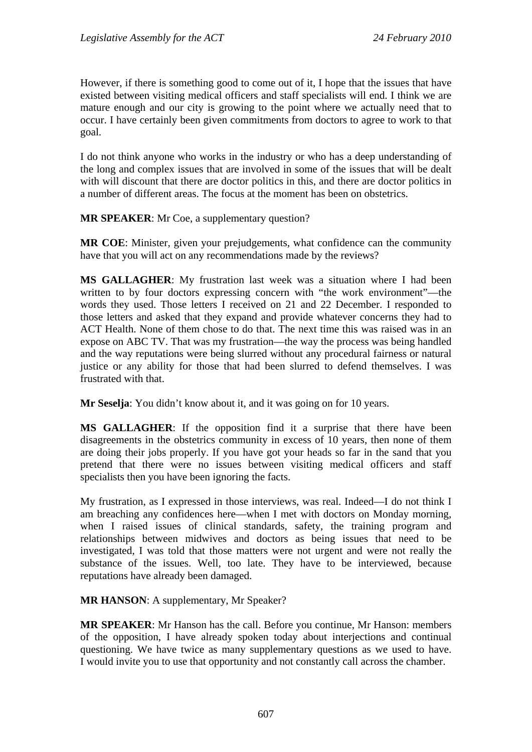However, if there is something good to come out of it, I hope that the issues that have existed between visiting medical officers and staff specialists will end. I think we are mature enough and our city is growing to the point where we actually need that to occur. I have certainly been given commitments from doctors to agree to work to that goal.

I do not think anyone who works in the industry or who has a deep understanding of the long and complex issues that are involved in some of the issues that will be dealt with will discount that there are doctor politics in this, and there are doctor politics in a number of different areas. The focus at the moment has been on obstetrics.

**MR SPEAKER**: Mr Coe, a supplementary question?

**MR COE**: Minister, given your prejudgements, what confidence can the community have that you will act on any recommendations made by the reviews?

**MS GALLAGHER**: My frustration last week was a situation where I had been written to by four doctors expressing concern with "the work environment"—the words they used. Those letters I received on 21 and 22 December. I responded to those letters and asked that they expand and provide whatever concerns they had to ACT Health. None of them chose to do that. The next time this was raised was in an expose on ABC TV. That was my frustration—the way the process was being handled and the way reputations were being slurred without any procedural fairness or natural justice or any ability for those that had been slurred to defend themselves. I was frustrated with that.

**Mr Seselja**: You didn't know about it, and it was going on for 10 years.

**MS GALLAGHER**: If the opposition find it a surprise that there have been disagreements in the obstetrics community in excess of 10 years, then none of them are doing their jobs properly. If you have got your heads so far in the sand that you pretend that there were no issues between visiting medical officers and staff specialists then you have been ignoring the facts.

My frustration, as I expressed in those interviews, was real. Indeed—I do not think I am breaching any confidences here—when I met with doctors on Monday morning, when I raised issues of clinical standards, safety, the training program and relationships between midwives and doctors as being issues that need to be investigated, I was told that those matters were not urgent and were not really the substance of the issues. Well, too late. They have to be interviewed, because reputations have already been damaged.

**MR HANSON**: A supplementary, Mr Speaker?

**MR SPEAKER**: Mr Hanson has the call. Before you continue, Mr Hanson: members of the opposition, I have already spoken today about interjections and continual questioning. We have twice as many supplementary questions as we used to have. I would invite you to use that opportunity and not constantly call across the chamber.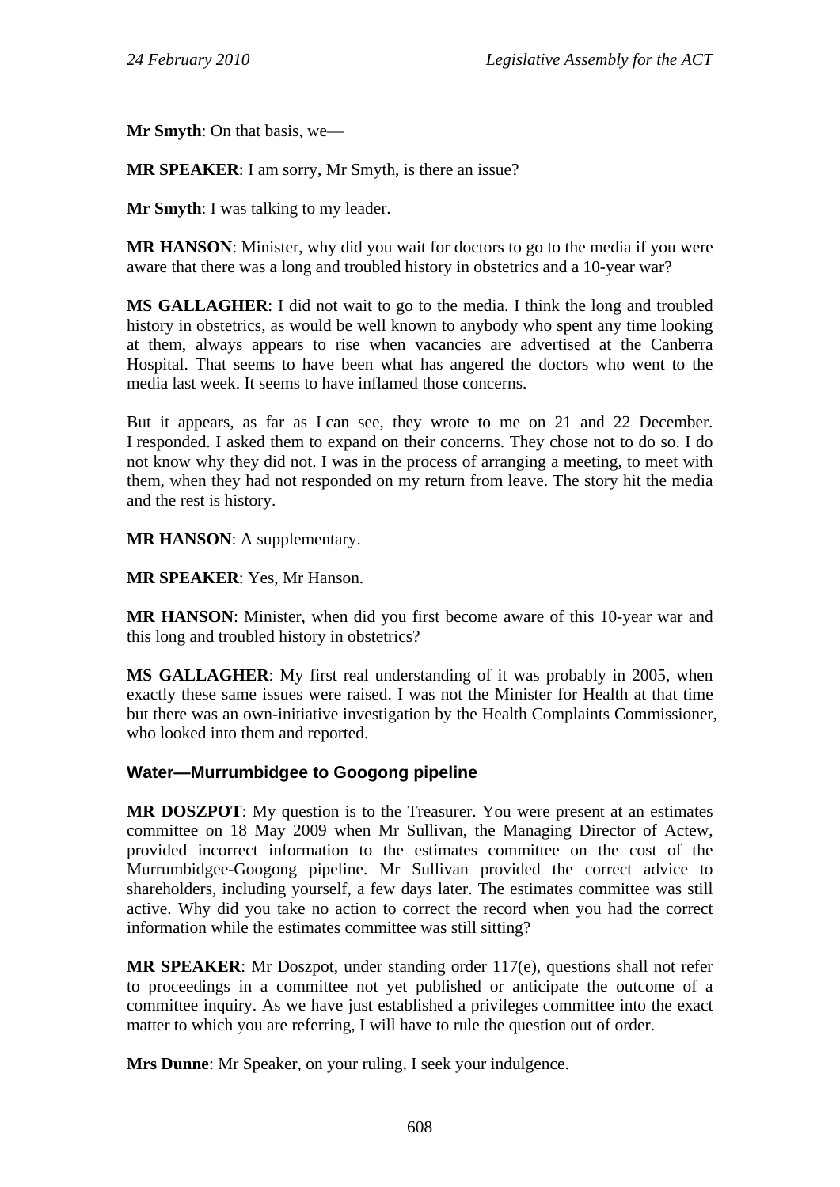**Mr Smyth**: On that basis, we—

**MR SPEAKER**: I am sorry, Mr Smyth, is there an issue?

**Mr Smyth**: I was talking to my leader.

**MR HANSON**: Minister, why did you wait for doctors to go to the media if you were aware that there was a long and troubled history in obstetrics and a 10-year war?

**MS GALLAGHER**: I did not wait to go to the media. I think the long and troubled history in obstetrics, as would be well known to anybody who spent any time looking at them, always appears to rise when vacancies are advertised at the Canberra Hospital. That seems to have been what has angered the doctors who went to the media last week. It seems to have inflamed those concerns.

But it appears, as far as I can see, they wrote to me on 21 and 22 December. I responded. I asked them to expand on their concerns. They chose not to do so. I do not know why they did not. I was in the process of arranging a meeting, to meet with them, when they had not responded on my return from leave. The story hit the media and the rest is history.

**MR HANSON**: A supplementary.

**MR SPEAKER**: Yes, Mr Hanson.

**MR HANSON**: Minister, when did you first become aware of this 10-year war and this long and troubled history in obstetrics?

**MS GALLAGHER**: My first real understanding of it was probably in 2005, when exactly these same issues were raised. I was not the Minister for Health at that time but there was an own-initiative investigation by the Health Complaints Commissioner, who looked into them and reported.

### Water—Murrumbidgee to Googong pipeline

**MR DOSZPOT**: My question is to the Treasurer. You were present at an estimates committee on 18 May 2009 when Mr Sullivan, the Managing Director of Actew, provided incorrect information to the estimates committee on the cost of the Murrumbidgee-Googong pipeline. Mr Sullivan provided the correct advice to shareholders, including yourself, a few days later. The estimates committee was still active. Why did you take no action to correct the record when you had the correct information while the estimates committee was still sitting?

**MR SPEAKER**: Mr Doszpot, under standing order 117(e), questions shall not refer to proceedings in a committee not yet published or anticipate the outcome of a committee inquiry. As we have just established a privileges committee into the exact matter to which you are referring, I will have to rule the question out of order.

**Mrs Dunne**: Mr Speaker, on your ruling, I seek your indulgence.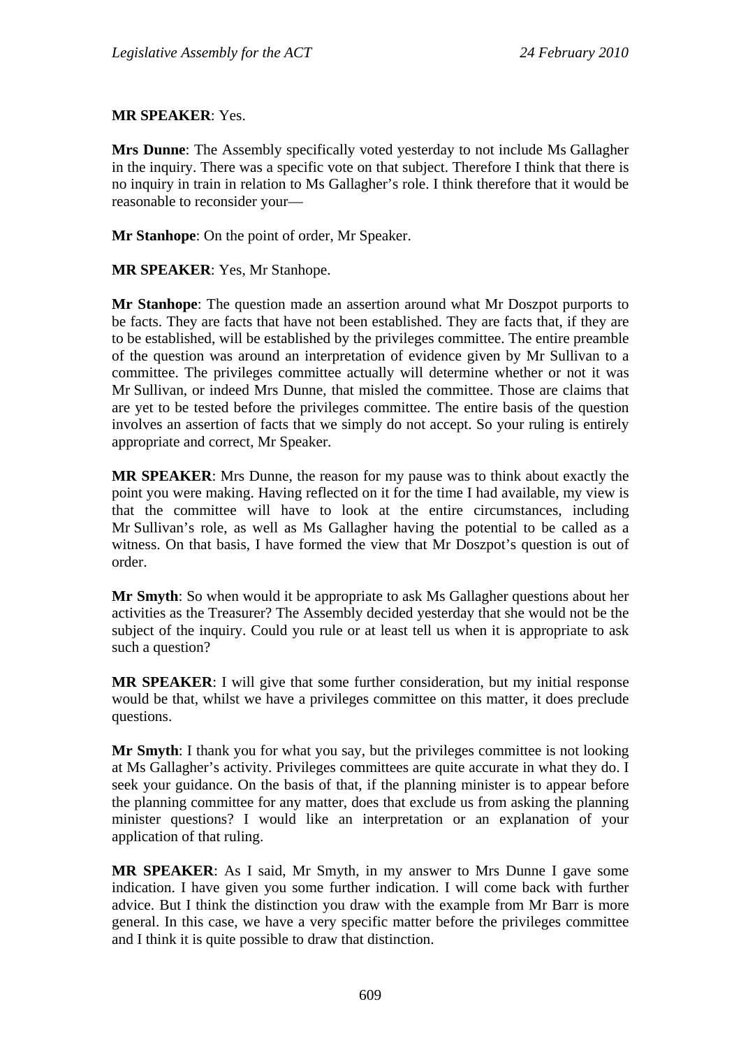**MR SPEAKER**: Yes.

**Mrs Dunne**: The Assembly specifically voted yesterday to not include Ms Gallagher in the inquiry. There was a specific vote on that subject. Therefore I think that there is no inquiry in train in relation to Ms Gallagher's role. I think therefore that it would be reasonable to reconsider your—

**Mr Stanhope**: On the point of order, Mr Speaker.

**MR SPEAKER**: Yes, Mr Stanhope.

**Mr Stanhope**: The question made an assertion around what Mr Doszpot purports to be facts. They are facts that have not been established. They are facts that, if they are to be established, will be established by the privileges committee. The entire preamble of the question was around an interpretation of evidence given by Mr Sullivan to a committee. The privileges committee actually will determine whether or not it was Mr Sullivan, or indeed Mrs Dunne, that misled the committee. Those are claims that are yet to be tested before the privileges committee. The entire basis of the question involves an assertion of facts that we simply do not accept. So your ruling is entirely appropriate and correct, Mr Speaker.

**MR SPEAKER**: Mrs Dunne, the reason for my pause was to think about exactly the point you were making. Having reflected on it for the time I had available, my view is that the committee will have to look at the entire circumstances, including Mr Sullivan's role, as well as Ms Gallagher having the potential to be called as a witness. On that basis, I have formed the view that Mr Doszpot's question is out of order.

**Mr Smyth**: So when would it be appropriate to ask Ms Gallagher questions about her activities as the Treasurer? The Assembly decided yesterday that she would not be the subject of the inquiry. Could you rule or at least tell us when it is appropriate to ask such a question?

**MR SPEAKER**: I will give that some further consideration, but my initial response would be that, whilst we have a privileges committee on this matter, it does preclude questions.

**Mr Smyth**: I thank you for what you say, but the privileges committee is not looking at Ms Gallagher's activity. Privileges committees are quite accurate in what they do. I seek your guidance. On the basis of that, if the planning minister is to appear before the planning committee for any matter, does that exclude us from asking the planning minister questions? I would like an interpretation or an explanation of your application of that ruling.

**MR SPEAKER**: As I said, Mr Smyth, in my answer to Mrs Dunne I gave some indication. I have given you some further indication. I will come back with further advice. But I think the distinction you draw with the example from Mr Barr is more general. In this case, we have a very specific matter before the privileges committee and I think it is quite possible to draw that distinction.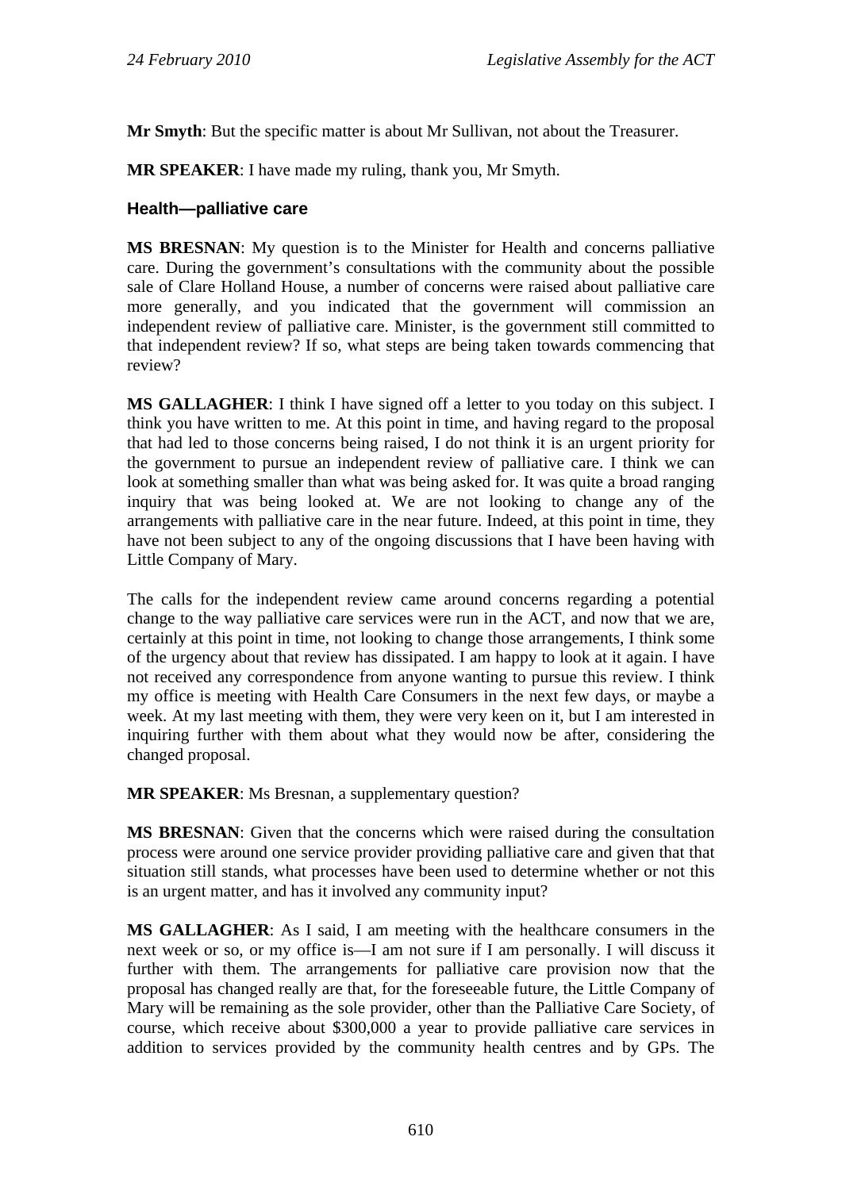**Mr Smyth**: But the specific matter is about Mr Sullivan, not about the Treasurer.

**MR SPEAKER**: I have made my ruling, thank you, Mr Smyth.

### Health—palliative care

**MS BRESNAN**: My question is to the Minister for Health and concerns palliative care. During the government's consultations with the community about the possible sale of Clare Holland House, a number of concerns were raised about palliative care more generally, and you indicated that the government will commission an independent review of palliative care. Minister, is the government still committed to that independent review? If so, what steps are being taken towards commencing that review?

**MS GALLAGHER**: I think I have signed off a letter to you today on this subject. I think you have written to me. At this point in time, and having regard to the proposal that had led to those concerns being raised, I do not think it is an urgent priority for the government to pursue an independent review of palliative care. I think we can look at something smaller than what was being asked for. It was quite a broad ranging inquiry that was being looked at. We are not looking to change any of the arrangements with palliative care in the near future. Indeed, at this point in time, they have not been subject to any of the ongoing discussions that I have been having with Little Company of Mary.

The calls for the independent review came around concerns regarding a potential change to the way palliative care services were run in the ACT, and now that we are, certainly at this point in time, not looking to change those arrangements, I think some of the urgency about that review has dissipated. I am happy to look at it again. I have not received any correspondence from anyone wanting to pursue this review. I think my office is meeting with Health Care Consumers in the next few days, or maybe a week. At my last meeting with them, they were very keen on it, but I am interested in inquiring further with them about what they would now be after, considering the changed proposal.

**MR SPEAKER**: Ms Bresnan, a supplementary question?

**MS BRESNAN**: Given that the concerns which were raised during the consultation process were around one service provider providing palliative care and given that that situation still stands, what processes have been used to determine whether or not this is an urgent matter, and has it involved any community input?

**MS GALLAGHER**: As I said, I am meeting with the healthcare consumers in the next week or so, or my office is—I am not sure if I am personally. I will discuss it further with them. The arrangements for palliative care provision now that the proposal has changed really are that, for the foreseeable future, the Little Company of Mary will be remaining as the sole provider, other than the Palliative Care Society, of course, which receive about $300,000 a year to provide palliative care services in addition to services provided by the community health centres and by GPs. The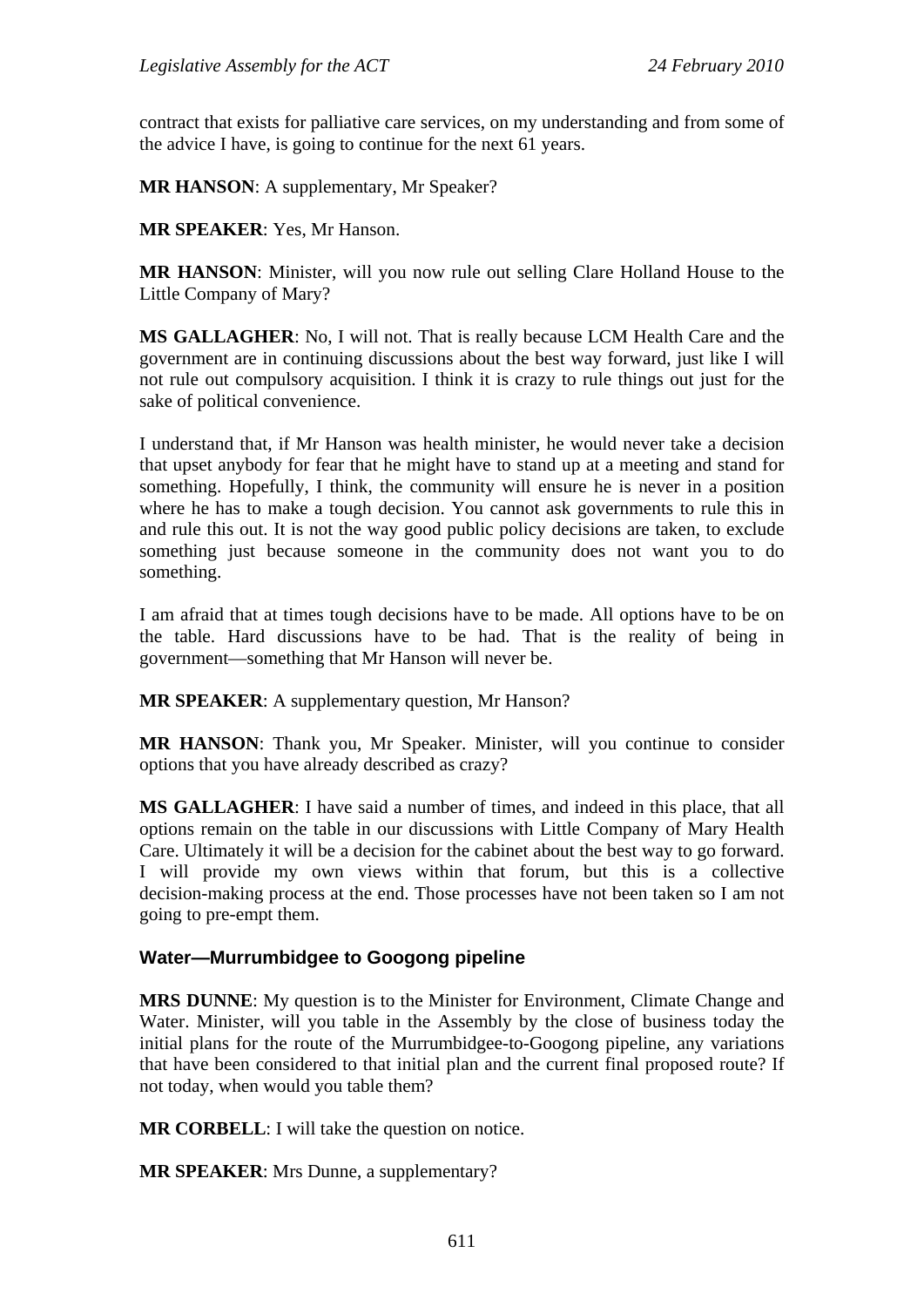contract that exists for palliative care services, on my understanding and from some of the advice I have, is going to continue for the next 61 years.

**MR HANSON**: A supplementary, Mr Speaker?

**MR SPEAKER**: Yes, Mr Hanson.

**MR HANSON**: Minister, will you now rule out selling Clare Holland House to the Little Company of Mary?

**MS GALLAGHER**: No, I will not. That is really because LCM Health Care and the government are in continuing discussions about the best way forward, just like I will not rule out compulsory acquisition. I think it is crazy to rule things out just for the sake of political convenience.

I understand that, if Mr Hanson was health minister, he would never take a decision that upset anybody for fear that he might have to stand up at a meeting and stand for something. Hopefully, I think, the community will ensure he is never in a position where he has to make a tough decision. You cannot ask governments to rule this in and rule this out. It is not the way good public policy decisions are taken, to exclude something just because someone in the community does not want you to do something.

I am afraid that at times tough decisions have to be made. All options have to be on the table. Hard discussions have to be had. That is the reality of being in government—something that Mr Hanson will never be.

**MR SPEAKER**: A supplementary question, Mr Hanson?

**MR HANSON**: Thank you, Mr Speaker. Minister, will you continue to consider options that you have already described as crazy?

**MS GALLAGHER**: I have said a number of times, and indeed in this place, that all options remain on the table in our discussions with Little Company of Mary Health Care. Ultimately it will be a decision for the cabinet about the best way to go forward. I will provide my own views within that forum, but this is a collective decision-making process at the end. Those processes have not been taken so I am not going to pre-empt them.

## Water—Murrumbidgee to Googong pipeline

**MRS DUNNE**: My question is to the Minister for Environment, Climate Change and Water. Minister, will you table in the Assembly by the close of business today the initial plans for the route of the Murrumbidgee-to-Googong pipeline, any variations that have been considered to that initial plan and the current final proposed route? If not today, when would you table them?

**MR CORBELL**: I will take the question on notice.

**MR SPEAKER**: Mrs Dunne, a supplementary?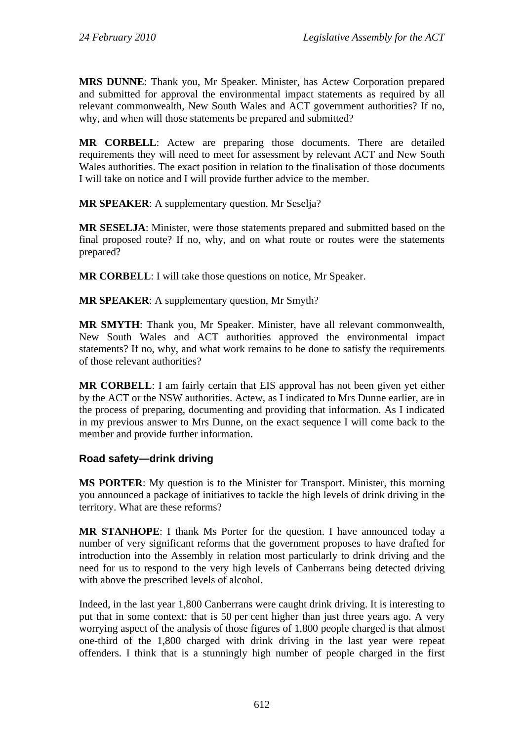**MRS DUNNE**: Thank you, Mr Speaker. Minister, has Actew Corporation prepared and submitted for approval the environmental impact statements as required by all relevant commonwealth, New South Wales and ACT government authorities? If no, why, and when will those statements be prepared and submitted?

**MR CORBELL**: Actew are preparing those documents. There are detailed requirements they will need to meet for assessment by relevant ACT and New South Wales authorities. The exact position in relation to the finalisation of those documents I will take on notice and I will provide further advice to the member.

**MR SPEAKER**: A supplementary question, Mr Seselja?

**MR SESELJA**: Minister, were those statements prepared and submitted based on the final proposed route? If no, why, and on what route or routes were the statements prepared?

**MR CORBELL**: I will take those questions on notice, Mr Speaker.

**MR SPEAKER**: A supplementary question, Mr Smyth?

**MR SMYTH**: Thank you, Mr Speaker. Minister, have all relevant commonwealth, New South Wales and ACT authorities approved the environmental impact statements? If no, why, and what work remains to be done to satisfy the requirements of those relevant authorities?

**MR CORBELL**: I am fairly certain that EIS approval has not been given yet either by the ACT or the NSW authorities. Actew, as I indicated to Mrs Dunne earlier, are in the process of preparing, documenting and providing that information. As I indicated in my previous answer to Mrs Dunne, on the exact sequence I will come back to the member and provide further information.

## Road safety—drink driving

**MS PORTER**: My question is to the Minister for Transport. Minister, this morning you announced a package of initiatives to tackle the high levels of drink driving in the territory. What are these reforms?

**MR STANHOPE**: I thank Ms Porter for the question. I have announced today a number of very significant reforms that the government proposes to have drafted for introduction into the Assembly in relation most particularly to drink driving and the need for us to respond to the very high levels of Canberrans being detected driving with above the prescribed levels of alcohol.

Indeed, in the last year 1,800 Canberrans were caught drink driving. It is interesting to put that in some context: that is 50 per cent higher than just three years ago. A very worrying aspect of the analysis of those figures of 1,800 people charged is that almost one-third of the 1,800 charged with drink driving in the last year were repeat offenders. I think that is a stunningly high number of people charged in the first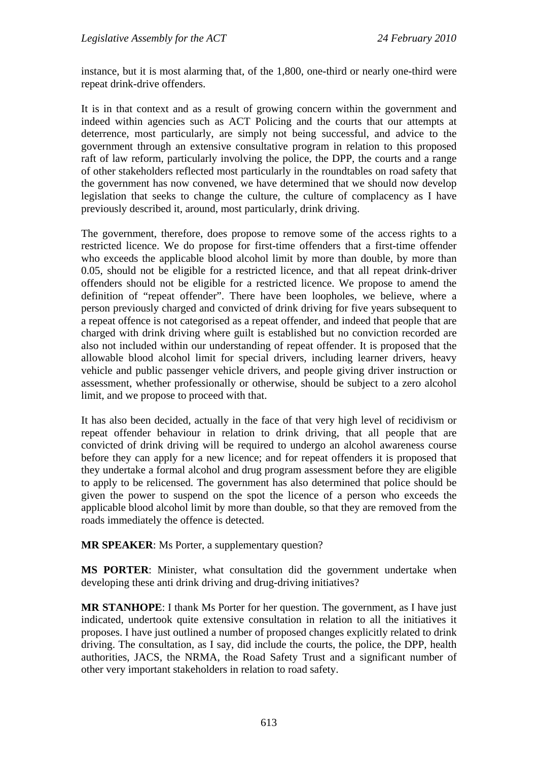instance, but it is most alarming that, of the 1,800, one-third or nearly one-third were repeat drink-drive offenders.

It is in that context and as a result of growing concern within the government and indeed within agencies such as ACT Policing and the courts that our attempts at deterrence, most particularly, are simply not being successful, and advice to the government through an extensive consultative program in relation to this proposed raft of law reform, particularly involving the police, the DPP, the courts and a range of other stakeholders reflected most particularly in the roundtables on road safety that the government has now convened, we have determined that we should now develop legislation that seeks to change the culture, the culture of complacency as I have previously described it, around, most particularly, drink driving.

The government, therefore, does propose to remove some of the access rights to a restricted licence. We do propose for first-time offenders that a first-time offender who exceeds the applicable blood alcohol limit by more than double, by more than 0.05, should not be eligible for a restricted licence, and that all repeat drink-driver offenders should not be eligible for a restricted licence. We propose to amend the definition of "repeat offender". There have been loopholes, we believe, where a person previously charged and convicted of drink driving for five years subsequent to a repeat offence is not categorised as a repeat offender, and indeed that people that are charged with drink driving where guilt is established but no conviction recorded are also not included within our understanding of repeat offender. It is proposed that the allowable blood alcohol limit for special drivers, including learner drivers, heavy vehicle and public passenger vehicle drivers, and people giving driver instruction or assessment, whether professionally or otherwise, should be subject to a zero alcohol limit, and we propose to proceed with that.

It has also been decided, actually in the face of that very high level of recidivism or repeat offender behaviour in relation to drink driving, that all people that are convicted of drink driving will be required to undergo an alcohol awareness course before they can apply for a new licence; and for repeat offenders it is proposed that they undertake a formal alcohol and drug program assessment before they are eligible to apply to be relicensed. The government has also determined that police should be given the power to suspend on the spot the licence of a person who exceeds the applicable blood alcohol limit by more than double, so that they are removed from the roads immediately the offence is detected.

**MR SPEAKER**: Ms Porter, a supplementary question?

**MS PORTER**: Minister, what consultation did the government undertake when developing these anti drink driving and drug-driving initiatives?

**MR STANHOPE**: I thank Ms Porter for her question. The government, as I have just indicated, undertook quite extensive consultation in relation to all the initiatives it proposes. I have just outlined a number of proposed changes explicitly related to drink driving. The consultation, as I say, did include the courts, the police, the DPP, health authorities, JACS, the NRMA, the Road Safety Trust and a significant number of other very important stakeholders in relation to road safety.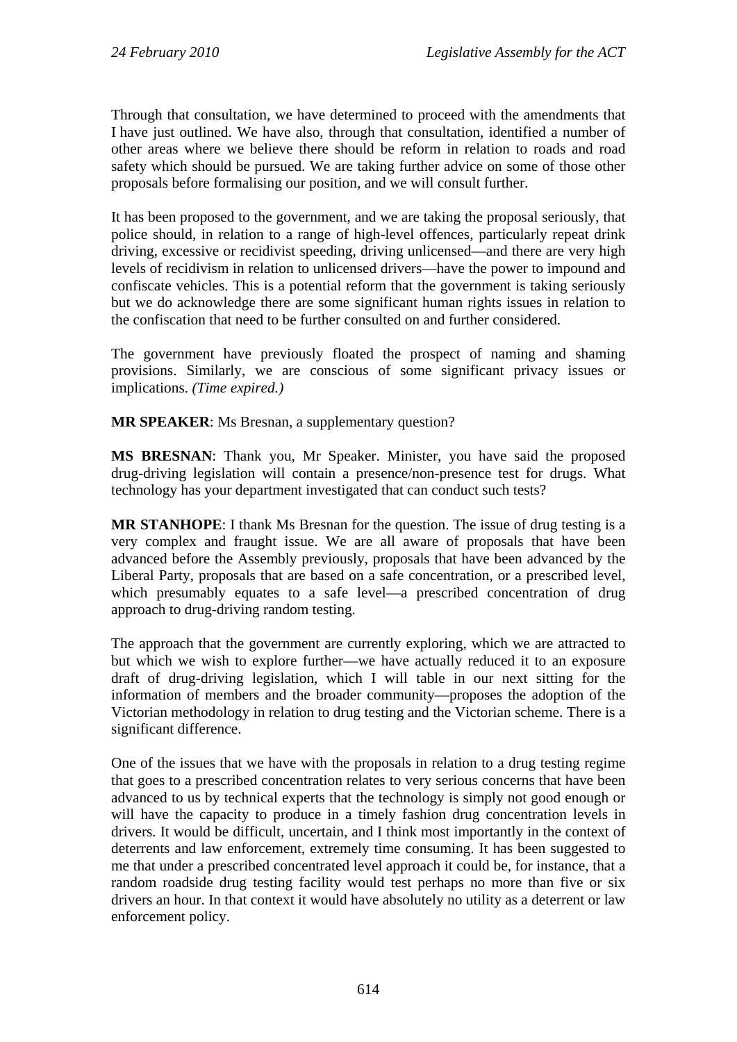Through that consultation, we have determined to proceed with the amendments that I have just outlined. We have also, through that consultation, identified a number of other areas where we believe there should be reform in relation to roads and road safety which should be pursued. We are taking further advice on some of those other proposals before formalising our position, and we will consult further.

It has been proposed to the government, and we are taking the proposal seriously, that police should, in relation to a range of high-level offences, particularly repeat drink driving, excessive or recidivist speeding, driving unlicensed—and there are very high levels of recidivism in relation to unlicensed drivers—have the power to impound and confiscate vehicles. This is a potential reform that the government is taking seriously but we do acknowledge there are some significant human rights issues in relation to the confiscation that need to be further consulted on and further considered.

The government have previously floated the prospect of naming and shaming provisions. Similarly, we are conscious of some significant privacy issues or implications. *(Time expired.)*

**MR SPEAKER**: Ms Bresnan, a supplementary question?

**MS BRESNAN**: Thank you, Mr Speaker. Minister, you have said the proposed drug-driving legislation will contain a presence/non-presence test for drugs. What technology has your department investigated that can conduct such tests?

**MR STANHOPE**: I thank Ms Bresnan for the question. The issue of drug testing is a very complex and fraught issue. We are all aware of proposals that have been advanced before the Assembly previously, proposals that have been advanced by the Liberal Party, proposals that are based on a safe concentration, or a prescribed level, which presumably equates to a safe level—a prescribed concentration of drug approach to drug-driving random testing.

The approach that the government are currently exploring, which we are attracted to but which we wish to explore further—we have actually reduced it to an exposure draft of drug-driving legislation, which I will table in our next sitting for the information of members and the broader community—proposes the adoption of the Victorian methodology in relation to drug testing and the Victorian scheme. There is a significant difference.

One of the issues that we have with the proposals in relation to a drug testing regime that goes to a prescribed concentration relates to very serious concerns that have been advanced to us by technical experts that the technology is simply not good enough or will have the capacity to produce in a timely fashion drug concentration levels in drivers. It would be difficult, uncertain, and I think most importantly in the context of deterrents and law enforcement, extremely time consuming. It has been suggested to me that under a prescribed concentrated level approach it could be, for instance, that a random roadside drug testing facility would test perhaps no more than five or six drivers an hour. In that context it would have absolutely no utility as a deterrent or law enforcement policy.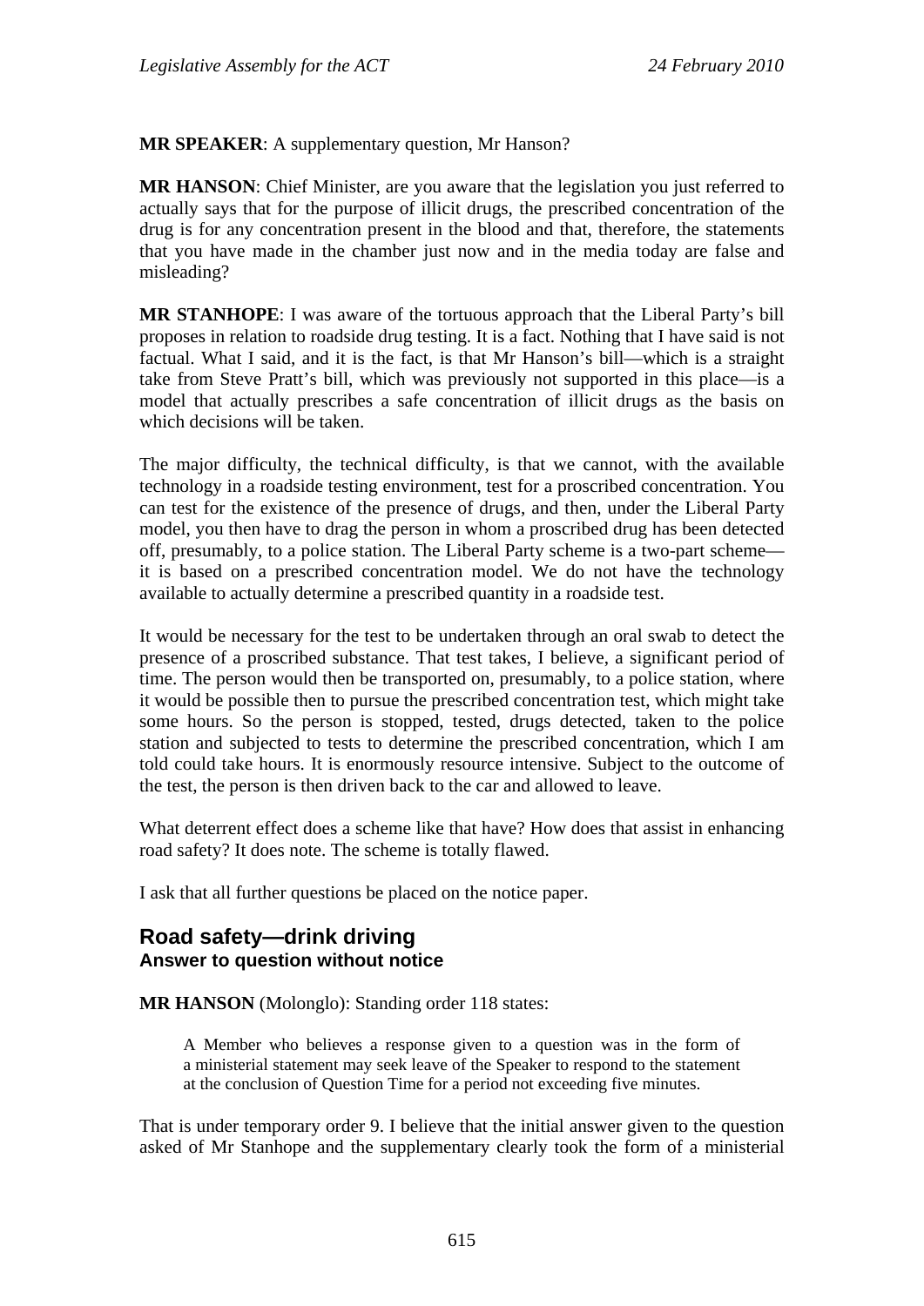**MR SPEAKER**: A supplementary question, Mr Hanson?

**MR HANSON**: Chief Minister, are you aware that the legislation you just referred to actually says that for the purpose of illicit drugs, the prescribed concentration of the drug is for any concentration present in the blood and that, therefore, the statements that you have made in the chamber just now and in the media today are false and misleading?

**MR STANHOPE**: I was aware of the tortuous approach that the Liberal Party's bill proposes in relation to roadside drug testing. It is a fact. Nothing that I have said is not factual. What I said, and it is the fact, is that Mr Hanson's bill—which is a straight take from Steve Pratt's bill, which was previously not supported in this place—is a model that actually prescribes a safe concentration of illicit drugs as the basis on which decisions will be taken.

The major difficulty, the technical difficulty, is that we cannot, with the available technology in a roadside testing environment, test for a proscribed concentration. You can test for the existence of the presence of drugs, and then, under the Liberal Party model, you then have to drag the person in whom a proscribed drug has been detected off, presumably, to a police station. The Liberal Party scheme is a two-part scheme—it is based on a prescribed concentration model. We do not have the technology available to actually determine a prescribed quantity in a roadside test.

It would be necessary for the test to be undertaken through an oral swab to detect the presence of a proscribed substance. That test takes, I believe, a significant period of time. The person would then be transported on, presumably, to a police station, where it would be possible then to pursue the prescribed concentration test, which might take some hours. So the person is stopped, tested, drugs detected, taken to the police station and subjected to tests to determine the prescribed concentration, which I am told could take hours. It is enormously resource intensive. Subject to the outcome of the test, the person is then driven back to the car and allowed to leave.

What deterrent effect does a scheme like that have? How does that assist in enhancing road safety? It does note. The scheme is totally flawed.

I ask that all further questions be placed on the notice paper.

## Road safety—drink driving

### Answer to question without notice

**MR HANSON** (Molonglo): Standing order 118 states:

> A Member who believes a response given to a question was in the form of a ministerial statement may seek leave of the Speaker to respond to the statement at the conclusion of Question Time for a period not exceeding five minutes.

That is under temporary order 9. I believe that the initial answer given to the question asked of Mr Stanhope and the supplementary clearly took the form of a ministerial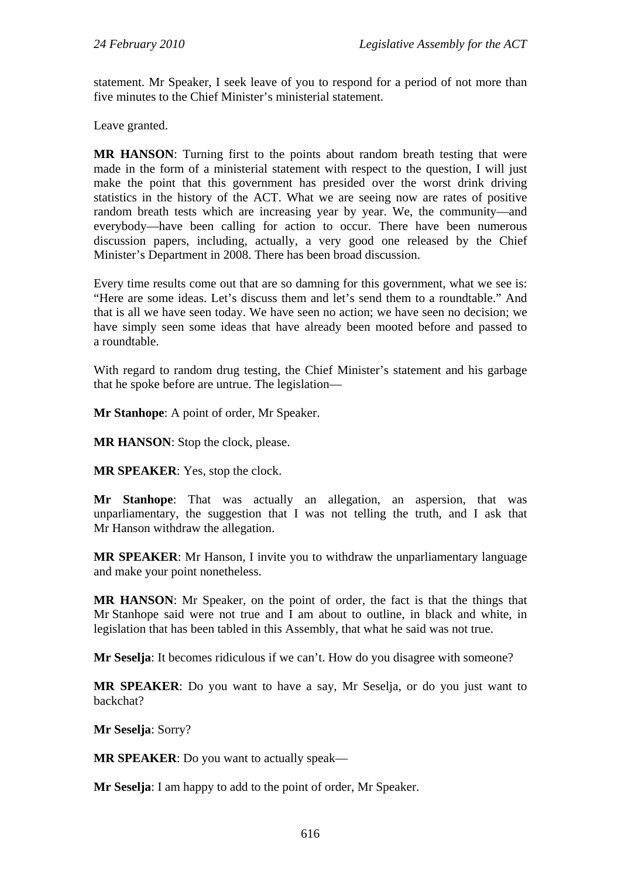statement. Mr Speaker, I seek leave of you to respond for a period of not more than five minutes to the Chief Minister's ministerial statement.

Leave granted.

**MR HANSON**: Turning first to the points about random breath testing that were made in the form of a ministerial statement with respect to the question, I will just make the point that this government has presided over the worst drink driving statistics in the history of the ACT. What we are seeing now are rates of positive random breath tests which are increasing year by year. We, the community—and everybody—have been calling for action to occur. There have been numerous discussion papers, including, actually, a very good one released by the Chief Minister's Department in 2008. There has been broad discussion.

Every time results come out that are so damning for this government, what we see is: "Here are some ideas. Let's discuss them and let's send them to a roundtable." And that is all we have seen today. We have seen no action; we have seen no decision; we have simply seen some ideas that have already been mooted before and passed to a roundtable.

With regard to random drug testing, the Chief Minister's statement and his garbage that he spoke before are untrue. The legislation—

**Mr Stanhope**: A point of order, Mr Speaker.

**MR HANSON**: Stop the clock, please.

**MR SPEAKER**: Yes, stop the clock.

**Mr Stanhope**: That was actually an allegation, an aspersion, that was unparliamentary, the suggestion that I was not telling the truth, and I ask that Mr Hanson withdraw the allegation.

**MR SPEAKER**: Mr Hanson, I invite you to withdraw the unparliamentary language and make your point nonetheless.

**MR HANSON**: Mr Speaker, on the point of order, the fact is that the things that Mr Stanhope said were not true and I am about to outline, in black and white, in legislation that has been tabled in this Assembly, that what he said was not true.

**Mr Seselja**: It becomes ridiculous if we can't. How do you disagree with someone?

**MR SPEAKER**: Do you want to have a say, Mr Seselja, or do you just want to backchat?

**Mr Seselja**: Sorry?

**MR SPEAKER**: Do you want to actually speak—

**Mr Seselja**: I am happy to add to the point of order, Mr Speaker.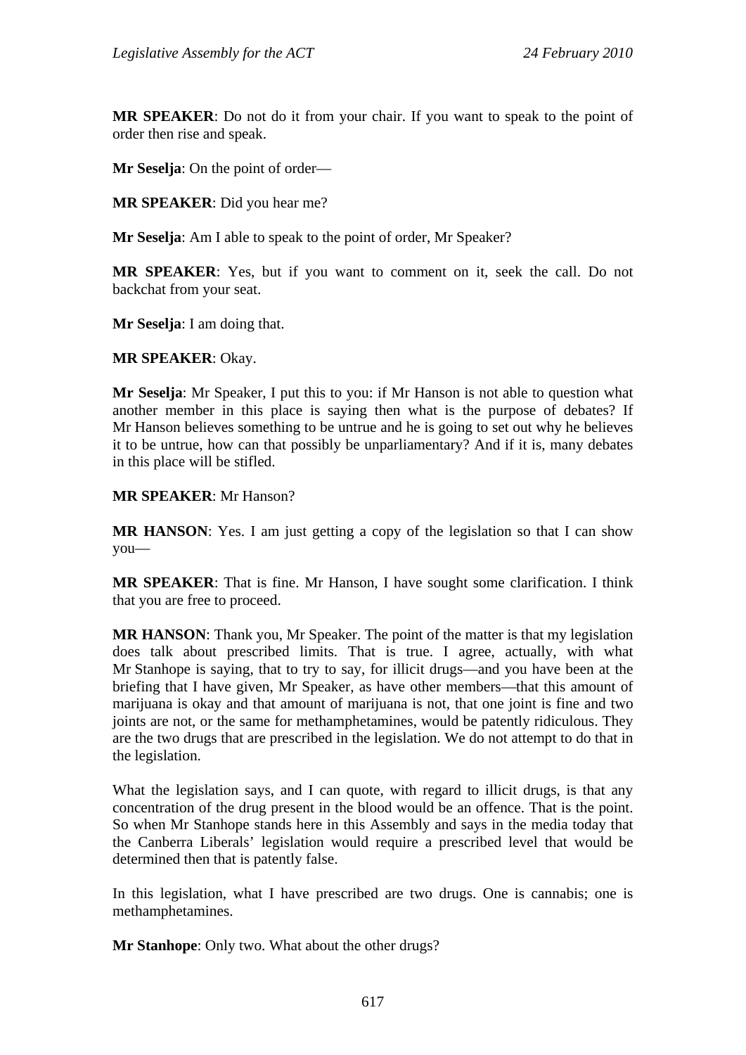**MR SPEAKER**: Do not do it from your chair. If you want to speak to the point of order then rise and speak.

**Mr Seselja**: On the point of order—

**MR SPEAKER**: Did you hear me?

**Mr Seselja**: Am I able to speak to the point of order, Mr Speaker?

**MR SPEAKER**: Yes, but if you want to comment on it, seek the call. Do not backchat from your seat.

**Mr Seselja**: I am doing that.

**MR SPEAKER**: Okay.

**Mr Seselja**: Mr Speaker, I put this to you: if Mr Hanson is not able to question what another member in this place is saying then what is the purpose of debates? If Mr Hanson believes something to be untrue and he is going to set out why he believes it to be untrue, how can that possibly be unparliamentary? And if it is, many debates in this place will be stifled.

**MR SPEAKER**: Mr Hanson?

**MR HANSON**: Yes. I am just getting a copy of the legislation so that I can show you—

**MR SPEAKER**: That is fine. Mr Hanson, I have sought some clarification. I think that you are free to proceed.

**MR HANSON**: Thank you, Mr Speaker. The point of the matter is that my legislation does talk about prescribed limits. That is true. I agree, actually, with what Mr Stanhope is saying, that to try to say, for illicit drugs—and you have been at the briefing that I have given, Mr Speaker, as have other members—that this amount of marijuana is okay and that amount of marijuana is not, that one joint is fine and two joints are not, or the same for methamphetamines, would be patently ridiculous. They are the two drugs that are prescribed in the legislation. We do not attempt to do that in the legislation.

What the legislation says, and I can quote, with regard to illicit drugs, is that any concentration of the drug present in the blood would be an offence. That is the point. So when Mr Stanhope stands here in this Assembly and says in the media today that the Canberra Liberals' legislation would require a prescribed level that would be determined then that is patently false.

In this legislation, what I have prescribed are two drugs. One is cannabis; one is methamphetamines.

**Mr Stanhope**: Only two. What about the other drugs?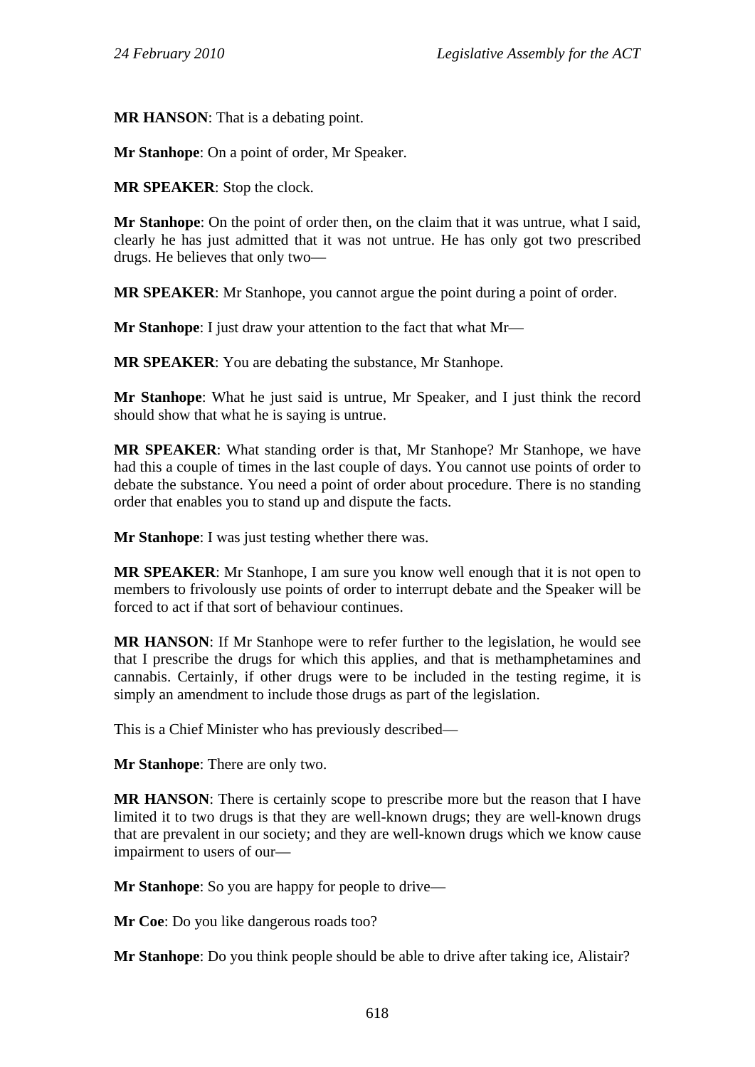**MR HANSON**: That is a debating point.

**Mr Stanhope**: On a point of order, Mr Speaker.

**MR SPEAKER**: Stop the clock.

**Mr Stanhope**: On the point of order then, on the claim that it was untrue, what I said, clearly he has just admitted that it was not untrue. He has only got two prescribed drugs. He believes that only two—

**MR SPEAKER**: Mr Stanhope, you cannot argue the point during a point of order.

**Mr Stanhope**: I just draw your attention to the fact that what Mr—

**MR SPEAKER**: You are debating the substance, Mr Stanhope.

**Mr Stanhope**: What he just said is untrue, Mr Speaker, and I just think the record should show that what he is saying is untrue.

**MR SPEAKER**: What standing order is that, Mr Stanhope? Mr Stanhope, we have had this a couple of times in the last couple of days. You cannot use points of order to debate the substance. You need a point of order about procedure. There is no standing order that enables you to stand up and dispute the facts.

**Mr Stanhope**: I was just testing whether there was.

**MR SPEAKER**: Mr Stanhope, I am sure you know well enough that it is not open to members to frivolously use points of order to interrupt debate and the Speaker will be forced to act if that sort of behaviour continues.

**MR HANSON**: If Mr Stanhope were to refer further to the legislation, he would see that I prescribe the drugs for which this applies, and that is methamphetamines and cannabis. Certainly, if other drugs were to be included in the testing regime, it is simply an amendment to include those drugs as part of the legislation.

This is a Chief Minister who has previously described—

**Mr Stanhope**: There are only two.

**MR HANSON**: There is certainly scope to prescribe more but the reason that I have limited it to two drugs is that they are well-known drugs; they are well-known drugs that are prevalent in our society; and they are well-known drugs which we know cause impairment to users of our—

**Mr Stanhope**: So you are happy for people to drive—

**Mr Coe**: Do you like dangerous roads too?

**Mr Stanhope**: Do you think people should be able to drive after taking ice, Alistair?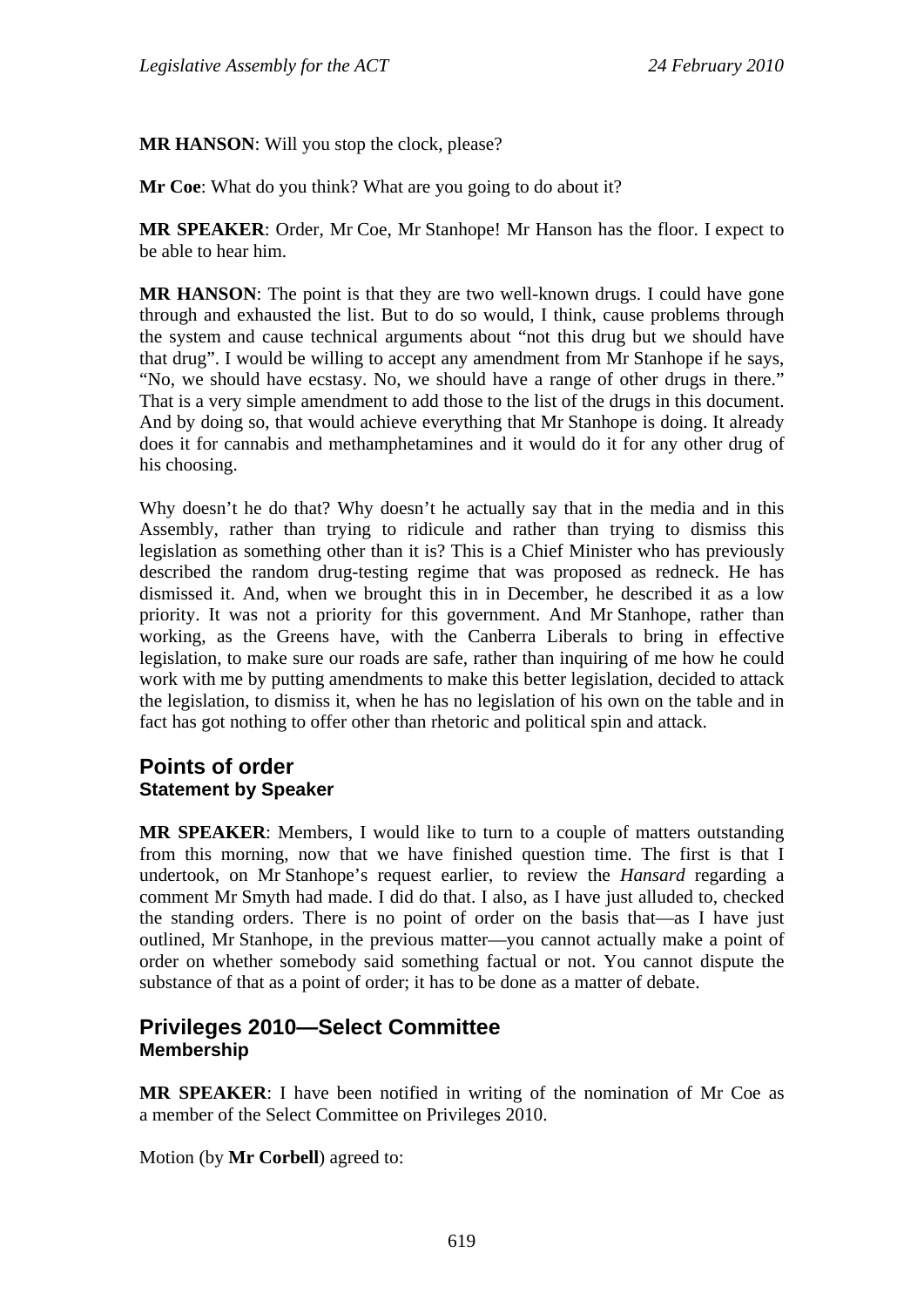**MR HANSON**: Will you stop the clock, please?

**Mr Coe**: What do you think? What are you going to do about it?

**MR SPEAKER**: Order, Mr Coe, Mr Stanhope! Mr Hanson has the floor. I expect to be able to hear him.

**MR HANSON**: The point is that they are two well-known drugs. I could have gone through and exhausted the list. But to do so would, I think, cause problems through the system and cause technical arguments about "not this drug but we should have that drug". I would be willing to accept any amendment from Mr Stanhope if he says, "No, we should have ecstasy. No, we should have a range of other drugs in there." That is a very simple amendment to add those to the list of the drugs in this document. And by doing so, that would achieve everything that Mr Stanhope is doing. It already does it for cannabis and methamphetamines and it would do it for any other drug of his choosing.

Why doesn't he do that? Why doesn't he actually say that in the media and in this Assembly, rather than trying to ridicule and rather than trying to dismiss this legislation as something other than it is? This is a Chief Minister who has previously described the random drug-testing regime that was proposed as redneck. He has dismissed it. And, when we brought this in in December, he described it as a low priority. It was not a priority for this government. And Mr Stanhope, rather than working, as the Greens have, with the Canberra Liberals to bring in effective legislation, to make sure our roads are safe, rather than inquiring of me how he could work with me by putting amendments to make this better legislation, decided to attack the legislation, to dismiss it, when he has no legislation of his own on the table and in fact has got nothing to offer other than rhetoric and political spin and attack.

## Points of order
### Statement by Speaker

**MR SPEAKER**: Members, I would like to turn to a couple of matters outstanding from this morning, now that we have finished question time. The first is that I undertook, on Mr Stanhope's request earlier, to review the *Hansard* regarding a comment Mr Smyth had made. I did do that. I also, as I have just alluded to, checked the standing orders. There is no point of order on the basis that—as I have just outlined, Mr Stanhope, in the previous matter—you cannot actually make a point of order on whether somebody said something factual or not. You cannot dispute the substance of that as a point of order; it has to be done as a matter of debate.

## Privileges 2010—Select Committee
### Membership

**MR SPEAKER**: I have been notified in writing of the nomination of Mr Coe as a member of the Select Committee on Privileges 2010.

Motion (by **Mr Corbell**) agreed to: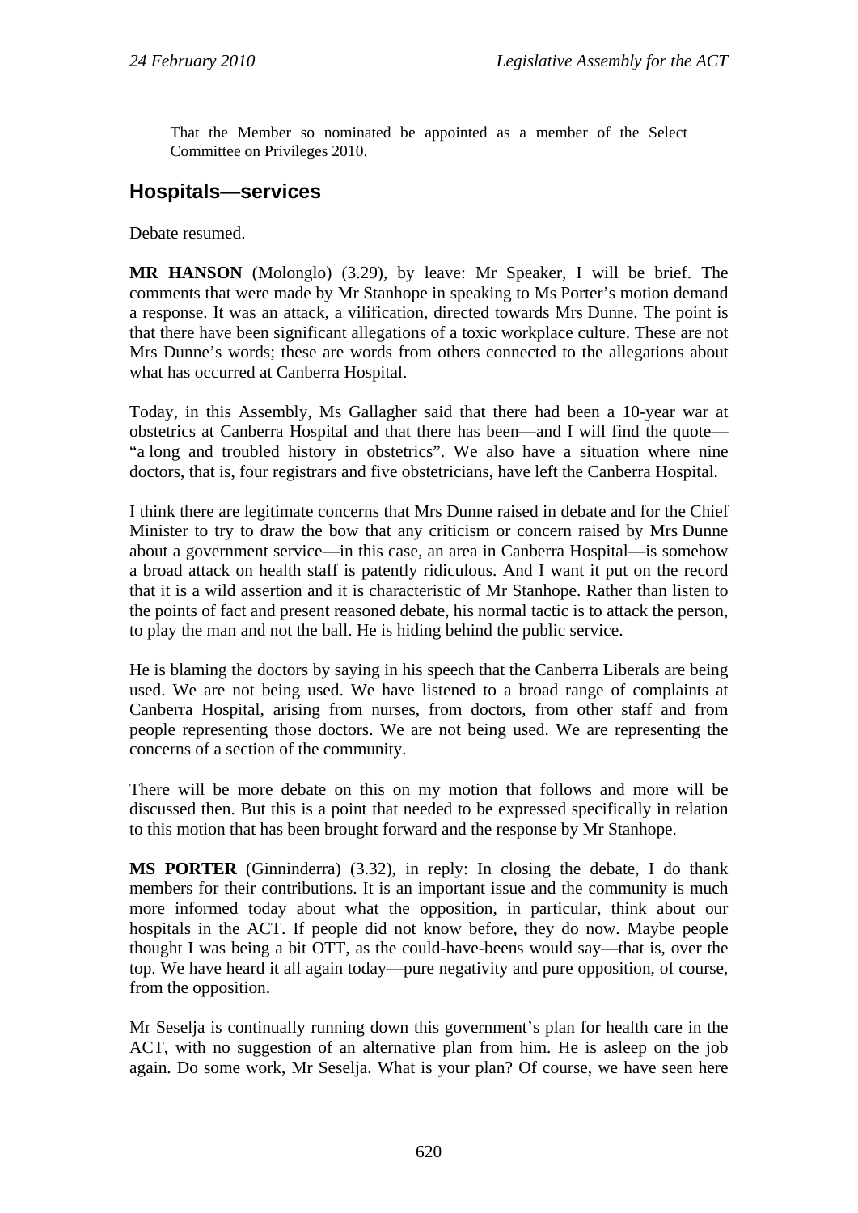That the Member so nominated be appointed as a member of the Select Committee on Privileges 2010.

## Hospitals—services

Debate resumed.

**MR HANSON** (Molonglo) (3.29), by leave: Mr Speaker, I will be brief. The comments that were made by Mr Stanhope in speaking to Ms Porter's motion demand a response. It was an attack, a vilification, directed towards Mrs Dunne. The point is that there have been significant allegations of a toxic workplace culture. These are not Mrs Dunne's words; these are words from others connected to the allegations about what has occurred at Canberra Hospital.

Today, in this Assembly, Ms Gallagher said that there had been a 10-year war at obstetrics at Canberra Hospital and that there has been—and I will find the quote—"a long and troubled history in obstetrics". We also have a situation where nine doctors, that is, four registrars and five obstetricians, have left the Canberra Hospital.

I think there are legitimate concerns that Mrs Dunne raised in debate and for the Chief Minister to try to draw the bow that any criticism or concern raised by Mrs Dunne about a government service—in this case, an area in Canberra Hospital—is somehow a broad attack on health staff is patently ridiculous. And I want it put on the record that it is a wild assertion and it is characteristic of Mr Stanhope. Rather than listen to the points of fact and present reasoned debate, his normal tactic is to attack the person, to play the man and not the ball. He is hiding behind the public service.

He is blaming the doctors by saying in his speech that the Canberra Liberals are being used. We are not being used. We have listened to a broad range of complaints at Canberra Hospital, arising from nurses, from doctors, from other staff and from people representing those doctors. We are not being used. We are representing the concerns of a section of the community.

There will be more debate on this on my motion that follows and more will be discussed then. But this is a point that needed to be expressed specifically in relation to this motion that has been brought forward and the response by Mr Stanhope.

**MS PORTER** (Ginninderra) (3.32), in reply: In closing the debate, I do thank members for their contributions. It is an important issue and the community is much more informed today about what the opposition, in particular, think about our hospitals in the ACT. If people did not know before, they do now. Maybe people thought I was being a bit OTT, as the could-have-beens would say—that is, over the top. We have heard it all again today—pure negativity and pure opposition, of course, from the opposition.

Mr Seselja is continually running down this government's plan for health care in the ACT, with no suggestion of an alternative plan from him. He is asleep on the job again. Do some work, Mr Seselja. What is your plan? Of course, we have seen here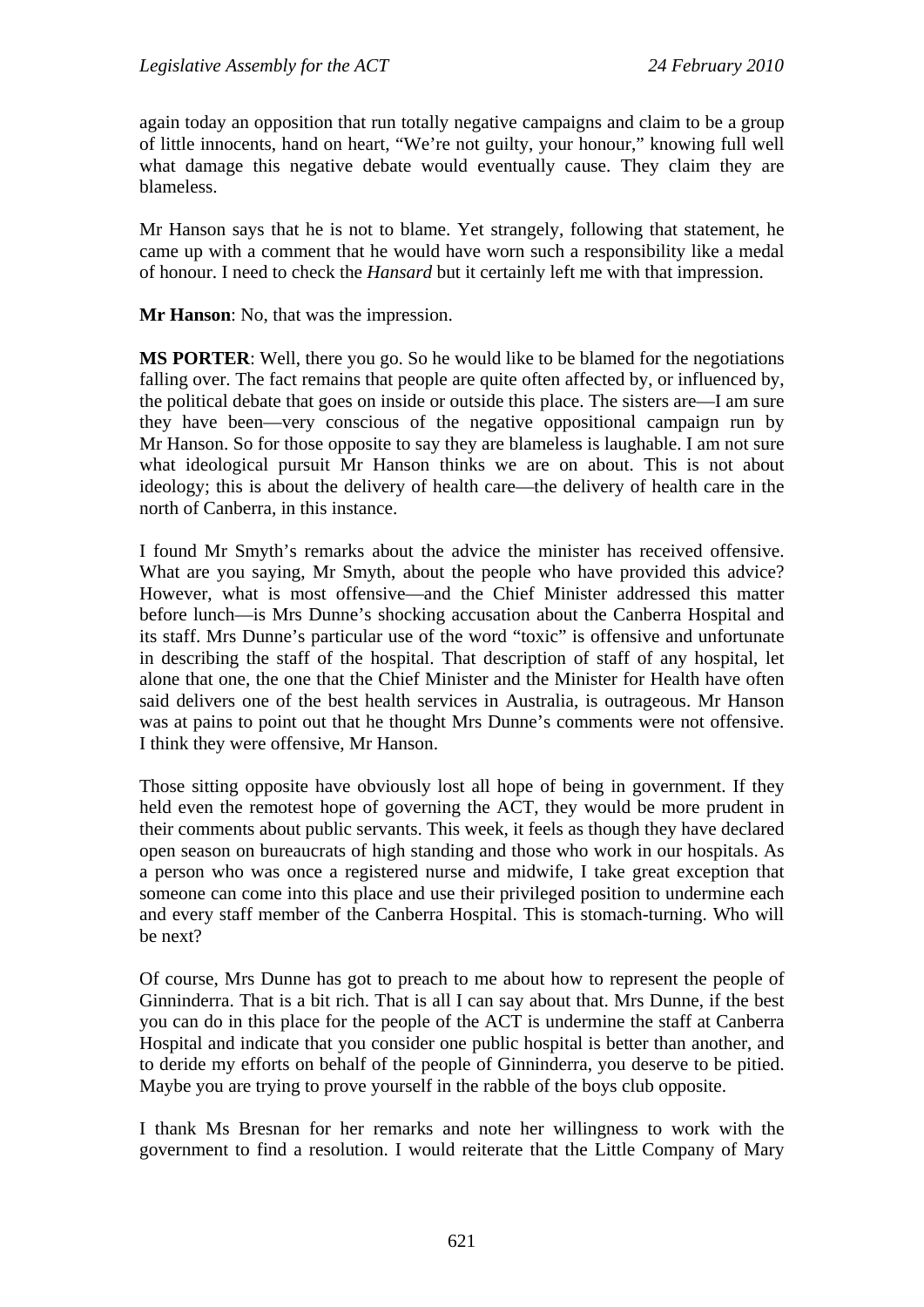again today an opposition that run totally negative campaigns and claim to be a group of little innocents, hand on heart, "We're not guilty, your honour," knowing full well what damage this negative debate would eventually cause. They claim they are blameless.

Mr Hanson says that he is not to blame. Yet strangely, following that statement, he came up with a comment that he would have worn such a responsibility like a medal of honour. I need to check the *Hansard* but it certainly left me with that impression.

**Mr Hanson**: No, that was the impression.

**MS PORTER**: Well, there you go. So he would like to be blamed for the negotiations falling over. The fact remains that people are quite often affected by, or influenced by, the political debate that goes on inside or outside this place. The sisters are—I am sure they have been—very conscious of the negative oppositional campaign run by Mr Hanson. So for those opposite to say they are blameless is laughable. I am not sure what ideological pursuit Mr Hanson thinks we are on about. This is not about ideology; this is about the delivery of health care—the delivery of health care in the north of Canberra, in this instance.

I found Mr Smyth's remarks about the advice the minister has received offensive. What are you saying, Mr Smyth, about the people who have provided this advice? However, what is most offensive—and the Chief Minister addressed this matter before lunch—is Mrs Dunne's shocking accusation about the Canberra Hospital and its staff. Mrs Dunne's particular use of the word "toxic" is offensive and unfortunate in describing the staff of the hospital. That description of staff of any hospital, let alone that one, the one that the Chief Minister and the Minister for Health have often said delivers one of the best health services in Australia, is outrageous. Mr Hanson was at pains to point out that he thought Mrs Dunne's comments were not offensive. I think they were offensive, Mr Hanson.

Those sitting opposite have obviously lost all hope of being in government. If they held even the remotest hope of governing the ACT, they would be more prudent in their comments about public servants. This week, it feels as though they have declared open season on bureaucrats of high standing and those who work in our hospitals. As a person who was once a registered nurse and midwife, I take great exception that someone can come into this place and use their privileged position to undermine each and every staff member of the Canberra Hospital. This is stomach-turning. Who will be next?

Of course, Mrs Dunne has got to preach to me about how to represent the people of Ginninderra. That is a bit rich. That is all I can say about that. Mrs Dunne, if the best you can do in this place for the people of the ACT is undermine the staff at Canberra Hospital and indicate that you consider one public hospital is better than another, and to deride my efforts on behalf of the people of Ginninderra, you deserve to be pitied. Maybe you are trying to prove yourself in the rabble of the boys club opposite.

I thank Ms Bresnan for her remarks and note her willingness to work with the government to find a resolution. I would reiterate that the Little Company of Mary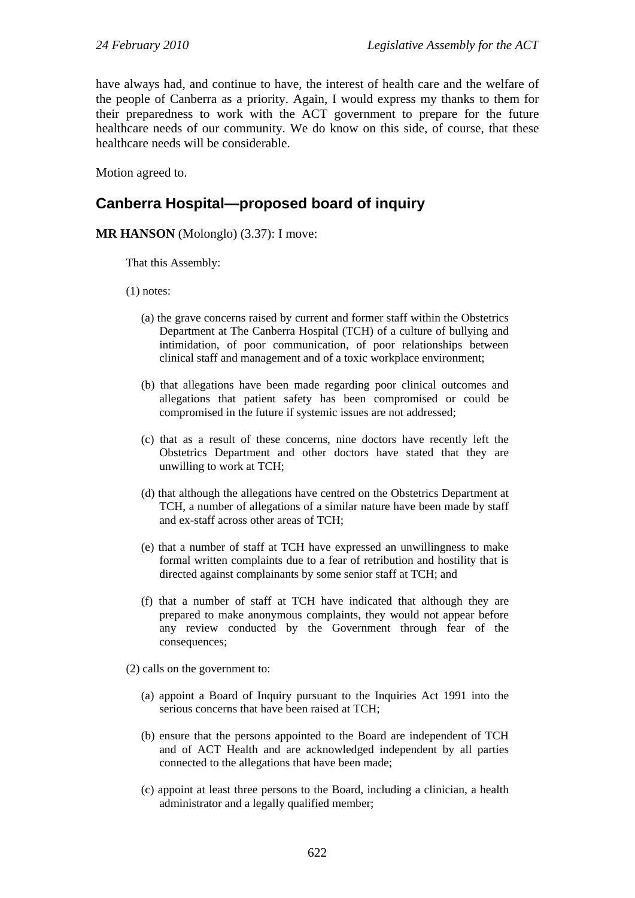have always had, and continue to have, the interest of health care and the welfare of the people of Canberra as a priority. Again, I would express my thanks to them for their preparedness to work with the ACT government to prepare for the future healthcare needs of our community. We do know on this side, of course, that these healthcare needs will be considerable.

Motion agreed to.

## Canberra Hospital—proposed board of inquiry

**MR HANSON** (Molonglo) (3.37): I move:

> That this Assembly:
>
> (1) notes:
>
> > (a) the grave concerns raised by current and former staff within the Obstetrics Department at The Canberra Hospital (TCH) of a culture of bullying and intimidation, of poor communication, of poor relationships between clinical staff and management and of a toxic workplace environment;
> >
> > (b) that allegations have been made regarding poor clinical outcomes and allegations that patient safety has been compromised or could be compromised in the future if systemic issues are not addressed;
> >
> > (c) that as a result of these concerns, nine doctors have recently left the Obstetrics Department and other doctors have stated that they are unwilling to work at TCH;
> >
> > (d) that although the allegations have centred on the Obstetrics Department at TCH, a number of allegations of a similar nature have been made by staff and ex-staff across other areas of TCH;
> >
> > (e) that a number of staff at TCH have expressed an unwillingness to make formal written complaints due to a fear of retribution and hostility that is directed against complainants by some senior staff at TCH; and
> >
> > (f) that a number of staff at TCH have indicated that although they are prepared to make anonymous complaints, they would not appear before any review conducted by the Government through fear of the consequences;
>
> (2) calls on the government to:
>
> > (a) appoint a Board of Inquiry pursuant to the Inquiries Act 1991 into the serious concerns that have been raised at TCH;
> >
> > (b) ensure that the persons appointed to the Board are independent of TCH and of ACT Health and are acknowledged independent by all parties connected to the allegations that have been made;
> >
> > (c) appoint at least three persons to the Board, including a clinician, a health administrator and a legally qualified member;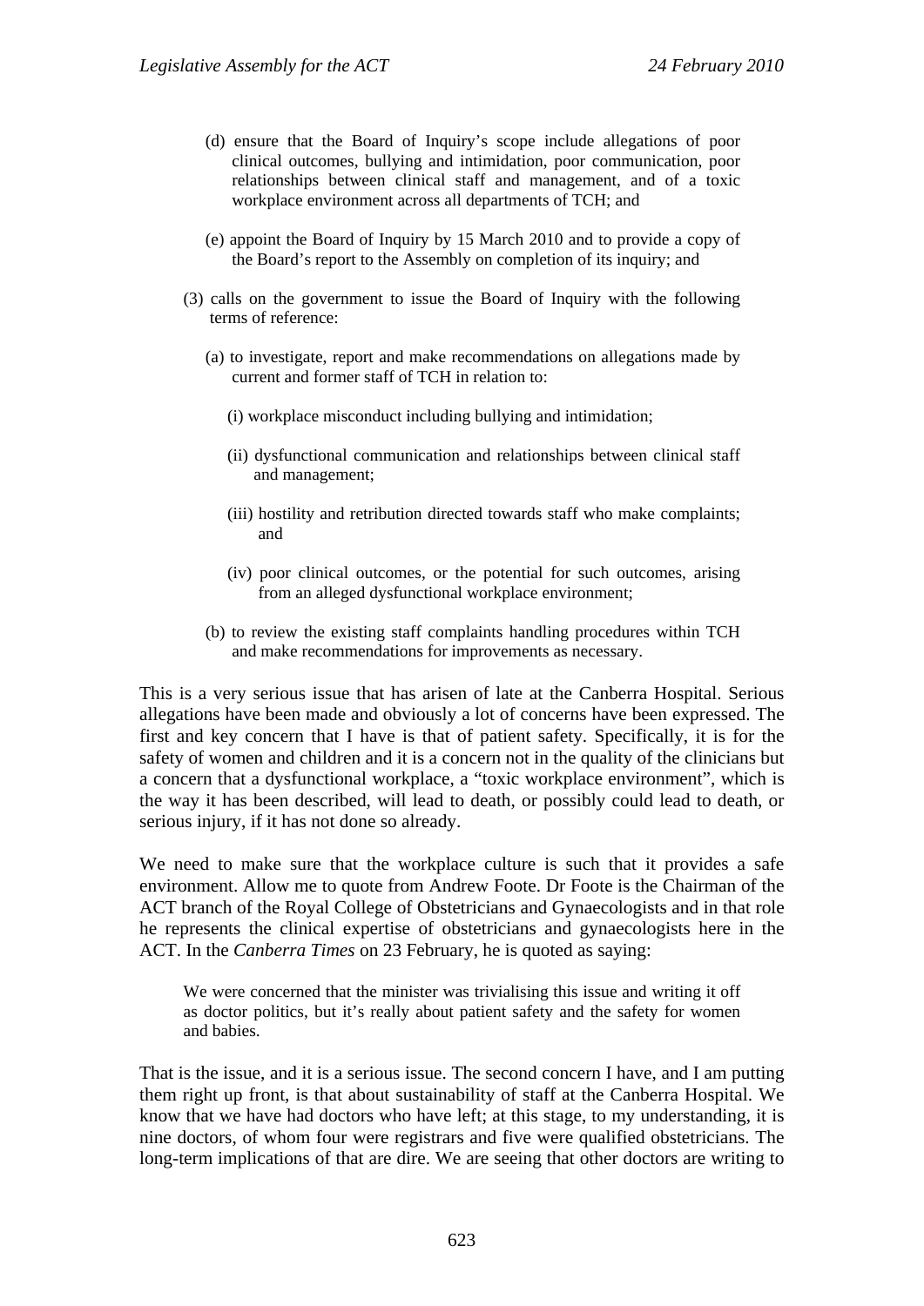(d) ensure that the Board of Inquiry's scope include allegations of poor clinical outcomes, bullying and intimidation, poor communication, poor relationships between clinical staff and management, and of a toxic workplace environment across all departments of TCH; and

(e) appoint the Board of Inquiry by 15 March 2010 and to provide a copy of the Board's report to the Assembly on completion of its inquiry; and

(3) calls on the government to issue the Board of Inquiry with the following terms of reference:

(a) to investigate, report and make recommendations on allegations made by current and former staff of TCH in relation to:

(i) workplace misconduct including bullying and intimidation;

(ii) dysfunctional communication and relationships between clinical staff and management;

(iii) hostility and retribution directed towards staff who make complaints; and

(iv) poor clinical outcomes, or the potential for such outcomes, arising from an alleged dysfunctional workplace environment;

(b) to review the existing staff complaints handling procedures within TCH and make recommendations for improvements as necessary.

This is a very serious issue that has arisen of late at the Canberra Hospital. Serious allegations have been made and obviously a lot of concerns have been expressed. The first and key concern that I have is that of patient safety. Specifically, it is for the safety of women and children and it is a concern not in the quality of the clinicians but a concern that a dysfunctional workplace, a "toxic workplace environment", which is the way it has been described, will lead to death, or possibly could lead to death, or serious injury, if it has not done so already.

We need to make sure that the workplace culture is such that it provides a safe environment. Allow me to quote from Andrew Foote. Dr Foote is the Chairman of the ACT branch of the Royal College of Obstetricians and Gynaecologists and in that role he represents the clinical expertise of obstetricians and gynaecologists here in the ACT. In the *Canberra Times* on 23 February, he is quoted as saying:

> We were concerned that the minister was trivialising this issue and writing it off as doctor politics, but it's really about patient safety and the safety for women and babies.

That is the issue, and it is a serious issue. The second concern I have, and I am putting them right up front, is that about sustainability of staff at the Canberra Hospital. We know that we have had doctors who have left; at this stage, to my understanding, it is nine doctors, of whom four were registrars and five were qualified obstetricians. The long-term implications of that are dire. We are seeing that other doctors are writing to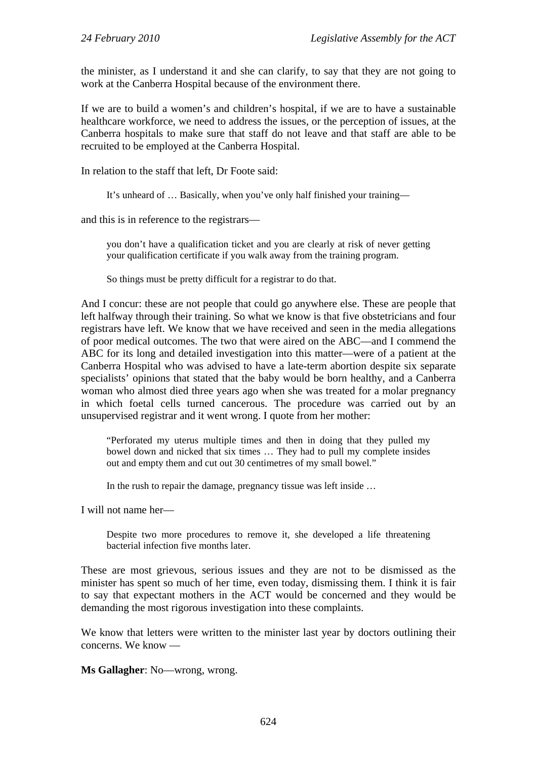the minister, as I understand it and she can clarify, to say that they are not going to work at the Canberra Hospital because of the environment there.

If we are to build a women's and children's hospital, if we are to have a sustainable healthcare workforce, we need to address the issues, or the perception of issues, at the Canberra hospitals to make sure that staff do not leave and that staff are able to be recruited to be employed at the Canberra Hospital.

In relation to the staff that left, Dr Foote said:

> It's unheard of … Basically, when you've only half finished your training—

and this is in reference to the registrars—

> you don't have a qualification ticket and you are clearly at risk of never getting your qualification certificate if you walk away from the training program.
>
> So things must be pretty difficult for a registrar to do that.

And I concur: these are not people that could go anywhere else. These are people that left halfway through their training. So what we know is that five obstetricians and four registrars have left. We know that we have received and seen in the media allegations of poor medical outcomes. The two that were aired on the ABC—and I commend the ABC for its long and detailed investigation into this matter—were of a patient at the Canberra Hospital who was advised to have a late-term abortion despite six separate specialists' opinions that stated that the baby would be born healthy, and a Canberra woman who almost died three years ago when she was treated for a molar pregnancy in which foetal cells turned cancerous. The procedure was carried out by an unsupervised registrar and it went wrong. I quote from her mother:

> "Perforated my uterus multiple times and then in doing that they pulled my bowel down and nicked that six times … They had to pull my complete insides out and empty them and cut out 30 centimetres of my small bowel."
>
> In the rush to repair the damage, pregnancy tissue was left inside …

I will not name her—

> Despite two more procedures to remove it, she developed a life threatening bacterial infection five months later.

These are most grievous, serious issues and they are not to be dismissed as the minister has spent so much of her time, even today, dismissing them. I think it is fair to say that expectant mothers in the ACT would be concerned and they would be demanding the most rigorous investigation into these complaints.

We know that letters were written to the minister last year by doctors outlining their concerns. We know —

**Ms Gallagher**: No—wrong, wrong.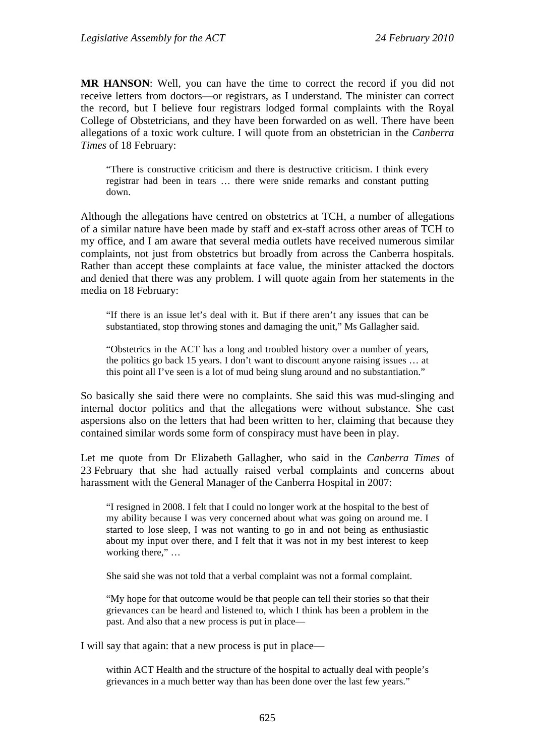**MR HANSON**: Well, you can have the time to correct the record if you did not receive letters from doctors—or registrars, as I understand. The minister can correct the record, but I believe four registrars lodged formal complaints with the Royal College of Obstetricians, and they have been forwarded on as well. There have been allegations of a toxic work culture. I will quote from an obstetrician in the *Canberra Times* of 18 February:

> "There is constructive criticism and there is destructive criticism. I think every registrar had been in tears … there were snide remarks and constant putting down.

Although the allegations have centred on obstetrics at TCH, a number of allegations of a similar nature have been made by staff and ex-staff across other areas of TCH to my office, and I am aware that several media outlets have received numerous similar complaints, not just from obstetrics but broadly from across the Canberra hospitals. Rather than accept these complaints at face value, the minister attacked the doctors and denied that there was any problem. I will quote again from her statements in the media on 18 February:

> "If there is an issue let's deal with it. But if there aren't any issues that can be substantiated, stop throwing stones and damaging the unit," Ms Gallagher said.
>
> "Obstetrics in the ACT has a long and troubled history over a number of years, the politics go back 15 years. I don't want to discount anyone raising issues … at this point all I've seen is a lot of mud being slung around and no substantiation."

So basically she said there were no complaints. She said this was mud-slinging and internal doctor politics and that the allegations were without substance. She cast aspersions also on the letters that had been written to her, claiming that because they contained similar words some form of conspiracy must have been in play.

Let me quote from Dr Elizabeth Gallagher, who said in the *Canberra Times* of 23 February that she had actually raised verbal complaints and concerns about harassment with the General Manager of the Canberra Hospital in 2007:

> "I resigned in 2008. I felt that I could no longer work at the hospital to the best of my ability because I was very concerned about what was going on around me. I started to lose sleep, I was not wanting to go in and not being as enthusiastic about my input over there, and I felt that it was not in my best interest to keep working there," …
>
> She said she was not told that a verbal complaint was not a formal complaint.
>
> "My hope for that outcome would be that people can tell their stories so that their grievances can be heard and listened to, which I think has been a problem in the past. And also that a new process is put in place—

I will say that again: that a new process is put in place—

> within ACT Health and the structure of the hospital to actually deal with people's grievances in a much better way than has been done over the last few years."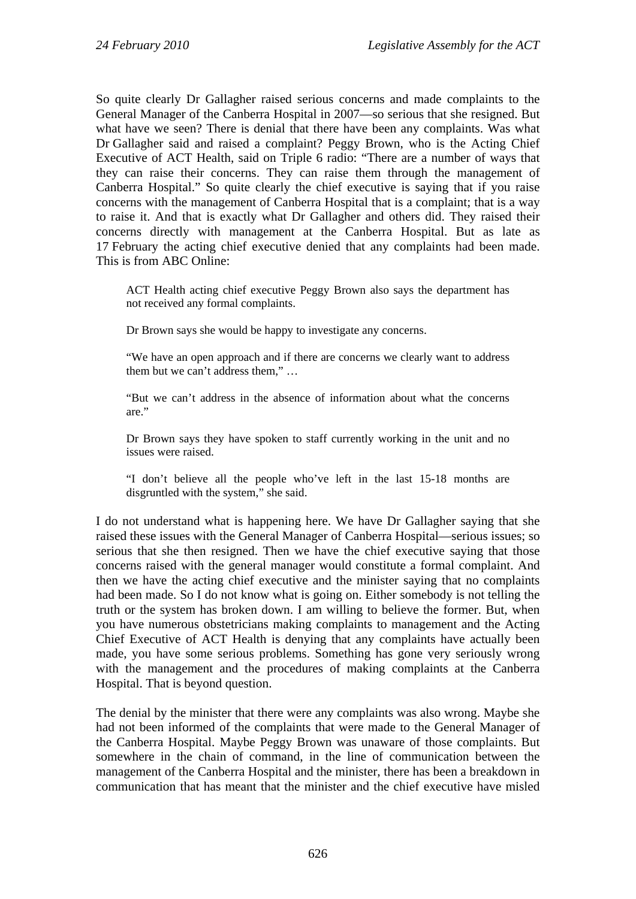So quite clearly Dr Gallagher raised serious concerns and made complaints to the General Manager of the Canberra Hospital in 2007—so serious that she resigned. But what have we seen? There is denial that there have been any complaints. Was what Dr Gallagher said and raised a complaint? Peggy Brown, who is the Acting Chief Executive of ACT Health, said on Triple 6 radio: "There are a number of ways that they can raise their concerns. They can raise them through the management of Canberra Hospital." So quite clearly the chief executive is saying that if you raise concerns with the management of Canberra Hospital that is a complaint; that is a way to raise it. And that is exactly what Dr Gallagher and others did. They raised their concerns directly with management at the Canberra Hospital. But as late as 17 February the acting chief executive denied that any complaints had been made. This is from ABC Online:

> ACT Health acting chief executive Peggy Brown also says the department has not received any formal complaints.
>
> Dr Brown says she would be happy to investigate any concerns.
>
> "We have an open approach and if there are concerns we clearly want to address them but we can't address them," …
>
> "But we can't address in the absence of information about what the concerns are."
>
> Dr Brown says they have spoken to staff currently working in the unit and no issues were raised.
>
> "I don't believe all the people who've left in the last 15-18 months are disgruntled with the system," she said.

I do not understand what is happening here. We have Dr Gallagher saying that she raised these issues with the General Manager of Canberra Hospital—serious issues; so serious that she then resigned. Then we have the chief executive saying that those concerns raised with the general manager would constitute a formal complaint. And then we have the acting chief executive and the minister saying that no complaints had been made. So I do not know what is going on. Either somebody is not telling the truth or the system has broken down. I am willing to believe the former. But, when you have numerous obstetricians making complaints to management and the Acting Chief Executive of ACT Health is denying that any complaints have actually been made, you have some serious problems. Something has gone very seriously wrong with the management and the procedures of making complaints at the Canberra Hospital. That is beyond question.

The denial by the minister that there were any complaints was also wrong. Maybe she had not been informed of the complaints that were made to the General Manager of the Canberra Hospital. Maybe Peggy Brown was unaware of those complaints. But somewhere in the chain of command, in the line of communication between the management of the Canberra Hospital and the minister, there has been a breakdown in communication that has meant that the minister and the chief executive have misled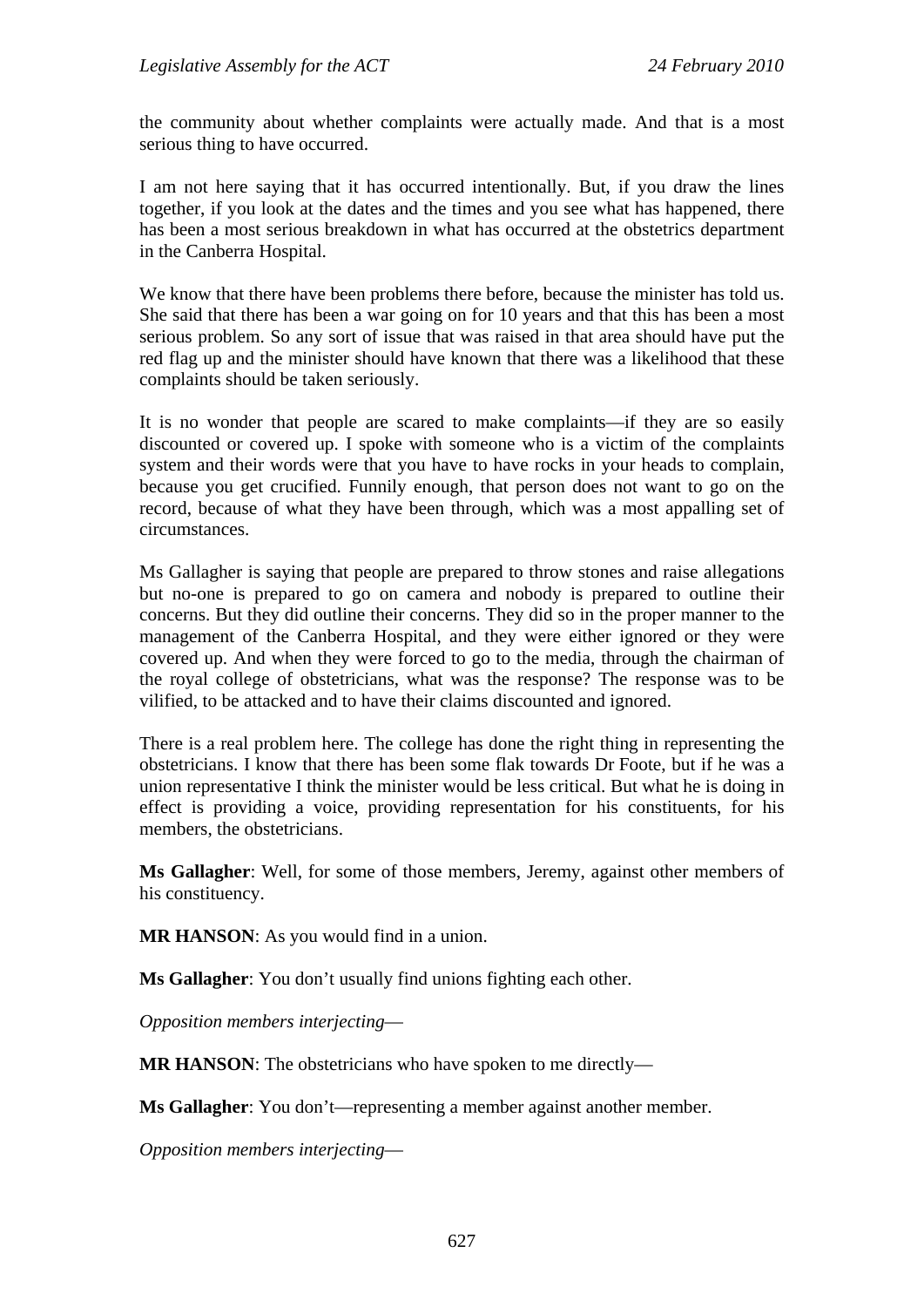the community about whether complaints were actually made. And that is a most serious thing to have occurred.

I am not here saying that it has occurred intentionally. But, if you draw the lines together, if you look at the dates and the times and you see what has happened, there has been a most serious breakdown in what has occurred at the obstetrics department in the Canberra Hospital.

We know that there have been problems there before, because the minister has told us. She said that there has been a war going on for 10 years and that this has been a most serious problem. So any sort of issue that was raised in that area should have put the red flag up and the minister should have known that there was a likelihood that these complaints should be taken seriously.

It is no wonder that people are scared to make complaints—if they are so easily discounted or covered up. I spoke with someone who is a victim of the complaints system and their words were that you have to have rocks in your heads to complain, because you get crucified. Funnily enough, that person does not want to go on the record, because of what they have been through, which was a most appalling set of circumstances.

Ms Gallagher is saying that people are prepared to throw stones and raise allegations but no-one is prepared to go on camera and nobody is prepared to outline their concerns. But they did outline their concerns. They did so in the proper manner to the management of the Canberra Hospital, and they were either ignored or they were covered up. And when they were forced to go to the media, through the chairman of the royal college of obstetricians, what was the response? The response was to be vilified, to be attacked and to have their claims discounted and ignored.

There is a real problem here. The college has done the right thing in representing the obstetricians. I know that there has been some flak towards Dr Foote, but if he was a union representative I think the minister would be less critical. But what he is doing in effect is providing a voice, providing representation for his constituents, for his members, the obstetricians.

**Ms Gallagher**: Well, for some of those members, Jeremy, against other members of his constituency.

**MR HANSON**: As you would find in a union.

**Ms Gallagher**: You don't usually find unions fighting each other.

*Opposition members interjecting*—

**MR HANSON**: The obstetricians who have spoken to me directly—

**Ms Gallagher**: You don't—representing a member against another member.

*Opposition members interjecting*—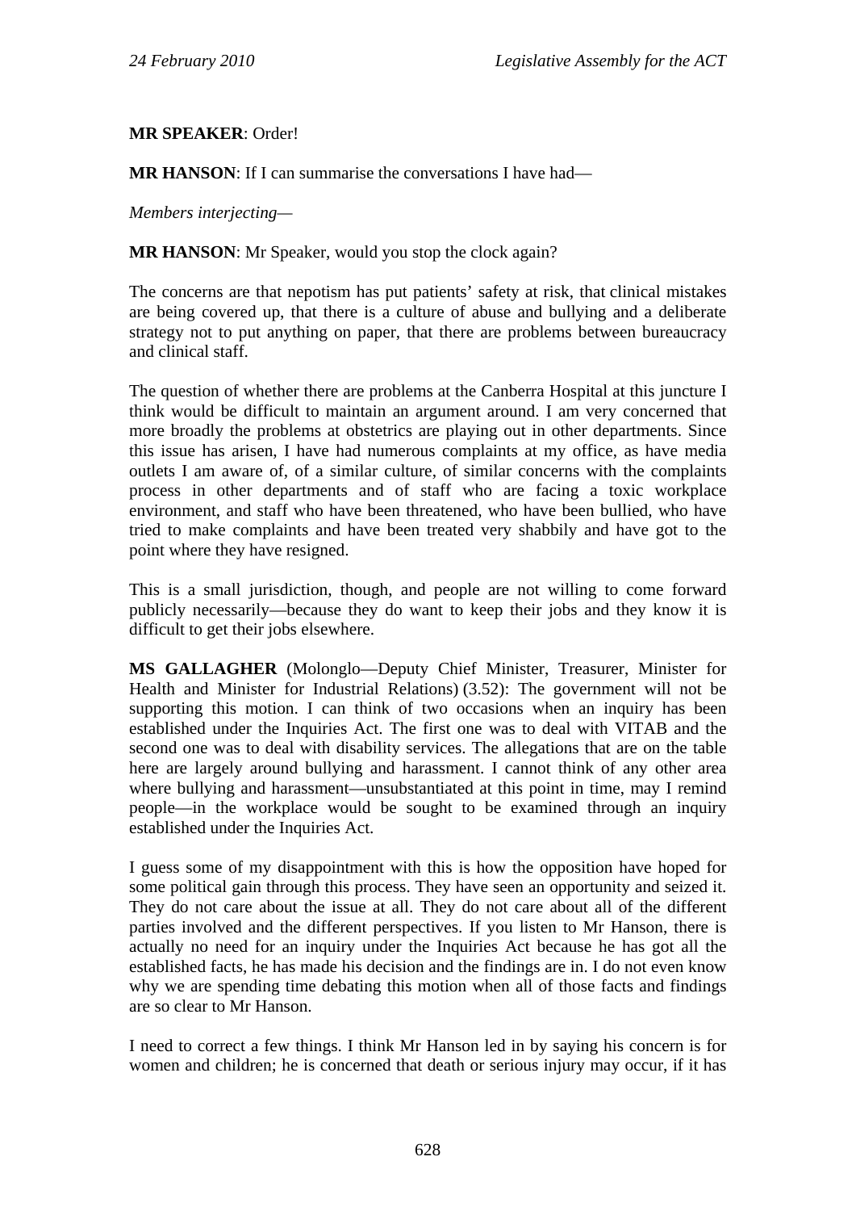**MR SPEAKER**: Order!

**MR HANSON**: If I can summarise the conversations I have had—

*Members interjecting—*

**MR HANSON**: Mr Speaker, would you stop the clock again?

The concerns are that nepotism has put patients' safety at risk, that clinical mistakes are being covered up, that there is a culture of abuse and bullying and a deliberate strategy not to put anything on paper, that there are problems between bureaucracy and clinical staff.

The question of whether there are problems at the Canberra Hospital at this juncture I think would be difficult to maintain an argument around. I am very concerned that more broadly the problems at obstetrics are playing out in other departments. Since this issue has arisen, I have had numerous complaints at my office, as have media outlets I am aware of, of a similar culture, of similar concerns with the complaints process in other departments and of staff who are facing a toxic workplace environment, and staff who have been threatened, who have been bullied, who have tried to make complaints and have been treated very shabbily and have got to the point where they have resigned.

This is a small jurisdiction, though, and people are not willing to come forward publicly necessarily—because they do want to keep their jobs and they know it is difficult to get their jobs elsewhere.

**MS GALLAGHER** (Molonglo—Deputy Chief Minister, Treasurer, Minister for Health and Minister for Industrial Relations) (3.52): The government will not be supporting this motion. I can think of two occasions when an inquiry has been established under the Inquiries Act. The first one was to deal with VITAB and the second one was to deal with disability services. The allegations that are on the table here are largely around bullying and harassment. I cannot think of any other area where bullying and harassment—unsubstantiated at this point in time, may I remind people—in the workplace would be sought to be examined through an inquiry established under the Inquiries Act.

I guess some of my disappointment with this is how the opposition have hoped for some political gain through this process. They have seen an opportunity and seized it. They do not care about the issue at all. They do not care about all of the different parties involved and the different perspectives. If you listen to Mr Hanson, there is actually no need for an inquiry under the Inquiries Act because he has got all the established facts, he has made his decision and the findings are in. I do not even know why we are spending time debating this motion when all of those facts and findings are so clear to Mr Hanson.

I need to correct a few things. I think Mr Hanson led in by saying his concern is for women and children; he is concerned that death or serious injury may occur, if it has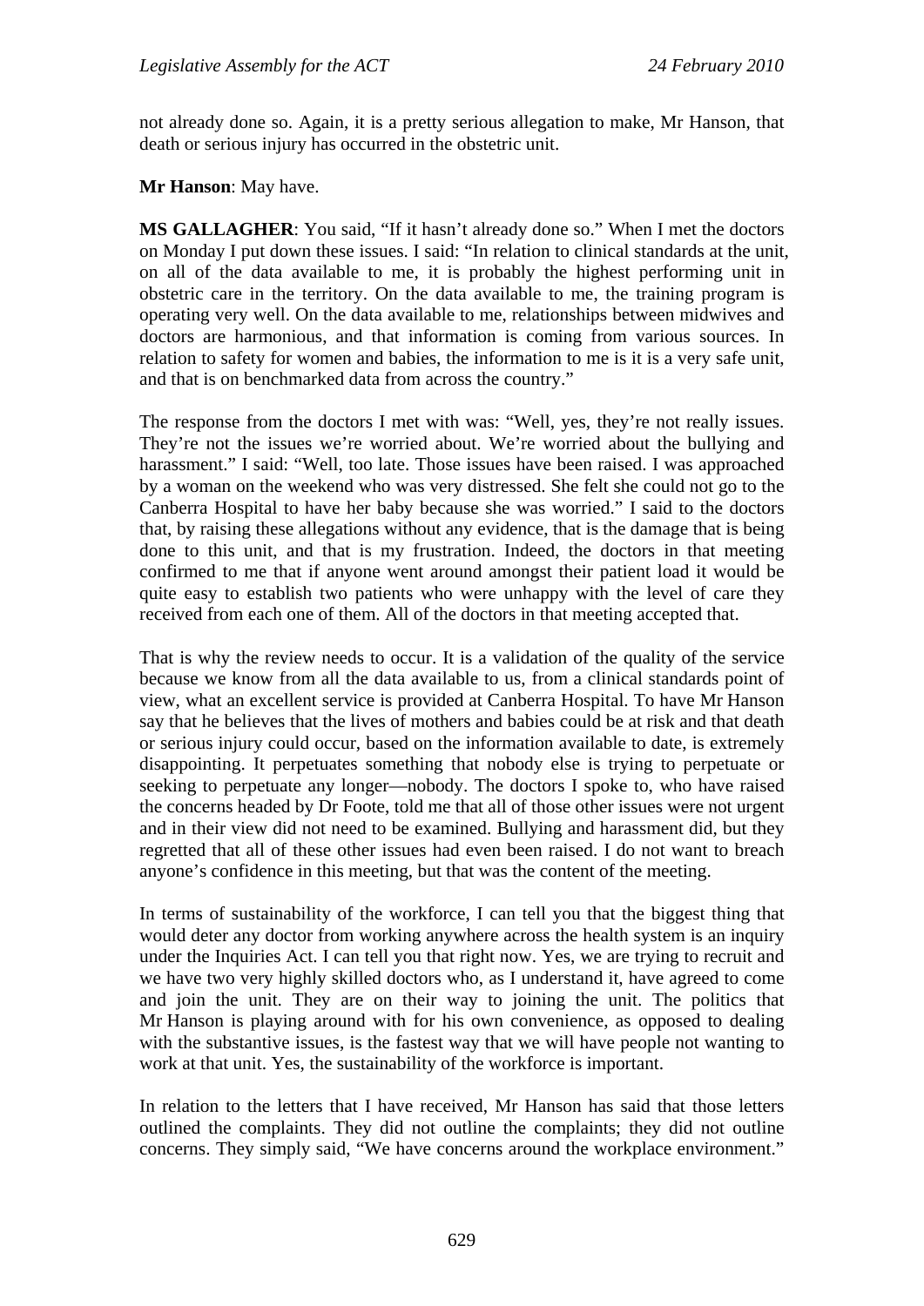not already done so. Again, it is a pretty serious allegation to make, Mr Hanson, that death or serious injury has occurred in the obstetric unit.

**Mr Hanson**: May have.

**MS GALLAGHER**: You said, "If it hasn't already done so." When I met the doctors on Monday I put down these issues. I said: "In relation to clinical standards at the unit, on all of the data available to me, it is probably the highest performing unit in obstetric care in the territory. On the data available to me, the training program is operating very well. On the data available to me, relationships between midwives and doctors are harmonious, and that information is coming from various sources. In relation to safety for women and babies, the information to me is it is a very safe unit, and that is on benchmarked data from across the country."

The response from the doctors I met with was: "Well, yes, they're not really issues. They're not the issues we're worried about. We're worried about the bullying and harassment." I said: "Well, too late. Those issues have been raised. I was approached by a woman on the weekend who was very distressed. She felt she could not go to the Canberra Hospital to have her baby because she was worried." I said to the doctors that, by raising these allegations without any evidence, that is the damage that is being done to this unit, and that is my frustration. Indeed, the doctors in that meeting confirmed to me that if anyone went around amongst their patient load it would be quite easy to establish two patients who were unhappy with the level of care they received from each one of them. All of the doctors in that meeting accepted that.

That is why the review needs to occur. It is a validation of the quality of the service because we know from all the data available to us, from a clinical standards point of view, what an excellent service is provided at Canberra Hospital. To have Mr Hanson say that he believes that the lives of mothers and babies could be at risk and that death or serious injury could occur, based on the information available to date, is extremely disappointing. It perpetuates something that nobody else is trying to perpetuate or seeking to perpetuate any longer—nobody. The doctors I spoke to, who have raised the concerns headed by Dr Foote, told me that all of those other issues were not urgent and in their view did not need to be examined. Bullying and harassment did, but they regretted that all of these other issues had even been raised. I do not want to breach anyone's confidence in this meeting, but that was the content of the meeting.

In terms of sustainability of the workforce, I can tell you that the biggest thing that would deter any doctor from working anywhere across the health system is an inquiry under the Inquiries Act. I can tell you that right now. Yes, we are trying to recruit and we have two very highly skilled doctors who, as I understand it, have agreed to come and join the unit. They are on their way to joining the unit. The politics that Mr Hanson is playing around with for his own convenience, as opposed to dealing with the substantive issues, is the fastest way that we will have people not wanting to work at that unit. Yes, the sustainability of the workforce is important.

In relation to the letters that I have received, Mr Hanson has said that those letters outlined the complaints. They did not outline the complaints; they did not outline concerns. They simply said, "We have concerns around the workplace environment."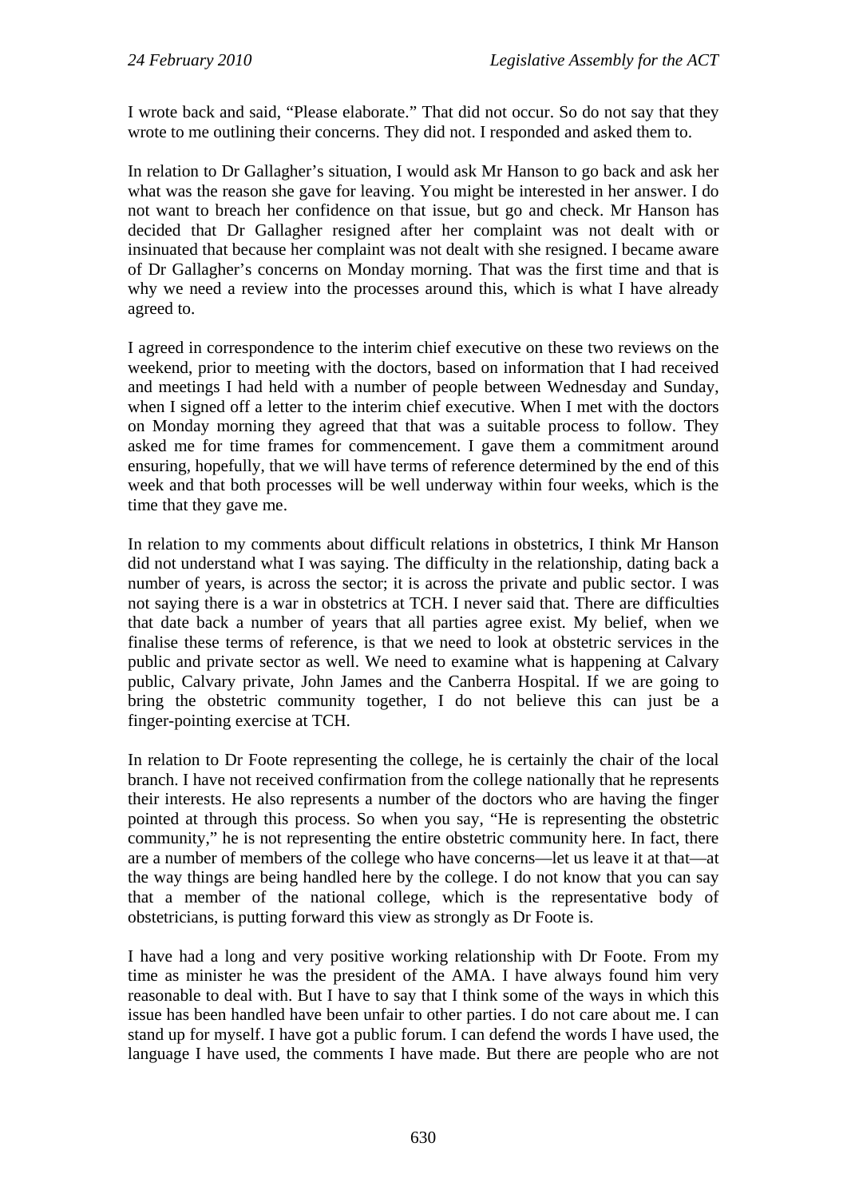I wrote back and said, "Please elaborate." That did not occur. So do not say that they wrote to me outlining their concerns. They did not. I responded and asked them to.

In relation to Dr Gallagher's situation, I would ask Mr Hanson to go back and ask her what was the reason she gave for leaving. You might be interested in her answer. I do not want to breach her confidence on that issue, but go and check. Mr Hanson has decided that Dr Gallagher resigned after her complaint was not dealt with or insinuated that because her complaint was not dealt with she resigned. I became aware of Dr Gallagher's concerns on Monday morning. That was the first time and that is why we need a review into the processes around this, which is what I have already agreed to.

I agreed in correspondence to the interim chief executive on these two reviews on the weekend, prior to meeting with the doctors, based on information that I had received and meetings I had held with a number of people between Wednesday and Sunday, when I signed off a letter to the interim chief executive. When I met with the doctors on Monday morning they agreed that that was a suitable process to follow. They asked me for time frames for commencement. I gave them a commitment around ensuring, hopefully, that we will have terms of reference determined by the end of this week and that both processes will be well underway within four weeks, which is the time that they gave me.

In relation to my comments about difficult relations in obstetrics, I think Mr Hanson did not understand what I was saying. The difficulty in the relationship, dating back a number of years, is across the sector; it is across the private and public sector. I was not saying there is a war in obstetrics at TCH. I never said that. There are difficulties that date back a number of years that all parties agree exist. My belief, when we finalise these terms of reference, is that we need to look at obstetric services in the public and private sector as well. We need to examine what is happening at Calvary public, Calvary private, John James and the Canberra Hospital. If we are going to bring the obstetric community together, I do not believe this can just be a finger-pointing exercise at TCH.

In relation to Dr Foote representing the college, he is certainly the chair of the local branch. I have not received confirmation from the college nationally that he represents their interests. He also represents a number of the doctors who are having the finger pointed at through this process. So when you say, "He is representing the obstetric community," he is not representing the entire obstetric community here. In fact, there are a number of members of the college who have concerns—let us leave it at that—at the way things are being handled here by the college. I do not know that you can say that a member of the national college, which is the representative body of obstetricians, is putting forward this view as strongly as Dr Foote is.

I have had a long and very positive working relationship with Dr Foote. From my time as minister he was the president of the AMA. I have always found him very reasonable to deal with. But I have to say that I think some of the ways in which this issue has been handled have been unfair to other parties. I do not care about me. I can stand up for myself. I have got a public forum. I can defend the words I have used, the language I have used, the comments I have made. But there are people who are not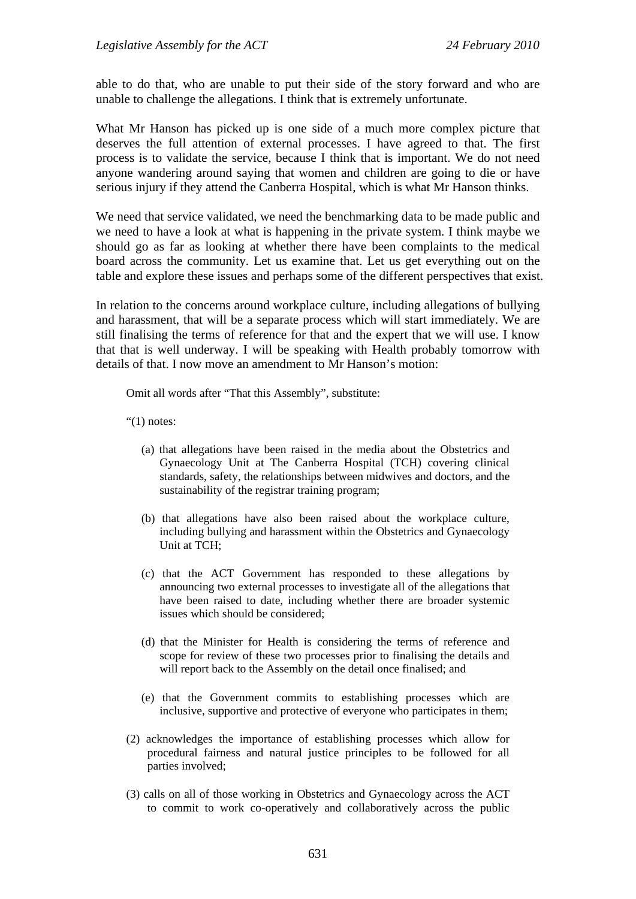able to do that, who are unable to put their side of the story forward and who are unable to challenge the allegations. I think that is extremely unfortunate.

What Mr Hanson has picked up is one side of a much more complex picture that deserves the full attention of external processes. I have agreed to that. The first process is to validate the service, because I think that is important. We do not need anyone wandering around saying that women and children are going to die or have serious injury if they attend the Canberra Hospital, which is what Mr Hanson thinks.

We need that service validated, we need the benchmarking data to be made public and we need to have a look at what is happening in the private system. I think maybe we should go as far as looking at whether there have been complaints to the medical board across the community. Let us examine that. Let us get everything out on the table and explore these issues and perhaps some of the different perspectives that exist.

In relation to the concerns around workplace culture, including allegations of bullying and harassment, that will be a separate process which will start immediately. We are still finalising the terms of reference for that and the expert that we will use. I know that that is well underway. I will be speaking with Health probably tomorrow with details of that. I now move an amendment to Mr Hanson's motion:

> Omit all words after "That this Assembly", substitute:
>
> "(1) notes:
>
> (a) that allegations have been raised in the media about the Obstetrics and Gynaecology Unit at The Canberra Hospital (TCH) covering clinical standards, safety, the relationships between midwives and doctors, and the sustainability of the registrar training program;
>
> (b) that allegations have also been raised about the workplace culture, including bullying and harassment within the Obstetrics and Gynaecology Unit at TCH;
>
> (c) that the ACT Government has responded to these allegations by announcing two external processes to investigate all of the allegations that have been raised to date, including whether there are broader systemic issues which should be considered;
>
> (d) that the Minister for Health is considering the terms of reference and scope for review of these two processes prior to finalising the details and will report back to the Assembly on the detail once finalised; and
>
> (e) that the Government commits to establishing processes which are inclusive, supportive and protective of everyone who participates in them;
>
> (2) acknowledges the importance of establishing processes which allow for procedural fairness and natural justice principles to be followed for all parties involved;
>
> (3) calls on all of those working in Obstetrics and Gynaecology across the ACT to commit to work co-operatively and collaboratively across the public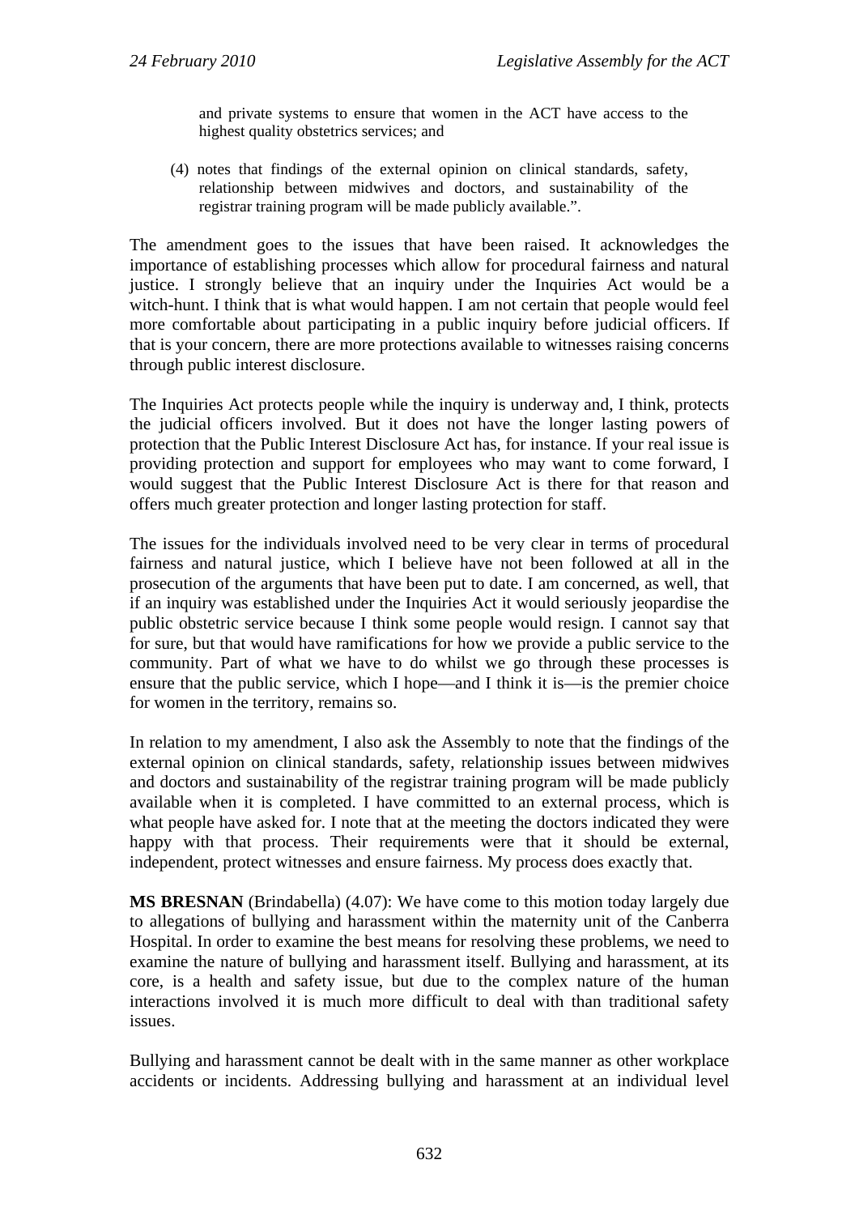and private systems to ensure that women in the ACT have access to the highest quality obstetrics services; and

(4) notes that findings of the external opinion on clinical standards, safety, relationship between midwives and doctors, and sustainability of the registrar training program will be made publicly available.".

The amendment goes to the issues that have been raised. It acknowledges the importance of establishing processes which allow for procedural fairness and natural justice. I strongly believe that an inquiry under the Inquiries Act would be a witch-hunt. I think that is what would happen. I am not certain that people would feel more comfortable about participating in a public inquiry before judicial officers. If that is your concern, there are more protections available to witnesses raising concerns through public interest disclosure.

The Inquiries Act protects people while the inquiry is underway and, I think, protects the judicial officers involved. But it does not have the longer lasting powers of protection that the Public Interest Disclosure Act has, for instance. If your real issue is providing protection and support for employees who may want to come forward, I would suggest that the Public Interest Disclosure Act is there for that reason and offers much greater protection and longer lasting protection for staff.

The issues for the individuals involved need to be very clear in terms of procedural fairness and natural justice, which I believe have not been followed at all in the prosecution of the arguments that have been put to date. I am concerned, as well, that if an inquiry was established under the Inquiries Act it would seriously jeopardise the public obstetric service because I think some people would resign. I cannot say that for sure, but that would have ramifications for how we provide a public service to the community. Part of what we have to do whilst we go through these processes is ensure that the public service, which I hope—and I think it is—is the premier choice for women in the territory, remains so.

In relation to my amendment, I also ask the Assembly to note that the findings of the external opinion on clinical standards, safety, relationship issues between midwives and doctors and sustainability of the registrar training program will be made publicly available when it is completed. I have committed to an external process, which is what people have asked for. I note that at the meeting the doctors indicated they were happy with that process. Their requirements were that it should be external, independent, protect witnesses and ensure fairness. My process does exactly that.

**MS BRESNAN** (Brindabella) (4.07): We have come to this motion today largely due to allegations of bullying and harassment within the maternity unit of the Canberra Hospital. In order to examine the best means for resolving these problems, we need to examine the nature of bullying and harassment itself. Bullying and harassment, at its core, is a health and safety issue, but due to the complex nature of the human interactions involved it is much more difficult to deal with than traditional safety issues.

Bullying and harassment cannot be dealt with in the same manner as other workplace accidents or incidents. Addressing bullying and harassment at an individual level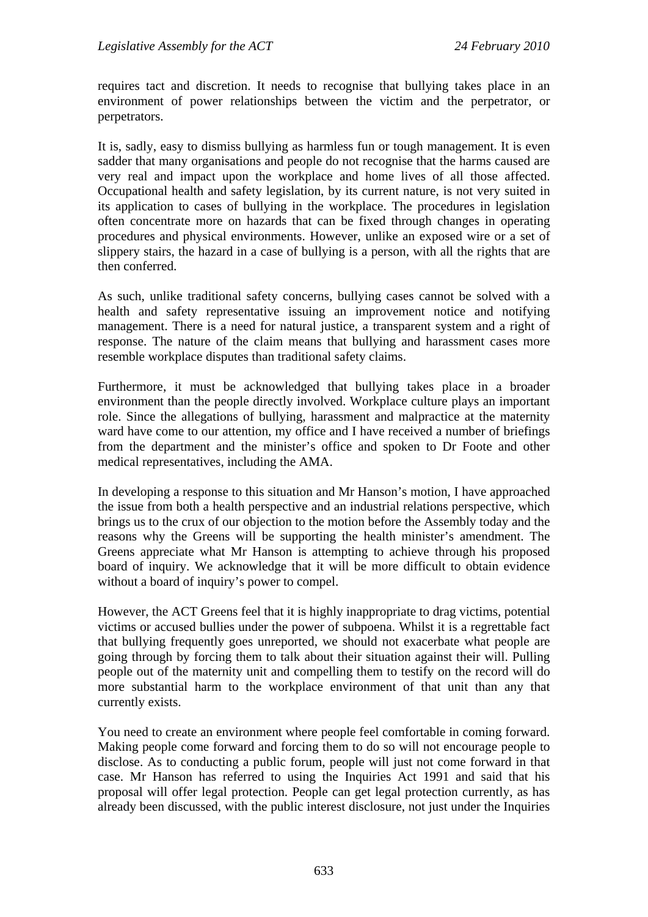requires tact and discretion. It needs to recognise that bullying takes place in an environment of power relationships between the victim and the perpetrator, or perpetrators.

It is, sadly, easy to dismiss bullying as harmless fun or tough management. It is even sadder that many organisations and people do not recognise that the harms caused are very real and impact upon the workplace and home lives of all those affected. Occupational health and safety legislation, by its current nature, is not very suited in its application to cases of bullying in the workplace. The procedures in legislation often concentrate more on hazards that can be fixed through changes in operating procedures and physical environments. However, unlike an exposed wire or a set of slippery stairs, the hazard in a case of bullying is a person, with all the rights that are then conferred.

As such, unlike traditional safety concerns, bullying cases cannot be solved with a health and safety representative issuing an improvement notice and notifying management. There is a need for natural justice, a transparent system and a right of response. The nature of the claim means that bullying and harassment cases more resemble workplace disputes than traditional safety claims.

Furthermore, it must be acknowledged that bullying takes place in a broader environment than the people directly involved. Workplace culture plays an important role. Since the allegations of bullying, harassment and malpractice at the maternity ward have come to our attention, my office and I have received a number of briefings from the department and the minister's office and spoken to Dr Foote and other medical representatives, including the AMA.

In developing a response to this situation and Mr Hanson's motion, I have approached the issue from both a health perspective and an industrial relations perspective, which brings us to the crux of our objection to the motion before the Assembly today and the reasons why the Greens will be supporting the health minister's amendment. The Greens appreciate what Mr Hanson is attempting to achieve through his proposed board of inquiry. We acknowledge that it will be more difficult to obtain evidence without a board of inquiry's power to compel.

However, the ACT Greens feel that it is highly inappropriate to drag victims, potential victims or accused bullies under the power of subpoena. Whilst it is a regrettable fact that bullying frequently goes unreported, we should not exacerbate what people are going through by forcing them to talk about their situation against their will. Pulling people out of the maternity unit and compelling them to testify on the record will do more substantial harm to the workplace environment of that unit than any that currently exists.

You need to create an environment where people feel comfortable in coming forward. Making people come forward and forcing them to do so will not encourage people to disclose. As to conducting a public forum, people will just not come forward in that case. Mr Hanson has referred to using the Inquiries Act 1991 and said that his proposal will offer legal protection. People can get legal protection currently, as has already been discussed, with the public interest disclosure, not just under the Inquiries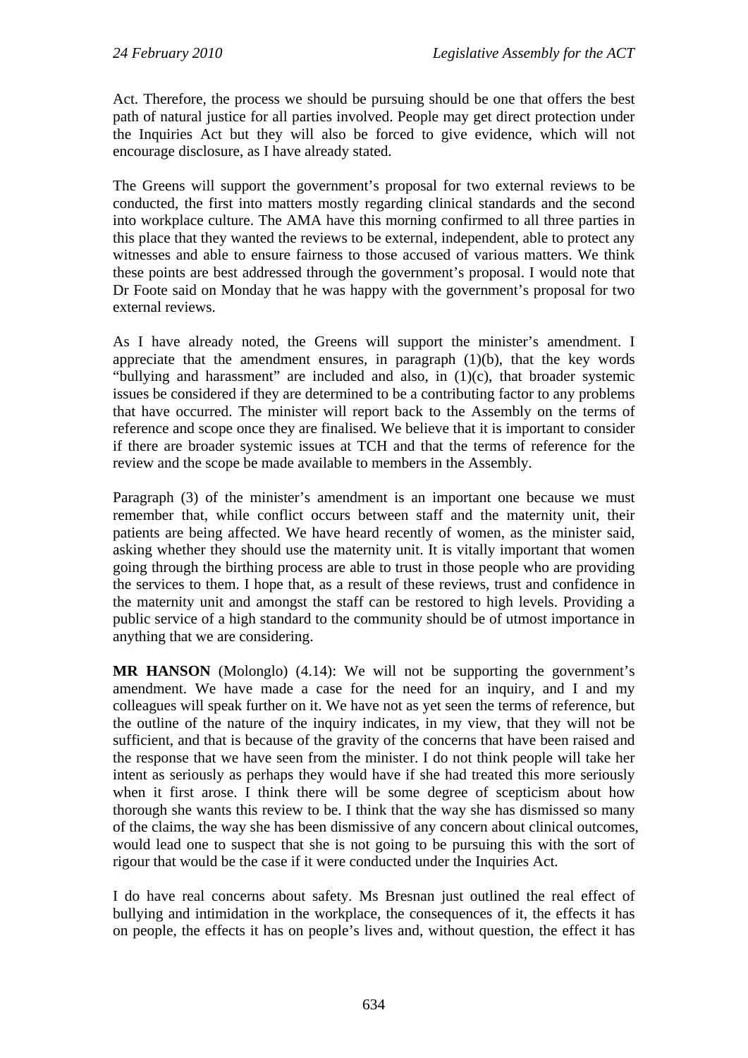Act. Therefore, the process we should be pursuing should be one that offers the best path of natural justice for all parties involved. People may get direct protection under the Inquiries Act but they will also be forced to give evidence, which will not encourage disclosure, as I have already stated.

The Greens will support the government's proposal for two external reviews to be conducted, the first into matters mostly regarding clinical standards and the second into workplace culture. The AMA have this morning confirmed to all three parties in this place that they wanted the reviews to be external, independent, able to protect any witnesses and able to ensure fairness to those accused of various matters. We think these points are best addressed through the government's proposal. I would note that Dr Foote said on Monday that he was happy with the government's proposal for two external reviews.

As I have already noted, the Greens will support the minister's amendment. I appreciate that the amendment ensures, in paragraph (1)(b), that the key words "bullying and harassment" are included and also, in (1)(c), that broader systemic issues be considered if they are determined to be a contributing factor to any problems that have occurred. The minister will report back to the Assembly on the terms of reference and scope once they are finalised. We believe that it is important to consider if there are broader systemic issues at TCH and that the terms of reference for the review and the scope be made available to members in the Assembly.

Paragraph (3) of the minister's amendment is an important one because we must remember that, while conflict occurs between staff and the maternity unit, their patients are being affected. We have heard recently of women, as the minister said, asking whether they should use the maternity unit. It is vitally important that women going through the birthing process are able to trust in those people who are providing the services to them. I hope that, as a result of these reviews, trust and confidence in the maternity unit and amongst the staff can be restored to high levels. Providing a public service of a high standard to the community should be of utmost importance in anything that we are considering.

**MR HANSON** (Molonglo) (4.14): We will not be supporting the government's amendment. We have made a case for the need for an inquiry, and I and my colleagues will speak further on it. We have not as yet seen the terms of reference, but the outline of the nature of the inquiry indicates, in my view, that they will not be sufficient, and that is because of the gravity of the concerns that have been raised and the response that we have seen from the minister. I do not think people will take her intent as seriously as perhaps they would have if she had treated this more seriously when it first arose. I think there will be some degree of scepticism about how thorough she wants this review to be. I think that the way she has dismissed so many of the claims, the way she has been dismissive of any concern about clinical outcomes, would lead one to suspect that she is not going to be pursuing this with the sort of rigour that would be the case if it were conducted under the Inquiries Act.

I do have real concerns about safety. Ms Bresnan just outlined the real effect of bullying and intimidation in the workplace, the consequences of it, the effects it has on people, the effects it has on people's lives and, without question, the effect it has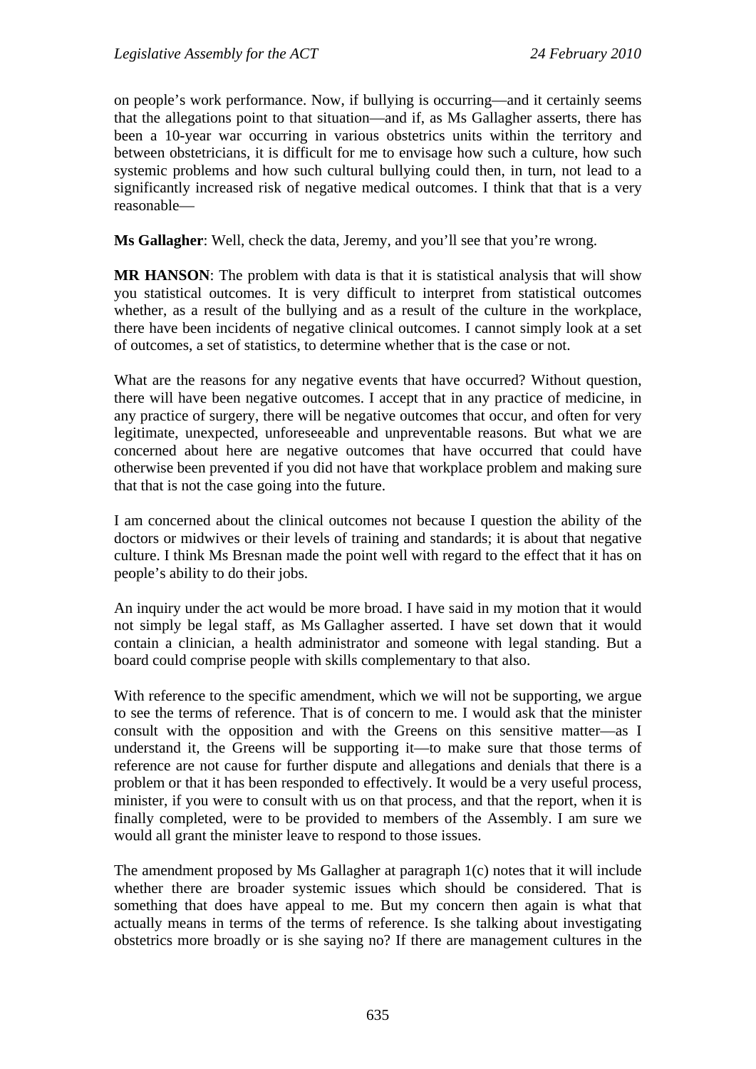on people's work performance. Now, if bullying is occurring—and it certainly seems that the allegations point to that situation—and if, as Ms Gallagher asserts, there has been a 10-year war occurring in various obstetrics units within the territory and between obstetricians, it is difficult for me to envisage how such a culture, how such systemic problems and how such cultural bullying could then, in turn, not lead to a significantly increased risk of negative medical outcomes. I think that that is a very reasonable—

**Ms Gallagher**: Well, check the data, Jeremy, and you'll see that you're wrong.

**MR HANSON**: The problem with data is that it is statistical analysis that will show you statistical outcomes. It is very difficult to interpret from statistical outcomes whether, as a result of the bullying and as a result of the culture in the workplace, there have been incidents of negative clinical outcomes. I cannot simply look at a set of outcomes, a set of statistics, to determine whether that is the case or not.

What are the reasons for any negative events that have occurred? Without question, there will have been negative outcomes. I accept that in any practice of medicine, in any practice of surgery, there will be negative outcomes that occur, and often for very legitimate, unexpected, unforeseeable and unpreventable reasons. But what we are concerned about here are negative outcomes that have occurred that could have otherwise been prevented if you did not have that workplace problem and making sure that that is not the case going into the future.

I am concerned about the clinical outcomes not because I question the ability of the doctors or midwives or their levels of training and standards; it is about that negative culture. I think Ms Bresnan made the point well with regard to the effect that it has on people's ability to do their jobs.

An inquiry under the act would be more broad. I have said in my motion that it would not simply be legal staff, as Ms Gallagher asserted. I have set down that it would contain a clinician, a health administrator and someone with legal standing. But a board could comprise people with skills complementary to that also.

With reference to the specific amendment, which we will not be supporting, we argue to see the terms of reference. That is of concern to me. I would ask that the minister consult with the opposition and with the Greens on this sensitive matter—as I understand it, the Greens will be supporting it—to make sure that those terms of reference are not cause for further dispute and allegations and denials that there is a problem or that it has been responded to effectively. It would be a very useful process, minister, if you were to consult with us on that process, and that the report, when it is finally completed, were to be provided to members of the Assembly. I am sure we would all grant the minister leave to respond to those issues.

The amendment proposed by Ms Gallagher at paragraph 1(c) notes that it will include whether there are broader systemic issues which should be considered. That is something that does have appeal to me. But my concern then again is what that actually means in terms of the terms of reference. Is she talking about investigating obstetrics more broadly or is she saying no? If there are management cultures in the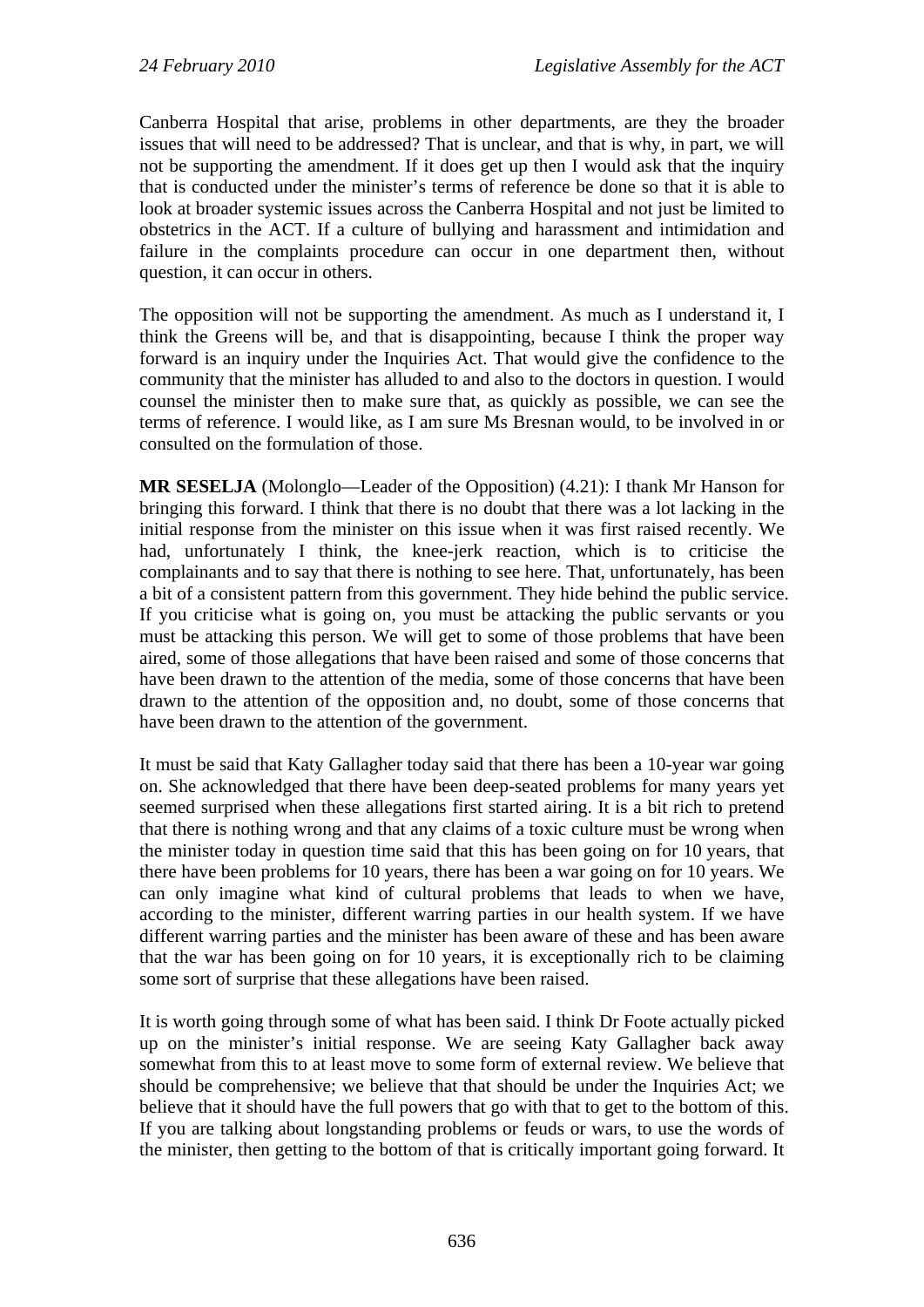Canberra Hospital that arise, problems in other departments, are they the broader issues that will need to be addressed? That is unclear, and that is why, in part, we will not be supporting the amendment. If it does get up then I would ask that the inquiry that is conducted under the minister's terms of reference be done so that it is able to look at broader systemic issues across the Canberra Hospital and not just be limited to obstetrics in the ACT. If a culture of bullying and harassment and intimidation and failure in the complaints procedure can occur in one department then, without question, it can occur in others.

The opposition will not be supporting the amendment. As much as I understand it, I think the Greens will be, and that is disappointing, because I think the proper way forward is an inquiry under the Inquiries Act. That would give the confidence to the community that the minister has alluded to and also to the doctors in question. I would counsel the minister then to make sure that, as quickly as possible, we can see the terms of reference. I would like, as I am sure Ms Bresnan would, to be involved in or consulted on the formulation of those.

**MR SESELJA** (Molonglo—Leader of the Opposition) (4.21): I thank Mr Hanson for bringing this forward. I think that there is no doubt that there was a lot lacking in the initial response from the minister on this issue when it was first raised recently. We had, unfortunately I think, the knee-jerk reaction, which is to criticise the complainants and to say that there is nothing to see here. That, unfortunately, has been a bit of a consistent pattern from this government. They hide behind the public service. If you criticise what is going on, you must be attacking the public servants or you must be attacking this person. We will get to some of those problems that have been aired, some of those allegations that have been raised and some of those concerns that have been drawn to the attention of the media, some of those concerns that have been drawn to the attention of the opposition and, no doubt, some of those concerns that have been drawn to the attention of the government.

It must be said that Katy Gallagher today said that there has been a 10-year war going on. She acknowledged that there have been deep-seated problems for many years yet seemed surprised when these allegations first started airing. It is a bit rich to pretend that there is nothing wrong and that any claims of a toxic culture must be wrong when the minister today in question time said that this has been going on for 10 years, that there have been problems for 10 years, there has been a war going on for 10 years. We can only imagine what kind of cultural problems that leads to when we have, according to the minister, different warring parties in our health system. If we have different warring parties and the minister has been aware of these and has been aware that the war has been going on for 10 years, it is exceptionally rich to be claiming some sort of surprise that these allegations have been raised.

It is worth going through some of what has been said. I think Dr Foote actually picked up on the minister's initial response. We are seeing Katy Gallagher back away somewhat from this to at least move to some form of external review. We believe that should be comprehensive; we believe that that should be under the Inquiries Act; we believe that it should have the full powers that go with that to get to the bottom of this. If you are talking about longstanding problems or feuds or wars, to use the words of the minister, then getting to the bottom of that is critically important going forward. It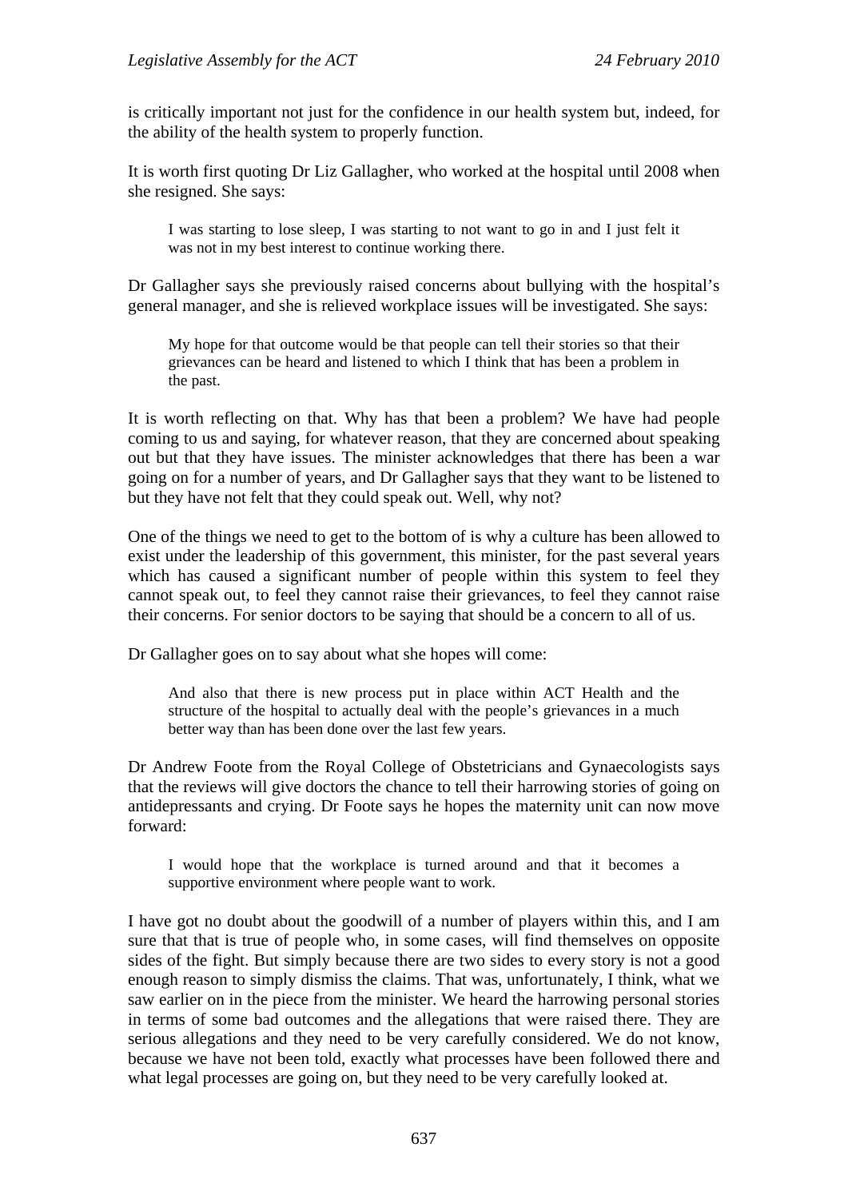is critically important not just for the confidence in our health system but, indeed, for the ability of the health system to properly function.

It is worth first quoting Dr Liz Gallagher, who worked at the hospital until 2008 when she resigned. She says:

> I was starting to lose sleep, I was starting to not want to go in and I just felt it was not in my best interest to continue working there.

Dr Gallagher says she previously raised concerns about bullying with the hospital's general manager, and she is relieved workplace issues will be investigated. She says:

> My hope for that outcome would be that people can tell their stories so that their grievances can be heard and listened to which I think that has been a problem in the past.

It is worth reflecting on that. Why has that been a problem? We have had people coming to us and saying, for whatever reason, that they are concerned about speaking out but that they have issues. The minister acknowledges that there has been a war going on for a number of years, and Dr Gallagher says that they want to be listened to but they have not felt that they could speak out. Well, why not?

One of the things we need to get to the bottom of is why a culture has been allowed to exist under the leadership of this government, this minister, for the past several years which has caused a significant number of people within this system to feel they cannot speak out, to feel they cannot raise their grievances, to feel they cannot raise their concerns. For senior doctors to be saying that should be a concern to all of us.

Dr Gallagher goes on to say about what she hopes will come:

> And also that there is new process put in place within ACT Health and the structure of the hospital to actually deal with the people's grievances in a much better way than has been done over the last few years.

Dr Andrew Foote from the Royal College of Obstetricians and Gynaecologists says that the reviews will give doctors the chance to tell their harrowing stories of going on antidepressants and crying. Dr Foote says he hopes the maternity unit can now move forward:

> I would hope that the workplace is turned around and that it becomes a supportive environment where people want to work.

I have got no doubt about the goodwill of a number of players within this, and I am sure that that is true of people who, in some cases, will find themselves on opposite sides of the fight. But simply because there are two sides to every story is not a good enough reason to simply dismiss the claims. That was, unfortunately, I think, what we saw earlier on in the piece from the minister. We heard the harrowing personal stories in terms of some bad outcomes and the allegations that were raised there. They are serious allegations and they need to be very carefully considered. We do not know, because we have not been told, exactly what processes have been followed there and what legal processes are going on, but they need to be very carefully looked at.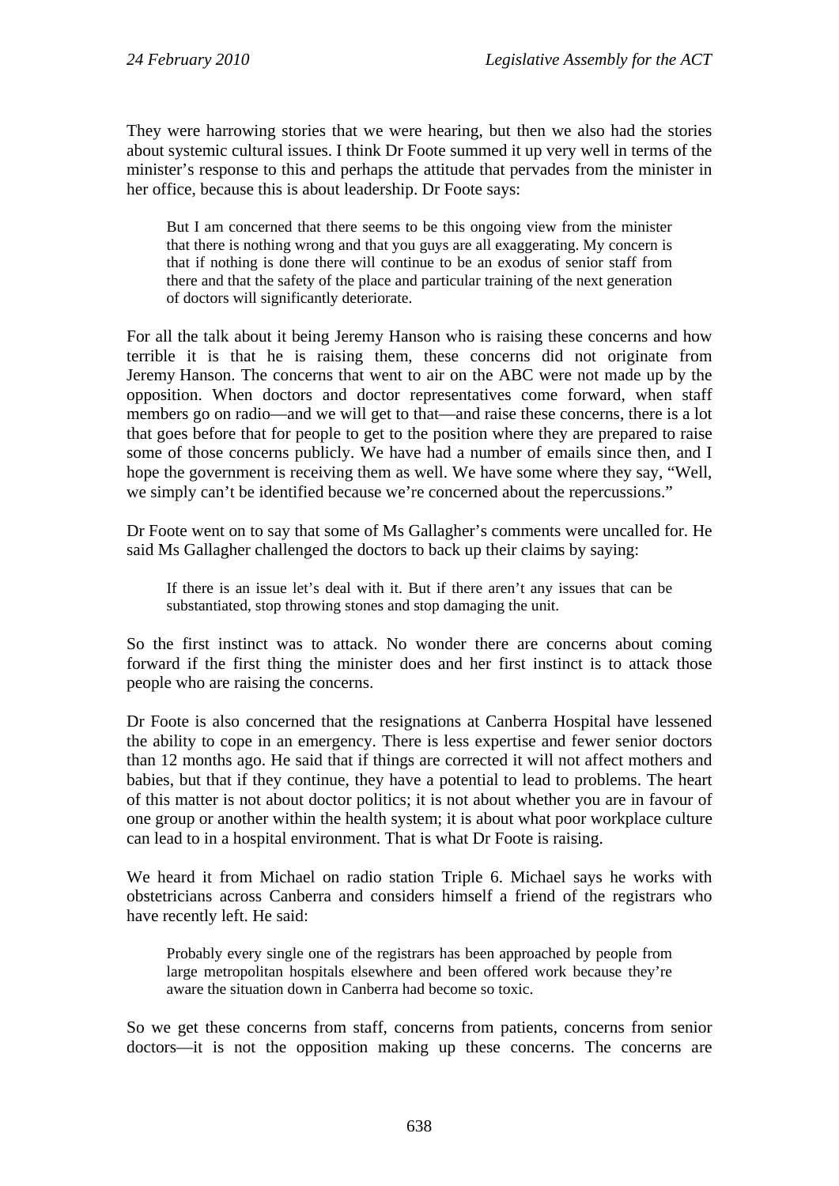They were harrowing stories that we were hearing, but then we also had the stories about systemic cultural issues. I think Dr Foote summed it up very well in terms of the minister's response to this and perhaps the attitude that pervades from the minister in her office, because this is about leadership. Dr Foote says:

> But I am concerned that there seems to be this ongoing view from the minister that there is nothing wrong and that you guys are all exaggerating. My concern is that if nothing is done there will continue to be an exodus of senior staff from there and that the safety of the place and particular training of the next generation of doctors will significantly deteriorate.

For all the talk about it being Jeremy Hanson who is raising these concerns and how terrible it is that he is raising them, these concerns did not originate from Jeremy Hanson. The concerns that went to air on the ABC were not made up by the opposition. When doctors and doctor representatives come forward, when staff members go on radio—and we will get to that—and raise these concerns, there is a lot that goes before that for people to get to the position where they are prepared to raise some of those concerns publicly. We have had a number of emails since then, and I hope the government is receiving them as well. We have some where they say, "Well, we simply can't be identified because we're concerned about the repercussions."

Dr Foote went on to say that some of Ms Gallagher's comments were uncalled for. He said Ms Gallagher challenged the doctors to back up their claims by saying:

> If there is an issue let's deal with it. But if there aren't any issues that can be substantiated, stop throwing stones and stop damaging the unit.

So the first instinct was to attack. No wonder there are concerns about coming forward if the first thing the minister does and her first instinct is to attack those people who are raising the concerns.

Dr Foote is also concerned that the resignations at Canberra Hospital have lessened the ability to cope in an emergency. There is less expertise and fewer senior doctors than 12 months ago. He said that if things are corrected it will not affect mothers and babies, but that if they continue, they have a potential to lead to problems. The heart of this matter is not about doctor politics; it is not about whether you are in favour of one group or another within the health system; it is about what poor workplace culture can lead to in a hospital environment. That is what Dr Foote is raising.

We heard it from Michael on radio station Triple 6. Michael says he works with obstetricians across Canberra and considers himself a friend of the registrars who have recently left. He said:

> Probably every single one of the registrars has been approached by people from large metropolitan hospitals elsewhere and been offered work because they're aware the situation down in Canberra had become so toxic.

So we get these concerns from staff, concerns from patients, concerns from senior doctors—it is not the opposition making up these concerns. The concerns are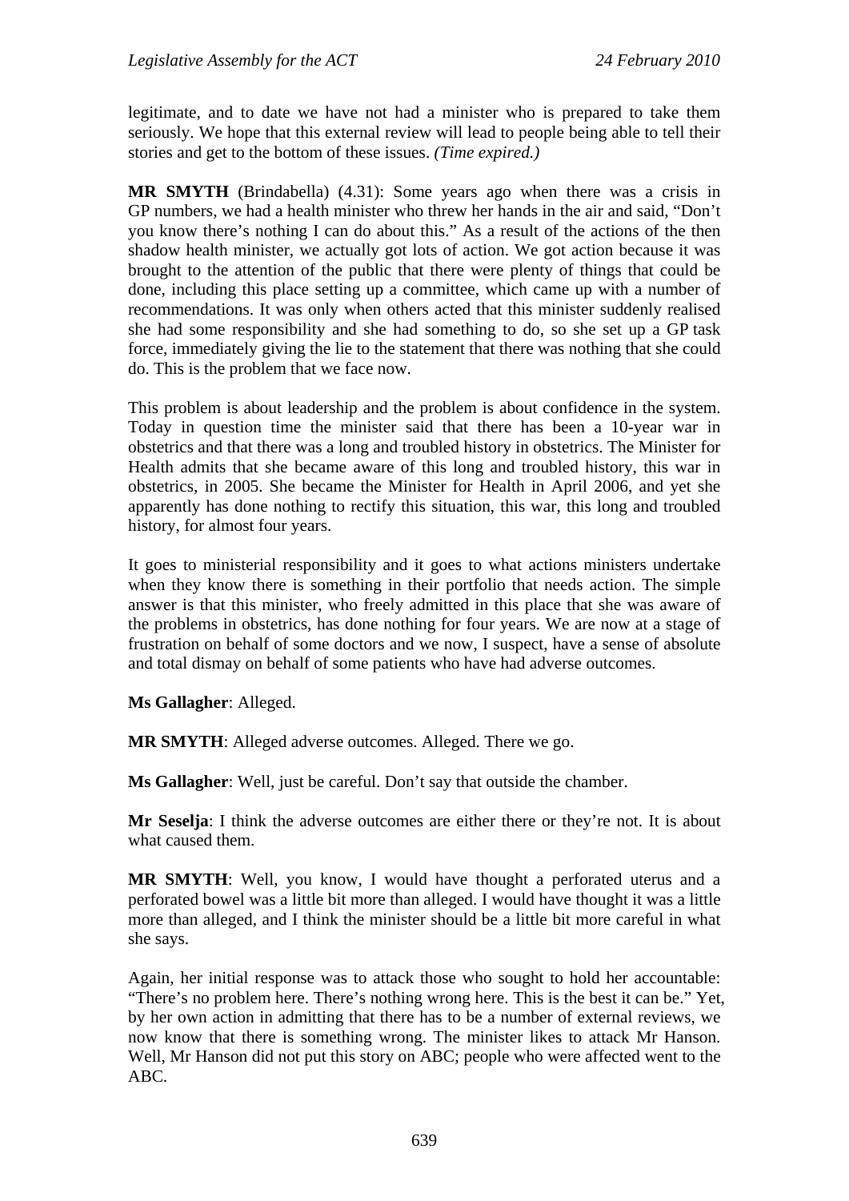legitimate, and to date we have not had a minister who is prepared to take them seriously. We hope that this external review will lead to people being able to tell their stories and get to the bottom of these issues. *(Time expired.)*

**MR SMYTH** (Brindabella) (4.31): Some years ago when there was a crisis in GP numbers, we had a health minister who threw her hands in the air and said, "Don't you know there's nothing I can do about this." As a result of the actions of the then shadow health minister, we actually got lots of action. We got action because it was brought to the attention of the public that there were plenty of things that could be done, including this place setting up a committee, which came up with a number of recommendations. It was only when others acted that this minister suddenly realised she had some responsibility and she had something to do, so she set up a GP task force, immediately giving the lie to the statement that there was nothing that she could do. This is the problem that we face now.

This problem is about leadership and the problem is about confidence in the system. Today in question time the minister said that there has been a 10-year war in obstetrics and that there was a long and troubled history in obstetrics. The Minister for Health admits that she became aware of this long and troubled history, this war in obstetrics, in 2005. She became the Minister for Health in April 2006, and yet she apparently has done nothing to rectify this situation, this war, this long and troubled history, for almost four years.

It goes to ministerial responsibility and it goes to what actions ministers undertake when they know there is something in their portfolio that needs action. The simple answer is that this minister, who freely admitted in this place that she was aware of the problems in obstetrics, has done nothing for four years. We are now at a stage of frustration on behalf of some doctors and we now, I suspect, have a sense of absolute and total dismay on behalf of some patients who have had adverse outcomes.

**Ms Gallagher**: Alleged.

**MR SMYTH**: Alleged adverse outcomes. Alleged. There we go.

**Ms Gallagher**: Well, just be careful. Don't say that outside the chamber.

**Mr Seselja**: I think the adverse outcomes are either there or they're not. It is about what caused them.

**MR SMYTH**: Well, you know, I would have thought a perforated uterus and a perforated bowel was a little bit more than alleged. I would have thought it was a little more than alleged, and I think the minister should be a little bit more careful in what she says.

Again, her initial response was to attack those who sought to hold her accountable: "There's no problem here. There's nothing wrong here. This is the best it can be." Yet, by her own action in admitting that there has to be a number of external reviews, we now know that there is something wrong. The minister likes to attack Mr Hanson. Well, Mr Hanson did not put this story on ABC; people who were affected went to the ABC.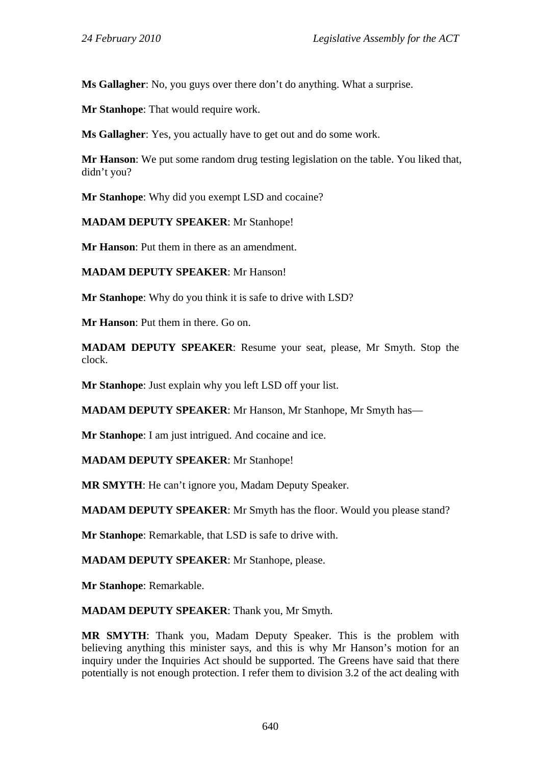**Ms Gallagher**: No, you guys over there don't do anything. What a surprise.

**Mr Stanhope**: That would require work.

**Ms Gallagher**: Yes, you actually have to get out and do some work.

**Mr Hanson**: We put some random drug testing legislation on the table. You liked that, didn't you?

**Mr Stanhope**: Why did you exempt LSD and cocaine?

**MADAM DEPUTY SPEAKER**: Mr Stanhope!

**Mr Hanson**: Put them in there as an amendment.

**MADAM DEPUTY SPEAKER**: Mr Hanson!

**Mr Stanhope**: Why do you think it is safe to drive with LSD?

**Mr Hanson**: Put them in there. Go on.

**MADAM DEPUTY SPEAKER**: Resume your seat, please, Mr Smyth. Stop the clock.

**Mr Stanhope**: Just explain why you left LSD off your list.

**MADAM DEPUTY SPEAKER**: Mr Hanson, Mr Stanhope, Mr Smyth has—

**Mr Stanhope**: I am just intrigued. And cocaine and ice.

**MADAM DEPUTY SPEAKER**: Mr Stanhope!

**MR SMYTH**: He can't ignore you, Madam Deputy Speaker.

**MADAM DEPUTY SPEAKER**: Mr Smyth has the floor. Would you please stand?

**Mr Stanhope**: Remarkable, that LSD is safe to drive with.

**MADAM DEPUTY SPEAKER**: Mr Stanhope, please.

**Mr Stanhope**: Remarkable.

**MADAM DEPUTY SPEAKER**: Thank you, Mr Smyth.

**MR SMYTH**: Thank you, Madam Deputy Speaker. This is the problem with believing anything this minister says, and this is why Mr Hanson's motion for an inquiry under the Inquiries Act should be supported. The Greens have said that there potentially is not enough protection. I refer them to division 3.2 of the act dealing with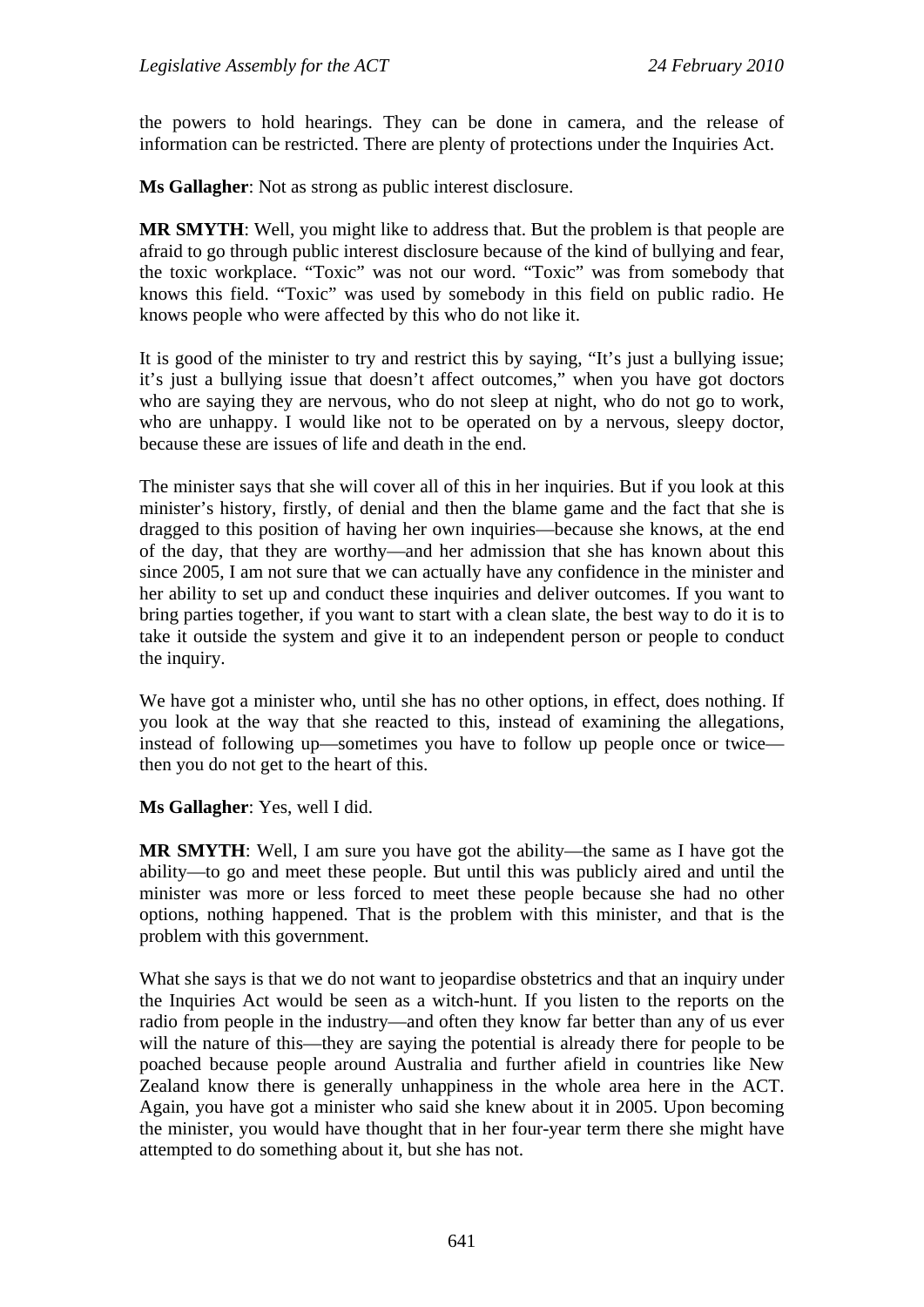the powers to hold hearings. They can be done in camera, and the release of information can be restricted. There are plenty of protections under the Inquiries Act.

**Ms Gallagher**: Not as strong as public interest disclosure.

**MR SMYTH**: Well, you might like to address that. But the problem is that people are afraid to go through public interest disclosure because of the kind of bullying and fear, the toxic workplace. "Toxic" was not our word. "Toxic" was from somebody that knows this field. "Toxic" was used by somebody in this field on public radio. He knows people who were affected by this who do not like it.

It is good of the minister to try and restrict this by saying, "It's just a bullying issue; it's just a bullying issue that doesn't affect outcomes," when you have got doctors who are saying they are nervous, who do not sleep at night, who do not go to work, who are unhappy. I would like not to be operated on by a nervous, sleepy doctor, because these are issues of life and death in the end.

The minister says that she will cover all of this in her inquiries. But if you look at this minister's history, firstly, of denial and then the blame game and the fact that she is dragged to this position of having her own inquiries—because she knows, at the end of the day, that they are worthy—and her admission that she has known about this since 2005, I am not sure that we can actually have any confidence in the minister and her ability to set up and conduct these inquiries and deliver outcomes. If you want to bring parties together, if you want to start with a clean slate, the best way to do it is to take it outside the system and give it to an independent person or people to conduct the inquiry.

We have got a minister who, until she has no other options, in effect, does nothing. If you look at the way that she reacted to this, instead of examining the allegations, instead of following up—sometimes you have to follow up people once or twice—then you do not get to the heart of this.

**Ms Gallagher**: Yes, well I did.

**MR SMYTH**: Well, I am sure you have got the ability—the same as I have got the ability—to go and meet these people. But until this was publicly aired and until the minister was more or less forced to meet these people because she had no other options, nothing happened. That is the problem with this minister, and that is the problem with this government.

What she says is that we do not want to jeopardise obstetrics and that an inquiry under the Inquiries Act would be seen as a witch-hunt. If you listen to the reports on the radio from people in the industry—and often they know far better than any of us ever will the nature of this—they are saying the potential is already there for people to be poached because people around Australia and further afield in countries like New Zealand know there is generally unhappiness in the whole area here in the ACT. Again, you have got a minister who said she knew about it in 2005. Upon becoming the minister, you would have thought that in her four-year term there she might have attempted to do something about it, but she has not.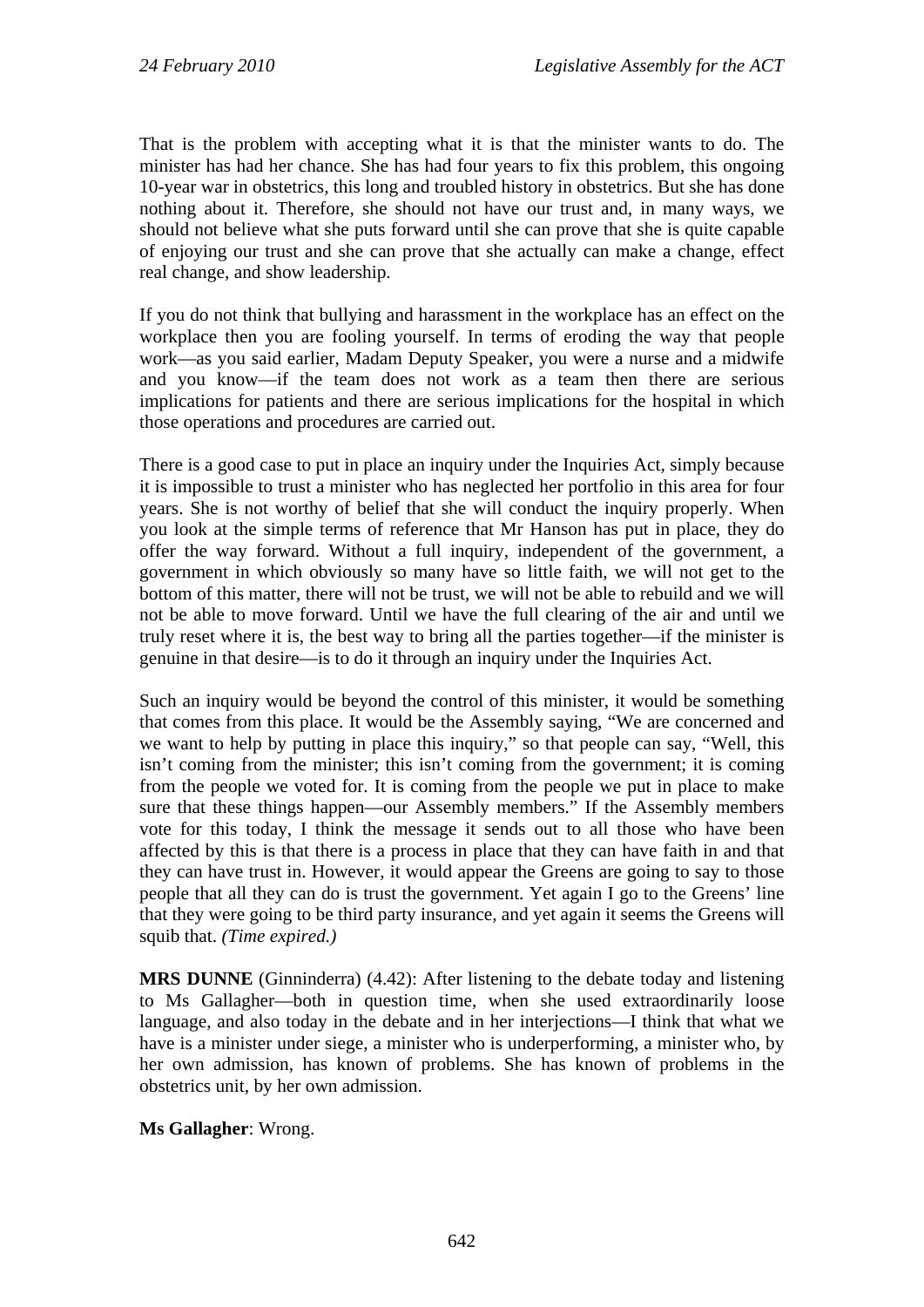That is the problem with accepting what it is that the minister wants to do. The minister has had her chance. She has had four years to fix this problem, this ongoing 10-year war in obstetrics, this long and troubled history in obstetrics. But she has done nothing about it. Therefore, she should not have our trust and, in many ways, we should not believe what she puts forward until she can prove that she is quite capable of enjoying our trust and she can prove that she actually can make a change, effect real change, and show leadership.

If you do not think that bullying and harassment in the workplace has an effect on the workplace then you are fooling yourself. In terms of eroding the way that people work—as you said earlier, Madam Deputy Speaker, you were a nurse and a midwife and you know—if the team does not work as a team then there are serious implications for patients and there are serious implications for the hospital in which those operations and procedures are carried out.

There is a good case to put in place an inquiry under the Inquiries Act, simply because it is impossible to trust a minister who has neglected her portfolio in this area for four years. She is not worthy of belief that she will conduct the inquiry properly. When you look at the simple terms of reference that Mr Hanson has put in place, they do offer the way forward. Without a full inquiry, independent of the government, a government in which obviously so many have so little faith, we will not get to the bottom of this matter, there will not be trust, we will not be able to rebuild and we will not be able to move forward. Until we have the full clearing of the air and until we truly reset where it is, the best way to bring all the parties together—if the minister is genuine in that desire—is to do it through an inquiry under the Inquiries Act.

Such an inquiry would be beyond the control of this minister, it would be something that comes from this place. It would be the Assembly saying, "We are concerned and we want to help by putting in place this inquiry," so that people can say, "Well, this isn't coming from the minister; this isn't coming from the government; it is coming from the people we voted for. It is coming from the people we put in place to make sure that these things happen—our Assembly members." If the Assembly members vote for this today, I think the message it sends out to all those who have been affected by this is that there is a process in place that they can have faith in and that they can have trust in. However, it would appear the Greens are going to say to those people that all they can do is trust the government. Yet again I go to the Greens' line that they were going to be third party insurance, and yet again it seems the Greens will squib that. *(Time expired.)*

**MRS DUNNE** (Ginninderra) (4.42): After listening to the debate today and listening to Ms Gallagher—both in question time, when she used extraordinarily loose language, and also today in the debate and in her interjections—I think that what we have is a minister under siege, a minister who is underperforming, a minister who, by her own admission, has known of problems. She has known of problems in the obstetrics unit, by her own admission.

**Ms Gallagher**: Wrong.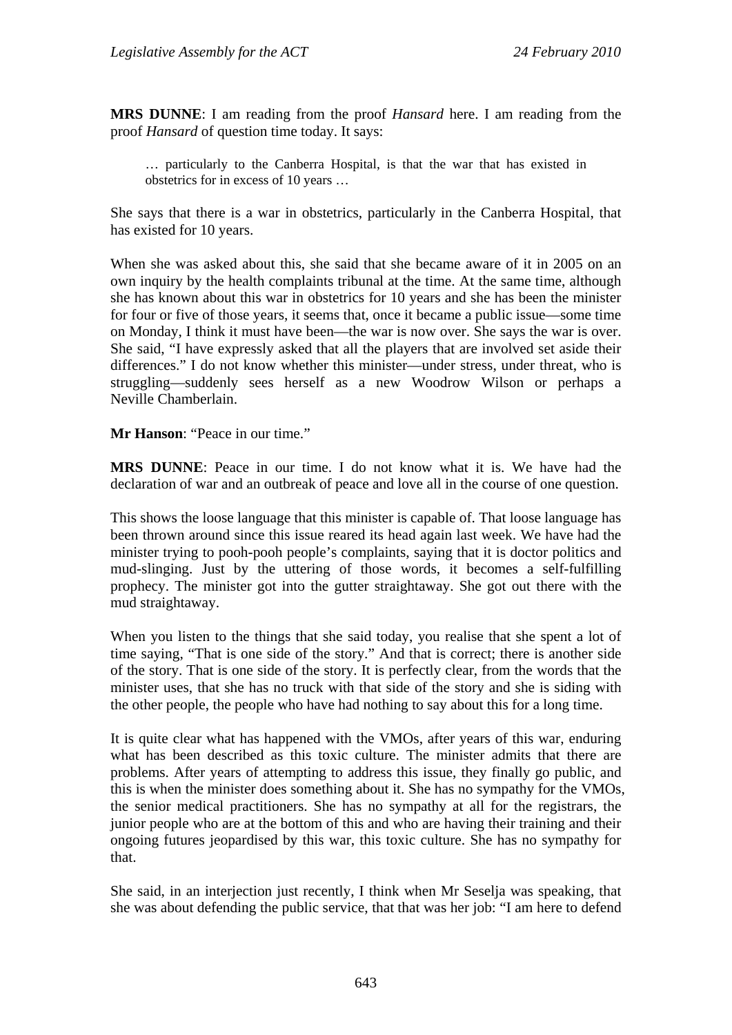**MRS DUNNE**: I am reading from the proof *Hansard* here. I am reading from the proof *Hansard* of question time today. It says:

> … particularly to the Canberra Hospital, is that the war that has existed in obstetrics for in excess of 10 years …

She says that there is a war in obstetrics, particularly in the Canberra Hospital, that has existed for 10 years.

When she was asked about this, she said that she became aware of it in 2005 on an own inquiry by the health complaints tribunal at the time. At the same time, although she has known about this war in obstetrics for 10 years and she has been the minister for four or five of those years, it seems that, once it became a public issue—some time on Monday, I think it must have been—the war is now over. She says the war is over. She said, "I have expressly asked that all the players that are involved set aside their differences." I do not know whether this minister—under stress, under threat, who is struggling—suddenly sees herself as a new Woodrow Wilson or perhaps a Neville Chamberlain.

**Mr Hanson**: "Peace in our time."

**MRS DUNNE**: Peace in our time. I do not know what it is. We have had the declaration of war and an outbreak of peace and love all in the course of one question.

This shows the loose language that this minister is capable of. That loose language has been thrown around since this issue reared its head again last week. We have had the minister trying to pooh-pooh people's complaints, saying that it is doctor politics and mud-slinging. Just by the uttering of those words, it becomes a self-fulfilling prophecy. The minister got into the gutter straightaway. She got out there with the mud straightaway.

When you listen to the things that she said today, you realise that she spent a lot of time saying, "That is one side of the story." And that is correct; there is another side of the story. That is one side of the story. It is perfectly clear, from the words that the minister uses, that she has no truck with that side of the story and she is siding with the other people, the people who have had nothing to say about this for a long time.

It is quite clear what has happened with the VMOs, after years of this war, enduring what has been described as this toxic culture. The minister admits that there are problems. After years of attempting to address this issue, they finally go public, and this is when the minister does something about it. She has no sympathy for the VMOs, the senior medical practitioners. She has no sympathy at all for the registrars, the junior people who are at the bottom of this and who are having their training and their ongoing futures jeopardised by this war, this toxic culture. She has no sympathy for that.

She said, in an interjection just recently, I think when Mr Seselja was speaking, that she was about defending the public service, that that was her job: "I am here to defend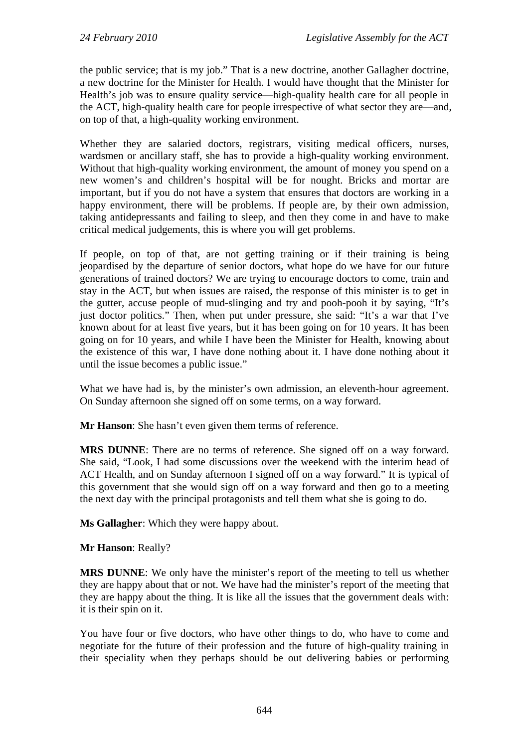the public service; that is my job." That is a new doctrine, another Gallagher doctrine, a new doctrine for the Minister for Health. I would have thought that the Minister for Health's job was to ensure quality service—high-quality health care for all people in the ACT, high-quality health care for people irrespective of what sector they are—and, on top of that, a high-quality working environment.

Whether they are salaried doctors, registrars, visiting medical officers, nurses, wardsmen or ancillary staff, she has to provide a high-quality working environment. Without that high-quality working environment, the amount of money you spend on a new women's and children's hospital will be for nought. Bricks and mortar are important, but if you do not have a system that ensures that doctors are working in a happy environment, there will be problems. If people are, by their own admission, taking antidepressants and failing to sleep, and then they come in and have to make critical medical judgements, this is where you will get problems.

If people, on top of that, are not getting training or if their training is being jeopardised by the departure of senior doctors, what hope do we have for our future generations of trained doctors? We are trying to encourage doctors to come, train and stay in the ACT, but when issues are raised, the response of this minister is to get in the gutter, accuse people of mud-slinging and try and pooh-pooh it by saying, "It's just doctor politics." Then, when put under pressure, she said: "It's a war that I've known about for at least five years, but it has been going on for 10 years. It has been going on for 10 years, and while I have been the Minister for Health, knowing about the existence of this war, I have done nothing about it. I have done nothing about it until the issue becomes a public issue."

What we have had is, by the minister's own admission, an eleventh-hour agreement. On Sunday afternoon she signed off on some terms, on a way forward.

**Mr Hanson**: She hasn't even given them terms of reference.

**MRS DUNNE**: There are no terms of reference. She signed off on a way forward. She said, "Look, I had some discussions over the weekend with the interim head of ACT Health, and on Sunday afternoon I signed off on a way forward." It is typical of this government that she would sign off on a way forward and then go to a meeting the next day with the principal protagonists and tell them what she is going to do.

**Ms Gallagher**: Which they were happy about.

**Mr Hanson**: Really?

**MRS DUNNE**: We only have the minister's report of the meeting to tell us whether they are happy about that or not. We have had the minister's report of the meeting that they are happy about the thing. It is like all the issues that the government deals with: it is their spin on it.

You have four or five doctors, who have other things to do, who have to come and negotiate for the future of their profession and the future of high-quality training in their speciality when they perhaps should be out delivering babies or performing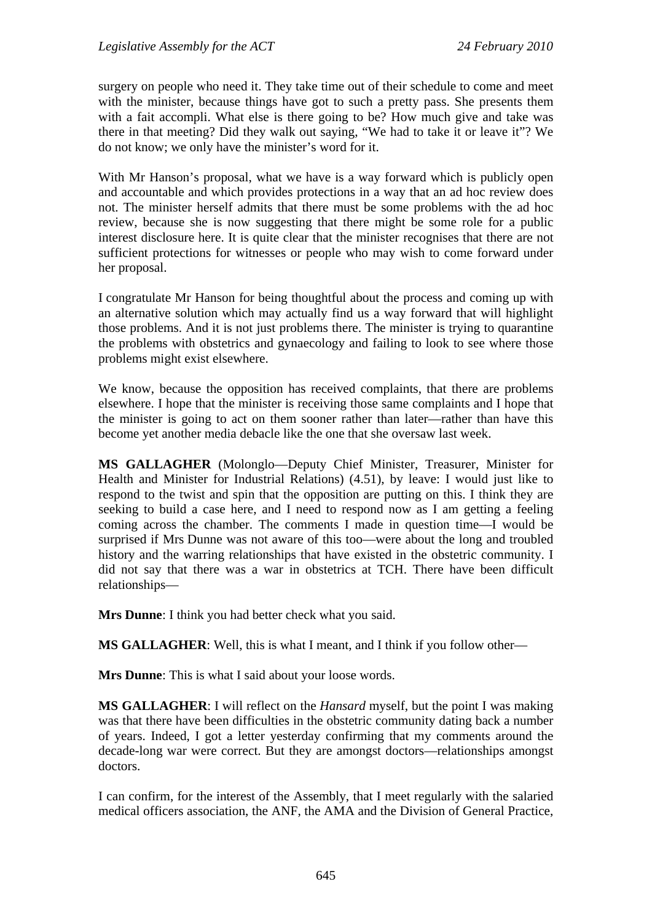surgery on people who need it. They take time out of their schedule to come and meet with the minister, because things have got to such a pretty pass. She presents them with a fait accompli. What else is there going to be? How much give and take was there in that meeting? Did they walk out saying, "We had to take it or leave it"? We do not know; we only have the minister's word for it.

With Mr Hanson's proposal, what we have is a way forward which is publicly open and accountable and which provides protections in a way that an ad hoc review does not. The minister herself admits that there must be some problems with the ad hoc review, because she is now suggesting that there might be some role for a public interest disclosure here. It is quite clear that the minister recognises that there are not sufficient protections for witnesses or people who may wish to come forward under her proposal.

I congratulate Mr Hanson for being thoughtful about the process and coming up with an alternative solution which may actually find us a way forward that will highlight those problems. And it is not just problems there. The minister is trying to quarantine the problems with obstetrics and gynaecology and failing to look to see where those problems might exist elsewhere.

We know, because the opposition has received complaints, that there are problems elsewhere. I hope that the minister is receiving those same complaints and I hope that the minister is going to act on them sooner rather than later—rather than have this become yet another media debacle like the one that she oversaw last week.

**MS GALLAGHER** (Molonglo—Deputy Chief Minister, Treasurer, Minister for Health and Minister for Industrial Relations) (4.51), by leave: I would just like to respond to the twist and spin that the opposition are putting on this. I think they are seeking to build a case here, and I need to respond now as I am getting a feeling coming across the chamber. The comments I made in question time—I would be surprised if Mrs Dunne was not aware of this too—were about the long and troubled history and the warring relationships that have existed in the obstetric community. I did not say that there was a war in obstetrics at TCH. There have been difficult relationships—

**Mrs Dunne**: I think you had better check what you said.

**MS GALLAGHER**: Well, this is what I meant, and I think if you follow other—

**Mrs Dunne**: This is what I said about your loose words.

**MS GALLAGHER**: I will reflect on the *Hansard* myself, but the point I was making was that there have been difficulties in the obstetric community dating back a number of years. Indeed, I got a letter yesterday confirming that my comments around the decade-long war were correct. But they are amongst doctors—relationships amongst doctors.

I can confirm, for the interest of the Assembly, that I meet regularly with the salaried medical officers association, the ANF, the AMA and the Division of General Practice,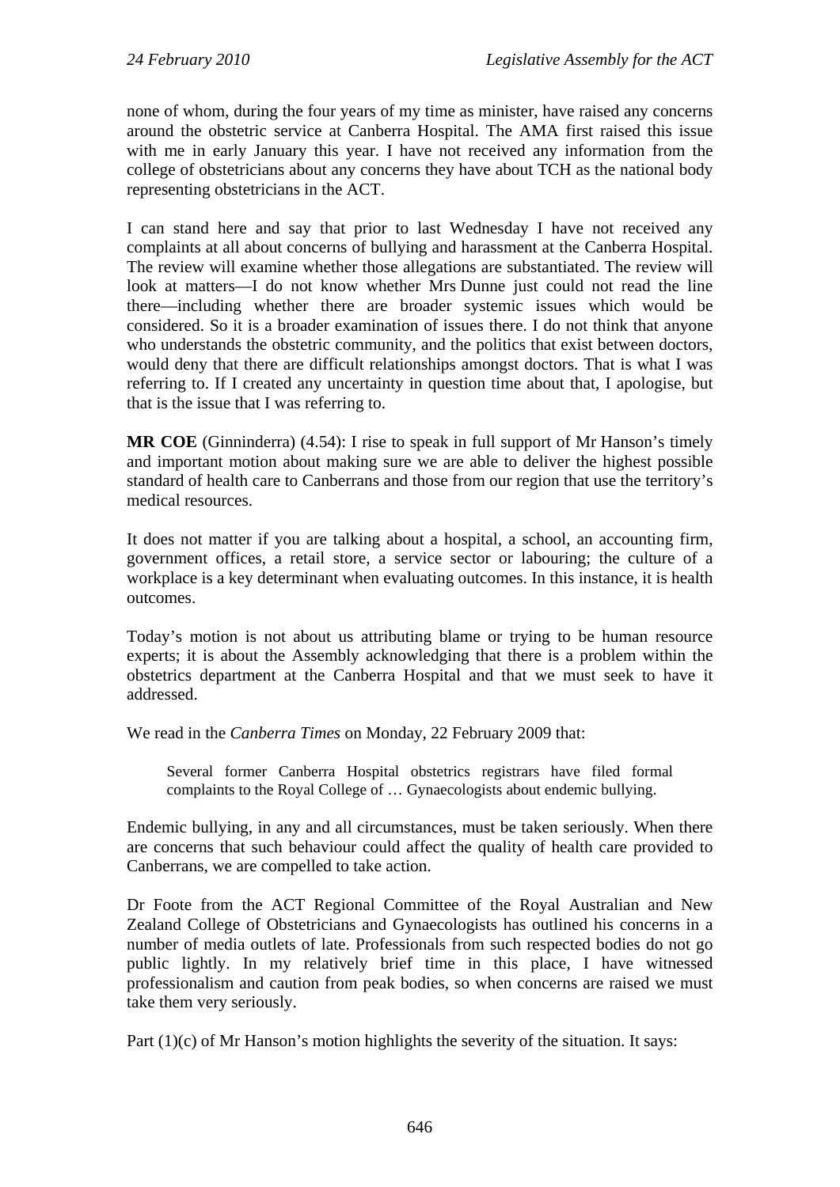none of whom, during the four years of my time as minister, have raised any concerns around the obstetric service at Canberra Hospital. The AMA first raised this issue with me in early January this year. I have not received any information from the college of obstetricians about any concerns they have about TCH as the national body representing obstetricians in the ACT.

I can stand here and say that prior to last Wednesday I have not received any complaints at all about concerns of bullying and harassment at the Canberra Hospital. The review will examine whether those allegations are substantiated. The review will look at matters—I do not know whether Mrs Dunne just could not read the line there—including whether there are broader systemic issues which would be considered. So it is a broader examination of issues there. I do not think that anyone who understands the obstetric community, and the politics that exist between doctors, would deny that there are difficult relationships amongst doctors. That is what I was referring to. If I created any uncertainty in question time about that, I apologise, but that is the issue that I was referring to.

**MR COE** (Ginninderra) (4.54): I rise to speak in full support of Mr Hanson's timely and important motion about making sure we are able to deliver the highest possible standard of health care to Canberrans and those from our region that use the territory's medical resources.

It does not matter if you are talking about a hospital, a school, an accounting firm, government offices, a retail store, a service sector or labouring; the culture of a workplace is a key determinant when evaluating outcomes. In this instance, it is health outcomes.

Today's motion is not about us attributing blame or trying to be human resource experts; it is about the Assembly acknowledging that there is a problem within the obstetrics department at the Canberra Hospital and that we must seek to have it addressed.

We read in the *Canberra Times* on Monday, 22 February 2009 that:

> Several former Canberra Hospital obstetrics registrars have filed formal complaints to the Royal College of … Gynaecologists about endemic bullying.

Endemic bullying, in any and all circumstances, must be taken seriously. When there are concerns that such behaviour could affect the quality of health care provided to Canberrans, we are compelled to take action.

Dr Foote from the ACT Regional Committee of the Royal Australian and New Zealand College of Obstetricians and Gynaecologists has outlined his concerns in a number of media outlets of late. Professionals from such respected bodies do not go public lightly. In my relatively brief time in this place, I have witnessed professionalism and caution from peak bodies, so when concerns are raised we must take them very seriously.

Part (1)(c) of Mr Hanson's motion highlights the severity of the situation. It says: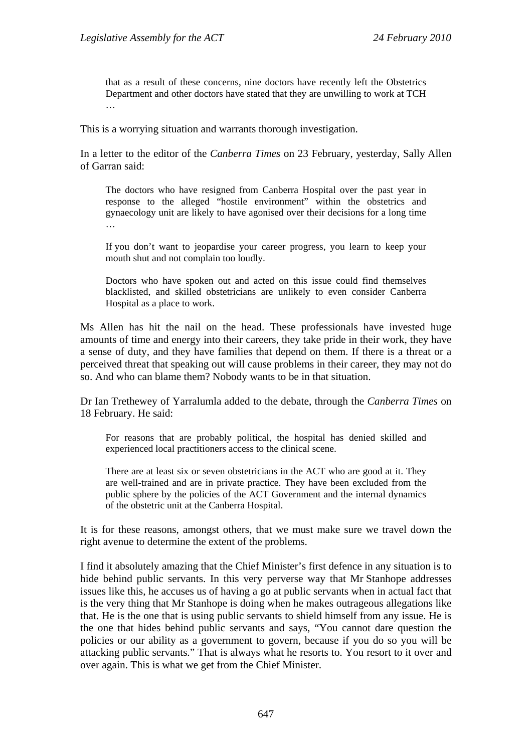> that as a result of these concerns, nine doctors have recently left the Obstetrics Department and other doctors have stated that they are unwilling to work at TCH …

This is a worrying situation and warrants thorough investigation.

In a letter to the editor of the *Canberra Times* on 23 February, yesterday, Sally Allen of Garran said:

> The doctors who have resigned from Canberra Hospital over the past year in response to the alleged "hostile environment" within the obstetrics and gynaecology unit are likely to have agonised over their decisions for a long time …
>
> If you don't want to jeopardise your career progress, you learn to keep your mouth shut and not complain too loudly.
>
> Doctors who have spoken out and acted on this issue could find themselves blacklisted, and skilled obstetricians are unlikely to even consider Canberra Hospital as a place to work.

Ms Allen has hit the nail on the head. These professionals have invested huge amounts of time and energy into their careers, they take pride in their work, they have a sense of duty, and they have families that depend on them. If there is a threat or a perceived threat that speaking out will cause problems in their career, they may not do so. And who can blame them? Nobody wants to be in that situation.

Dr Ian Trethewey of Yarralumla added to the debate, through the *Canberra Times* on 18 February. He said:

> For reasons that are probably political, the hospital has denied skilled and experienced local practitioners access to the clinical scene.
>
> There are at least six or seven obstetricians in the ACT who are good at it. They are well-trained and are in private practice. They have been excluded from the public sphere by the policies of the ACT Government and the internal dynamics of the obstetric unit at the Canberra Hospital.

It is for these reasons, amongst others, that we must make sure we travel down the right avenue to determine the extent of the problems.

I find it absolutely amazing that the Chief Minister's first defence in any situation is to hide behind public servants. In this very perverse way that Mr Stanhope addresses issues like this, he accuses us of having a go at public servants when in actual fact that is the very thing that Mr Stanhope is doing when he makes outrageous allegations like that. He is the one that is using public servants to shield himself from any issue. He is the one that hides behind public servants and says, "You cannot dare question the policies or our ability as a government to govern, because if you do so you will be attacking public servants." That is always what he resorts to. You resort to it over and over again. This is what we get from the Chief Minister.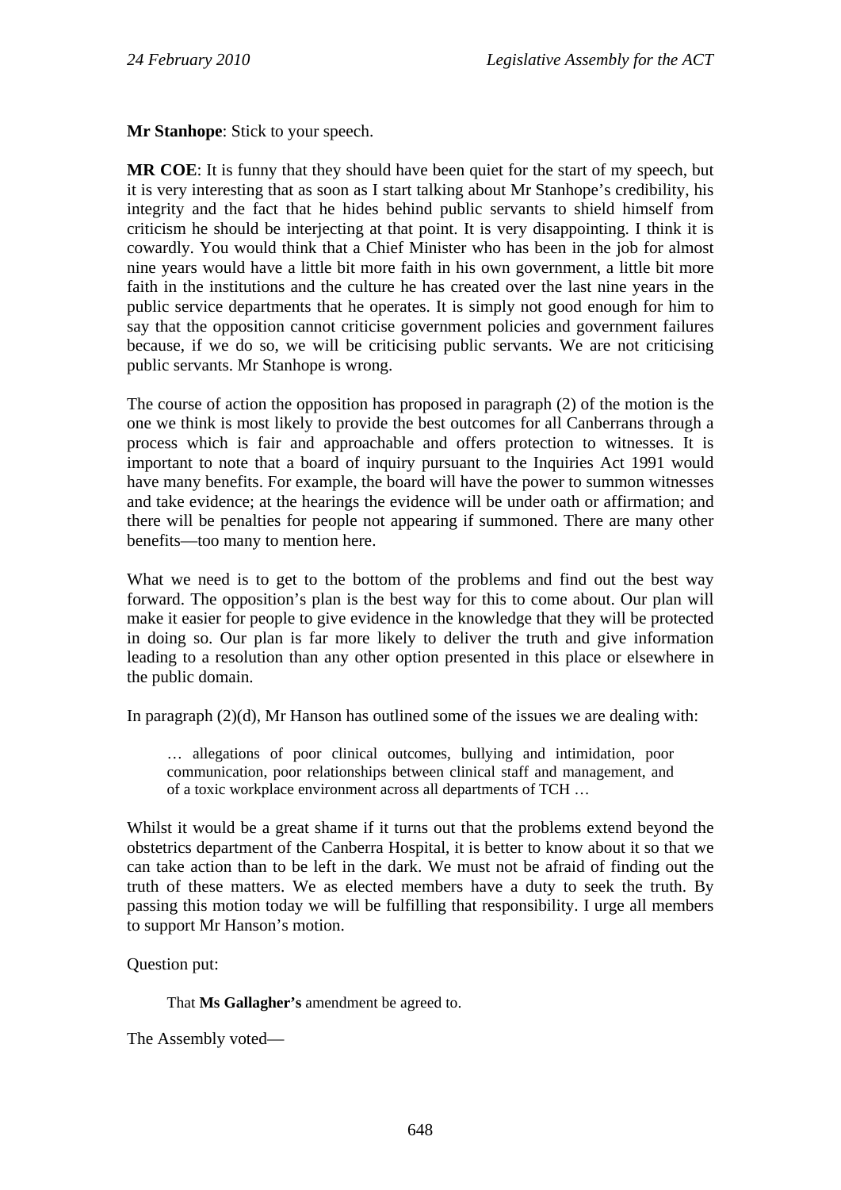**Mr Stanhope**: Stick to your speech.

**MR COE**: It is funny that they should have been quiet for the start of my speech, but it is very interesting that as soon as I start talking about Mr Stanhope's credibility, his integrity and the fact that he hides behind public servants to shield himself from criticism he should be interjecting at that point. It is very disappointing. I think it is cowardly. You would think that a Chief Minister who has been in the job for almost nine years would have a little bit more faith in his own government, a little bit more faith in the institutions and the culture he has created over the last nine years in the public service departments that he operates. It is simply not good enough for him to say that the opposition cannot criticise government policies and government failures because, if we do so, we will be criticising public servants. We are not criticising public servants. Mr Stanhope is wrong.

The course of action the opposition has proposed in paragraph (2) of the motion is the one we think is most likely to provide the best outcomes for all Canberrans through a process which is fair and approachable and offers protection to witnesses. It is important to note that a board of inquiry pursuant to the Inquiries Act 1991 would have many benefits. For example, the board will have the power to summon witnesses and take evidence; at the hearings the evidence will be under oath or affirmation; and there will be penalties for people not appearing if summoned. There are many other benefits—too many to mention here.

What we need is to get to the bottom of the problems and find out the best way forward. The opposition's plan is the best way for this to come about. Our plan will make it easier for people to give evidence in the knowledge that they will be protected in doing so. Our plan is far more likely to deliver the truth and give information leading to a resolution than any other option presented in this place or elsewhere in the public domain.

In paragraph (2)(d), Mr Hanson has outlined some of the issues we are dealing with:

> … allegations of poor clinical outcomes, bullying and intimidation, poor communication, poor relationships between clinical staff and management, and of a toxic workplace environment across all departments of TCH …

Whilst it would be a great shame if it turns out that the problems extend beyond the obstetrics department of the Canberra Hospital, it is better to know about it so that we can take action than to be left in the dark. We must not be afraid of finding out the truth of these matters. We as elected members have a duty to seek the truth. By passing this motion today we will be fulfilling that responsibility. I urge all members to support Mr Hanson's motion.

Question put:

> That **Ms Gallagher's** amendment be agreed to.

The Assembly voted—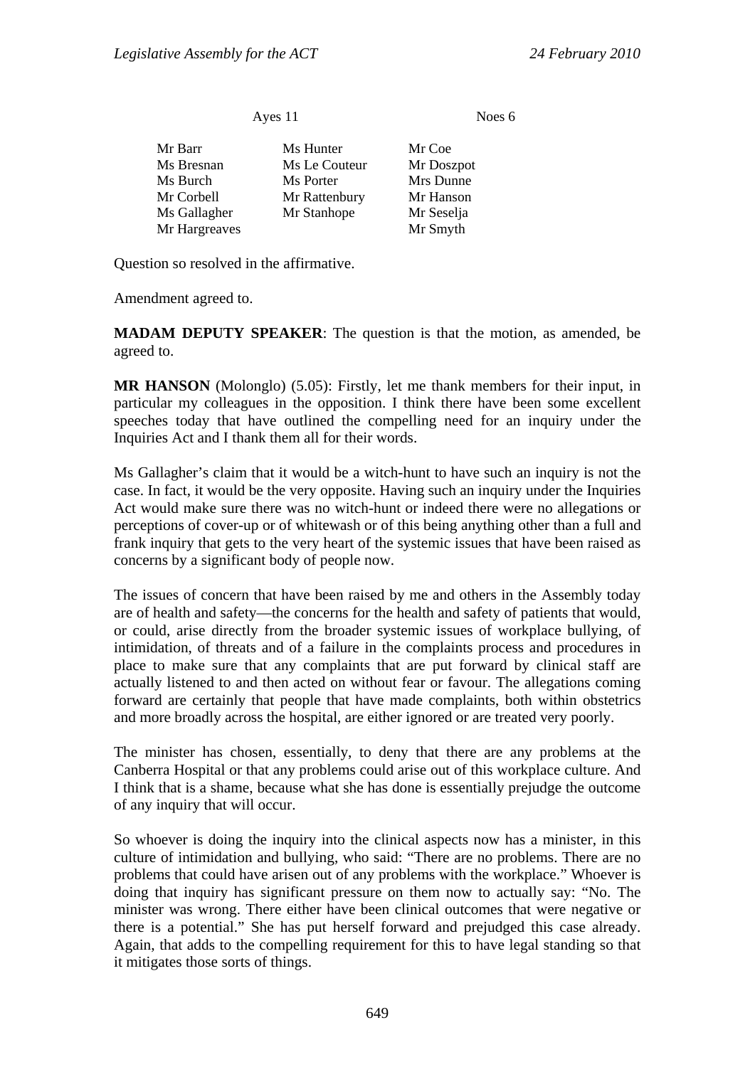| Ayes 11 | | Noes 6 |
|---|---|---|
| Mr Barr | Ms Hunter | Mr Coe |
| Ms Bresnan | Ms Le Couteur | Mr Doszpot |
| Ms Burch | Ms Porter | Mrs Dunne |
| Mr Corbell | Mr Rattenbury | Mr Hanson |
| Ms Gallagher | Mr Stanhope | Mr Seselja |
| Mr Hargreaves | | Mr Smyth |

Question so resolved in the affirmative.

Amendment agreed to.

**MADAM DEPUTY SPEAKER**: The question is that the motion, as amended, be agreed to.

**MR HANSON** (Molonglo) (5.05): Firstly, let me thank members for their input, in particular my colleagues in the opposition. I think there have been some excellent speeches today that have outlined the compelling need for an inquiry under the Inquiries Act and I thank them all for their words.

Ms Gallagher's claim that it would be a witch-hunt to have such an inquiry is not the case. In fact, it would be the very opposite. Having such an inquiry under the Inquiries Act would make sure there was no witch-hunt or indeed there were no allegations or perceptions of cover-up or of whitewash or of this being anything other than a full and frank inquiry that gets to the very heart of the systemic issues that have been raised as concerns by a significant body of people now.

The issues of concern that have been raised by me and others in the Assembly today are of health and safety—the concerns for the health and safety of patients that would, or could, arise directly from the broader systemic issues of workplace bullying, of intimidation, of threats and of a failure in the complaints process and procedures in place to make sure that any complaints that are put forward by clinical staff are actually listened to and then acted on without fear or favour. The allegations coming forward are certainly that people that have made complaints, both within obstetrics and more broadly across the hospital, are either ignored or are treated very poorly.

The minister has chosen, essentially, to deny that there are any problems at the Canberra Hospital or that any problems could arise out of this workplace culture. And I think that is a shame, because what she has done is essentially prejudge the outcome of any inquiry that will occur.

So whoever is doing the inquiry into the clinical aspects now has a minister, in this culture of intimidation and bullying, who said: "There are no problems. There are no problems that could have arisen out of any problems with the workplace." Whoever is doing that inquiry has significant pressure on them now to actually say: "No. The minister was wrong. There either have been clinical outcomes that were negative or there is a potential." She has put herself forward and prejudged this case already. Again, that adds to the compelling requirement for this to have legal standing so that it mitigates those sorts of things.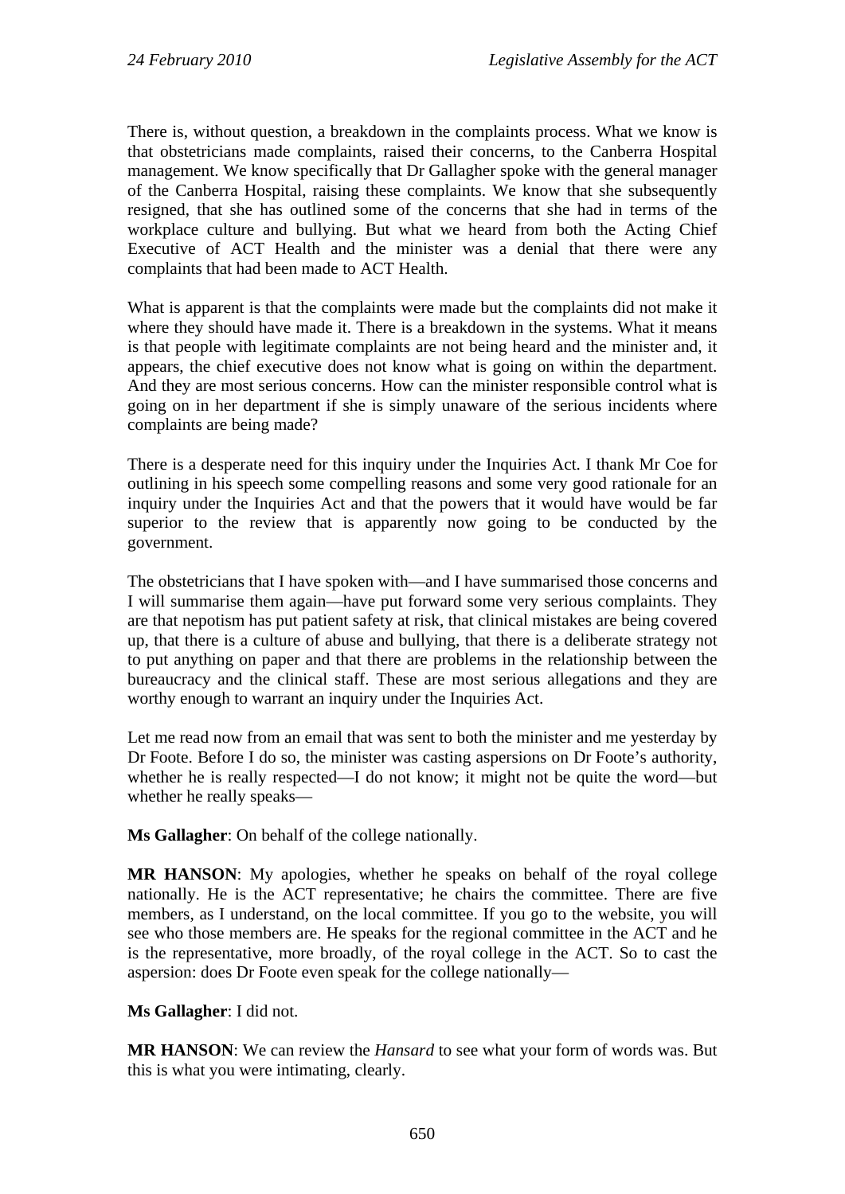There is, without question, a breakdown in the complaints process. What we know is that obstetricians made complaints, raised their concerns, to the Canberra Hospital management. We know specifically that Dr Gallagher spoke with the general manager of the Canberra Hospital, raising these complaints. We know that she subsequently resigned, that she has outlined some of the concerns that she had in terms of the workplace culture and bullying. But what we heard from both the Acting Chief Executive of ACT Health and the minister was a denial that there were any complaints that had been made to ACT Health.

What is apparent is that the complaints were made but the complaints did not make it where they should have made it. There is a breakdown in the systems. What it means is that people with legitimate complaints are not being heard and the minister and, it appears, the chief executive does not know what is going on within the department. And they are most serious concerns. How can the minister responsible control what is going on in her department if she is simply unaware of the serious incidents where complaints are being made?

There is a desperate need for this inquiry under the Inquiries Act. I thank Mr Coe for outlining in his speech some compelling reasons and some very good rationale for an inquiry under the Inquiries Act and that the powers that it would have would be far superior to the review that is apparently now going to be conducted by the government.

The obstetricians that I have spoken with—and I have summarised those concerns and I will summarise them again—have put forward some very serious complaints. They are that nepotism has put patient safety at risk, that clinical mistakes are being covered up, that there is a culture of abuse and bullying, that there is a deliberate strategy not to put anything on paper and that there are problems in the relationship between the bureaucracy and the clinical staff. These are most serious allegations and they are worthy enough to warrant an inquiry under the Inquiries Act.

Let me read now from an email that was sent to both the minister and me yesterday by Dr Foote. Before I do so, the minister was casting aspersions on Dr Foote's authority, whether he is really respected—I do not know; it might not be quite the word—but whether he really speaks—

**Ms Gallagher**: On behalf of the college nationally.

**MR HANSON**: My apologies, whether he speaks on behalf of the royal college nationally. He is the ACT representative; he chairs the committee. There are five members, as I understand, on the local committee. If you go to the website, you will see who those members are. He speaks for the regional committee in the ACT and he is the representative, more broadly, of the royal college in the ACT. So to cast the aspersion: does Dr Foote even speak for the college nationally—

**Ms Gallagher**: I did not.

**MR HANSON**: We can review the *Hansard* to see what your form of words was. But this is what you were intimating, clearly.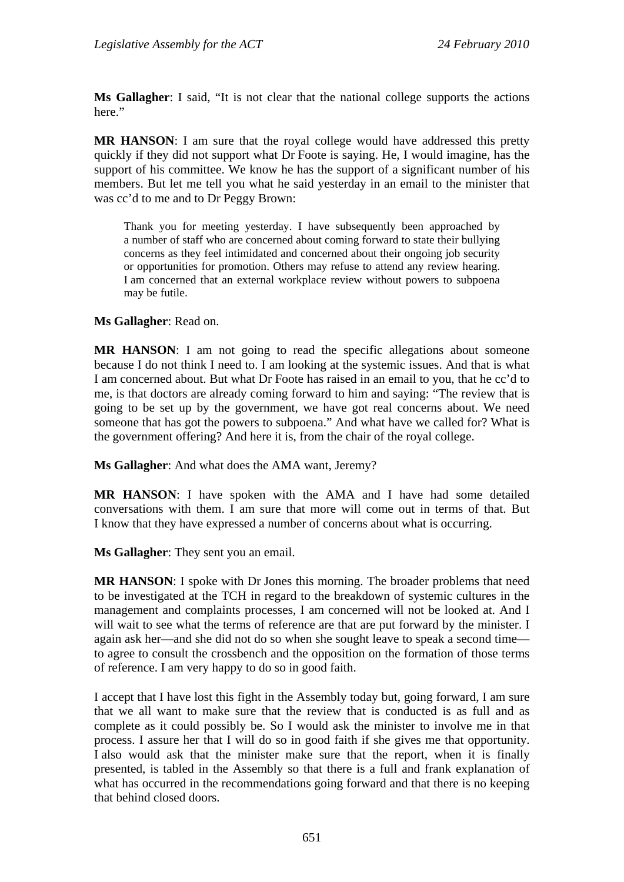**Ms Gallagher**: I said, "It is not clear that the national college supports the actions here."

**MR HANSON**: I am sure that the royal college would have addressed this pretty quickly if they did not support what Dr Foote is saying. He, I would imagine, has the support of his committee. We know he has the support of a significant number of his members. But let me tell you what he said yesterday in an email to the minister that was cc'd to me and to Dr Peggy Brown:

> Thank you for meeting yesterday. I have subsequently been approached by a number of staff who are concerned about coming forward to state their bullying concerns as they feel intimidated and concerned about their ongoing job security or opportunities for promotion. Others may refuse to attend any review hearing. I am concerned that an external workplace review without powers to subpoena may be futile.

**Ms Gallagher**: Read on.

**MR HANSON**: I am not going to read the specific allegations about someone because I do not think I need to. I am looking at the systemic issues. And that is what I am concerned about. But what Dr Foote has raised in an email to you, that he cc'd to me, is that doctors are already coming forward to him and saying: "The review that is going to be set up by the government, we have got real concerns about. We need someone that has got the powers to subpoena." And what have we called for? What is the government offering? And here it is, from the chair of the royal college.

**Ms Gallagher**: And what does the AMA want, Jeremy?

**MR HANSON**: I have spoken with the AMA and I have had some detailed conversations with them. I am sure that more will come out in terms of that. But I know that they have expressed a number of concerns about what is occurring.

**Ms Gallagher**: They sent you an email.

**MR HANSON**: I spoke with Dr Jones this morning. The broader problems that need to be investigated at the TCH in regard to the breakdown of systemic cultures in the management and complaints processes, I am concerned will not be looked at. And I will wait to see what the terms of reference are that are put forward by the minister. I again ask her—and she did not do so when she sought leave to speak a second time—to agree to consult the crossbench and the opposition on the formation of those terms of reference. I am very happy to do so in good faith.

I accept that I have lost this fight in the Assembly today but, going forward, I am sure that we all want to make sure that the review that is conducted is as full and as complete as it could possibly be. So I would ask the minister to involve me in that process. I assure her that I will do so in good faith if she gives me that opportunity. I also would ask that the minister make sure that the report, when it is finally presented, is tabled in the Assembly so that there is a full and frank explanation of what has occurred in the recommendations going forward and that there is no keeping that behind closed doors.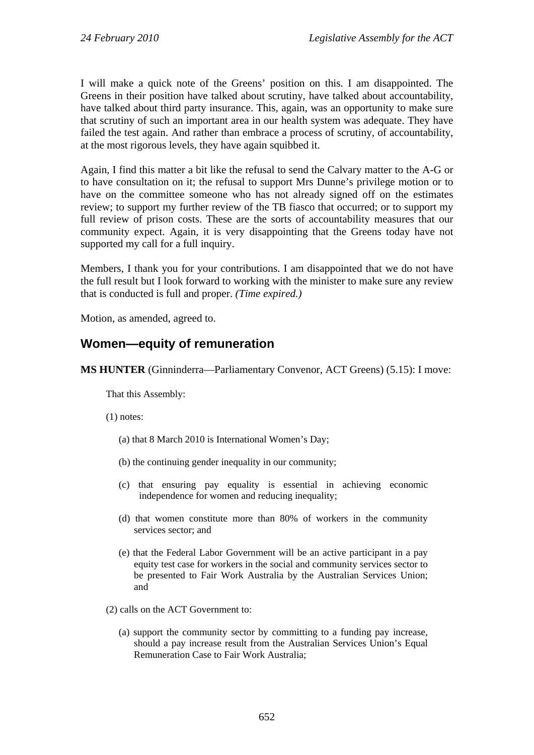I will make a quick note of the Greens' position on this. I am disappointed. The Greens in their position have talked about scrutiny, have talked about accountability, have talked about third party insurance. This, again, was an opportunity to make sure that scrutiny of such an important area in our health system was adequate. They have failed the test again. And rather than embrace a process of scrutiny, of accountability, at the most rigorous levels, they have again squibbed it.

Again, I find this matter a bit like the refusal to send the Calvary matter to the A-G or to have consultation on it; the refusal to support Mrs Dunne's privilege motion or to have on the committee someone who has not already signed off on the estimates review; to support my further review of the TB fiasco that occurred; or to support my full review of prison costs. These are the sorts of accountability measures that our community expect. Again, it is very disappointing that the Greens today have not supported my call for a full inquiry.

Members, I thank you for your contributions. I am disappointed that we do not have the full result but I look forward to working with the minister to make sure any review that is conducted is full and proper. *(Time expired.)*

Motion, as amended, agreed to.

## Women—equity of remuneration

**MS HUNTER** (Ginninderra—Parliamentary Convenor, ACT Greens) (5.15): I move:

> That this Assembly:
>
> (1) notes:
>
> (a) that 8 March 2010 is International Women's Day;
>
> (b) the continuing gender inequality in our community;
>
> (c) that ensuring pay equality is essential in achieving economic independence for women and reducing inequality;
>
> (d) that women constitute more than 80% of workers in the community services sector; and
>
> (e) that the Federal Labor Government will be an active participant in a pay equity test case for workers in the social and community services sector to be presented to Fair Work Australia by the Australian Services Union; and
>
> (2) calls on the ACT Government to:
>
> (a) support the community sector by committing to a funding pay increase, should a pay increase result from the Australian Services Union's Equal Remuneration Case to Fair Work Australia;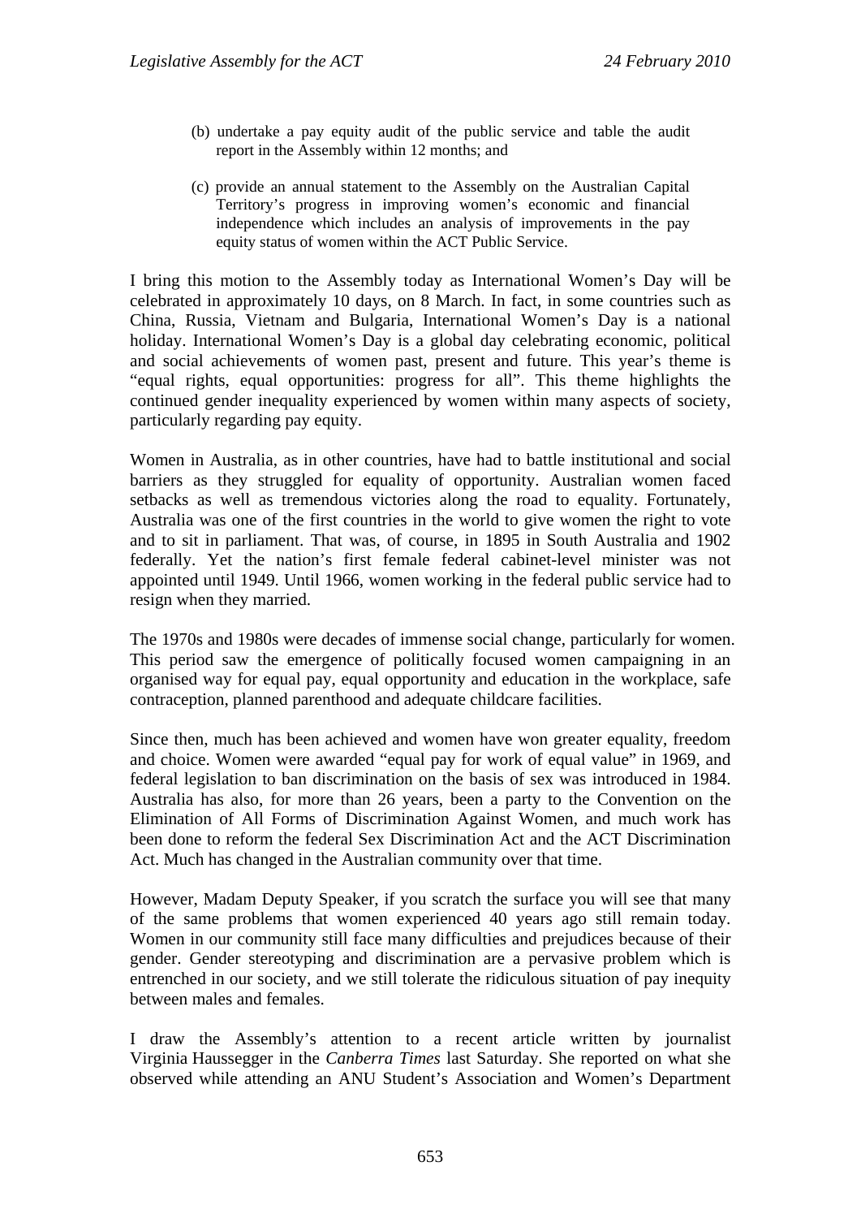(b) undertake a pay equity audit of the public service and table the audit report in the Assembly within 12 months; and

(c) provide an annual statement to the Assembly on the Australian Capital Territory's progress in improving women's economic and financial independence which includes an analysis of improvements in the pay equity status of women within the ACT Public Service.

I bring this motion to the Assembly today as International Women's Day will be celebrated in approximately 10 days, on 8 March. In fact, in some countries such as China, Russia, Vietnam and Bulgaria, International Women's Day is a national holiday. International Women's Day is a global day celebrating economic, political and social achievements of women past, present and future. This year's theme is "equal rights, equal opportunities: progress for all". This theme highlights the continued gender inequality experienced by women within many aspects of society, particularly regarding pay equity.

Women in Australia, as in other countries, have had to battle institutional and social barriers as they struggled for equality of opportunity. Australian women faced setbacks as well as tremendous victories along the road to equality. Fortunately, Australia was one of the first countries in the world to give women the right to vote and to sit in parliament. That was, of course, in 1895 in South Australia and 1902 federally. Yet the nation's first female federal cabinet-level minister was not appointed until 1949. Until 1966, women working in the federal public service had to resign when they married.

The 1970s and 1980s were decades of immense social change, particularly for women. This period saw the emergence of politically focused women campaigning in an organised way for equal pay, equal opportunity and education in the workplace, safe contraception, planned parenthood and adequate childcare facilities.

Since then, much has been achieved and women have won greater equality, freedom and choice. Women were awarded "equal pay for work of equal value" in 1969, and federal legislation to ban discrimination on the basis of sex was introduced in 1984. Australia has also, for more than 26 years, been a party to the Convention on the Elimination of All Forms of Discrimination Against Women, and much work has been done to reform the federal Sex Discrimination Act and the ACT Discrimination Act. Much has changed in the Australian community over that time.

However, Madam Deputy Speaker, if you scratch the surface you will see that many of the same problems that women experienced 40 years ago still remain today. Women in our community still face many difficulties and prejudices because of their gender. Gender stereotyping and discrimination are a pervasive problem which is entrenched in our society, and we still tolerate the ridiculous situation of pay inequity between males and females.

I draw the Assembly's attention to a recent article written by journalist Virginia Haussegger in the *Canberra Times* last Saturday. She reported on what she observed while attending an ANU Student's Association and Women's Department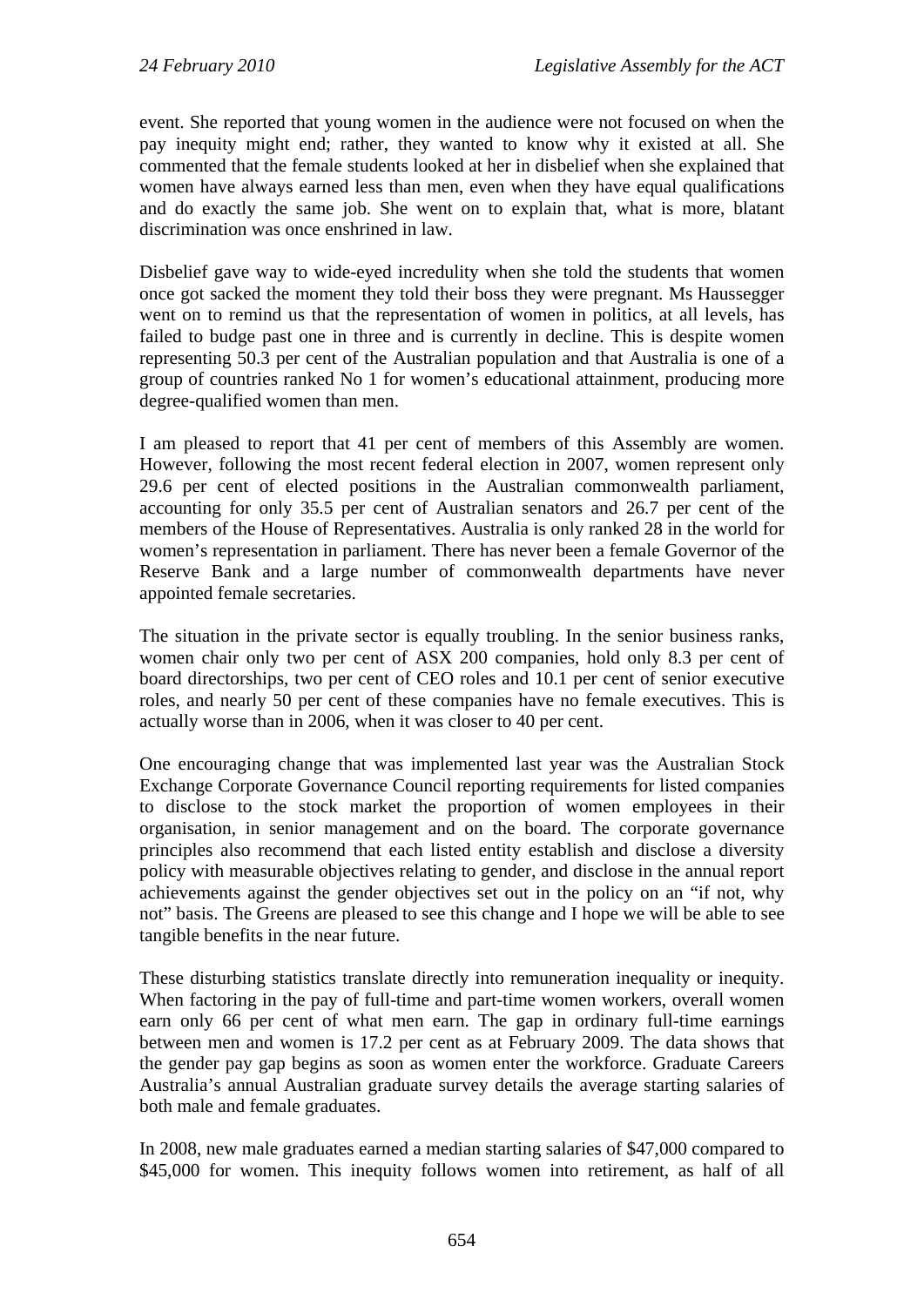event. She reported that young women in the audience were not focused on when the pay inequity might end; rather, they wanted to know why it existed at all. She commented that the female students looked at her in disbelief when she explained that women have always earned less than men, even when they have equal qualifications and do exactly the same job. She went on to explain that, what is more, blatant discrimination was once enshrined in law.

Disbelief gave way to wide-eyed incredulity when she told the students that women once got sacked the moment they told their boss they were pregnant. Ms Haussegger went on to remind us that the representation of women in politics, at all levels, has failed to budge past one in three and is currently in decline. This is despite women representing 50.3 per cent of the Australian population and that Australia is one of a group of countries ranked No 1 for women's educational attainment, producing more degree-qualified women than men.

I am pleased to report that 41 per cent of members of this Assembly are women. However, following the most recent federal election in 2007, women represent only 29.6 per cent of elected positions in the Australian commonwealth parliament, accounting for only 35.5 per cent of Australian senators and 26.7 per cent of the members of the House of Representatives. Australia is only ranked 28 in the world for women's representation in parliament. There has never been a female Governor of the Reserve Bank and a large number of commonwealth departments have never appointed female secretaries.

The situation in the private sector is equally troubling. In the senior business ranks, women chair only two per cent of ASX 200 companies, hold only 8.3 per cent of board directorships, two per cent of CEO roles and 10.1 per cent of senior executive roles, and nearly 50 per cent of these companies have no female executives. This is actually worse than in 2006, when it was closer to 40 per cent.

One encouraging change that was implemented last year was the Australian Stock Exchange Corporate Governance Council reporting requirements for listed companies to disclose to the stock market the proportion of women employees in their organisation, in senior management and on the board. The corporate governance principles also recommend that each listed entity establish and disclose a diversity policy with measurable objectives relating to gender, and disclose in the annual report achievements against the gender objectives set out in the policy on an "if not, why not" basis. The Greens are pleased to see this change and I hope we will be able to see tangible benefits in the near future.

These disturbing statistics translate directly into remuneration inequality or inequity. When factoring in the pay of full-time and part-time women workers, overall women earn only 66 per cent of what men earn. The gap in ordinary full-time earnings between men and women is 17.2 per cent as at February 2009. The data shows that the gender pay gap begins as soon as women enter the workforce. Graduate Careers Australia's annual Australian graduate survey details the average starting salaries of both male and female graduates.

In 2008, new male graduates earned a median starting salaries of $47,000 compared to $45,000 for women. This inequity follows women into retirement, as half of all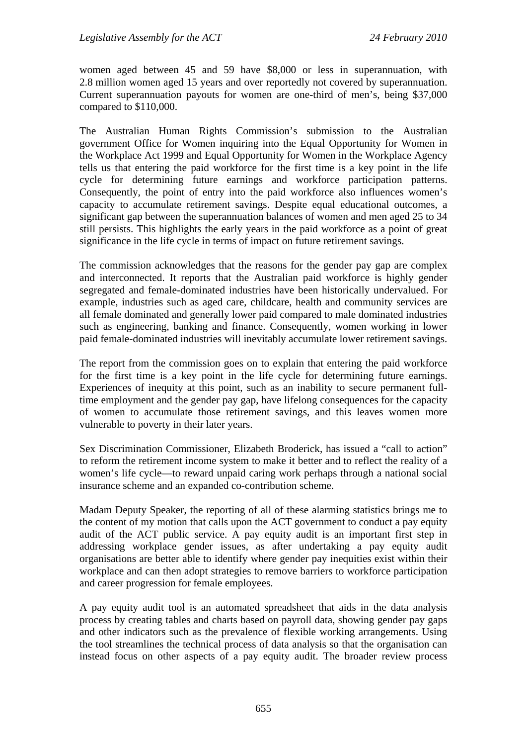women aged between 45 and 59 have $8,000 or less in superannuation, with 2.8 million women aged 15 years and over reportedly not covered by superannuation. Current superannuation payouts for women are one-third of men's, being $37,000 compared to $110,000.

The Australian Human Rights Commission's submission to the Australian government Office for Women inquiring into the Equal Opportunity for Women in the Workplace Act 1999 and Equal Opportunity for Women in the Workplace Agency tells us that entering the paid workforce for the first time is a key point in the life cycle for determining future earnings and workforce participation patterns. Consequently, the point of entry into the paid workforce also influences women's capacity to accumulate retirement savings. Despite equal educational outcomes, a significant gap between the superannuation balances of women and men aged 25 to 34 still persists. This highlights the early years in the paid workforce as a point of great significance in the life cycle in terms of impact on future retirement savings.

The commission acknowledges that the reasons for the gender pay gap are complex and interconnected. It reports that the Australian paid workforce is highly gender segregated and female-dominated industries have been historically undervalued. For example, industries such as aged care, childcare, health and community services are all female dominated and generally lower paid compared to male dominated industries such as engineering, banking and finance. Consequently, women working in lower paid female-dominated industries will inevitably accumulate lower retirement savings.

The report from the commission goes on to explain that entering the paid workforce for the first time is a key point in the life cycle for determining future earnings. Experiences of inequity at this point, such as an inability to secure permanent full-time employment and the gender pay gap, have lifelong consequences for the capacity of women to accumulate those retirement savings, and this leaves women more vulnerable to poverty in their later years.

Sex Discrimination Commissioner, Elizabeth Broderick, has issued a "call to action" to reform the retirement income system to make it better and to reflect the reality of a women's life cycle—to reward unpaid caring work perhaps through a national social insurance scheme and an expanded co-contribution scheme.

Madam Deputy Speaker, the reporting of all of these alarming statistics brings me to the content of my motion that calls upon the ACT government to conduct a pay equity audit of the ACT public service. A pay equity audit is an important first step in addressing workplace gender issues, as after undertaking a pay equity audit organisations are better able to identify where gender pay inequities exist within their workplace and can then adopt strategies to remove barriers to workforce participation and career progression for female employees.

A pay equity audit tool is an automated spreadsheet that aids in the data analysis process by creating tables and charts based on payroll data, showing gender pay gaps and other indicators such as the prevalence of flexible working arrangements. Using the tool streamlines the technical process of data analysis so that the organisation can instead focus on other aspects of a pay equity audit. The broader review process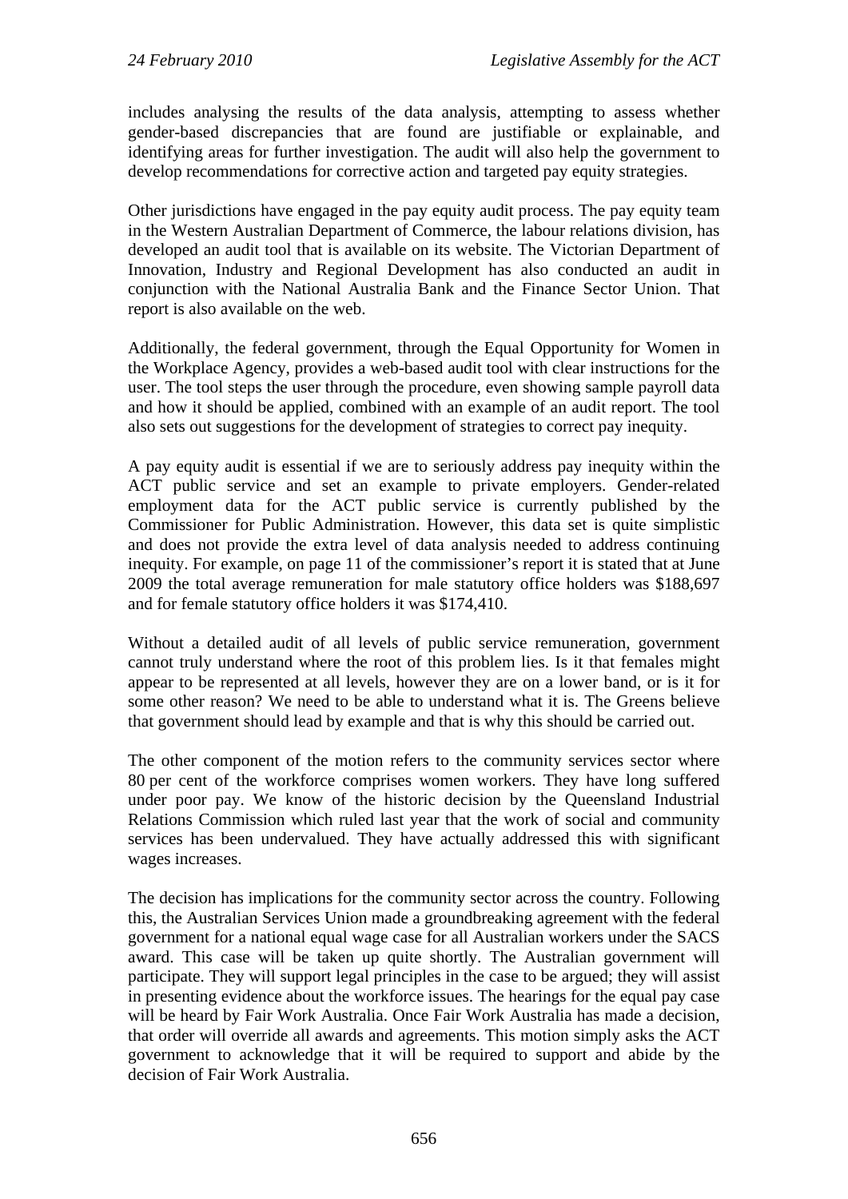includes analysing the results of the data analysis, attempting to assess whether gender-based discrepancies that are found are justifiable or explainable, and identifying areas for further investigation. The audit will also help the government to develop recommendations for corrective action and targeted pay equity strategies.

Other jurisdictions have engaged in the pay equity audit process. The pay equity team in the Western Australian Department of Commerce, the labour relations division, has developed an audit tool that is available on its website. The Victorian Department of Innovation, Industry and Regional Development has also conducted an audit in conjunction with the National Australia Bank and the Finance Sector Union. That report is also available on the web.

Additionally, the federal government, through the Equal Opportunity for Women in the Workplace Agency, provides a web-based audit tool with clear instructions for the user. The tool steps the user through the procedure, even showing sample payroll data and how it should be applied, combined with an example of an audit report. The tool also sets out suggestions for the development of strategies to correct pay inequity.

A pay equity audit is essential if we are to seriously address pay inequity within the ACT public service and set an example to private employers. Gender-related employment data for the ACT public service is currently published by the Commissioner for Public Administration. However, this data set is quite simplistic and does not provide the extra level of data analysis needed to address continuing inequity. For example, on page 11 of the commissioner's report it is stated that at June 2009 the total average remuneration for male statutory office holders was $188,697 and for female statutory office holders it was $174,410.

Without a detailed audit of all levels of public service remuneration, government cannot truly understand where the root of this problem lies. Is it that females might appear to be represented at all levels, however they are on a lower band, or is it for some other reason? We need to be able to understand what it is. The Greens believe that government should lead by example and that is why this should be carried out.

The other component of the motion refers to the community services sector where 80 per cent of the workforce comprises women workers. They have long suffered under poor pay. We know of the historic decision by the Queensland Industrial Relations Commission which ruled last year that the work of social and community services has been undervalued. They have actually addressed this with significant wages increases.

The decision has implications for the community sector across the country. Following this, the Australian Services Union made a groundbreaking agreement with the federal government for a national equal wage case for all Australian workers under the SACS award. This case will be taken up quite shortly. The Australian government will participate. They will support legal principles in the case to be argued; they will assist in presenting evidence about the workforce issues. The hearings for the equal pay case will be heard by Fair Work Australia. Once Fair Work Australia has made a decision, that order will override all awards and agreements. This motion simply asks the ACT government to acknowledge that it will be required to support and abide by the decision of Fair Work Australia.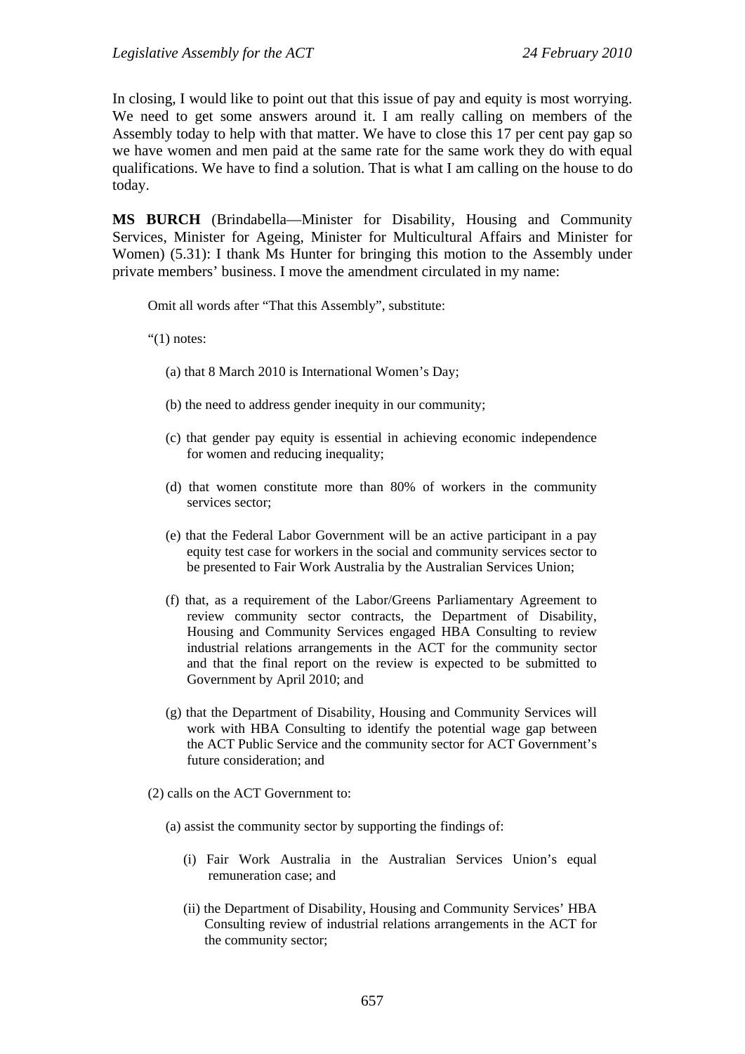In closing, I would like to point out that this issue of pay and equity is most worrying. We need to get some answers around it. I am really calling on members of the Assembly today to help with that matter. We have to close this 17 per cent pay gap so we have women and men paid at the same rate for the same work they do with equal qualifications. We have to find a solution. That is what I am calling on the house to do today.

**MS BURCH** (Brindabella—Minister for Disability, Housing and Community Services, Minister for Ageing, Minister for Multicultural Affairs and Minister for Women) (5.31): I thank Ms Hunter for bringing this motion to the Assembly under private members' business. I move the amendment circulated in my name:

> Omit all words after "That this Assembly", substitute:
>
> "(1) notes:
>
> (a) that 8 March 2010 is International Women's Day;
>
> (b) the need to address gender inequity in our community;
>
> (c) that gender pay equity is essential in achieving economic independence for women and reducing inequality;
>
> (d) that women constitute more than 80% of workers in the community services sector;
>
> (e) that the Federal Labor Government will be an active participant in a pay equity test case for workers in the social and community services sector to be presented to Fair Work Australia by the Australian Services Union;
>
> (f) that, as a requirement of the Labor/Greens Parliamentary Agreement to review community sector contracts, the Department of Disability, Housing and Community Services engaged HBA Consulting to review industrial relations arrangements in the ACT for the community sector and that the final report on the review is expected to be submitted to Government by April 2010; and
>
> (g) that the Department of Disability, Housing and Community Services will work with HBA Consulting to identify the potential wage gap between the ACT Public Service and the community sector for ACT Government's future consideration; and
>
> (2) calls on the ACT Government to:
>
> (a) assist the community sector by supporting the findings of:
>
> (i) Fair Work Australia in the Australian Services Union's equal remuneration case; and
>
> (ii) the Department of Disability, Housing and Community Services' HBA Consulting review of industrial relations arrangements in the ACT for the community sector;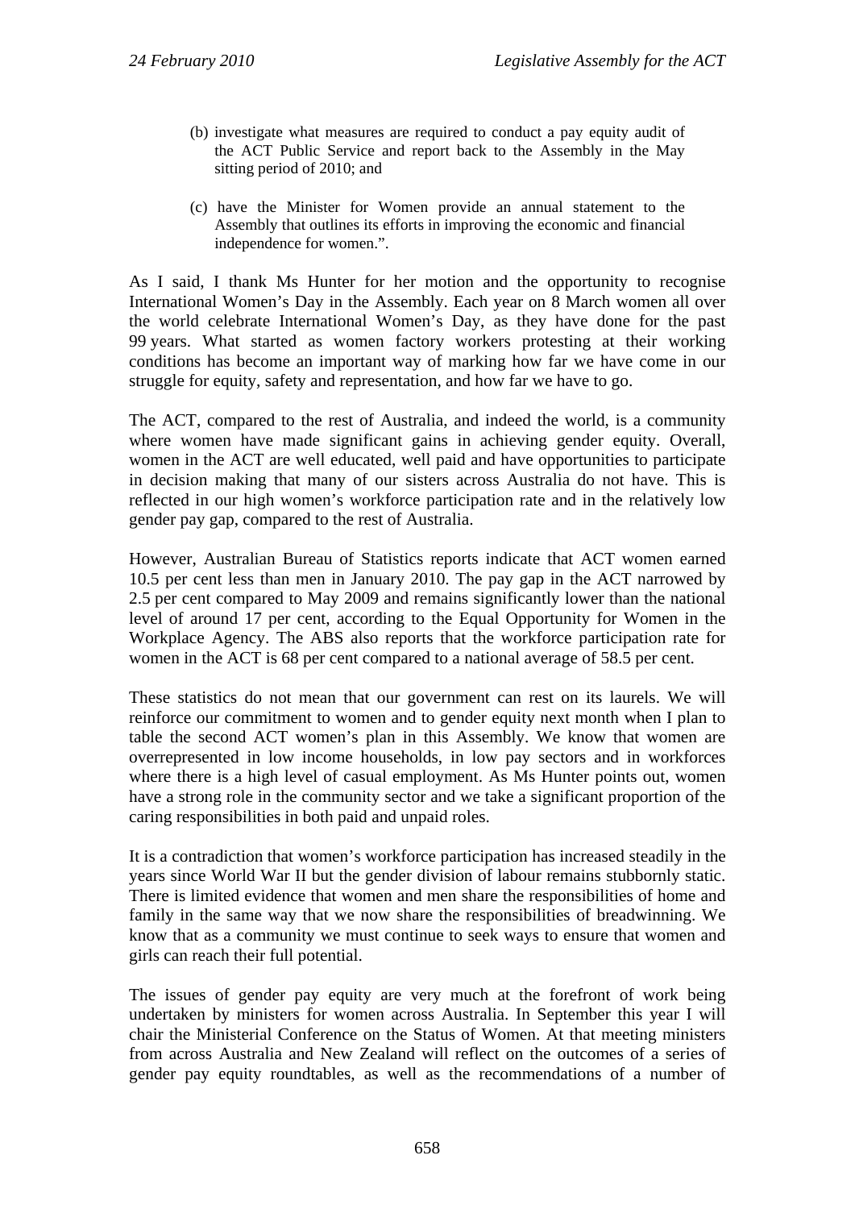(b) investigate what measures are required to conduct a pay equity audit of the ACT Public Service and report back to the Assembly in the May sitting period of 2010; and

(c) have the Minister for Women provide an annual statement to the Assembly that outlines its efforts in improving the economic and financial independence for women.”.

As I said, I thank Ms Hunter for her motion and the opportunity to recognise International Women’s Day in the Assembly. Each year on 8 March women all over the world celebrate International Women’s Day, as they have done for the past 99 years. What started as women factory workers protesting at their working conditions has become an important way of marking how far we have come in our struggle for equity, safety and representation, and how far we have to go.

The ACT, compared to the rest of Australia, and indeed the world, is a community where women have made significant gains in achieving gender equity. Overall, women in the ACT are well educated, well paid and have opportunities to participate in decision making that many of our sisters across Australia do not have. This is reflected in our high women’s workforce participation rate and in the relatively low gender pay gap, compared to the rest of Australia.

However, Australian Bureau of Statistics reports indicate that ACT women earned 10.5 per cent less than men in January 2010. The pay gap in the ACT narrowed by 2.5 per cent compared to May 2009 and remains significantly lower than the national level of around 17 per cent, according to the Equal Opportunity for Women in the Workplace Agency. The ABS also reports that the workforce participation rate for women in the ACT is 68 per cent compared to a national average of 58.5 per cent.

These statistics do not mean that our government can rest on its laurels. We will reinforce our commitment to women and to gender equity next month when I plan to table the second ACT women’s plan in this Assembly. We know that women are overrepresented in low income households, in low pay sectors and in workforces where there is a high level of casual employment. As Ms Hunter points out, women have a strong role in the community sector and we take a significant proportion of the caring responsibilities in both paid and unpaid roles.

It is a contradiction that women’s workforce participation has increased steadily in the years since World War II but the gender division of labour remains stubbornly static. There is limited evidence that women and men share the responsibilities of home and family in the same way that we now share the responsibilities of breadwinning. We know that as a community we must continue to seek ways to ensure that women and girls can reach their full potential.

The issues of gender pay equity are very much at the forefront of work being undertaken by ministers for women across Australia. In September this year I will chair the Ministerial Conference on the Status of Women. At that meeting ministers from across Australia and New Zealand will reflect on the outcomes of a series of gender pay equity roundtables, as well as the recommendations of a number of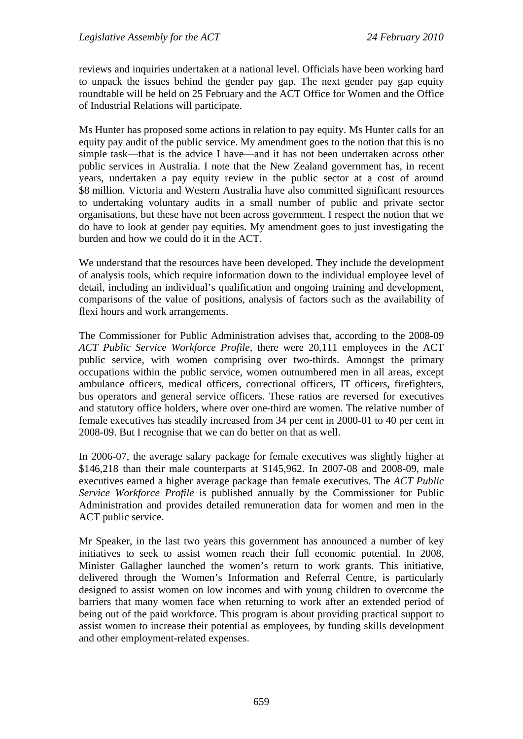reviews and inquiries undertaken at a national level. Officials have been working hard to unpack the issues behind the gender pay gap. The next gender pay gap equity roundtable will be held on 25 February and the ACT Office for Women and the Office of Industrial Relations will participate.

Ms Hunter has proposed some actions in relation to pay equity. Ms Hunter calls for an equity pay audit of the public service. My amendment goes to the notion that this is no simple task—that is the advice I have—and it has not been undertaken across other public services in Australia. I note that the New Zealand government has, in recent years, undertaken a pay equity review in the public sector at a cost of around $8 million. Victoria and Western Australia have also committed significant resources to undertaking voluntary audits in a small number of public and private sector organisations, but these have not been across government. I respect the notion that we do have to look at gender pay equities. My amendment goes to just investigating the burden and how we could do it in the ACT.

We understand that the resources have been developed. They include the development of analysis tools, which require information down to the individual employee level of detail, including an individual's qualification and ongoing training and development, comparisons of the value of positions, analysis of factors such as the availability of flexi hours and work arrangements.

The Commissioner for Public Administration advises that, according to the 2008-09 *ACT Public Service Workforce Profile*, there were 20,111 employees in the ACT public service, with women comprising over two-thirds. Amongst the primary occupations within the public service, women outnumbered men in all areas, except ambulance officers, medical officers, correctional officers, IT officers, firefighters, bus operators and general service officers. These ratios are reversed for executives and statutory office holders, where over one-third are women. The relative number of female executives has steadily increased from 34 per cent in 2000-01 to 40 per cent in 2008-09. But I recognise that we can do better on that as well.

In 2006-07, the average salary package for female executives was slightly higher at $146,218 than their male counterparts at $145,962. In 2007-08 and 2008-09, male executives earned a higher average package than female executives. The *ACT Public Service Workforce Profile* is published annually by the Commissioner for Public Administration and provides detailed remuneration data for women and men in the ACT public service.

Mr Speaker, in the last two years this government has announced a number of key initiatives to seek to assist women reach their full economic potential. In 2008, Minister Gallagher launched the women's return to work grants. This initiative, delivered through the Women's Information and Referral Centre, is particularly designed to assist women on low incomes and with young children to overcome the barriers that many women face when returning to work after an extended period of being out of the paid workforce. This program is about providing practical support to assist women to increase their potential as employees, by funding skills development and other employment-related expenses.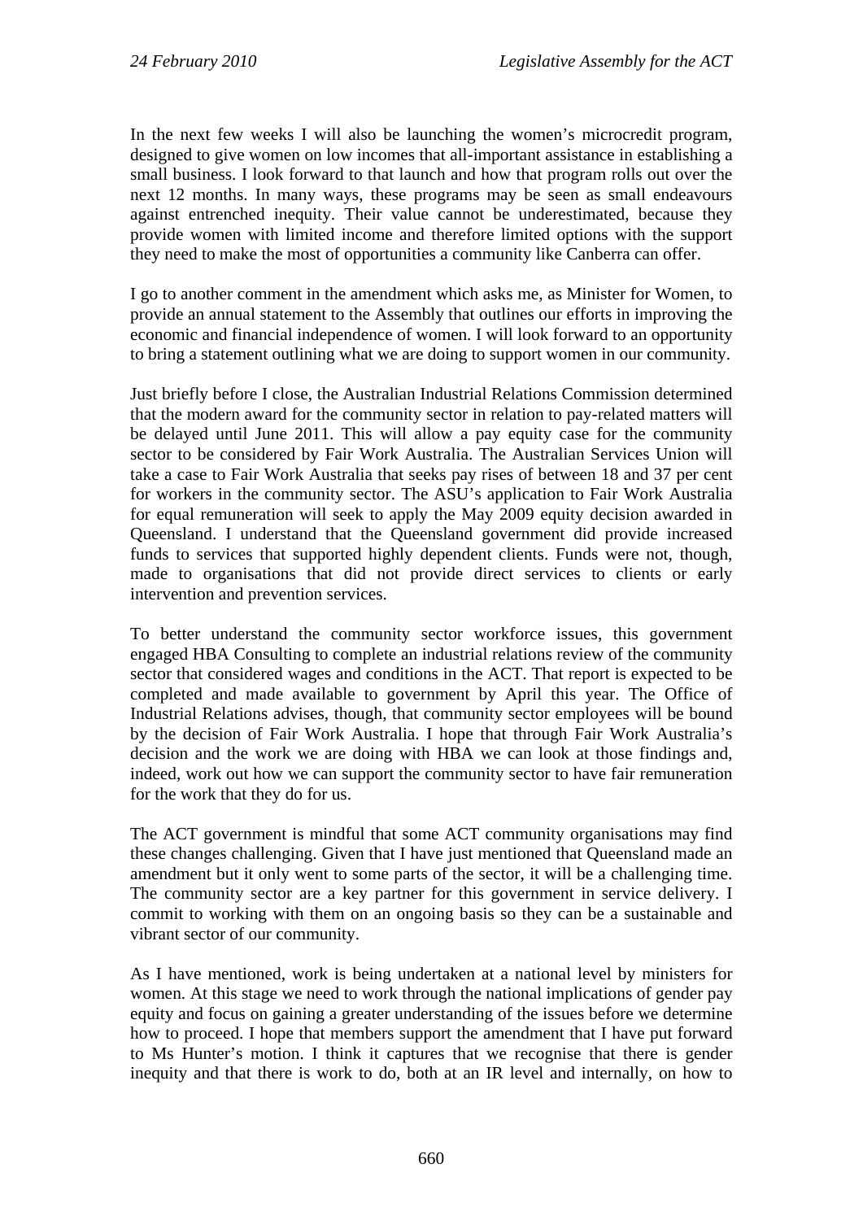In the next few weeks I will also be launching the women's microcredit program, designed to give women on low incomes that all-important assistance in establishing a small business. I look forward to that launch and how that program rolls out over the next 12 months. In many ways, these programs may be seen as small endeavours against entrenched inequity. Their value cannot be underestimated, because they provide women with limited income and therefore limited options with the support they need to make the most of opportunities a community like Canberra can offer.

I go to another comment in the amendment which asks me, as Minister for Women, to provide an annual statement to the Assembly that outlines our efforts in improving the economic and financial independence of women. I will look forward to an opportunity to bring a statement outlining what we are doing to support women in our community.

Just briefly before I close, the Australian Industrial Relations Commission determined that the modern award for the community sector in relation to pay-related matters will be delayed until June 2011. This will allow a pay equity case for the community sector to be considered by Fair Work Australia. The Australian Services Union will take a case to Fair Work Australia that seeks pay rises of between 18 and 37 per cent for workers in the community sector. The ASU's application to Fair Work Australia for equal remuneration will seek to apply the May 2009 equity decision awarded in Queensland. I understand that the Queensland government did provide increased funds to services that supported highly dependent clients. Funds were not, though, made to organisations that did not provide direct services to clients or early intervention and prevention services.

To better understand the community sector workforce issues, this government engaged HBA Consulting to complete an industrial relations review of the community sector that considered wages and conditions in the ACT. That report is expected to be completed and made available to government by April this year. The Office of Industrial Relations advises, though, that community sector employees will be bound by the decision of Fair Work Australia. I hope that through Fair Work Australia's decision and the work we are doing with HBA we can look at those findings and, indeed, work out how we can support the community sector to have fair remuneration for the work that they do for us.

The ACT government is mindful that some ACT community organisations may find these changes challenging. Given that I have just mentioned that Queensland made an amendment but it only went to some parts of the sector, it will be a challenging time. The community sector are a key partner for this government in service delivery. I commit to working with them on an ongoing basis so they can be a sustainable and vibrant sector of our community.

As I have mentioned, work is being undertaken at a national level by ministers for women. At this stage we need to work through the national implications of gender pay equity and focus on gaining a greater understanding of the issues before we determine how to proceed. I hope that members support the amendment that I have put forward to Ms Hunter's motion. I think it captures that we recognise that there is gender inequity and that there is work to do, both at an IR level and internally, on how to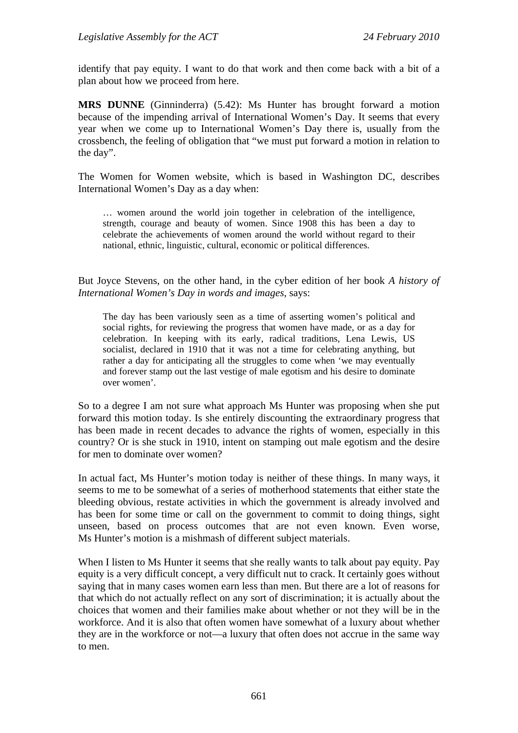identify that pay equity. I want to do that work and then come back with a bit of a plan about how we proceed from here.

**MRS DUNNE** (Ginninderra) (5.42): Ms Hunter has brought forward a motion because of the impending arrival of International Women's Day. It seems that every year when we come up to International Women's Day there is, usually from the crossbench, the feeling of obligation that "we must put forward a motion in relation to the day".

The Women for Women website, which is based in Washington DC, describes International Women's Day as a day when:

> … women around the world join together in celebration of the intelligence, strength, courage and beauty of women. Since 1908 this has been a day to celebrate the achievements of women around the world without regard to their national, ethnic, linguistic, cultural, economic or political differences.

But Joyce Stevens, on the other hand, in the cyber edition of her book *A history of International Women's Day in words and images*, says:

> The day has been variously seen as a time of asserting women's political and social rights, for reviewing the progress that women have made, or as a day for celebration. In keeping with its early, radical traditions, Lena Lewis, US socialist, declared in 1910 that it was not a time for celebrating anything, but rather a day for anticipating all the struggles to come when 'we may eventually and forever stamp out the last vestige of male egotism and his desire to dominate over women'.

So to a degree I am not sure what approach Ms Hunter was proposing when she put forward this motion today. Is she entirely discounting the extraordinary progress that has been made in recent decades to advance the rights of women, especially in this country? Or is she stuck in 1910, intent on stamping out male egotism and the desire for men to dominate over women?

In actual fact, Ms Hunter's motion today is neither of these things. In many ways, it seems to me to be somewhat of a series of motherhood statements that either state the bleeding obvious, restate activities in which the government is already involved and has been for some time or call on the government to commit to doing things, sight unseen, based on process outcomes that are not even known. Even worse, Ms Hunter's motion is a mishmash of different subject materials.

When I listen to Ms Hunter it seems that she really wants to talk about pay equity. Pay equity is a very difficult concept, a very difficult nut to crack. It certainly goes without saying that in many cases women earn less than men. But there are a lot of reasons for that which do not actually reflect on any sort of discrimination; it is actually about the choices that women and their families make about whether or not they will be in the workforce. And it is also that often women have somewhat of a luxury about whether they are in the workforce or not—a luxury that often does not accrue in the same way to men.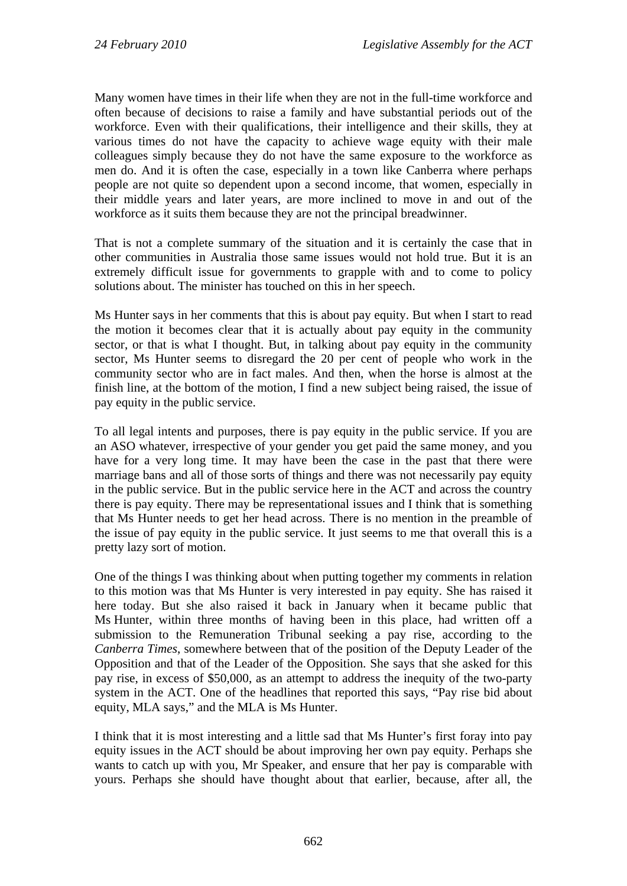Many women have times in their life when they are not in the full-time workforce and often because of decisions to raise a family and have substantial periods out of the workforce. Even with their qualifications, their intelligence and their skills, they at various times do not have the capacity to achieve wage equity with their male colleagues simply because they do not have the same exposure to the workforce as men do. And it is often the case, especially in a town like Canberra where perhaps people are not quite so dependent upon a second income, that women, especially in their middle years and later years, are more inclined to move in and out of the workforce as it suits them because they are not the principal breadwinner.

That is not a complete summary of the situation and it is certainly the case that in other communities in Australia those same issues would not hold true. But it is an extremely difficult issue for governments to grapple with and to come to policy solutions about. The minister has touched on this in her speech.

Ms Hunter says in her comments that this is about pay equity. But when I start to read the motion it becomes clear that it is actually about pay equity in the community sector, or that is what I thought. But, in talking about pay equity in the community sector, Ms Hunter seems to disregard the 20 per cent of people who work in the community sector who are in fact males. And then, when the horse is almost at the finish line, at the bottom of the motion, I find a new subject being raised, the issue of pay equity in the public service.

To all legal intents and purposes, there is pay equity in the public service. If you are an ASO whatever, irrespective of your gender you get paid the same money, and you have for a very long time. It may have been the case in the past that there were marriage bans and all of those sorts of things and there was not necessarily pay equity in the public service. But in the public service here in the ACT and across the country there is pay equity. There may be representational issues and I think that is something that Ms Hunter needs to get her head across. There is no mention in the preamble of the issue of pay equity in the public service. It just seems to me that overall this is a pretty lazy sort of motion.

One of the things I was thinking about when putting together my comments in relation to this motion was that Ms Hunter is very interested in pay equity. She has raised it here today. But she also raised it back in January when it became public that Ms Hunter, within three months of having been in this place, had written off a submission to the Remuneration Tribunal seeking a pay rise, according to the *Canberra Times*, somewhere between that of the position of the Deputy Leader of the Opposition and that of the Leader of the Opposition. She says that she asked for this pay rise, in excess of $50,000, as an attempt to address the inequity of the two-party system in the ACT. One of the headlines that reported this says, "Pay rise bid about equity, MLA says," and the MLA is Ms Hunter.

I think that it is most interesting and a little sad that Ms Hunter's first foray into pay equity issues in the ACT should be about improving her own pay equity. Perhaps she wants to catch up with you, Mr Speaker, and ensure that her pay is comparable with yours. Perhaps she should have thought about that earlier, because, after all, the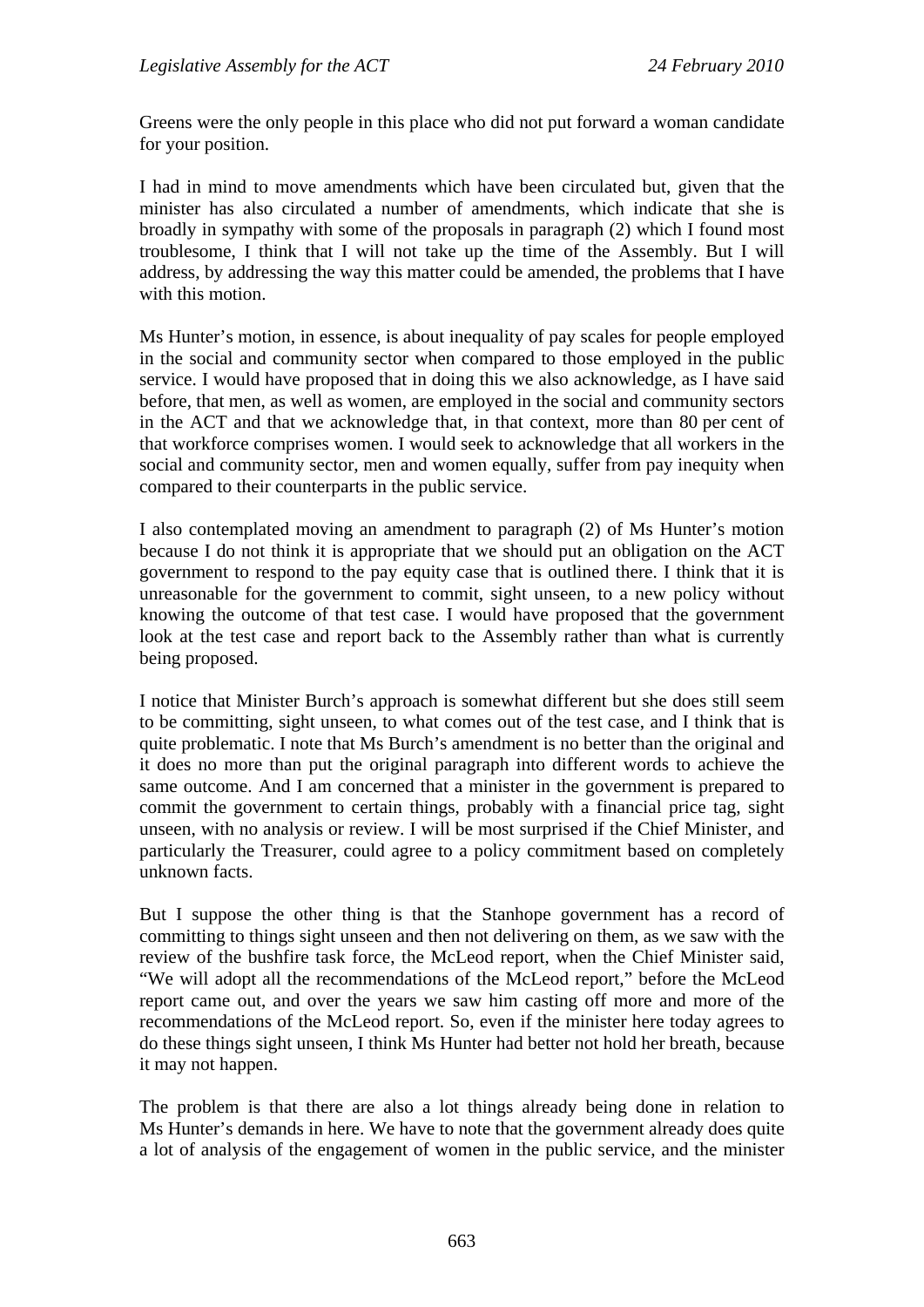Greens were the only people in this place who did not put forward a woman candidate for your position.

I had in mind to move amendments which have been circulated but, given that the minister has also circulated a number of amendments, which indicate that she is broadly in sympathy with some of the proposals in paragraph (2) which I found most troublesome, I think that I will not take up the time of the Assembly. But I will address, by addressing the way this matter could be amended, the problems that I have with this motion.

Ms Hunter's motion, in essence, is about inequality of pay scales for people employed in the social and community sector when compared to those employed in the public service. I would have proposed that in doing this we also acknowledge, as I have said before, that men, as well as women, are employed in the social and community sectors in the ACT and that we acknowledge that, in that context, more than 80 per cent of that workforce comprises women. I would seek to acknowledge that all workers in the social and community sector, men and women equally, suffer from pay inequity when compared to their counterparts in the public service.

I also contemplated moving an amendment to paragraph (2) of Ms Hunter's motion because I do not think it is appropriate that we should put an obligation on the ACT government to respond to the pay equity case that is outlined there. I think that it is unreasonable for the government to commit, sight unseen, to a new policy without knowing the outcome of that test case. I would have proposed that the government look at the test case and report back to the Assembly rather than what is currently being proposed.

I notice that Minister Burch's approach is somewhat different but she does still seem to be committing, sight unseen, to what comes out of the test case, and I think that is quite problematic. I note that Ms Burch's amendment is no better than the original and it does no more than put the original paragraph into different words to achieve the same outcome. And I am concerned that a minister in the government is prepared to commit the government to certain things, probably with a financial price tag, sight unseen, with no analysis or review. I will be most surprised if the Chief Minister, and particularly the Treasurer, could agree to a policy commitment based on completely unknown facts.

But I suppose the other thing is that the Stanhope government has a record of committing to things sight unseen and then not delivering on them, as we saw with the review of the bushfire task force, the McLeod report, when the Chief Minister said, "We will adopt all the recommendations of the McLeod report," before the McLeod report came out, and over the years we saw him casting off more and more of the recommendations of the McLeod report. So, even if the minister here today agrees to do these things sight unseen, I think Ms Hunter had better not hold her breath, because it may not happen.

The problem is that there are also a lot things already being done in relation to Ms Hunter's demands in here. We have to note that the government already does quite a lot of analysis of the engagement of women in the public service, and the minister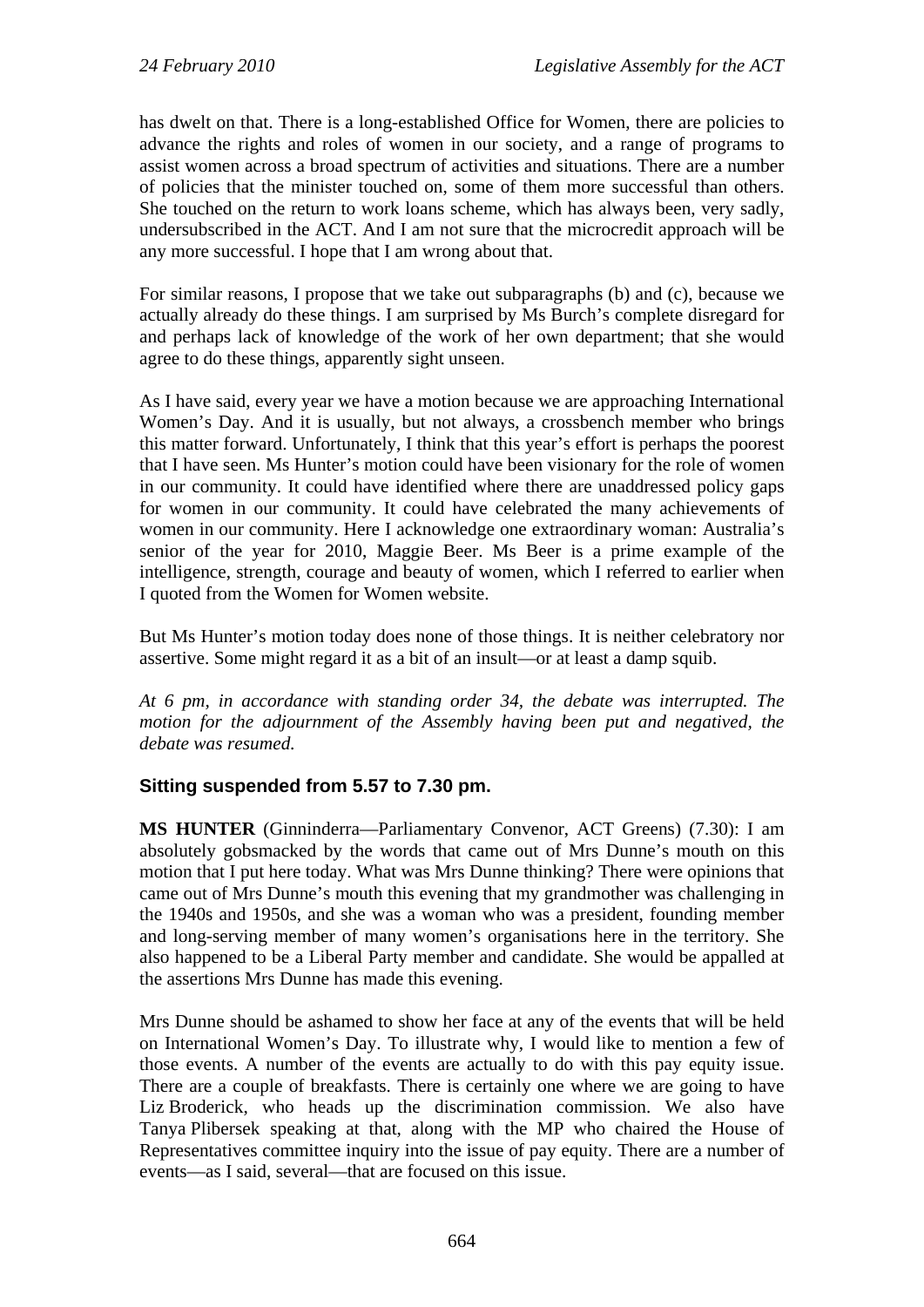has dwelt on that. There is a long-established Office for Women, there are policies to advance the rights and roles of women in our society, and a range of programs to assist women across a broad spectrum of activities and situations. There are a number of policies that the minister touched on, some of them more successful than others. She touched on the return to work loans scheme, which has always been, very sadly, undersubscribed in the ACT. And I am not sure that the microcredit approach will be any more successful. I hope that I am wrong about that.

For similar reasons, I propose that we take out subparagraphs (b) and (c), because we actually already do these things. I am surprised by Ms Burch's complete disregard for and perhaps lack of knowledge of the work of her own department; that she would agree to do these things, apparently sight unseen.

As I have said, every year we have a motion because we are approaching International Women's Day. And it is usually, but not always, a crossbench member who brings this matter forward. Unfortunately, I think that this year's effort is perhaps the poorest that I have seen. Ms Hunter's motion could have been visionary for the role of women in our community. It could have identified where there are unaddressed policy gaps for women in our community. It could have celebrated the many achievements of women in our community. Here I acknowledge one extraordinary woman: Australia's senior of the year for 2010, Maggie Beer. Ms Beer is a prime example of the intelligence, strength, courage and beauty of women, which I referred to earlier when I quoted from the Women for Women website.

But Ms Hunter's motion today does none of those things. It is neither celebratory nor assertive. Some might regard it as a bit of an insult—or at least a damp squib.

*At 6 pm, in accordance with standing order 34, the debate was interrupted. The motion for the adjournment of the Assembly having been put and negatived, the debate was resumed.*

### Sitting suspended from 5.57 to 7.30 pm.

**MS HUNTER** (Ginninderra—Parliamentary Convenor, ACT Greens) (7.30): I am absolutely gobsmacked by the words that came out of Mrs Dunne's mouth on this motion that I put here today. What was Mrs Dunne thinking? There were opinions that came out of Mrs Dunne's mouth this evening that my grandmother was challenging in the 1940s and 1950s, and she was a woman who was a president, founding member and long-serving member of many women's organisations here in the territory. She also happened to be a Liberal Party member and candidate. She would be appalled at the assertions Mrs Dunne has made this evening.

Mrs Dunne should be ashamed to show her face at any of the events that will be held on International Women's Day. To illustrate why, I would like to mention a few of those events. A number of the events are actually to do with this pay equity issue. There are a couple of breakfasts. There is certainly one where we are going to have Liz Broderick, who heads up the discrimination commission. We also have Tanya Plibersek speaking at that, along with the MP who chaired the House of Representatives committee inquiry into the issue of pay equity. There are a number of events—as I said, several—that are focused on this issue.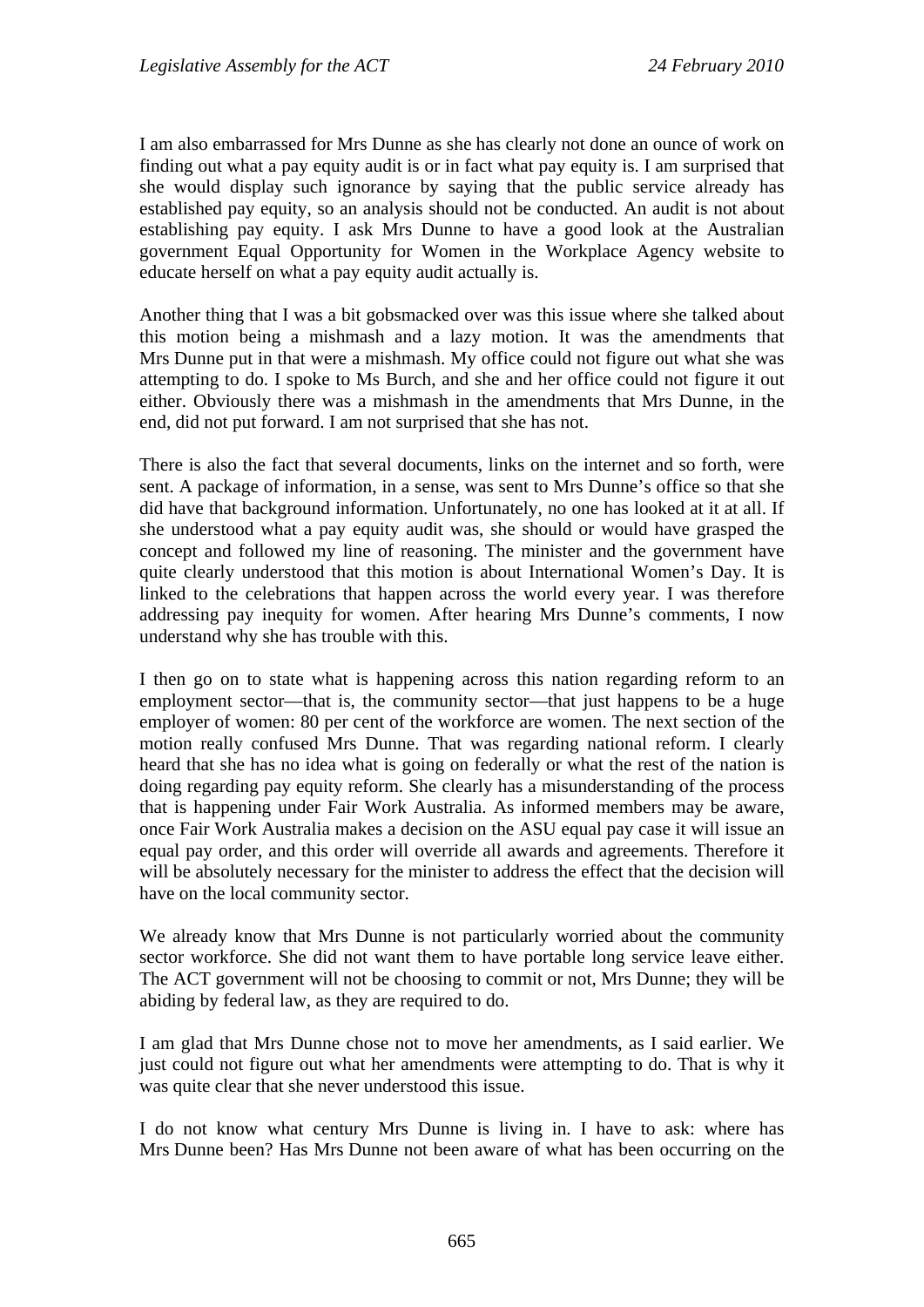I am also embarrassed for Mrs Dunne as she has clearly not done an ounce of work on finding out what a pay equity audit is or in fact what pay equity is. I am surprised that she would display such ignorance by saying that the public service already has established pay equity, so an analysis should not be conducted. An audit is not about establishing pay equity. I ask Mrs Dunne to have a good look at the Australian government Equal Opportunity for Women in the Workplace Agency website to educate herself on what a pay equity audit actually is.

Another thing that I was a bit gobsmacked over was this issue where she talked about this motion being a mishmash and a lazy motion. It was the amendments that Mrs Dunne put in that were a mishmash. My office could not figure out what she was attempting to do. I spoke to Ms Burch, and she and her office could not figure it out either. Obviously there was a mishmash in the amendments that Mrs Dunne, in the end, did not put forward. I am not surprised that she has not.

There is also the fact that several documents, links on the internet and so forth, were sent. A package of information, in a sense, was sent to Mrs Dunne's office so that she did have that background information. Unfortunately, no one has looked at it at all. If she understood what a pay equity audit was, she should or would have grasped the concept and followed my line of reasoning. The minister and the government have quite clearly understood that this motion is about International Women's Day. It is linked to the celebrations that happen across the world every year. I was therefore addressing pay inequity for women. After hearing Mrs Dunne's comments, I now understand why she has trouble with this.

I then go on to state what is happening across this nation regarding reform to an employment sector—that is, the community sector—that just happens to be a huge employer of women: 80 per cent of the workforce are women. The next section of the motion really confused Mrs Dunne. That was regarding national reform. I clearly heard that she has no idea what is going on federally or what the rest of the nation is doing regarding pay equity reform. She clearly has a misunderstanding of the process that is happening under Fair Work Australia. As informed members may be aware, once Fair Work Australia makes a decision on the ASU equal pay case it will issue an equal pay order, and this order will override all awards and agreements. Therefore it will be absolutely necessary for the minister to address the effect that the decision will have on the local community sector.

We already know that Mrs Dunne is not particularly worried about the community sector workforce. She did not want them to have portable long service leave either. The ACT government will not be choosing to commit or not, Mrs Dunne; they will be abiding by federal law, as they are required to do.

I am glad that Mrs Dunne chose not to move her amendments, as I said earlier. We just could not figure out what her amendments were attempting to do. That is why it was quite clear that she never understood this issue.

I do not know what century Mrs Dunne is living in. I have to ask: where has Mrs Dunne been? Has Mrs Dunne not been aware of what has been occurring on the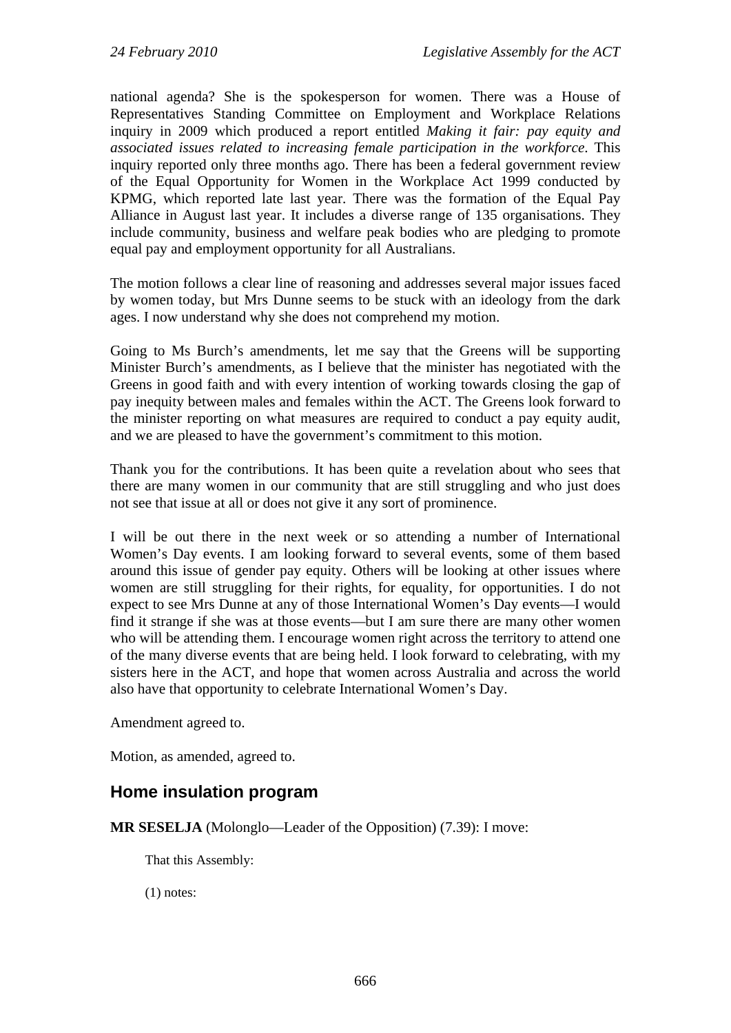national agenda? She is the spokesperson for women. There was a House of Representatives Standing Committee on Employment and Workplace Relations inquiry in 2009 which produced a report entitled *Making it fair: pay equity and associated issues related to increasing female participation in the workforce*. This inquiry reported only three months ago. There has been a federal government review of the Equal Opportunity for Women in the Workplace Act 1999 conducted by KPMG, which reported late last year. There was the formation of the Equal Pay Alliance in August last year. It includes a diverse range of 135 organisations. They include community, business and welfare peak bodies who are pledging to promote equal pay and employment opportunity for all Australians.

The motion follows a clear line of reasoning and addresses several major issues faced by women today, but Mrs Dunne seems to be stuck with an ideology from the dark ages. I now understand why she does not comprehend my motion.

Going to Ms Burch's amendments, let me say that the Greens will be supporting Minister Burch's amendments, as I believe that the minister has negotiated with the Greens in good faith and with every intention of working towards closing the gap of pay inequity between males and females within the ACT. The Greens look forward to the minister reporting on what measures are required to conduct a pay equity audit, and we are pleased to have the government's commitment to this motion.

Thank you for the contributions. It has been quite a revelation about who sees that there are many women in our community that are still struggling and who just does not see that issue at all or does not give it any sort of prominence.

I will be out there in the next week or so attending a number of International Women's Day events. I am looking forward to several events, some of them based around this issue of gender pay equity. Others will be looking at other issues where women are still struggling for their rights, for equality, for opportunities. I do not expect to see Mrs Dunne at any of those International Women's Day events—I would find it strange if she was at those events—but I am sure there are many other women who will be attending them. I encourage women right across the territory to attend one of the many diverse events that are being held. I look forward to celebrating, with my sisters here in the ACT, and hope that women across Australia and across the world also have that opportunity to celebrate International Women's Day.

Amendment agreed to.

Motion, as amended, agreed to.

## Home insulation program

**MR SESELJA** (Molonglo—Leader of the Opposition) (7.39): I move:

> That this Assembly:
>
> (1) notes: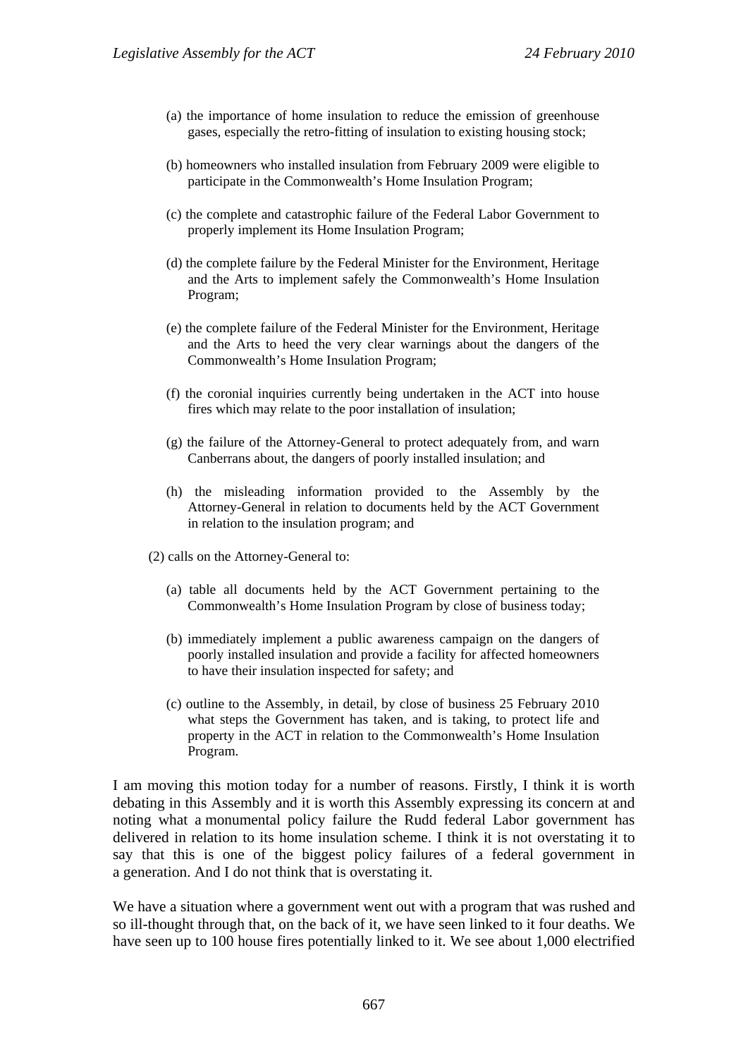(a) the importance of home insulation to reduce the emission of greenhouse gases, especially the retro-fitting of insulation to existing housing stock;

(b) homeowners who installed insulation from February 2009 were eligible to participate in the Commonwealth's Home Insulation Program;

(c) the complete and catastrophic failure of the Federal Labor Government to properly implement its Home Insulation Program;

(d) the complete failure by the Federal Minister for the Environment, Heritage and the Arts to implement safely the Commonwealth's Home Insulation Program;

(e) the complete failure of the Federal Minister for the Environment, Heritage and the Arts to heed the very clear warnings about the dangers of the Commonwealth's Home Insulation Program;

(f) the coronial inquiries currently being undertaken in the ACT into house fires which may relate to the poor installation of insulation;

(g) the failure of the Attorney-General to protect adequately from, and warn Canberrans about, the dangers of poorly installed insulation; and

(h) the misleading information provided to the Assembly by the Attorney-General in relation to documents held by the ACT Government in relation to the insulation program; and

(2) calls on the Attorney-General to:

(a) table all documents held by the ACT Government pertaining to the Commonwealth's Home Insulation Program by close of business today;

(b) immediately implement a public awareness campaign on the dangers of poorly installed insulation and provide a facility for affected homeowners to have their insulation inspected for safety; and

(c) outline to the Assembly, in detail, by close of business 25 February 2010 what steps the Government has taken, and is taking, to protect life and property in the ACT in relation to the Commonwealth's Home Insulation Program.

I am moving this motion today for a number of reasons. Firstly, I think it is worth debating in this Assembly and it is worth this Assembly expressing its concern at and noting what a monumental policy failure the Rudd federal Labor government has delivered in relation to its home insulation scheme. I think it is not overstating it to say that this is one of the biggest policy failures of a federal government in a generation. And I do not think that is overstating it.

We have a situation where a government went out with a program that was rushed and so ill-thought through that, on the back of it, we have seen linked to it four deaths. We have seen up to 100 house fires potentially linked to it. We see about 1,000 electrified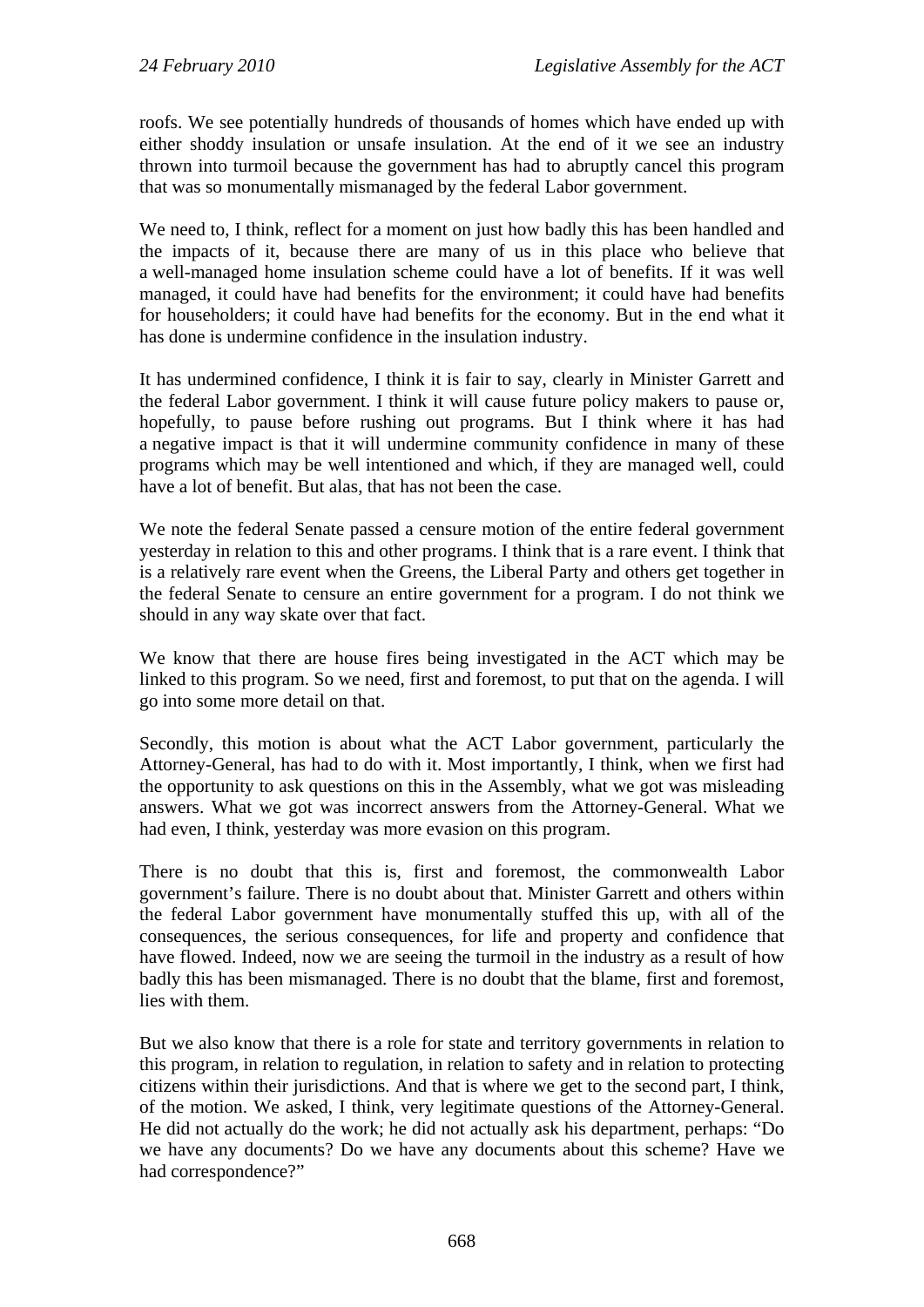roofs. We see potentially hundreds of thousands of homes which have ended up with either shoddy insulation or unsafe insulation. At the end of it we see an industry thrown into turmoil because the government has had to abruptly cancel this program that was so monumentally mismanaged by the federal Labor government.

We need to, I think, reflect for a moment on just how badly this has been handled and the impacts of it, because there are many of us in this place who believe that a well-managed home insulation scheme could have a lot of benefits. If it was well managed, it could have had benefits for the environment; it could have had benefits for householders; it could have had benefits for the economy. But in the end what it has done is undermine confidence in the insulation industry.

It has undermined confidence, I think it is fair to say, clearly in Minister Garrett and the federal Labor government. I think it will cause future policy makers to pause or, hopefully, to pause before rushing out programs. But I think where it has had a negative impact is that it will undermine community confidence in many of these programs which may be well intentioned and which, if they are managed well, could have a lot of benefit. But alas, that has not been the case.

We note the federal Senate passed a censure motion of the entire federal government yesterday in relation to this and other programs. I think that is a rare event. I think that is a relatively rare event when the Greens, the Liberal Party and others get together in the federal Senate to censure an entire government for a program. I do not think we should in any way skate over that fact.

We know that there are house fires being investigated in the ACT which may be linked to this program. So we need, first and foremost, to put that on the agenda. I will go into some more detail on that.

Secondly, this motion is about what the ACT Labor government, particularly the Attorney-General, has had to do with it. Most importantly, I think, when we first had the opportunity to ask questions on this in the Assembly, what we got was misleading answers. What we got was incorrect answers from the Attorney-General. What we had even, I think, yesterday was more evasion on this program.

There is no doubt that this is, first and foremost, the commonwealth Labor government's failure. There is no doubt about that. Minister Garrett and others within the federal Labor government have monumentally stuffed this up, with all of the consequences, the serious consequences, for life and property and confidence that have flowed. Indeed, now we are seeing the turmoil in the industry as a result of how badly this has been mismanaged. There is no doubt that the blame, first and foremost, lies with them.

But we also know that there is a role for state and territory governments in relation to this program, in relation to regulation, in relation to safety and in relation to protecting citizens within their jurisdictions. And that is where we get to the second part, I think, of the motion. We asked, I think, very legitimate questions of the Attorney-General. He did not actually do the work; he did not actually ask his department, perhaps: "Do we have any documents? Do we have any documents about this scheme? Have we had correspondence?"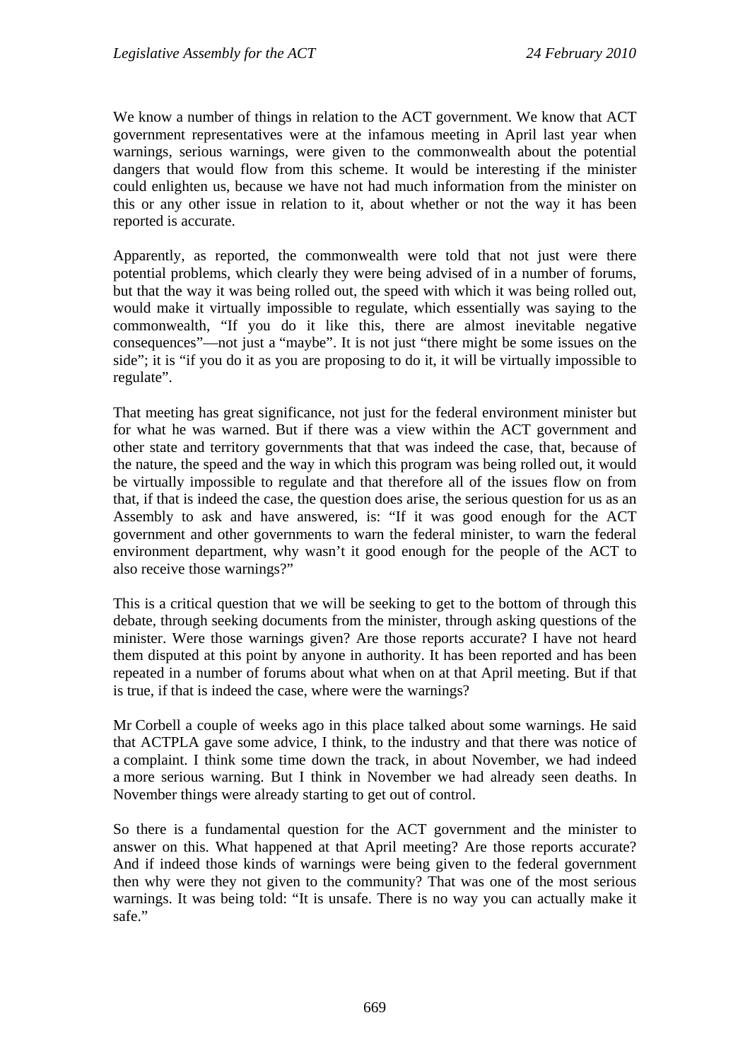We know a number of things in relation to the ACT government. We know that ACT government representatives were at the infamous meeting in April last year when warnings, serious warnings, were given to the commonwealth about the potential dangers that would flow from this scheme. It would be interesting if the minister could enlighten us, because we have not had much information from the minister on this or any other issue in relation to it, about whether or not the way it has been reported is accurate.

Apparently, as reported, the commonwealth were told that not just were there potential problems, which clearly they were being advised of in a number of forums, but that the way it was being rolled out, the speed with which it was being rolled out, would make it virtually impossible to regulate, which essentially was saying to the commonwealth, "If you do it like this, there are almost inevitable negative consequences"—not just a "maybe". It is not just "there might be some issues on the side"; it is "if you do it as you are proposing to do it, it will be virtually impossible to regulate".

That meeting has great significance, not just for the federal environment minister but for what he was warned. But if there was a view within the ACT government and other state and territory governments that that was indeed the case, that, because of the nature, the speed and the way in which this program was being rolled out, it would be virtually impossible to regulate and that therefore all of the issues flow on from that, if that is indeed the case, the question does arise, the serious question for us as an Assembly to ask and have answered, is: "If it was good enough for the ACT government and other governments to warn the federal minister, to warn the federal environment department, why wasn't it good enough for the people of the ACT to also receive those warnings?"

This is a critical question that we will be seeking to get to the bottom of through this debate, through seeking documents from the minister, through asking questions of the minister. Were those warnings given? Are those reports accurate? I have not heard them disputed at this point by anyone in authority. It has been reported and has been repeated in a number of forums about what when on at that April meeting. But if that is true, if that is indeed the case, where were the warnings?

Mr Corbell a couple of weeks ago in this place talked about some warnings. He said that ACTPLA gave some advice, I think, to the industry and that there was notice of a complaint. I think some time down the track, in about November, we had indeed a more serious warning. But I think in November we had already seen deaths. In November things were already starting to get out of control.

So there is a fundamental question for the ACT government and the minister to answer on this. What happened at that April meeting? Are those reports accurate? And if indeed those kinds of warnings were being given to the federal government then why were they not given to the community? That was one of the most serious warnings. It was being told: "It is unsafe. There is no way you can actually make it safe."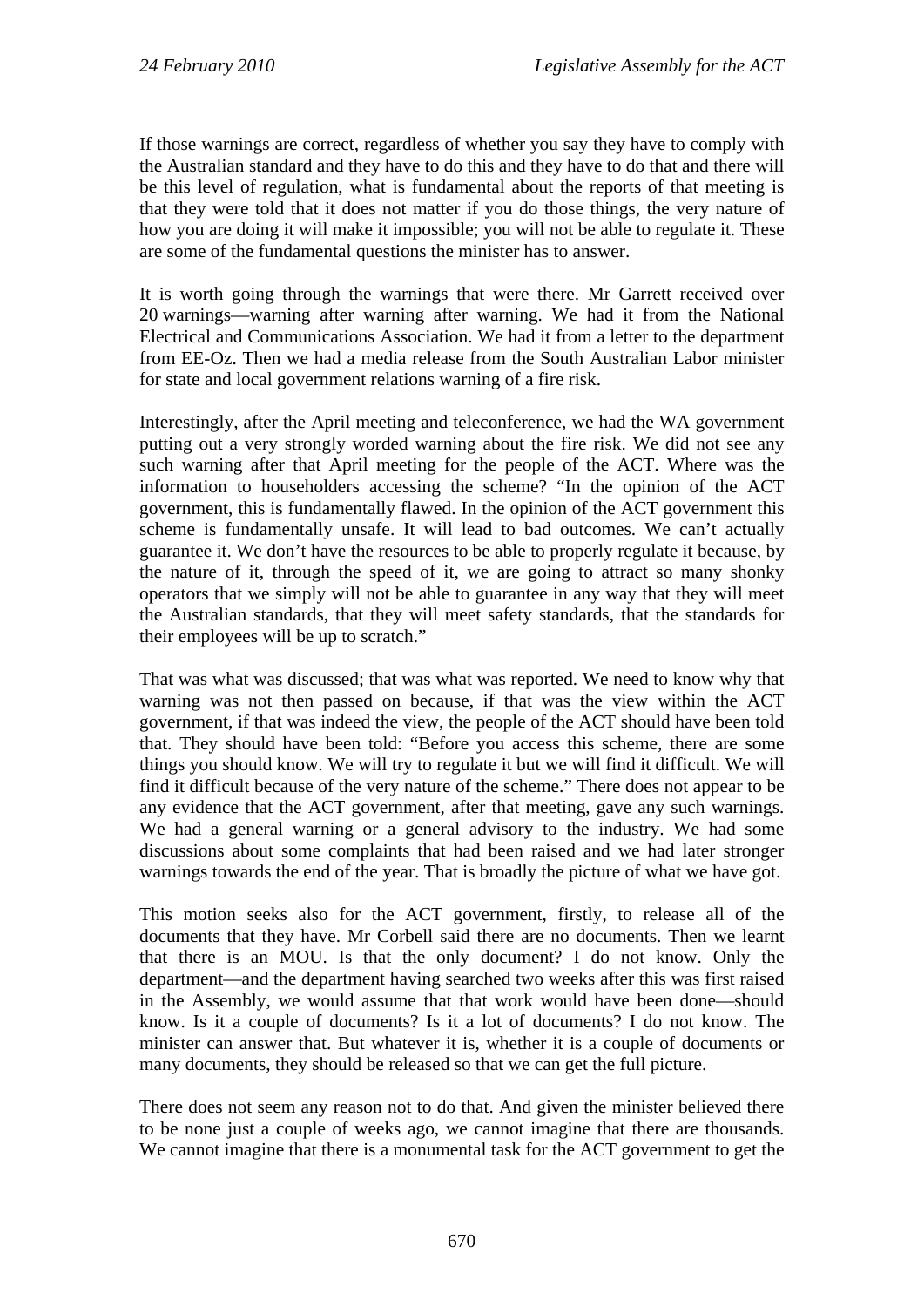If those warnings are correct, regardless of whether you say they have to comply with the Australian standard and they have to do this and they have to do that and there will be this level of regulation, what is fundamental about the reports of that meeting is that they were told that it does not matter if you do those things, the very nature of how you are doing it will make it impossible; you will not be able to regulate it. These are some of the fundamental questions the minister has to answer.

It is worth going through the warnings that were there. Mr Garrett received over 20 warnings—warning after warning after warning. We had it from the National Electrical and Communications Association. We had it from a letter to the department from EE-Oz. Then we had a media release from the South Australian Labor minister for state and local government relations warning of a fire risk.

Interestingly, after the April meeting and teleconference, we had the WA government putting out a very strongly worded warning about the fire risk. We did not see any such warning after that April meeting for the people of the ACT. Where was the information to householders accessing the scheme? "In the opinion of the ACT government, this is fundamentally flawed. In the opinion of the ACT government this scheme is fundamentally unsafe. It will lead to bad outcomes. We can't actually guarantee it. We don't have the resources to be able to properly regulate it because, by the nature of it, through the speed of it, we are going to attract so many shonky operators that we simply will not be able to guarantee in any way that they will meet the Australian standards, that they will meet safety standards, that the standards for their employees will be up to scratch."

That was what was discussed; that was what was reported. We need to know why that warning was not then passed on because, if that was the view within the ACT government, if that was indeed the view, the people of the ACT should have been told that. They should have been told: "Before you access this scheme, there are some things you should know. We will try to regulate it but we will find it difficult. We will find it difficult because of the very nature of the scheme." There does not appear to be any evidence that the ACT government, after that meeting, gave any such warnings. We had a general warning or a general advisory to the industry. We had some discussions about some complaints that had been raised and we had later stronger warnings towards the end of the year. That is broadly the picture of what we have got.

This motion seeks also for the ACT government, firstly, to release all of the documents that they have. Mr Corbell said there are no documents. Then we learnt that there is an MOU. Is that the only document? I do not know. Only the department—and the department having searched two weeks after this was first raised in the Assembly, we would assume that that work would have been done—should know. Is it a couple of documents? Is it a lot of documents? I do not know. The minister can answer that. But whatever it is, whether it is a couple of documents or many documents, they should be released so that we can get the full picture.

There does not seem any reason not to do that. And given the minister believed there to be none just a couple of weeks ago, we cannot imagine that there are thousands. We cannot imagine that there is a monumental task for the ACT government to get the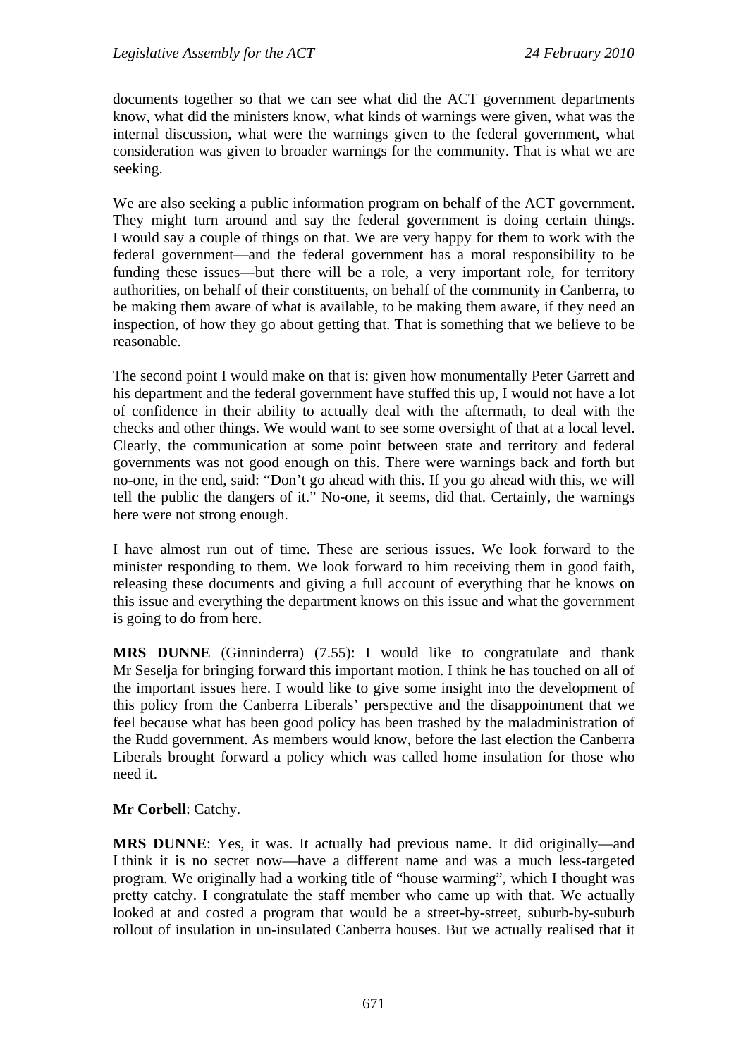documents together so that we can see what did the ACT government departments know, what did the ministers know, what kinds of warnings were given, what was the internal discussion, what were the warnings given to the federal government, what consideration was given to broader warnings for the community. That is what we are seeking.

We are also seeking a public information program on behalf of the ACT government. They might turn around and say the federal government is doing certain things. I would say a couple of things on that. We are very happy for them to work with the federal government—and the federal government has a moral responsibility to be funding these issues—but there will be a role, a very important role, for territory authorities, on behalf of their constituents, on behalf of the community in Canberra, to be making them aware of what is available, to be making them aware, if they need an inspection, of how they go about getting that. That is something that we believe to be reasonable.

The second point I would make on that is: given how monumentally Peter Garrett and his department and the federal government have stuffed this up, I would not have a lot of confidence in their ability to actually deal with the aftermath, to deal with the checks and other things. We would want to see some oversight of that at a local level. Clearly, the communication at some point between state and territory and federal governments was not good enough on this. There were warnings back and forth but no-one, in the end, said: "Don't go ahead with this. If you go ahead with this, we will tell the public the dangers of it." No-one, it seems, did that. Certainly, the warnings here were not strong enough.

I have almost run out of time. These are serious issues. We look forward to the minister responding to them. We look forward to him receiving them in good faith, releasing these documents and giving a full account of everything that he knows on this issue and everything the department knows on this issue and what the government is going to do from here.

**MRS DUNNE** (Ginninderra) (7.55): I would like to congratulate and thank Mr Seselja for bringing forward this important motion. I think he has touched on all of the important issues here. I would like to give some insight into the development of this policy from the Canberra Liberals' perspective and the disappointment that we feel because what has been good policy has been trashed by the maladministration of the Rudd government. As members would know, before the last election the Canberra Liberals brought forward a policy which was called home insulation for those who need it.

**Mr Corbell**: Catchy.

**MRS DUNNE**: Yes, it was. It actually had previous name. It did originally—and I think it is no secret now—have a different name and was a much less-targeted program. We originally had a working title of "house warming", which I thought was pretty catchy. I congratulate the staff member who came up with that. We actually looked at and costed a program that would be a street-by-street, suburb-by-suburb rollout of insulation in un-insulated Canberra houses. But we actually realised that it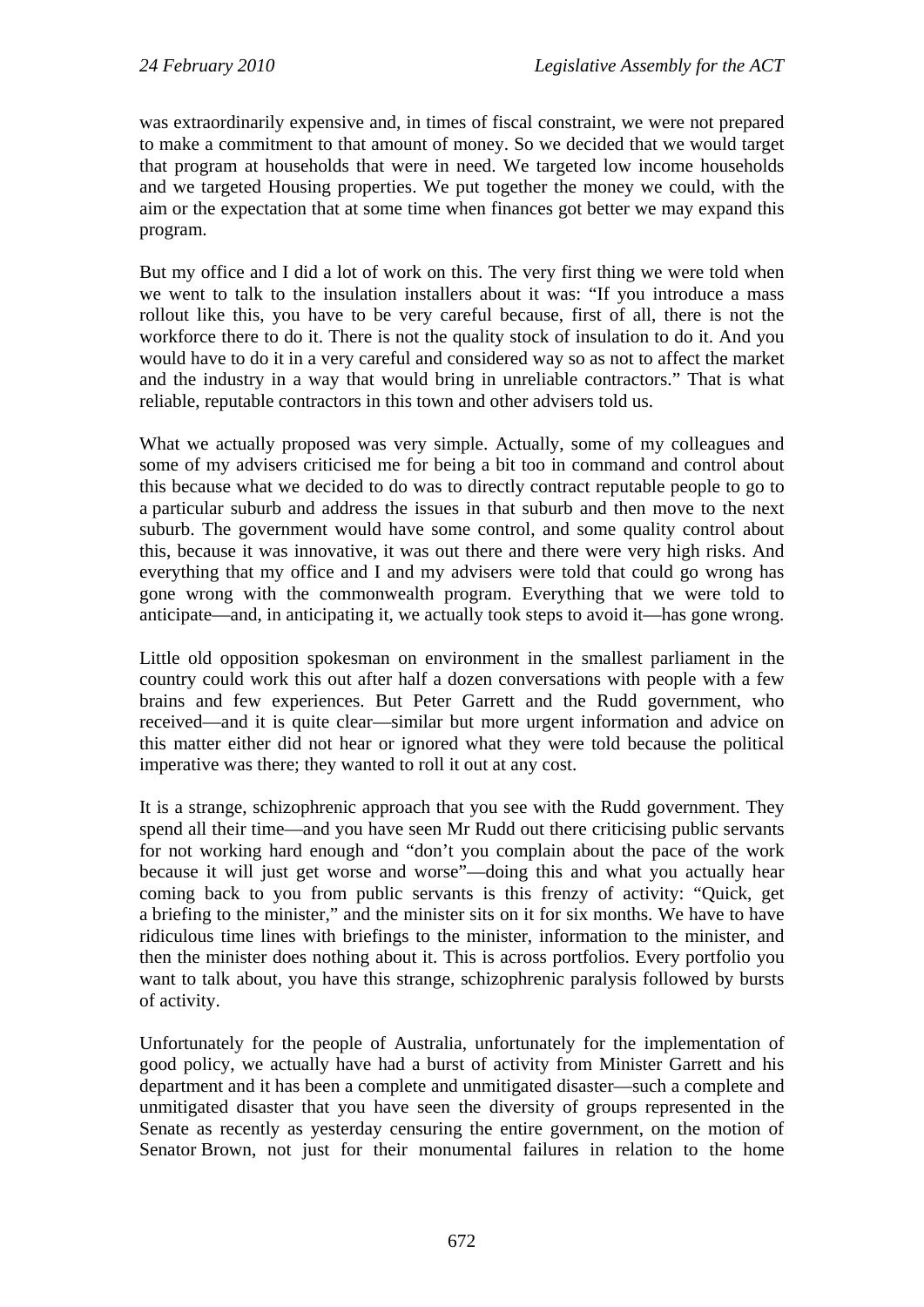was extraordinarily expensive and, in times of fiscal constraint, we were not prepared to make a commitment to that amount of money. So we decided that we would target that program at households that were in need. We targeted low income households and we targeted Housing properties. We put together the money we could, with the aim or the expectation that at some time when finances got better we may expand this program.

But my office and I did a lot of work on this. The very first thing we were told when we went to talk to the insulation installers about it was: "If you introduce a mass rollout like this, you have to be very careful because, first of all, there is not the workforce there to do it. There is not the quality stock of insulation to do it. And you would have to do it in a very careful and considered way so as not to affect the market and the industry in a way that would bring in unreliable contractors." That is what reliable, reputable contractors in this town and other advisers told us.

What we actually proposed was very simple. Actually, some of my colleagues and some of my advisers criticised me for being a bit too in command and control about this because what we decided to do was to directly contract reputable people to go to a particular suburb and address the issues in that suburb and then move to the next suburb. The government would have some control, and some quality control about this, because it was innovative, it was out there and there were very high risks. And everything that my office and I and my advisers were told that could go wrong has gone wrong with the commonwealth program. Everything that we were told to anticipate—and, in anticipating it, we actually took steps to avoid it—has gone wrong.

Little old opposition spokesman on environment in the smallest parliament in the country could work this out after half a dozen conversations with people with a few brains and few experiences. But Peter Garrett and the Rudd government, who received—and it is quite clear—similar but more urgent information and advice on this matter either did not hear or ignored what they were told because the political imperative was there; they wanted to roll it out at any cost.

It is a strange, schizophrenic approach that you see with the Rudd government. They spend all their time—and you have seen Mr Rudd out there criticising public servants for not working hard enough and "don't you complain about the pace of the work because it will just get worse and worse"—doing this and what you actually hear coming back to you from public servants is this frenzy of activity: "Quick, get a briefing to the minister," and the minister sits on it for six months. We have to have ridiculous time lines with briefings to the minister, information to the minister, and then the minister does nothing about it. This is across portfolios. Every portfolio you want to talk about, you have this strange, schizophrenic paralysis followed by bursts of activity.

Unfortunately for the people of Australia, unfortunately for the implementation of good policy, we actually have had a burst of activity from Minister Garrett and his department and it has been a complete and unmitigated disaster—such a complete and unmitigated disaster that you have seen the diversity of groups represented in the Senate as recently as yesterday censuring the entire government, on the motion of Senator Brown, not just for their monumental failures in relation to the home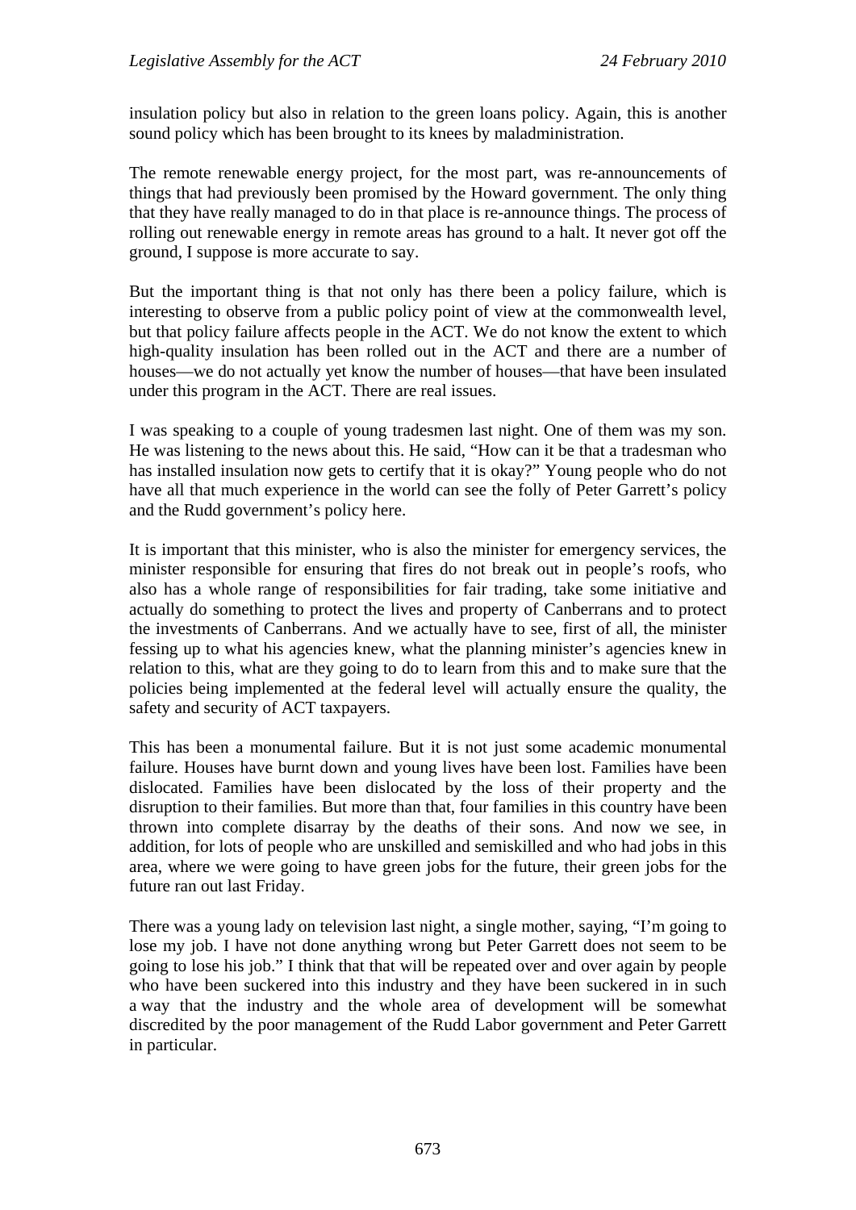insulation policy but also in relation to the green loans policy. Again, this is another sound policy which has been brought to its knees by maladministration.

The remote renewable energy project, for the most part, was re-announcements of things that had previously been promised by the Howard government. The only thing that they have really managed to do in that place is re-announce things. The process of rolling out renewable energy in remote areas has ground to a halt. It never got off the ground, I suppose is more accurate to say.

But the important thing is that not only has there been a policy failure, which is interesting to observe from a public policy point of view at the commonwealth level, but that policy failure affects people in the ACT. We do not know the extent to which high-quality insulation has been rolled out in the ACT and there are a number of houses—we do not actually yet know the number of houses—that have been insulated under this program in the ACT. There are real issues.

I was speaking to a couple of young tradesmen last night. One of them was my son. He was listening to the news about this. He said, "How can it be that a tradesman who has installed insulation now gets to certify that it is okay?" Young people who do not have all that much experience in the world can see the folly of Peter Garrett's policy and the Rudd government's policy here.

It is important that this minister, who is also the minister for emergency services, the minister responsible for ensuring that fires do not break out in people's roofs, who also has a whole range of responsibilities for fair trading, take some initiative and actually do something to protect the lives and property of Canberrans and to protect the investments of Canberrans. And we actually have to see, first of all, the minister fessing up to what his agencies knew, what the planning minister's agencies knew in relation to this, what are they going to do to learn from this and to make sure that the policies being implemented at the federal level will actually ensure the quality, the safety and security of ACT taxpayers.

This has been a monumental failure. But it is not just some academic monumental failure. Houses have burnt down and young lives have been lost. Families have been dislocated. Families have been dislocated by the loss of their property and the disruption to their families. But more than that, four families in this country have been thrown into complete disarray by the deaths of their sons. And now we see, in addition, for lots of people who are unskilled and semiskilled and who had jobs in this area, where we were going to have green jobs for the future, their green jobs for the future ran out last Friday.

There was a young lady on television last night, a single mother, saying, "I'm going to lose my job. I have not done anything wrong but Peter Garrett does not seem to be going to lose his job." I think that that will be repeated over and over again by people who have been suckered into this industry and they have been suckered in in such a way that the industry and the whole area of development will be somewhat discredited by the poor management of the Rudd Labor government and Peter Garrett in particular.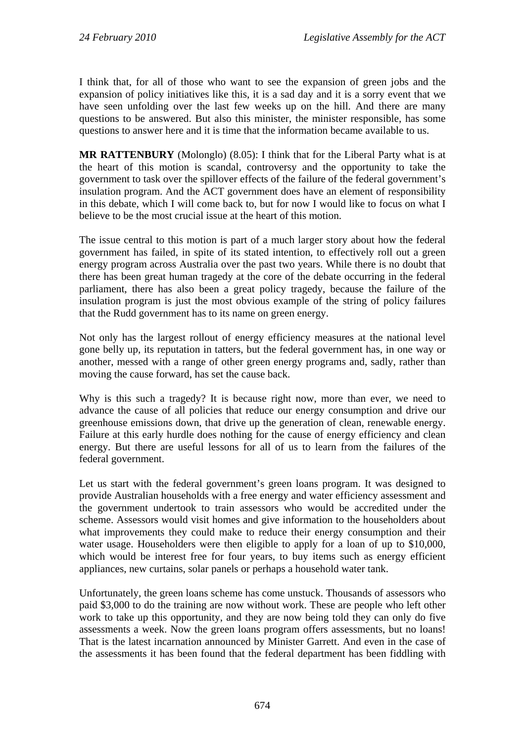I think that, for all of those who want to see the expansion of green jobs and the expansion of policy initiatives like this, it is a sad day and it is a sorry event that we have seen unfolding over the last few weeks up on the hill. And there are many questions to be answered. But also this minister, the minister responsible, has some questions to answer here and it is time that the information became available to us.

**MR RATTENBURY** (Molonglo) (8.05): I think that for the Liberal Party what is at the heart of this motion is scandal, controversy and the opportunity to take the government to task over the spillover effects of the failure of the federal government's insulation program. And the ACT government does have an element of responsibility in this debate, which I will come back to, but for now I would like to focus on what I believe to be the most crucial issue at the heart of this motion.

The issue central to this motion is part of a much larger story about how the federal government has failed, in spite of its stated intention, to effectively roll out a green energy program across Australia over the past two years. While there is no doubt that there has been great human tragedy at the core of the debate occurring in the federal parliament, there has also been a great policy tragedy, because the failure of the insulation program is just the most obvious example of the string of policy failures that the Rudd government has to its name on green energy.

Not only has the largest rollout of energy efficiency measures at the national level gone belly up, its reputation in tatters, but the federal government has, in one way or another, messed with a range of other green energy programs and, sadly, rather than moving the cause forward, has set the cause back.

Why is this such a tragedy? It is because right now, more than ever, we need to advance the cause of all policies that reduce our energy consumption and drive our greenhouse emissions down, that drive up the generation of clean, renewable energy. Failure at this early hurdle does nothing for the cause of energy efficiency and clean energy. But there are useful lessons for all of us to learn from the failures of the federal government.

Let us start with the federal government's green loans program. It was designed to provide Australian households with a free energy and water efficiency assessment and the government undertook to train assessors who would be accredited under the scheme. Assessors would visit homes and give information to the householders about what improvements they could make to reduce their energy consumption and their water usage. Householders were then eligible to apply for a loan of up to $10,000, which would be interest free for four years, to buy items such as energy efficient appliances, new curtains, solar panels or perhaps a household water tank.

Unfortunately, the green loans scheme has come unstuck. Thousands of assessors who paid $3,000 to do the training are now without work. These are people who left other work to take up this opportunity, and they are now being told they can only do five assessments a week. Now the green loans program offers assessments, but no loans! That is the latest incarnation announced by Minister Garrett. And even in the case of the assessments it has been found that the federal department has been fiddling with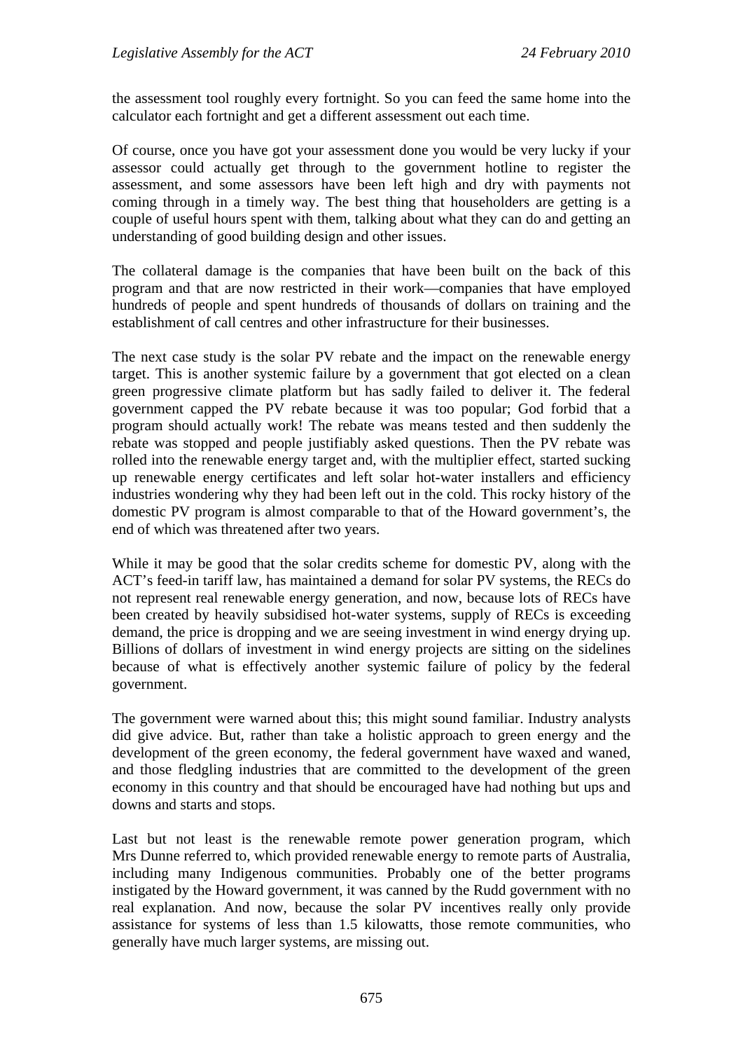the assessment tool roughly every fortnight. So you can feed the same home into the calculator each fortnight and get a different assessment out each time.

Of course, once you have got your assessment done you would be very lucky if your assessor could actually get through to the government hotline to register the assessment, and some assessors have been left high and dry with payments not coming through in a timely way. The best thing that householders are getting is a couple of useful hours spent with them, talking about what they can do and getting an understanding of good building design and other issues.

The collateral damage is the companies that have been built on the back of this program and that are now restricted in their work—companies that have employed hundreds of people and spent hundreds of thousands of dollars on training and the establishment of call centres and other infrastructure for their businesses.

The next case study is the solar PV rebate and the impact on the renewable energy target. This is another systemic failure by a government that got elected on a clean green progressive climate platform but has sadly failed to deliver it. The federal government capped the PV rebate because it was too popular; God forbid that a program should actually work! The rebate was means tested and then suddenly the rebate was stopped and people justifiably asked questions. Then the PV rebate was rolled into the renewable energy target and, with the multiplier effect, started sucking up renewable energy certificates and left solar hot-water installers and efficiency industries wondering why they had been left out in the cold. This rocky history of the domestic PV program is almost comparable to that of the Howard government's, the end of which was threatened after two years.

While it may be good that the solar credits scheme for domestic PV, along with the ACT's feed-in tariff law, has maintained a demand for solar PV systems, the RECs do not represent real renewable energy generation, and now, because lots of RECs have been created by heavily subsidised hot-water systems, supply of RECs is exceeding demand, the price is dropping and we are seeing investment in wind energy drying up. Billions of dollars of investment in wind energy projects are sitting on the sidelines because of what is effectively another systemic failure of policy by the federal government.

The government were warned about this; this might sound familiar. Industry analysts did give advice. But, rather than take a holistic approach to green energy and the development of the green economy, the federal government have waxed and waned, and those fledgling industries that are committed to the development of the green economy in this country and that should be encouraged have had nothing but ups and downs and starts and stops.

Last but not least is the renewable remote power generation program, which Mrs Dunne referred to, which provided renewable energy to remote parts of Australia, including many Indigenous communities. Probably one of the better programs instigated by the Howard government, it was canned by the Rudd government with no real explanation. And now, because the solar PV incentives really only provide assistance for systems of less than 1.5 kilowatts, those remote communities, who generally have much larger systems, are missing out.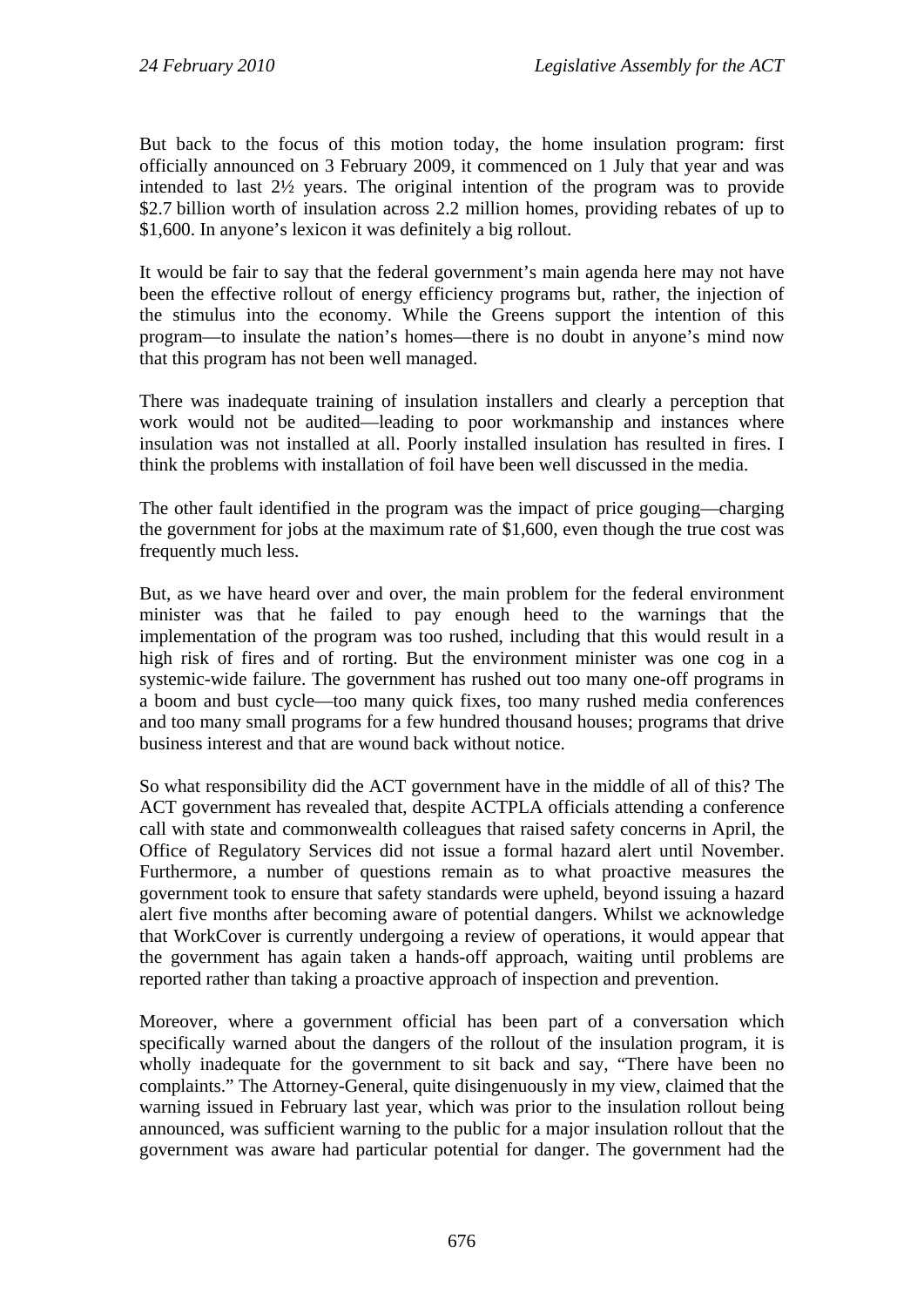But back to the focus of this motion today, the home insulation program: first officially announced on 3 February 2009, it commenced on 1 July that year and was intended to last 2½ years. The original intention of the program was to provide $2.7 billion worth of insulation across 2.2 million homes, providing rebates of up to $1,600. In anyone's lexicon it was definitely a big rollout.

It would be fair to say that the federal government's main agenda here may not have been the effective rollout of energy efficiency programs but, rather, the injection of the stimulus into the economy. While the Greens support the intention of this program—to insulate the nation's homes—there is no doubt in anyone's mind now that this program has not been well managed.

There was inadequate training of insulation installers and clearly a perception that work would not be audited—leading to poor workmanship and instances where insulation was not installed at all. Poorly installed insulation has resulted in fires. I think the problems with installation of foil have been well discussed in the media.

The other fault identified in the program was the impact of price gouging—charging the government for jobs at the maximum rate of $1,600, even though the true cost was frequently much less.

But, as we have heard over and over, the main problem for the federal environment minister was that he failed to pay enough heed to the warnings that the implementation of the program was too rushed, including that this would result in a high risk of fires and of rorting. But the environment minister was one cog in a systemic-wide failure. The government has rushed out too many one-off programs in a boom and bust cycle—too many quick fixes, too many rushed media conferences and too many small programs for a few hundred thousand houses; programs that drive business interest and that are wound back without notice.

So what responsibility did the ACT government have in the middle of all of this? The ACT government has revealed that, despite ACTPLA officials attending a conference call with state and commonwealth colleagues that raised safety concerns in April, the Office of Regulatory Services did not issue a formal hazard alert until November. Furthermore, a number of questions remain as to what proactive measures the government took to ensure that safety standards were upheld, beyond issuing a hazard alert five months after becoming aware of potential dangers. Whilst we acknowledge that WorkCover is currently undergoing a review of operations, it would appear that the government has again taken a hands-off approach, waiting until problems are reported rather than taking a proactive approach of inspection and prevention.

Moreover, where a government official has been part of a conversation which specifically warned about the dangers of the rollout of the insulation program, it is wholly inadequate for the government to sit back and say, "There have been no complaints." The Attorney-General, quite disingenuously in my view, claimed that the warning issued in February last year, which was prior to the insulation rollout being announced, was sufficient warning to the public for a major insulation rollout that the government was aware had particular potential for danger. The government had the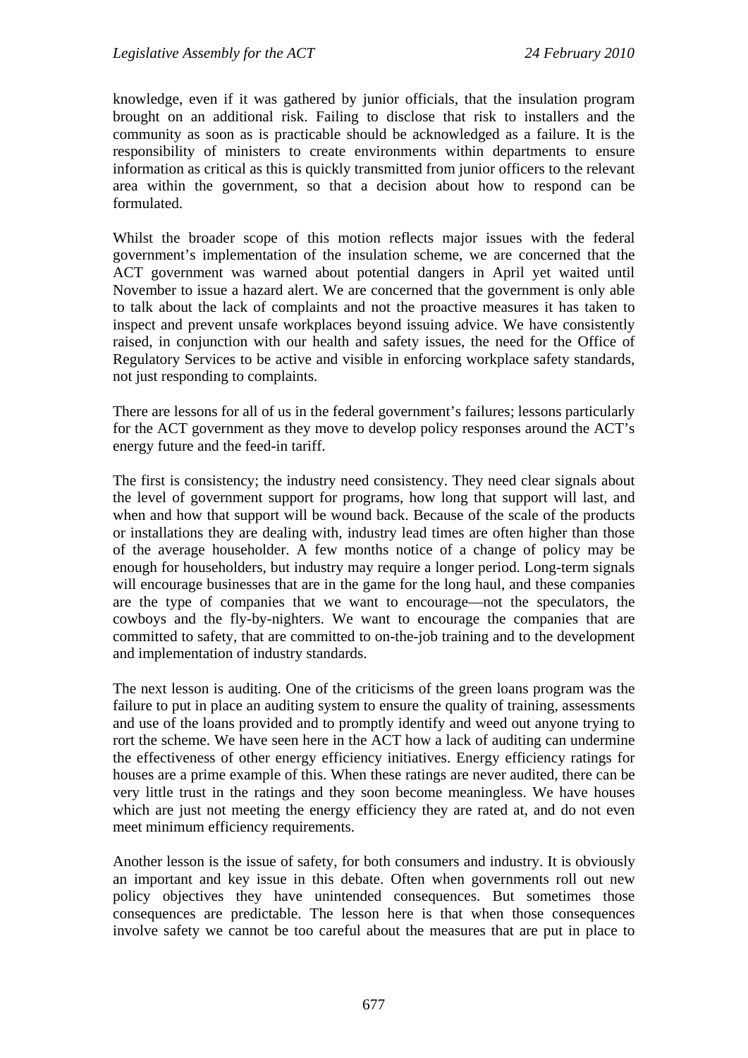knowledge, even if it was gathered by junior officials, that the insulation program brought on an additional risk. Failing to disclose that risk to installers and the community as soon as is practicable should be acknowledged as a failure. It is the responsibility of ministers to create environments within departments to ensure information as critical as this is quickly transmitted from junior officers to the relevant area within the government, so that a decision about how to respond can be formulated.

Whilst the broader scope of this motion reflects major issues with the federal government's implementation of the insulation scheme, we are concerned that the ACT government was warned about potential dangers in April yet waited until November to issue a hazard alert. We are concerned that the government is only able to talk about the lack of complaints and not the proactive measures it has taken to inspect and prevent unsafe workplaces beyond issuing advice. We have consistently raised, in conjunction with our health and safety issues, the need for the Office of Regulatory Services to be active and visible in enforcing workplace safety standards, not just responding to complaints.

There are lessons for all of us in the federal government's failures; lessons particularly for the ACT government as they move to develop policy responses around the ACT's energy future and the feed-in tariff.

The first is consistency; the industry need consistency. They need clear signals about the level of government support for programs, how long that support will last, and when and how that support will be wound back. Because of the scale of the products or installations they are dealing with, industry lead times are often higher than those of the average householder. A few months notice of a change of policy may be enough for householders, but industry may require a longer period. Long-term signals will encourage businesses that are in the game for the long haul, and these companies are the type of companies that we want to encourage—not the speculators, the cowboys and the fly-by-nighters. We want to encourage the companies that are committed to safety, that are committed to on-the-job training and to the development and implementation of industry standards.

The next lesson is auditing. One of the criticisms of the green loans program was the failure to put in place an auditing system to ensure the quality of training, assessments and use of the loans provided and to promptly identify and weed out anyone trying to rort the scheme. We have seen here in the ACT how a lack of auditing can undermine the effectiveness of other energy efficiency initiatives. Energy efficiency ratings for houses are a prime example of this. When these ratings are never audited, there can be very little trust in the ratings and they soon become meaningless. We have houses which are just not meeting the energy efficiency they are rated at, and do not even meet minimum efficiency requirements.

Another lesson is the issue of safety, for both consumers and industry. It is obviously an important and key issue in this debate. Often when governments roll out new policy objectives they have unintended consequences. But sometimes those consequences are predictable. The lesson here is that when those consequences involve safety we cannot be too careful about the measures that are put in place to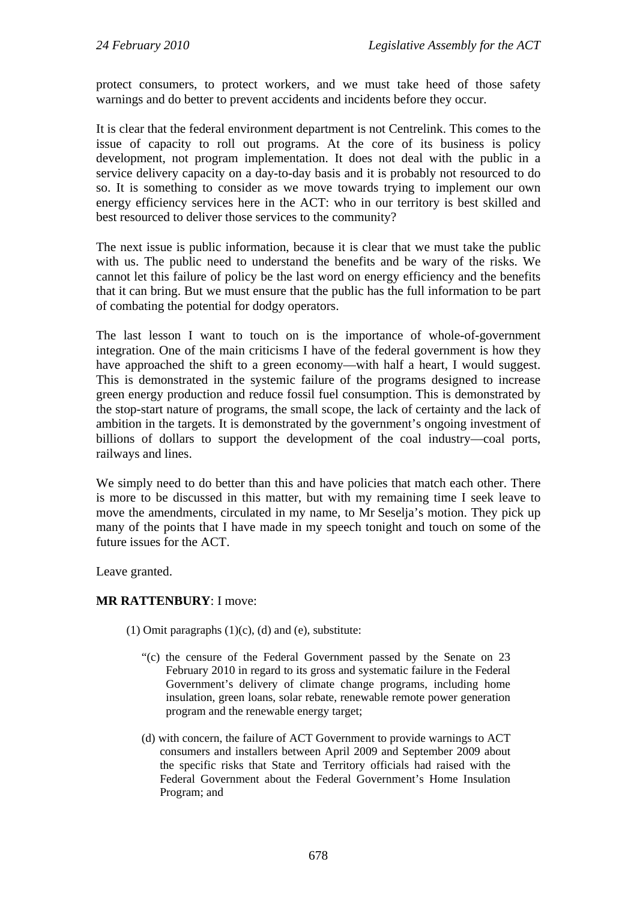protect consumers, to protect workers, and we must take heed of those safety warnings and do better to prevent accidents and incidents before they occur.

It is clear that the federal environment department is not Centrelink. This comes to the issue of capacity to roll out programs. At the core of its business is policy development, not program implementation. It does not deal with the public in a service delivery capacity on a day-to-day basis and it is probably not resourced to do so. It is something to consider as we move towards trying to implement our own energy efficiency services here in the ACT: who in our territory is best skilled and best resourced to deliver those services to the community?

The next issue is public information, because it is clear that we must take the public with us. The public need to understand the benefits and be wary of the risks. We cannot let this failure of policy be the last word on energy efficiency and the benefits that it can bring. But we must ensure that the public has the full information to be part of combating the potential for dodgy operators.

The last lesson I want to touch on is the importance of whole-of-government integration. One of the main criticisms I have of the federal government is how they have approached the shift to a green economy—with half a heart, I would suggest. This is demonstrated in the systemic failure of the programs designed to increase green energy production and reduce fossil fuel consumption. This is demonstrated by the stop-start nature of programs, the small scope, the lack of certainty and the lack of ambition in the targets. It is demonstrated by the government's ongoing investment of billions of dollars to support the development of the coal industry—coal ports, railways and lines.

We simply need to do better than this and have policies that match each other. There is more to be discussed in this matter, but with my remaining time I seek leave to move the amendments, circulated in my name, to Mr Seselja's motion. They pick up many of the points that I have made in my speech tonight and touch on some of the future issues for the ACT.

Leave granted.

**MR RATTENBURY**: I move:

(1) Omit paragraphs (1)(c), (d) and (e), substitute:

"(c) the censure of the Federal Government passed by the Senate on 23 February 2010 in regard to its gross and systematic failure in the Federal Government's delivery of climate change programs, including home insulation, green loans, solar rebate, renewable remote power generation program and the renewable energy target;

(d) with concern, the failure of ACT Government to provide warnings to ACT consumers and installers between April 2009 and September 2009 about the specific risks that State and Territory officials had raised with the Federal Government about the Federal Government's Home Insulation Program; and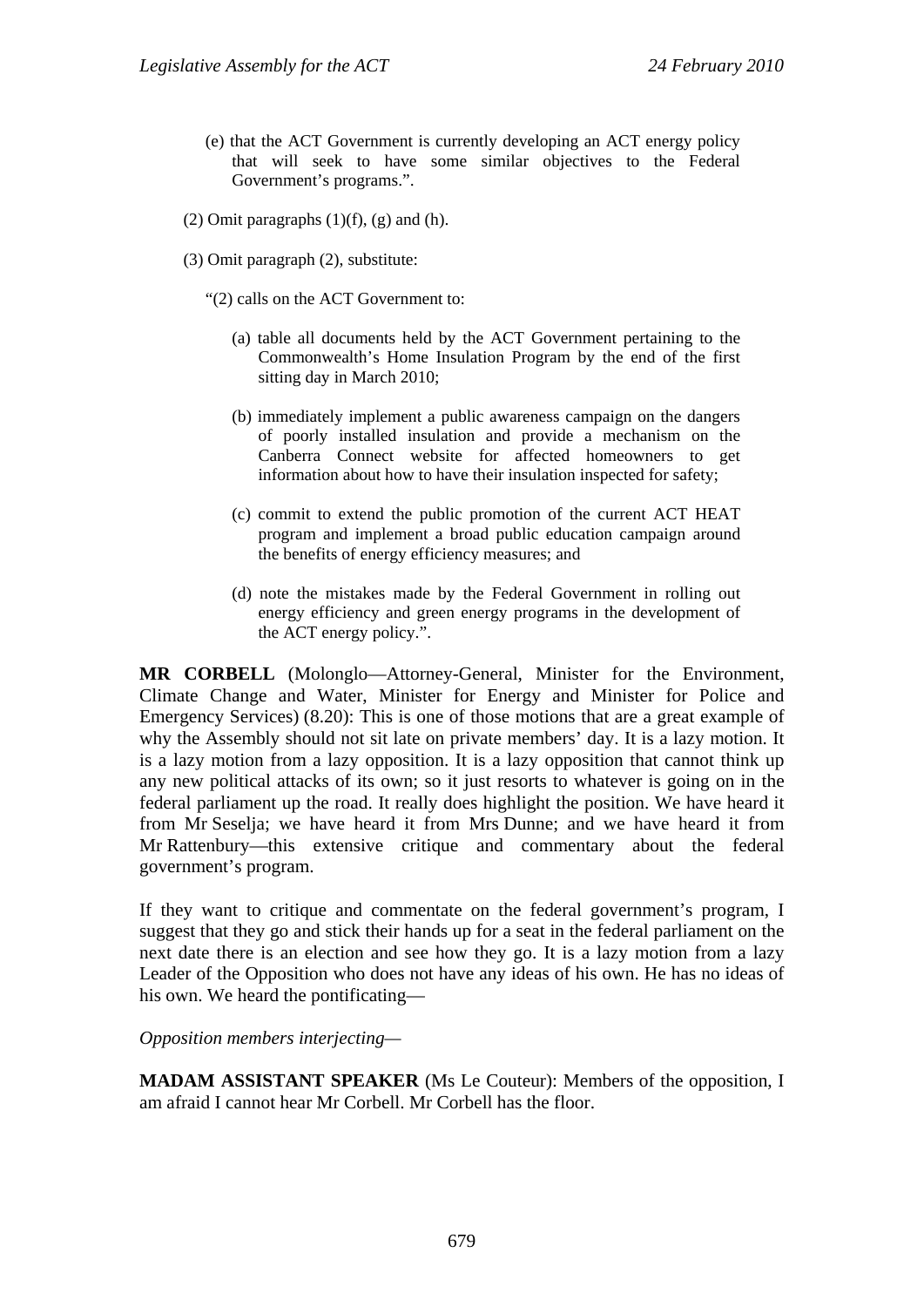(e) that the ACT Government is currently developing an ACT energy policy that will seek to have some similar objectives to the Federal Government's programs.".

(2) Omit paragraphs (1)(f), (g) and (h).

(3) Omit paragraph (2), substitute:

"(2) calls on the ACT Government to:

(a) table all documents held by the ACT Government pertaining to the Commonwealth's Home Insulation Program by the end of the first sitting day in March 2010;

(b) immediately implement a public awareness campaign on the dangers of poorly installed insulation and provide a mechanism on the Canberra Connect website for affected homeowners to get information about how to have their insulation inspected for safety;

(c) commit to extend the public promotion of the current ACT HEAT program and implement a broad public education campaign around the benefits of energy efficiency measures; and

(d) note the mistakes made by the Federal Government in rolling out energy efficiency and green energy programs in the development of the ACT energy policy.".

**MR CORBELL** (Molonglo—Attorney-General, Minister for the Environment, Climate Change and Water, Minister for Energy and Minister for Police and Emergency Services) (8.20): This is one of those motions that are a great example of why the Assembly should not sit late on private members' day. It is a lazy motion. It is a lazy motion from a lazy opposition. It is a lazy opposition that cannot think up any new political attacks of its own; so it just resorts to whatever is going on in the federal parliament up the road. It really does highlight the position. We have heard it from Mr Seselja; we have heard it from Mrs Dunne; and we have heard it from Mr Rattenbury—this extensive critique and commentary about the federal government's program.

If they want to critique and commentate on the federal government's program, I suggest that they go and stick their hands up for a seat in the federal parliament on the next date there is an election and see how they go. It is a lazy motion from a lazy Leader of the Opposition who does not have any ideas of his own. He has no ideas of his own. We heard the pontificating—

*Opposition members interjecting*—

**MADAM ASSISTANT SPEAKER** (Ms Le Couteur): Members of the opposition, I am afraid I cannot hear Mr Corbell. Mr Corbell has the floor.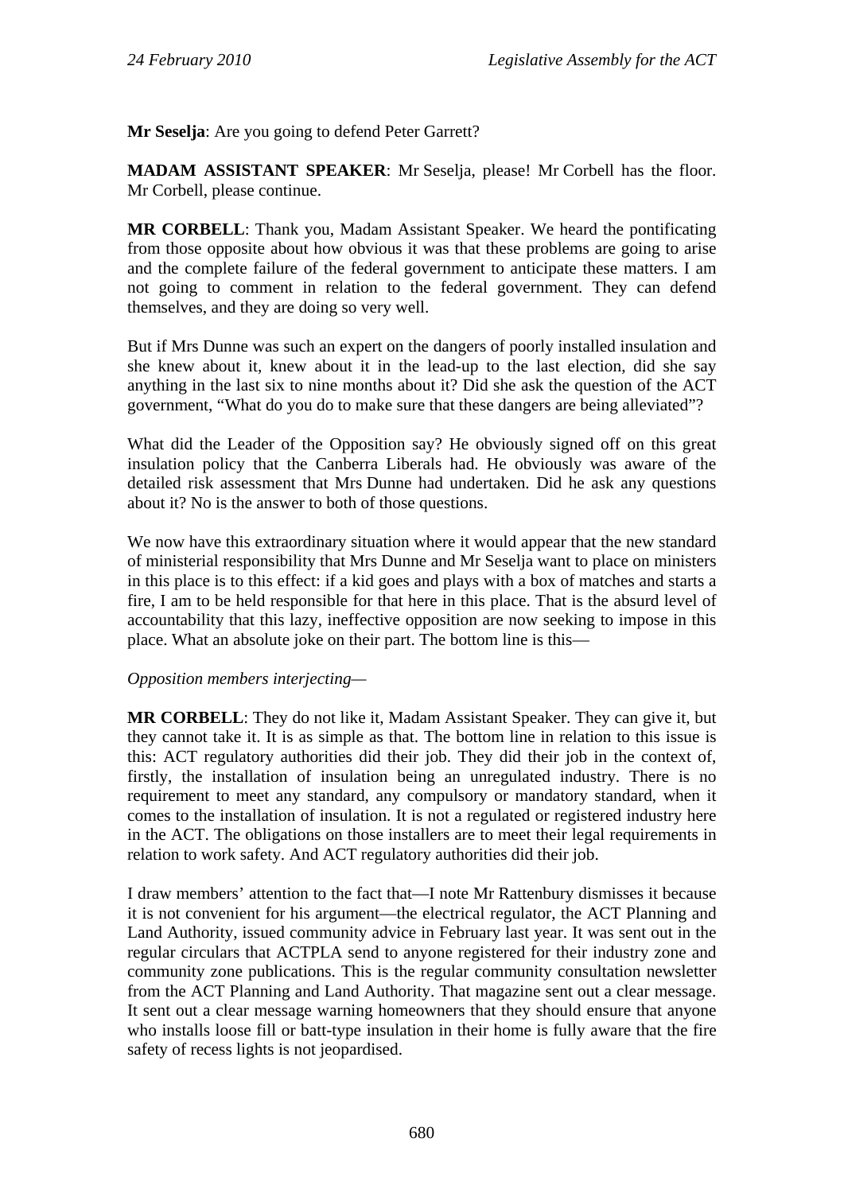**Mr Seselja**: Are you going to defend Peter Garrett?

**MADAM ASSISTANT SPEAKER**: Mr Seselja, please! Mr Corbell has the floor. Mr Corbell, please continue.

**MR CORBELL**: Thank you, Madam Assistant Speaker. We heard the pontificating from those opposite about how obvious it was that these problems are going to arise and the complete failure of the federal government to anticipate these matters. I am not going to comment in relation to the federal government. They can defend themselves, and they are doing so very well.

But if Mrs Dunne was such an expert on the dangers of poorly installed insulation and she knew about it, knew about it in the lead-up to the last election, did she say anything in the last six to nine months about it? Did she ask the question of the ACT government, "What do you do to make sure that these dangers are being alleviated"?

What did the Leader of the Opposition say? He obviously signed off on this great insulation policy that the Canberra Liberals had. He obviously was aware of the detailed risk assessment that Mrs Dunne had undertaken. Did he ask any questions about it? No is the answer to both of those questions.

We now have this extraordinary situation where it would appear that the new standard of ministerial responsibility that Mrs Dunne and Mr Seselja want to place on ministers in this place is to this effect: if a kid goes and plays with a box of matches and starts a fire, I am to be held responsible for that here in this place. That is the absurd level of accountability that this lazy, ineffective opposition are now seeking to impose in this place. What an absolute joke on their part. The bottom line is this—

*Opposition members interjecting*—

**MR CORBELL**: They do not like it, Madam Assistant Speaker. They can give it, but they cannot take it. It is as simple as that. The bottom line in relation to this issue is this: ACT regulatory authorities did their job. They did their job in the context of, firstly, the installation of insulation being an unregulated industry. There is no requirement to meet any standard, any compulsory or mandatory standard, when it comes to the installation of insulation. It is not a regulated or registered industry here in the ACT. The obligations on those installers are to meet their legal requirements in relation to work safety. And ACT regulatory authorities did their job.

I draw members' attention to the fact that—I note Mr Rattenbury dismisses it because it is not convenient for his argument—the electrical regulator, the ACT Planning and Land Authority, issued community advice in February last year. It was sent out in the regular circulars that ACTPLA send to anyone registered for their industry zone and community zone publications. This is the regular community consultation newsletter from the ACT Planning and Land Authority. That magazine sent out a clear message. It sent out a clear message warning homeowners that they should ensure that anyone who installs loose fill or batt-type insulation in their home is fully aware that the fire safety of recess lights is not jeopardised.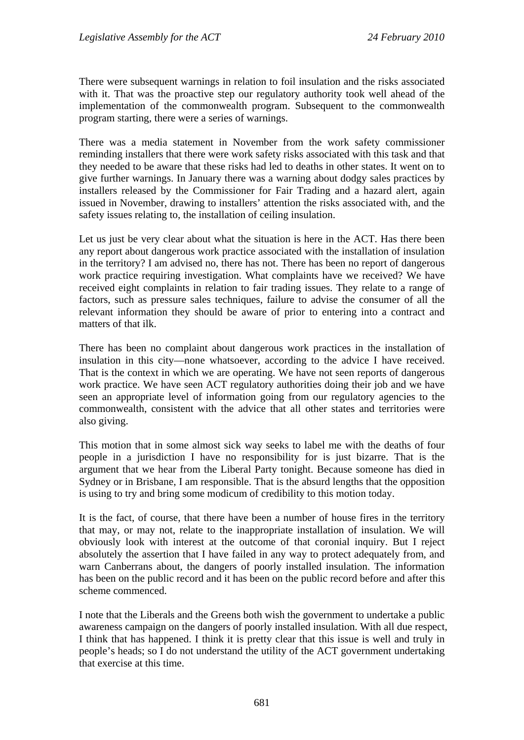There were subsequent warnings in relation to foil insulation and the risks associated with it. That was the proactive step our regulatory authority took well ahead of the implementation of the commonwealth program. Subsequent to the commonwealth program starting, there were a series of warnings.

There was a media statement in November from the work safety commissioner reminding installers that there were work safety risks associated with this task and that they needed to be aware that these risks had led to deaths in other states. It went on to give further warnings. In January there was a warning about dodgy sales practices by installers released by the Commissioner for Fair Trading and a hazard alert, again issued in November, drawing to installers' attention the risks associated with, and the safety issues relating to, the installation of ceiling insulation.

Let us just be very clear about what the situation is here in the ACT. Has there been any report about dangerous work practice associated with the installation of insulation in the territory? I am advised no, there has not. There has been no report of dangerous work practice requiring investigation. What complaints have we received? We have received eight complaints in relation to fair trading issues. They relate to a range of factors, such as pressure sales techniques, failure to advise the consumer of all the relevant information they should be aware of prior to entering into a contract and matters of that ilk.

There has been no complaint about dangerous work practices in the installation of insulation in this city—none whatsoever, according to the advice I have received. That is the context in which we are operating. We have not seen reports of dangerous work practice. We have seen ACT regulatory authorities doing their job and we have seen an appropriate level of information going from our regulatory agencies to the commonwealth, consistent with the advice that all other states and territories were also giving.

This motion that in some almost sick way seeks to label me with the deaths of four people in a jurisdiction I have no responsibility for is just bizarre. That is the argument that we hear from the Liberal Party tonight. Because someone has died in Sydney or in Brisbane, I am responsible. That is the absurd lengths that the opposition is using to try and bring some modicum of credibility to this motion today.

It is the fact, of course, that there have been a number of house fires in the territory that may, or may not, relate to the inappropriate installation of insulation. We will obviously look with interest at the outcome of that coronial inquiry. But I reject absolutely the assertion that I have failed in any way to protect adequately from, and warn Canberrans about, the dangers of poorly installed insulation. The information has been on the public record and it has been on the public record before and after this scheme commenced.

I note that the Liberals and the Greens both wish the government to undertake a public awareness campaign on the dangers of poorly installed insulation. With all due respect, I think that has happened. I think it is pretty clear that this issue is well and truly in people's heads; so I do not understand the utility of the ACT government undertaking that exercise at this time.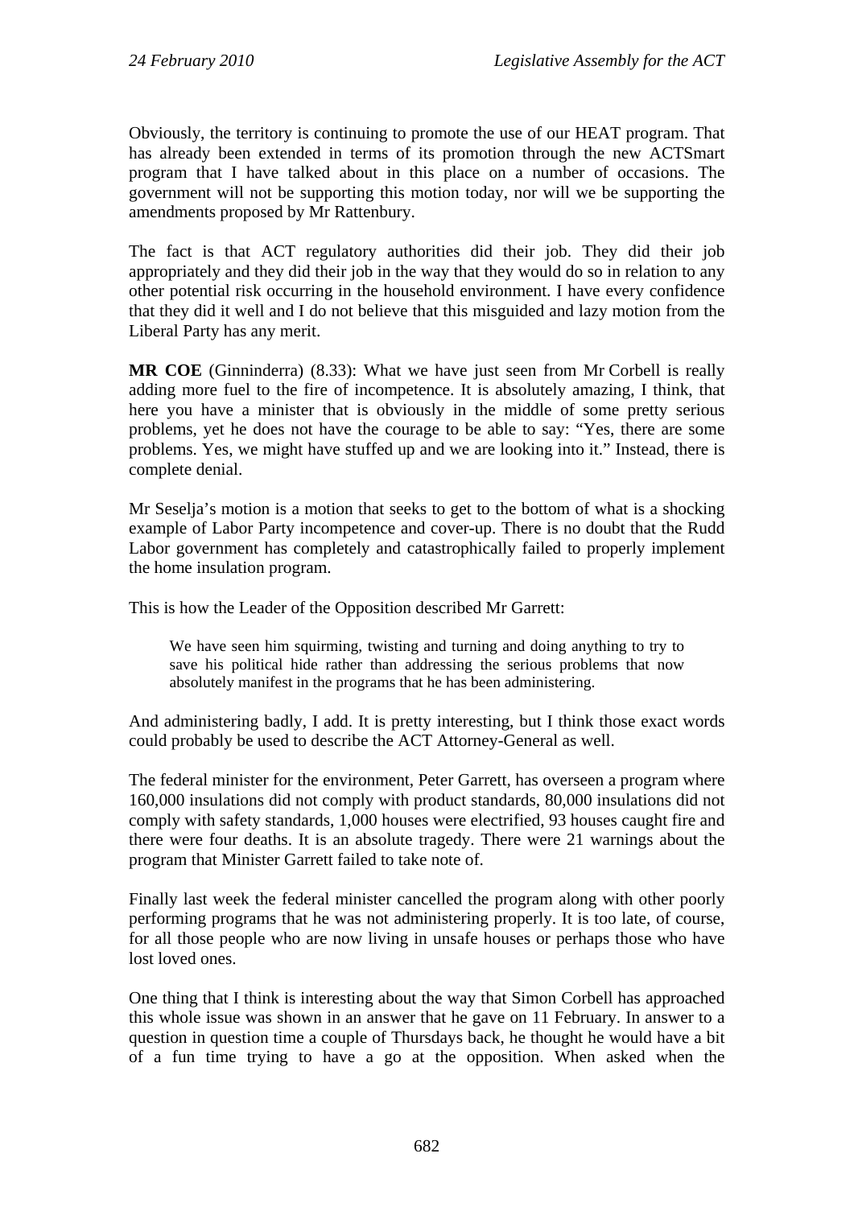Obviously, the territory is continuing to promote the use of our HEAT program. That has already been extended in terms of its promotion through the new ACTSmart program that I have talked about in this place on a number of occasions. The government will not be supporting this motion today, nor will we be supporting the amendments proposed by Mr Rattenbury.

The fact is that ACT regulatory authorities did their job. They did their job appropriately and they did their job in the way that they would do so in relation to any other potential risk occurring in the household environment. I have every confidence that they did it well and I do not believe that this misguided and lazy motion from the Liberal Party has any merit.

**MR COE** (Ginninderra) (8.33): What we have just seen from Mr Corbell is really adding more fuel to the fire of incompetence. It is absolutely amazing, I think, that here you have a minister that is obviously in the middle of some pretty serious problems, yet he does not have the courage to be able to say: "Yes, there are some problems. Yes, we might have stuffed up and we are looking into it." Instead, there is complete denial.

Mr Seselja's motion is a motion that seeks to get to the bottom of what is a shocking example of Labor Party incompetence and cover-up. There is no doubt that the Rudd Labor government has completely and catastrophically failed to properly implement the home insulation program.

This is how the Leader of the Opposition described Mr Garrett:

> We have seen him squirming, twisting and turning and doing anything to try to save his political hide rather than addressing the serious problems that now absolutely manifest in the programs that he has been administering.

And administering badly, I add. It is pretty interesting, but I think those exact words could probably be used to describe the ACT Attorney-General as well.

The federal minister for the environment, Peter Garrett, has overseen a program where 160,000 insulations did not comply with product standards, 80,000 insulations did not comply with safety standards, 1,000 houses were electrified, 93 houses caught fire and there were four deaths. It is an absolute tragedy. There were 21 warnings about the program that Minister Garrett failed to take note of.

Finally last week the federal minister cancelled the program along with other poorly performing programs that he was not administering properly. It is too late, of course, for all those people who are now living in unsafe houses or perhaps those who have lost loved ones.

One thing that I think is interesting about the way that Simon Corbell has approached this whole issue was shown in an answer that he gave on 11 February. In answer to a question in question time a couple of Thursdays back, he thought he would have a bit of a fun time trying to have a go at the opposition. When asked when the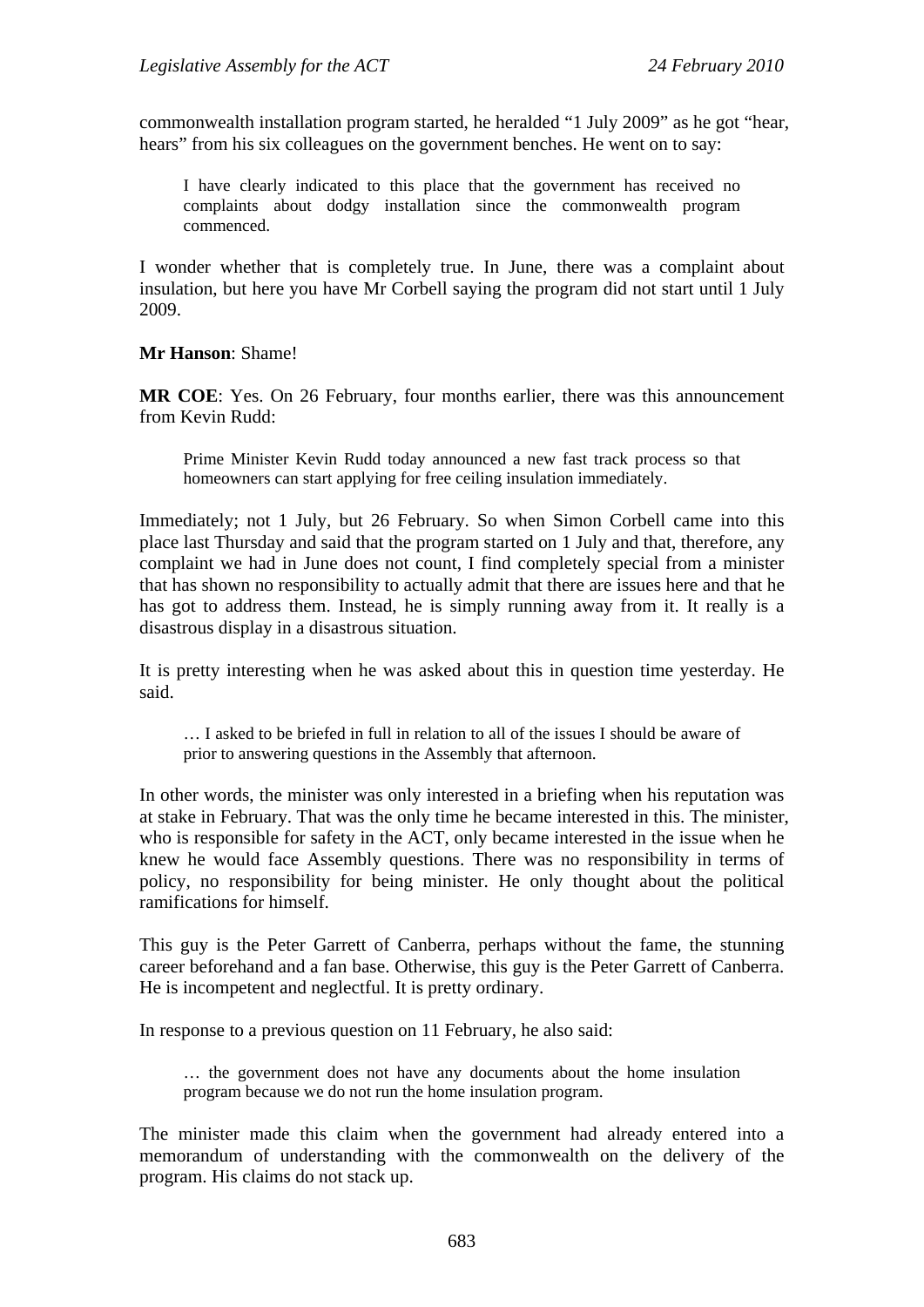commonwealth installation program started, he heralded "1 July 2009" as he got "hear, hears" from his six colleagues on the government benches. He went on to say:

> I have clearly indicated to this place that the government has received no complaints about dodgy installation since the commonwealth program commenced.

I wonder whether that is completely true. In June, there was a complaint about insulation, but here you have Mr Corbell saying the program did not start until 1 July 2009.

**Mr Hanson**: Shame!

**MR COE**: Yes. On 26 February, four months earlier, there was this announcement from Kevin Rudd:

> Prime Minister Kevin Rudd today announced a new fast track process so that homeowners can start applying for free ceiling insulation immediately.

Immediately; not 1 July, but 26 February. So when Simon Corbell came into this place last Thursday and said that the program started on 1 July and that, therefore, any complaint we had in June does not count, I find completely special from a minister that has shown no responsibility to actually admit that there are issues here and that he has got to address them. Instead, he is simply running away from it. It really is a disastrous display in a disastrous situation.

It is pretty interesting when he was asked about this in question time yesterday. He said.

> … I asked to be briefed in full in relation to all of the issues I should be aware of prior to answering questions in the Assembly that afternoon.

In other words, the minister was only interested in a briefing when his reputation was at stake in February. That was the only time he became interested in this. The minister, who is responsible for safety in the ACT, only became interested in the issue when he knew he would face Assembly questions. There was no responsibility in terms of policy, no responsibility for being minister. He only thought about the political ramifications for himself.

This guy is the Peter Garrett of Canberra, perhaps without the fame, the stunning career beforehand and a fan base. Otherwise, this guy is the Peter Garrett of Canberra. He is incompetent and neglectful. It is pretty ordinary.

In response to a previous question on 11 February, he also said:

> … the government does not have any documents about the home insulation program because we do not run the home insulation program.

The minister made this claim when the government had already entered into a memorandum of understanding with the commonwealth on the delivery of the program. His claims do not stack up.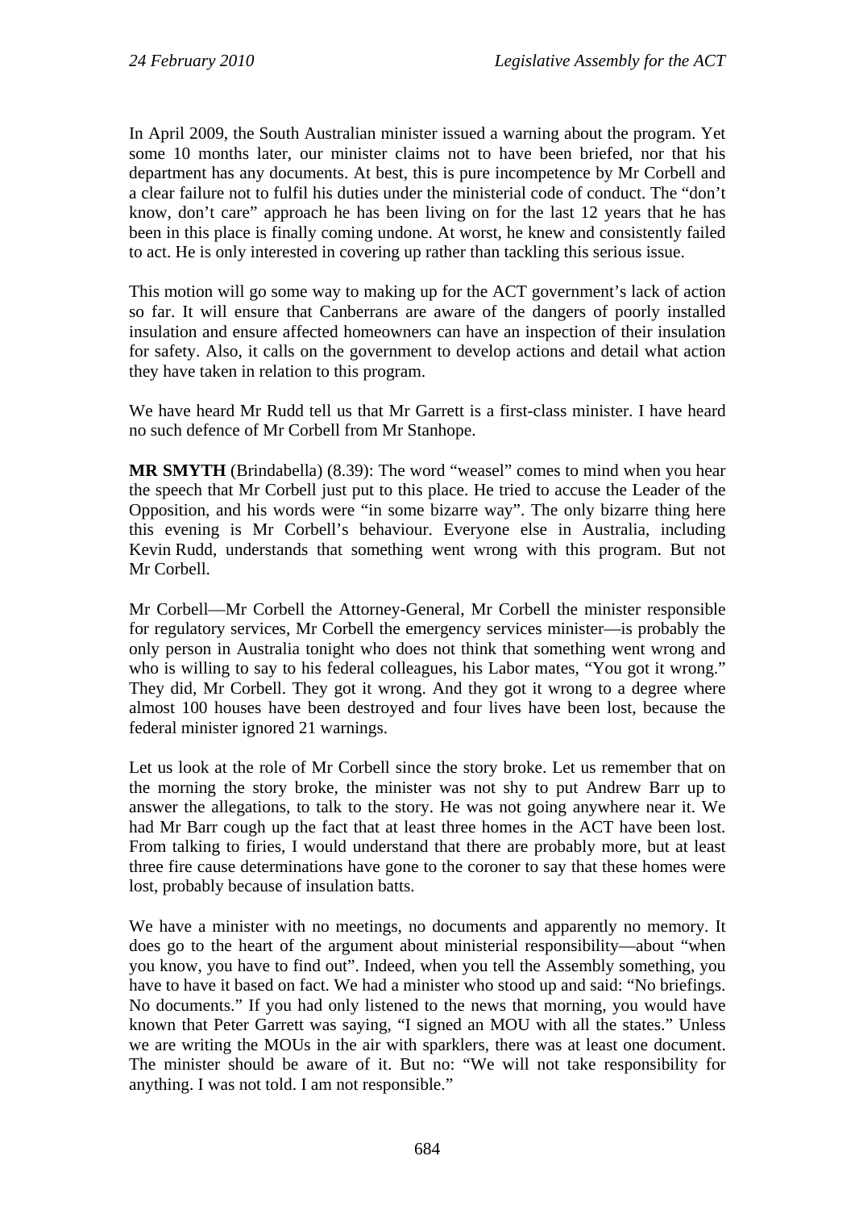In April 2009, the South Australian minister issued a warning about the program. Yet some 10 months later, our minister claims not to have been briefed, nor that his department has any documents. At best, this is pure incompetence by Mr Corbell and a clear failure not to fulfil his duties under the ministerial code of conduct. The "don't know, don't care" approach he has been living on for the last 12 years that he has been in this place is finally coming undone. At worst, he knew and consistently failed to act. He is only interested in covering up rather than tackling this serious issue.

This motion will go some way to making up for the ACT government's lack of action so far. It will ensure that Canberrans are aware of the dangers of poorly installed insulation and ensure affected homeowners can have an inspection of their insulation for safety. Also, it calls on the government to develop actions and detail what action they have taken in relation to this program.

We have heard Mr Rudd tell us that Mr Garrett is a first-class minister. I have heard no such defence of Mr Corbell from Mr Stanhope.

**MR SMYTH** (Brindabella) (8.39): The word "weasel" comes to mind when you hear the speech that Mr Corbell just put to this place. He tried to accuse the Leader of the Opposition, and his words were "in some bizarre way". The only bizarre thing here this evening is Mr Corbell's behaviour. Everyone else in Australia, including Kevin Rudd, understands that something went wrong with this program. But not Mr Corbell.

Mr Corbell—Mr Corbell the Attorney-General, Mr Corbell the minister responsible for regulatory services, Mr Corbell the emergency services minister—is probably the only person in Australia tonight who does not think that something went wrong and who is willing to say to his federal colleagues, his Labor mates, "You got it wrong." They did, Mr Corbell. They got it wrong. And they got it wrong to a degree where almost 100 houses have been destroyed and four lives have been lost, because the federal minister ignored 21 warnings.

Let us look at the role of Mr Corbell since the story broke. Let us remember that on the morning the story broke, the minister was not shy to put Andrew Barr up to answer the allegations, to talk to the story. He was not going anywhere near it. We had Mr Barr cough up the fact that at least three homes in the ACT have been lost. From talking to firies, I would understand that there are probably more, but at least three fire cause determinations have gone to the coroner to say that these homes were lost, probably because of insulation batts.

We have a minister with no meetings, no documents and apparently no memory. It does go to the heart of the argument about ministerial responsibility—about "when you know, you have to find out". Indeed, when you tell the Assembly something, you have to have it based on fact. We had a minister who stood up and said: "No briefings. No documents." If you had only listened to the news that morning, you would have known that Peter Garrett was saying, "I signed an MOU with all the states." Unless we are writing the MOUs in the air with sparklers, there was at least one document. The minister should be aware of it. But no: "We will not take responsibility for anything. I was not told. I am not responsible."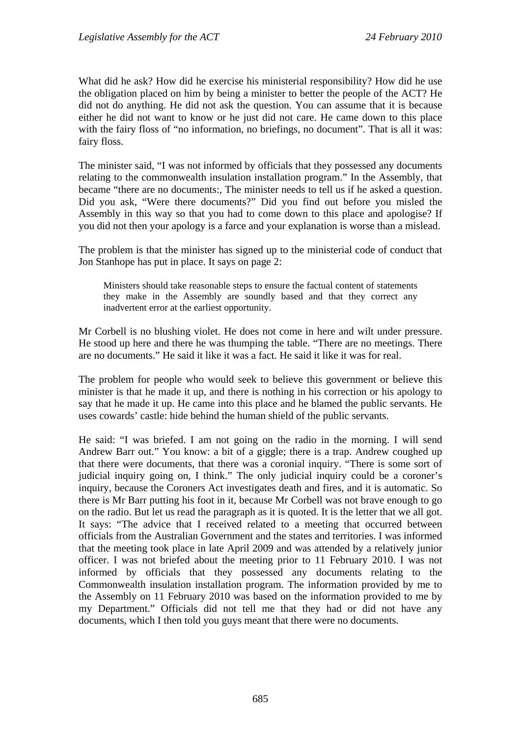What did he ask? How did he exercise his ministerial responsibility? How did he use the obligation placed on him by being a minister to better the people of the ACT? He did not do anything. He did not ask the question. You can assume that it is because either he did not want to know or he just did not care. He came down to this place with the fairy floss of "no information, no briefings, no document". That is all it was: fairy floss.

The minister said, "I was not informed by officials that they possessed any documents relating to the commonwealth insulation installation program." In the Assembly, that became "there are no documents:, The minister needs to tell us if he asked a question. Did you ask, "Were there documents?" Did you find out before you misled the Assembly in this way so that you had to come down to this place and apologise? If you did not then your apology is a farce and your explanation is worse than a mislead.

The problem is that the minister has signed up to the ministerial code of conduct that Jon Stanhope has put in place. It says on page 2:

> Ministers should take reasonable steps to ensure the factual content of statements they make in the Assembly are soundly based and that they correct any inadvertent error at the earliest opportunity.

Mr Corbell is no blushing violet. He does not come in here and wilt under pressure. He stood up here and there he was thumping the table. "There are no meetings. There are no documents." He said it like it was a fact. He said it like it was for real.

The problem for people who would seek to believe this government or believe this minister is that he made it up, and there is nothing in his correction or his apology to say that he made it up. He came into this place and he blamed the public servants. He uses cowards' castle: hide behind the human shield of the public servants.

He said: "I was briefed. I am not going on the radio in the morning. I will send Andrew Barr out." You know: a bit of a giggle; there is a trap. Andrew coughed up that there were documents, that there was a coronial inquiry. "There is some sort of judicial inquiry going on, I think." The only judicial inquiry could be a coroner's inquiry, because the Coroners Act investigates death and fires, and it is automatic. So there is Mr Barr putting his foot in it, because Mr Corbell was not brave enough to go on the radio. But let us read the paragraph as it is quoted. It is the letter that we all got. It says: "The advice that I received related to a meeting that occurred between officials from the Australian Government and the states and territories. I was informed that the meeting took place in late April 2009 and was attended by a relatively junior officer. I was not briefed about the meeting prior to 11 February 2010. I was not informed by officials that they possessed any documents relating to the Commonwealth insulation installation program. The information provided by me to the Assembly on 11 February 2010 was based on the information provided to me by my Department." Officials did not tell me that they had or did not have any documents, which I then told you guys meant that there were no documents.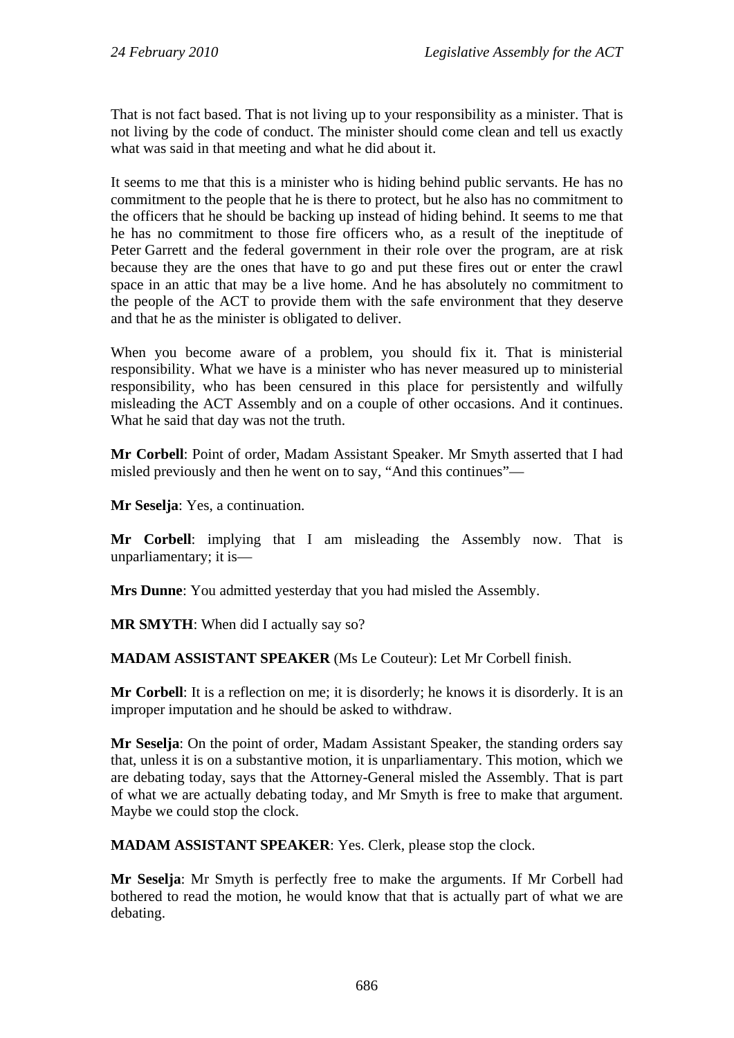That is not fact based. That is not living up to your responsibility as a minister. That is not living by the code of conduct. The minister should come clean and tell us exactly what was said in that meeting and what he did about it.

It seems to me that this is a minister who is hiding behind public servants. He has no commitment to the people that he is there to protect, but he also has no commitment to the officers that he should be backing up instead of hiding behind. It seems to me that he has no commitment to those fire officers who, as a result of the ineptitude of Peter Garrett and the federal government in their role over the program, are at risk because they are the ones that have to go and put these fires out or enter the crawl space in an attic that may be a live home. And he has absolutely no commitment to the people of the ACT to provide them with the safe environment that they deserve and that he as the minister is obligated to deliver.

When you become aware of a problem, you should fix it. That is ministerial responsibility. What we have is a minister who has never measured up to ministerial responsibility, who has been censured in this place for persistently and wilfully misleading the ACT Assembly and on a couple of other occasions. And it continues. What he said that day was not the truth.

**Mr Corbell**: Point of order, Madam Assistant Speaker. Mr Smyth asserted that I had misled previously and then he went on to say, "And this continues"—

**Mr Seselja**: Yes, a continuation.

**Mr Corbell**: implying that I am misleading the Assembly now. That is unparliamentary; it is—

**Mrs Dunne**: You admitted yesterday that you had misled the Assembly.

**MR SMYTH**: When did I actually say so?

**MADAM ASSISTANT SPEAKER** (Ms Le Couteur): Let Mr Corbell finish.

**Mr Corbell**: It is a reflection on me; it is disorderly; he knows it is disorderly. It is an improper imputation and he should be asked to withdraw.

**Mr Seselja**: On the point of order, Madam Assistant Speaker, the standing orders say that, unless it is on a substantive motion, it is unparliamentary. This motion, which we are debating today, says that the Attorney-General misled the Assembly. That is part of what we are actually debating today, and Mr Smyth is free to make that argument. Maybe we could stop the clock.

**MADAM ASSISTANT SPEAKER**: Yes. Clerk, please stop the clock.

**Mr Seselja**: Mr Smyth is perfectly free to make the arguments. If Mr Corbell had bothered to read the motion, he would know that that is actually part of what we are debating.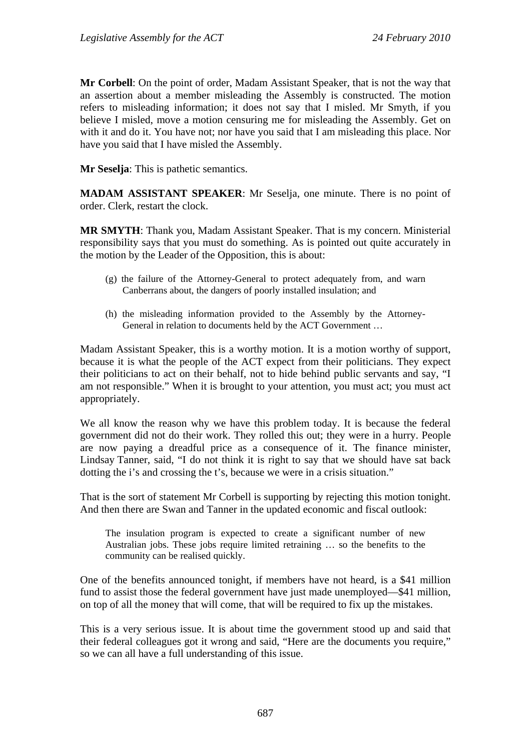**Mr Corbell**: On the point of order, Madam Assistant Speaker, that is not the way that an assertion about a member misleading the Assembly is constructed. The motion refers to misleading information; it does not say that I misled. Mr Smyth, if you believe I misled, move a motion censuring me for misleading the Assembly. Get on with it and do it. You have not; nor have you said that I am misleading this place. Nor have you said that I have misled the Assembly.

**Mr Seselja**: This is pathetic semantics.

**MADAM ASSISTANT SPEAKER**: Mr Seselja, one minute. There is no point of order. Clerk, restart the clock.

**MR SMYTH**: Thank you, Madam Assistant Speaker. That is my concern. Ministerial responsibility says that you must do something. As is pointed out quite accurately in the motion by the Leader of the Opposition, this is about:

> (g) the failure of the Attorney-General to protect adequately from, and warn Canberrans about, the dangers of poorly installed insulation; and
>
> (h) the misleading information provided to the Assembly by the Attorney-General in relation to documents held by the ACT Government …

Madam Assistant Speaker, this is a worthy motion. It is a motion worthy of support, because it is what the people of the ACT expect from their politicians. They expect their politicians to act on their behalf, not to hide behind public servants and say, "I am not responsible." When it is brought to your attention, you must act; you must act appropriately.

We all know the reason why we have this problem today. It is because the federal government did not do their work. They rolled this out; they were in a hurry. People are now paying a dreadful price as a consequence of it. The finance minister, Lindsay Tanner, said, "I do not think it is right to say that we should have sat back dotting the i's and crossing the t's, because we were in a crisis situation."

That is the sort of statement Mr Corbell is supporting by rejecting this motion tonight. And then there are Swan and Tanner in the updated economic and fiscal outlook:

> The insulation program is expected to create a significant number of new Australian jobs. These jobs require limited retraining … so the benefits to the community can be realised quickly.

One of the benefits announced tonight, if members have not heard, is a $41 million fund to assist those the federal government have just made unemployed—$41 million, on top of all the money that will come, that will be required to fix up the mistakes.

This is a very serious issue. It is about time the government stood up and said that their federal colleagues got it wrong and said, "Here are the documents you require," so we can all have a full understanding of this issue.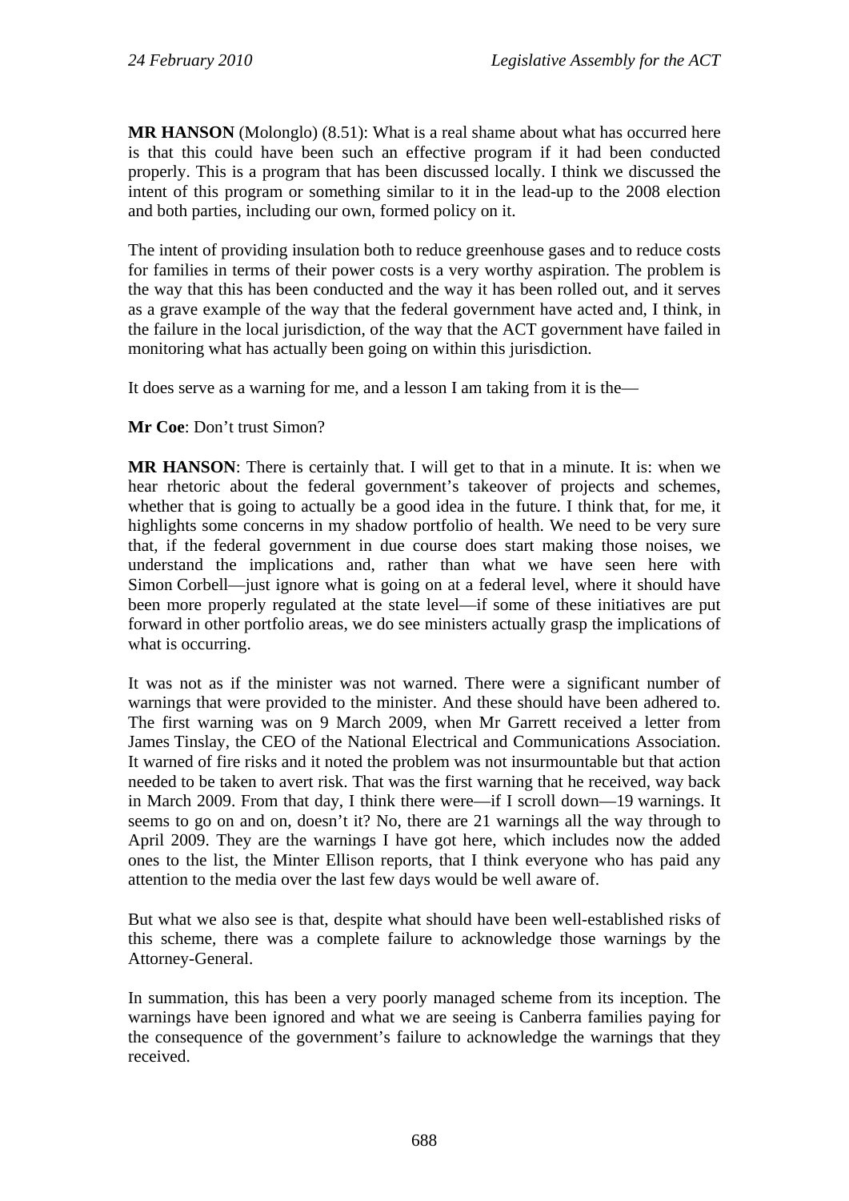**MR HANSON** (Molonglo) (8.51): What is a real shame about what has occurred here is that this could have been such an effective program if it had been conducted properly. This is a program that has been discussed locally. I think we discussed the intent of this program or something similar to it in the lead-up to the 2008 election and both parties, including our own, formed policy on it.

The intent of providing insulation both to reduce greenhouse gases and to reduce costs for families in terms of their power costs is a very worthy aspiration. The problem is the way that this has been conducted and the way it has been rolled out, and it serves as a grave example of the way that the federal government have acted and, I think, in the failure in the local jurisdiction, of the way that the ACT government have failed in monitoring what has actually been going on within this jurisdiction.

It does serve as a warning for me, and a lesson I am taking from it is the—

**Mr Coe**: Don't trust Simon?

**MR HANSON**: There is certainly that. I will get to that in a minute. It is: when we hear rhetoric about the federal government's takeover of projects and schemes, whether that is going to actually be a good idea in the future. I think that, for me, it highlights some concerns in my shadow portfolio of health. We need to be very sure that, if the federal government in due course does start making those noises, we understand the implications and, rather than what we have seen here with Simon Corbell—just ignore what is going on at a federal level, where it should have been more properly regulated at the state level—if some of these initiatives are put forward in other portfolio areas, we do see ministers actually grasp the implications of what is occurring.

It was not as if the minister was not warned. There were a significant number of warnings that were provided to the minister. And these should have been adhered to. The first warning was on 9 March 2009, when Mr Garrett received a letter from James Tinslay, the CEO of the National Electrical and Communications Association. It warned of fire risks and it noted the problem was not insurmountable but that action needed to be taken to avert risk. That was the first warning that he received, way back in March 2009. From that day, I think there were—if I scroll down—19 warnings. It seems to go on and on, doesn't it? No, there are 21 warnings all the way through to April 2009. They are the warnings I have got here, which includes now the added ones to the list, the Minter Ellison reports, that I think everyone who has paid any attention to the media over the last few days would be well aware of.

But what we also see is that, despite what should have been well-established risks of this scheme, there was a complete failure to acknowledge those warnings by the Attorney-General.

In summation, this has been a very poorly managed scheme from its inception. The warnings have been ignored and what we are seeing is Canberra families paying for the consequence of the government's failure to acknowledge the warnings that they received.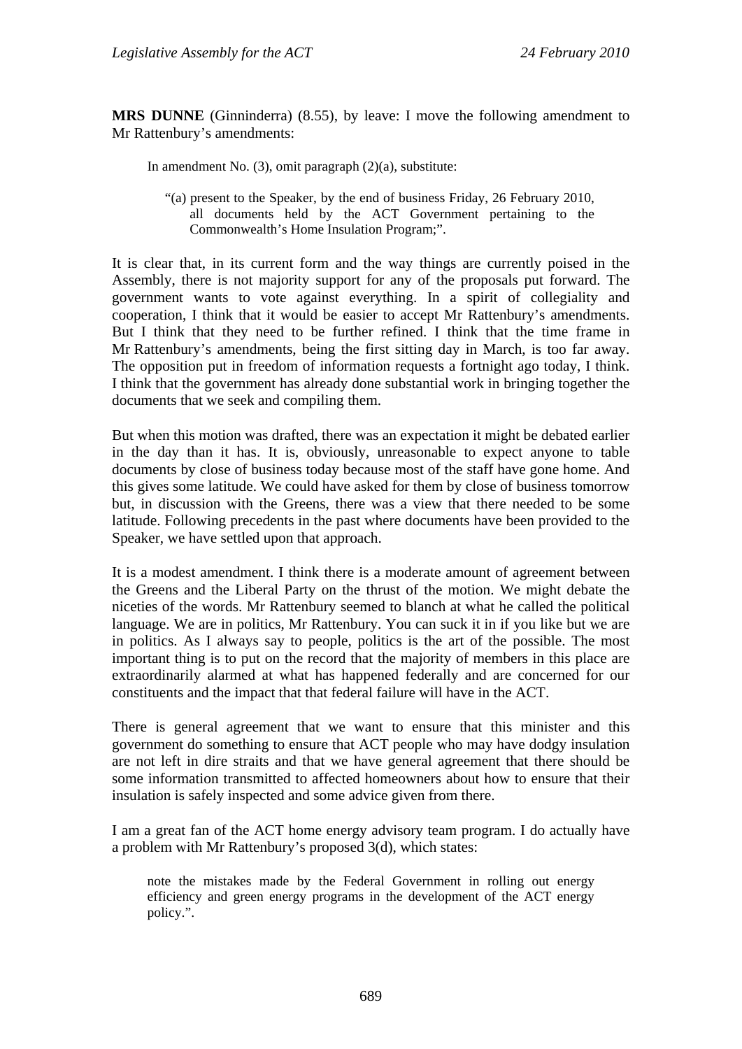**MRS DUNNE** (Ginninderra) (8.55), by leave: I move the following amendment to Mr Rattenbury's amendments:

> In amendment No. (3), omit paragraph (2)(a), substitute:
>
> > "(a) present to the Speaker, by the end of business Friday, 26 February 2010, all documents held by the ACT Government pertaining to the Commonwealth's Home Insulation Program;".

It is clear that, in its current form and the way things are currently poised in the Assembly, there is not majority support for any of the proposals put forward. The government wants to vote against everything. In a spirit of collegiality and cooperation, I think that it would be easier to accept Mr Rattenbury's amendments. But I think that they need to be further refined. I think that the time frame in Mr Rattenbury's amendments, being the first sitting day in March, is too far away. The opposition put in freedom of information requests a fortnight ago today, I think. I think that the government has already done substantial work in bringing together the documents that we seek and compiling them.

But when this motion was drafted, there was an expectation it might be debated earlier in the day than it has. It is, obviously, unreasonable to expect anyone to table documents by close of business today because most of the staff have gone home. And this gives some latitude. We could have asked for them by close of business tomorrow but, in discussion with the Greens, there was a view that there needed to be some latitude. Following precedents in the past where documents have been provided to the Speaker, we have settled upon that approach.

It is a modest amendment. I think there is a moderate amount of agreement between the Greens and the Liberal Party on the thrust of the motion. We might debate the niceties of the words. Mr Rattenbury seemed to blanch at what he called the political language. We are in politics, Mr Rattenbury. You can suck it in if you like but we are in politics. As I always say to people, politics is the art of the possible. The most important thing is to put on the record that the majority of members in this place are extraordinarily alarmed at what has happened federally and are concerned for our constituents and the impact that that federal failure will have in the ACT.

There is general agreement that we want to ensure that this minister and this government do something to ensure that ACT people who may have dodgy insulation are not left in dire straits and that we have general agreement that there should be some information transmitted to affected homeowners about how to ensure that their insulation is safely inspected and some advice given from there.

I am a great fan of the ACT home energy advisory team program. I do actually have a problem with Mr Rattenbury's proposed 3(d), which states:

> note the mistakes made by the Federal Government in rolling out energy efficiency and green energy programs in the development of the ACT energy policy.".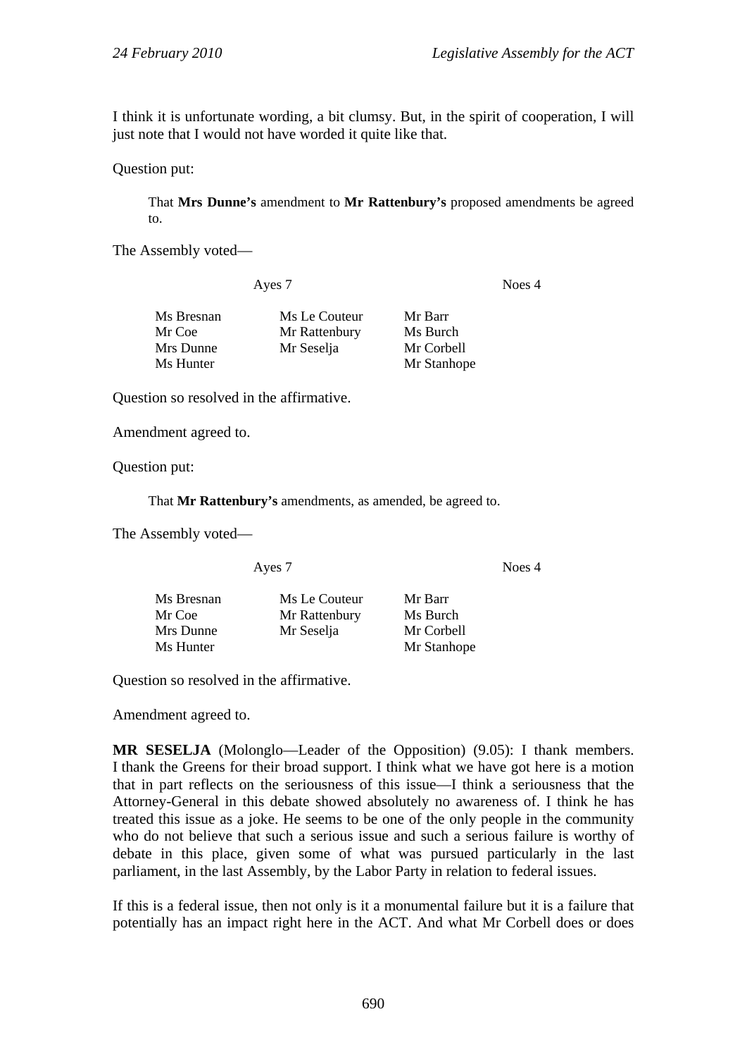I think it is unfortunate wording, a bit clumsy. But, in the spirit of cooperation, I will just note that I would not have worded it quite like that.

Question put:

> That **Mrs Dunne's** amendment to **Mr Rattenbury's** proposed amendments be agreed to.

The Assembly voted—

| Ayes 7 | | Noes 4 |
|---|---|---|
| Ms Bresnan | Ms Le Couteur | Mr Barr |
| Mr Coe | Mr Rattenbury | Ms Burch |
| Mrs Dunne | Mr Seselja | Mr Corbell |
| Ms Hunter | | Mr Stanhope |

Question so resolved in the affirmative.

Amendment agreed to.

Question put:

> That **Mr Rattenbury's** amendments, as amended, be agreed to.

The Assembly voted—

| Ayes 7 | | Noes 4 |
|---|---|---|
| Ms Bresnan | Ms Le Couteur | Mr Barr |
| Mr Coe | Mr Rattenbury | Ms Burch |
| Mrs Dunne | Mr Seselja | Mr Corbell |
| Ms Hunter | | Mr Stanhope |

Question so resolved in the affirmative.

Amendment agreed to.

**MR SESELJA** (Molonglo—Leader of the Opposition) (9.05): I thank members. I thank the Greens for their broad support. I think what we have got here is a motion that in part reflects on the seriousness of this issue—I think a seriousness that the Attorney-General in this debate showed absolutely no awareness of. I think he has treated this issue as a joke. He seems to be one of the only people in the community who do not believe that such a serious issue and such a serious failure is worthy of debate in this place, given some of what was pursued particularly in the last parliament, in the last Assembly, by the Labor Party in relation to federal issues.

If this is a federal issue, then not only is it a monumental failure but it is a failure that potentially has an impact right here in the ACT. And what Mr Corbell does or does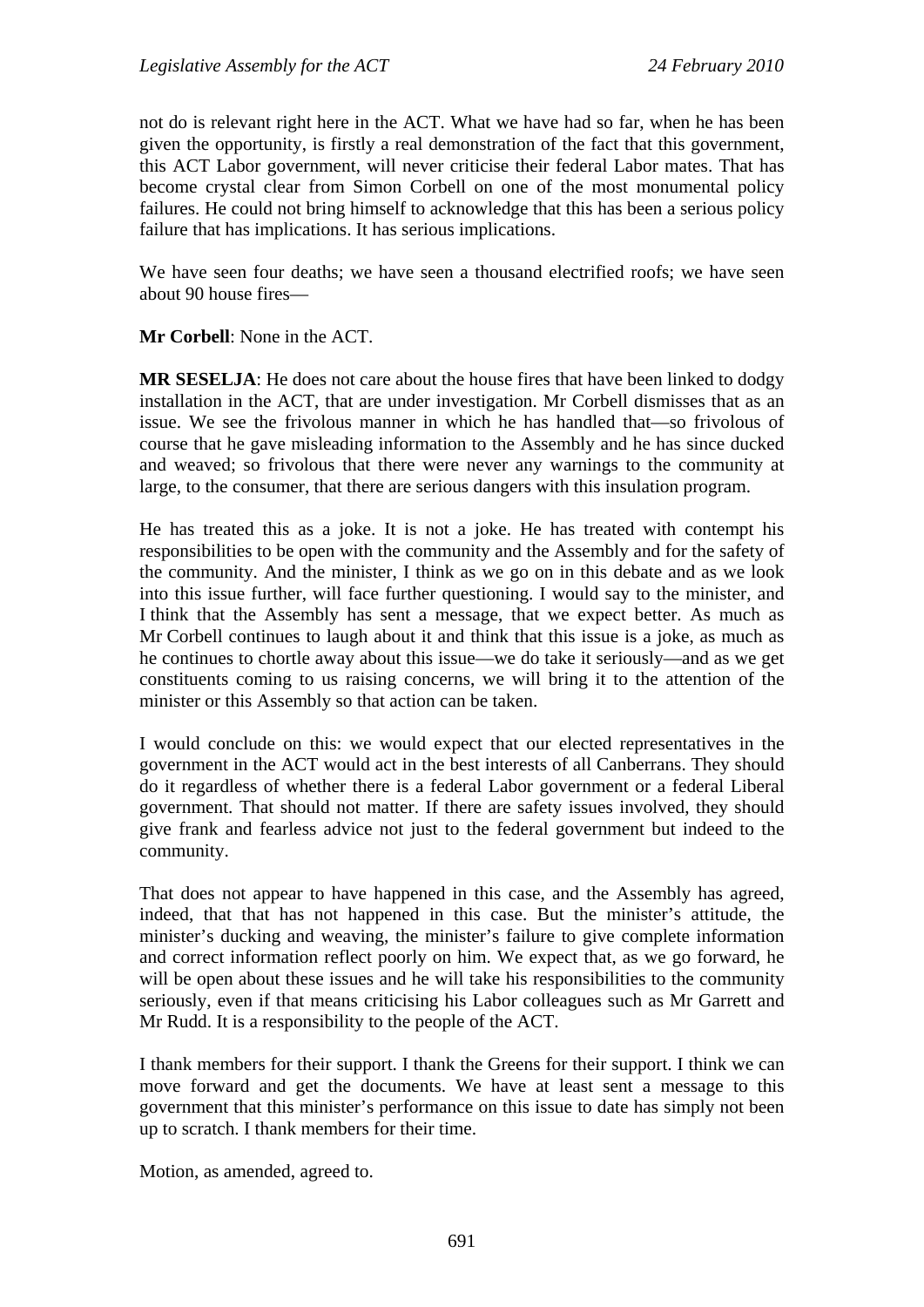not do is relevant right here in the ACT. What we have had so far, when he has been given the opportunity, is firstly a real demonstration of the fact that this government, this ACT Labor government, will never criticise their federal Labor mates. That has become crystal clear from Simon Corbell on one of the most monumental policy failures. He could not bring himself to acknowledge that this has been a serious policy failure that has implications. It has serious implications.

We have seen four deaths; we have seen a thousand electrified roofs; we have seen about 90 house fires—

**Mr Corbell**: None in the ACT.

**MR SESELJA**: He does not care about the house fires that have been linked to dodgy installation in the ACT, that are under investigation. Mr Corbell dismisses that as an issue. We see the frivolous manner in which he has handled that—so frivolous of course that he gave misleading information to the Assembly and he has since ducked and weaved; so frivolous that there were never any warnings to the community at large, to the consumer, that there are serious dangers with this insulation program.

He has treated this as a joke. It is not a joke. He has treated with contempt his responsibilities to be open with the community and the Assembly and for the safety of the community. And the minister, I think as we go on in this debate and as we look into this issue further, will face further questioning. I would say to the minister, and I think that the Assembly has sent a message, that we expect better. As much as Mr Corbell continues to laugh about it and think that this issue is a joke, as much as he continues to chortle away about this issue—we do take it seriously—and as we get constituents coming to us raising concerns, we will bring it to the attention of the minister or this Assembly so that action can be taken.

I would conclude on this: we would expect that our elected representatives in the government in the ACT would act in the best interests of all Canberrans. They should do it regardless of whether there is a federal Labor government or a federal Liberal government. That should not matter. If there are safety issues involved, they should give frank and fearless advice not just to the federal government but indeed to the community.

That does not appear to have happened in this case, and the Assembly has agreed, indeed, that that has not happened in this case. But the minister's attitude, the minister's ducking and weaving, the minister's failure to give complete information and correct information reflect poorly on him. We expect that, as we go forward, he will be open about these issues and he will take his responsibilities to the community seriously, even if that means criticising his Labor colleagues such as Mr Garrett and Mr Rudd. It is a responsibility to the people of the ACT.

I thank members for their support. I thank the Greens for their support. I think we can move forward and get the documents. We have at least sent a message to this government that this minister's performance on this issue to date has simply not been up to scratch. I thank members for their time.

Motion, as amended, agreed to.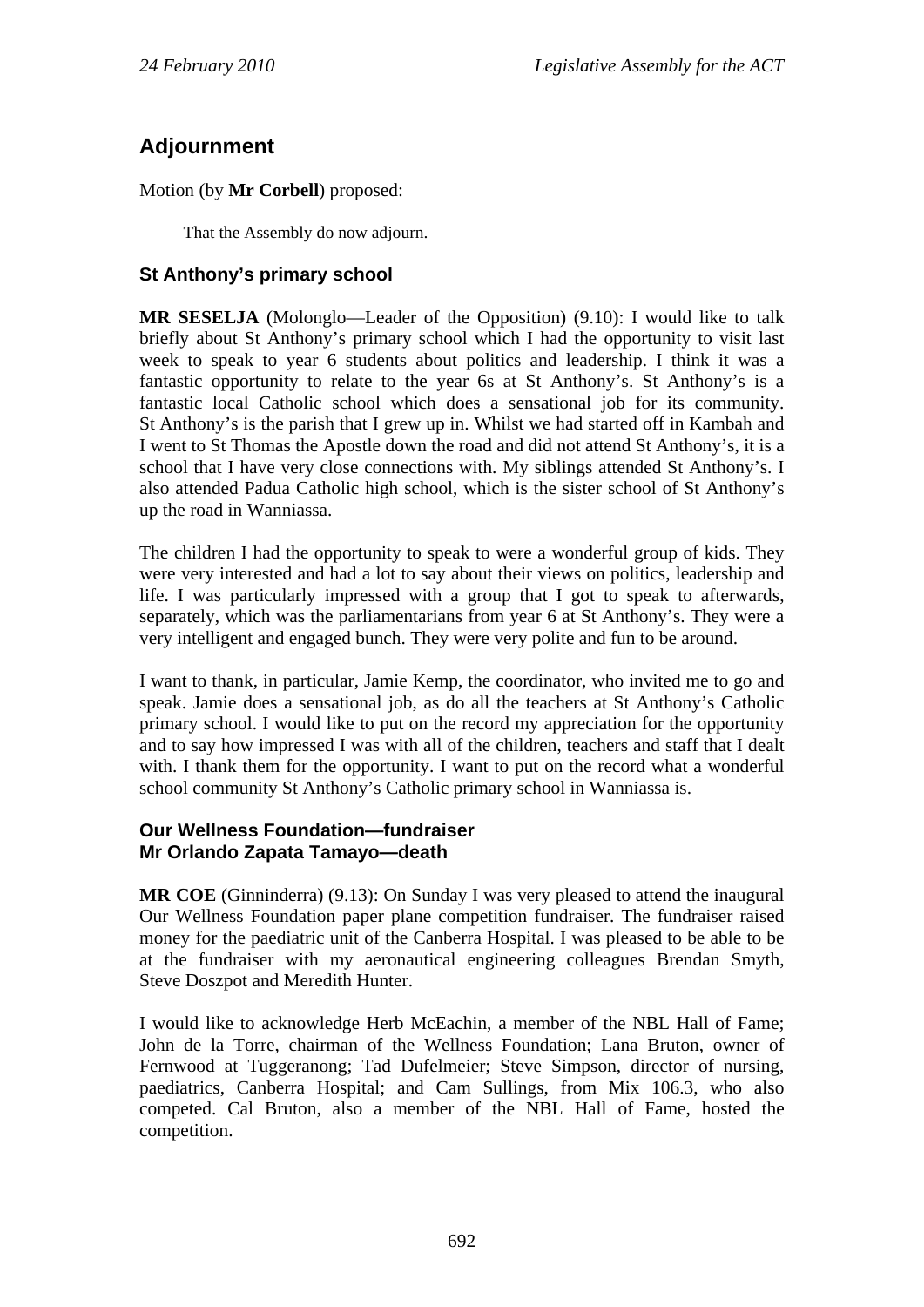## Adjournment

Motion (by **Mr Corbell**) proposed:

> That the Assembly do now adjourn.

### St Anthony's primary school

**MR SESELJA** (Molonglo—Leader of the Opposition) (9.10): I would like to talk briefly about St Anthony's primary school which I had the opportunity to visit last week to speak to year 6 students about politics and leadership. I think it was a fantastic opportunity to relate to the year 6s at St Anthony's. St Anthony's is a fantastic local Catholic school which does a sensational job for its community. St Anthony's is the parish that I grew up in. Whilst we had started off in Kambah and I went to St Thomas the Apostle down the road and did not attend St Anthony's, it is a school that I have very close connections with. My siblings attended St Anthony's. I also attended Padua Catholic high school, which is the sister school of St Anthony's up the road in Wanniassa.

The children I had the opportunity to speak to were a wonderful group of kids. They were very interested and had a lot to say about their views on politics, leadership and life. I was particularly impressed with a group that I got to speak to afterwards, separately, which was the parliamentarians from year 6 at St Anthony's. They were a very intelligent and engaged bunch. They were very polite and fun to be around.

I want to thank, in particular, Jamie Kemp, the coordinator, who invited me to go and speak. Jamie does a sensational job, as do all the teachers at St Anthony's Catholic primary school. I would like to put on the record my appreciation for the opportunity and to say how impressed I was with all of the children, teachers and staff that I dealt with. I thank them for the opportunity. I want to put on the record what a wonderful school community St Anthony's Catholic primary school in Wanniassa is.

### Our Wellness Foundation—fundraiser
### Mr Orlando Zapata Tamayo—death

**MR COE** (Ginninderra) (9.13): On Sunday I was very pleased to attend the inaugural Our Wellness Foundation paper plane competition fundraiser. The fundraiser raised money for the paediatric unit of the Canberra Hospital. I was pleased to be able to be at the fundraiser with my aeronautical engineering colleagues Brendan Smyth, Steve Doszpot and Meredith Hunter.

I would like to acknowledge Herb McEachin, a member of the NBL Hall of Fame; John de la Torre, chairman of the Wellness Foundation; Lana Bruton, owner of Fernwood at Tuggeranong; Tad Dufelmeier; Steve Simpson, director of nursing, paediatrics, Canberra Hospital; and Cam Sullings, from Mix 106.3, who also competed. Cal Bruton, also a member of the NBL Hall of Fame, hosted the competition.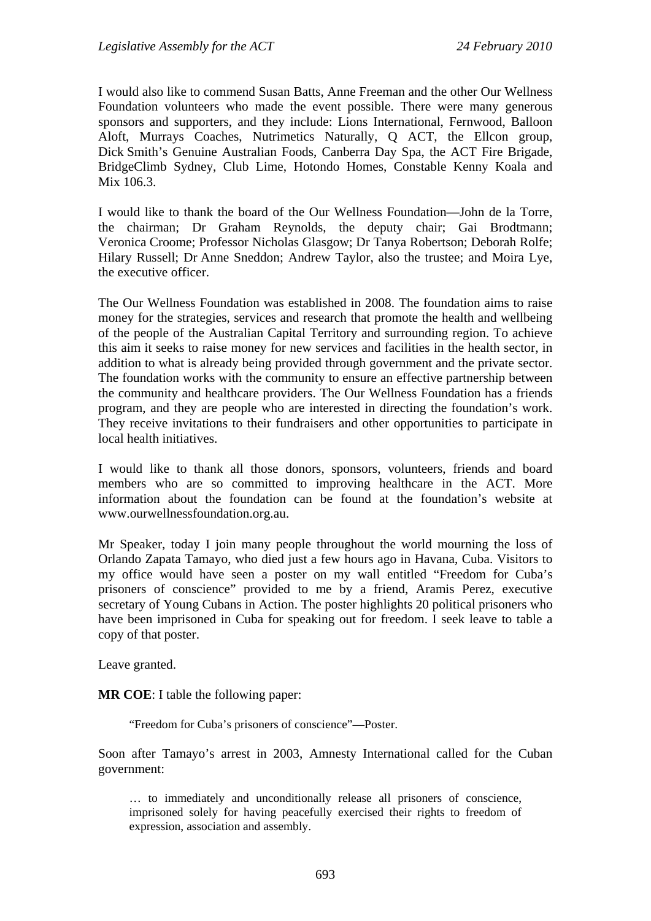I would also like to commend Susan Batts, Anne Freeman and the other Our Wellness Foundation volunteers who made the event possible. There were many generous sponsors and supporters, and they include: Lions International, Fernwood, Balloon Aloft, Murrays Coaches, Nutrimetics Naturally, Q ACT, the Ellcon group, Dick Smith's Genuine Australian Foods, Canberra Day Spa, the ACT Fire Brigade, BridgeClimb Sydney, Club Lime, Hotondo Homes, Constable Kenny Koala and Mix 106.3.

I would like to thank the board of the Our Wellness Foundation—John de la Torre, the chairman; Dr Graham Reynolds, the deputy chair; Gai Brodtmann; Veronica Croome; Professor Nicholas Glasgow; Dr Tanya Robertson; Deborah Rolfe; Hilary Russell; Dr Anne Sneddon; Andrew Taylor, also the trustee; and Moira Lye, the executive officer.

The Our Wellness Foundation was established in 2008. The foundation aims to raise money for the strategies, services and research that promote the health and wellbeing of the people of the Australian Capital Territory and surrounding region. To achieve this aim it seeks to raise money for new services and facilities in the health sector, in addition to what is already being provided through government and the private sector. The foundation works with the community to ensure an effective partnership between the community and healthcare providers. The Our Wellness Foundation has a friends program, and they are people who are interested in directing the foundation's work. They receive invitations to their fundraisers and other opportunities to participate in local health initiatives.

I would like to thank all those donors, sponsors, volunteers, friends and board members who are so committed to improving healthcare in the ACT. More information about the foundation can be found at the foundation's website at www.ourwellnessfoundation.org.au.

Mr Speaker, today I join many people throughout the world mourning the loss of Orlando Zapata Tamayo, who died just a few hours ago in Havana, Cuba. Visitors to my office would have seen a poster on my wall entitled "Freedom for Cuba's prisoners of conscience" provided to me by a friend, Aramis Perez, executive secretary of Young Cubans in Action. The poster highlights 20 political prisoners who have been imprisoned in Cuba for speaking out for freedom. I seek leave to table a copy of that poster.

Leave granted.

**MR COE**: I table the following paper:

> "Freedom for Cuba's prisoners of conscience"—Poster.

Soon after Tamayo's arrest in 2003, Amnesty International called for the Cuban government:

> … to immediately and unconditionally release all prisoners of conscience, imprisoned solely for having peacefully exercised their rights to freedom of expression, association and assembly.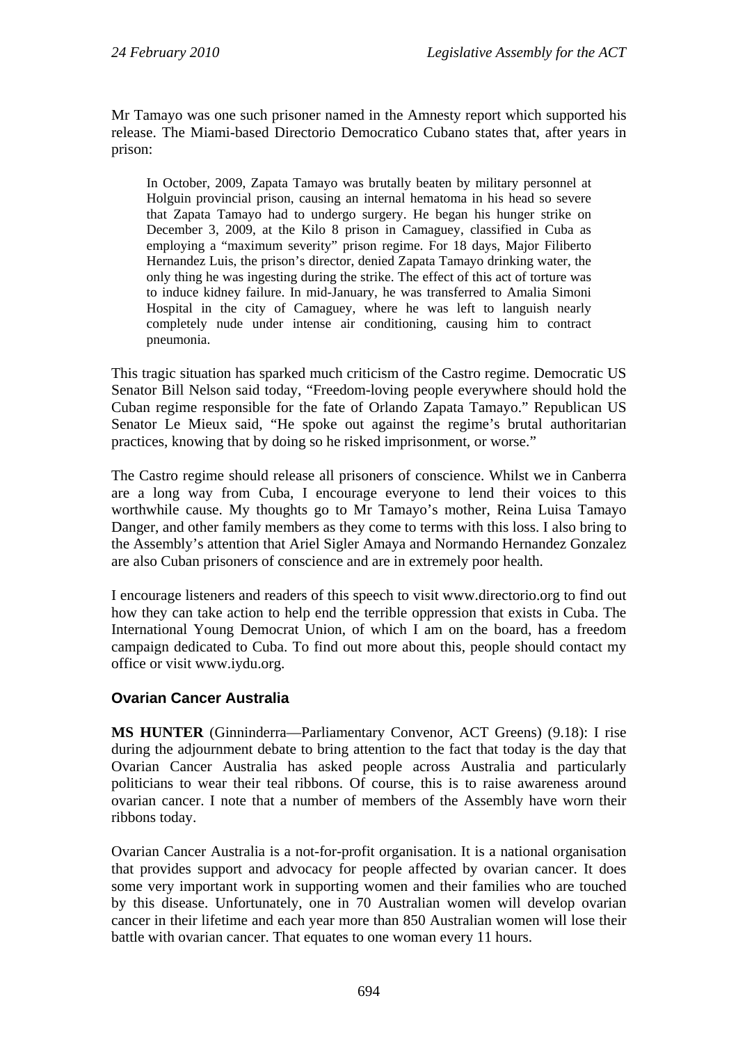Mr Tamayo was one such prisoner named in the Amnesty report which supported his release. The Miami-based Directorio Democratico Cubano states that, after years in prison:

> In October, 2009, Zapata Tamayo was brutally beaten by military personnel at Holguin provincial prison, causing an internal hematoma in his head so severe that Zapata Tamayo had to undergo surgery. He began his hunger strike on December 3, 2009, at the Kilo 8 prison in Camaguey, classified in Cuba as employing a "maximum severity" prison regime. For 18 days, Major Filiberto Hernandez Luis, the prison's director, denied Zapata Tamayo drinking water, the only thing he was ingesting during the strike. The effect of this act of torture was to induce kidney failure. In mid-January, he was transferred to Amalia Simoni Hospital in the city of Camaguey, where he was left to languish nearly completely nude under intense air conditioning, causing him to contract pneumonia.

This tragic situation has sparked much criticism of the Castro regime. Democratic US Senator Bill Nelson said today, "Freedom-loving people everywhere should hold the Cuban regime responsible for the fate of Orlando Zapata Tamayo." Republican US Senator Le Mieux said, "He spoke out against the regime's brutal authoritarian practices, knowing that by doing so he risked imprisonment, or worse."

The Castro regime should release all prisoners of conscience. Whilst we in Canberra are a long way from Cuba, I encourage everyone to lend their voices to this worthwhile cause. My thoughts go to Mr Tamayo's mother, Reina Luisa Tamayo Danger, and other family members as they come to terms with this loss. I also bring to the Assembly's attention that Ariel Sigler Amaya and Normando Hernandez Gonzalez are also Cuban prisoners of conscience and are in extremely poor health.

I encourage listeners and readers of this speech to visit www.directorio.org to find out how they can take action to help end the terrible oppression that exists in Cuba. The International Young Democrat Union, of which I am on the board, has a freedom campaign dedicated to Cuba. To find out more about this, people should contact my office or visit www.iydu.org.

### Ovarian Cancer Australia

**MS HUNTER** (Ginninderra—Parliamentary Convenor, ACT Greens) (9.18): I rise during the adjournment debate to bring attention to the fact that today is the day that Ovarian Cancer Australia has asked people across Australia and particularly politicians to wear their teal ribbons. Of course, this is to raise awareness around ovarian cancer. I note that a number of members of the Assembly have worn their ribbons today.

Ovarian Cancer Australia is a not-for-profit organisation. It is a national organisation that provides support and advocacy for people affected by ovarian cancer. It does some very important work in supporting women and their families who are touched by this disease. Unfortunately, one in 70 Australian women will develop ovarian cancer in their lifetime and each year more than 850 Australian women will lose their battle with ovarian cancer. That equates to one woman every 11 hours.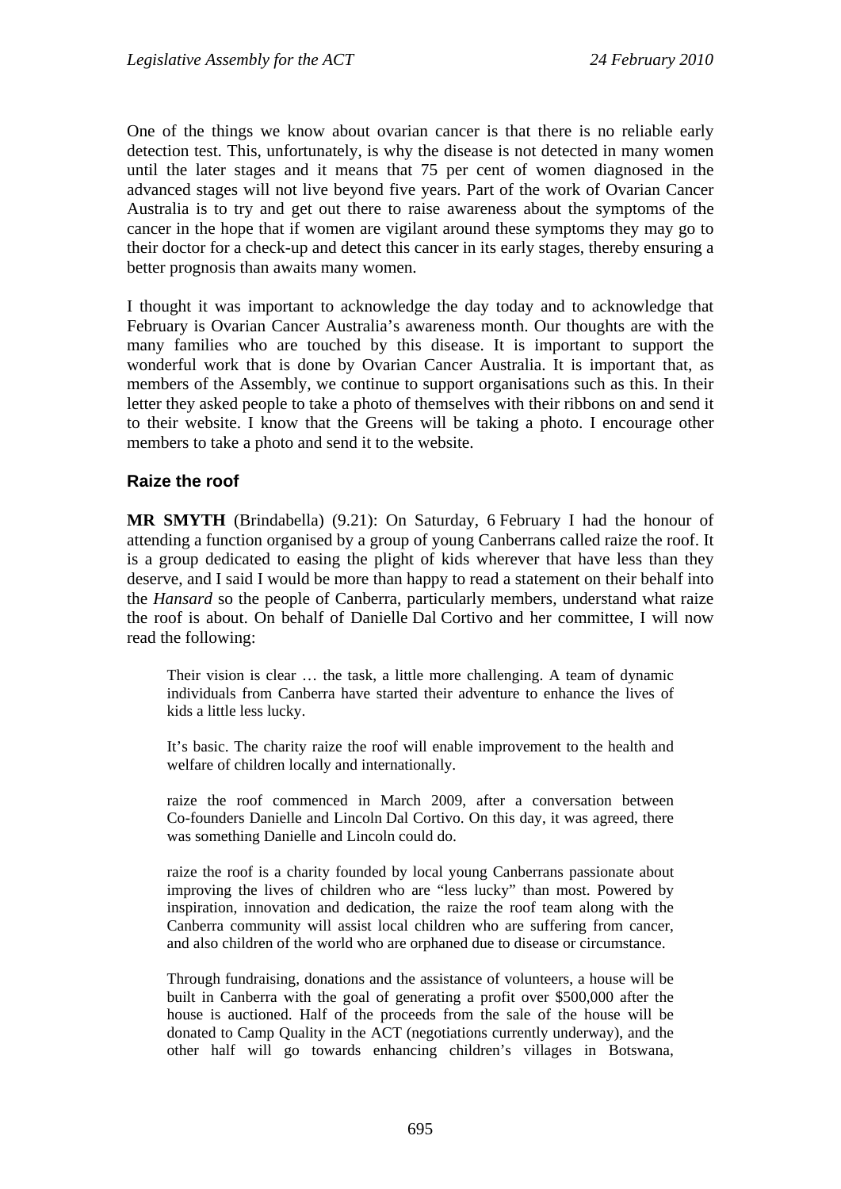One of the things we know about ovarian cancer is that there is no reliable early detection test. This, unfortunately, is why the disease is not detected in many women until the later stages and it means that 75 per cent of women diagnosed in the advanced stages will not live beyond five years. Part of the work of Ovarian Cancer Australia is to try and get out there to raise awareness about the symptoms of the cancer in the hope that if women are vigilant around these symptoms they may go to their doctor for a check-up and detect this cancer in its early stages, thereby ensuring a better prognosis than awaits many women.

I thought it was important to acknowledge the day today and to acknowledge that February is Ovarian Cancer Australia's awareness month. Our thoughts are with the many families who are touched by this disease. It is important to support the wonderful work that is done by Ovarian Cancer Australia. It is important that, as members of the Assembly, we continue to support organisations such as this. In their letter they asked people to take a photo of themselves with their ribbons on and send it to their website. I know that the Greens will be taking a photo. I encourage other members to take a photo and send it to the website.

## Raize the roof

**MR SMYTH** (Brindabella) (9.21): On Saturday, 6 February I had the honour of attending a function organised by a group of young Canberrans called raize the roof. It is a group dedicated to easing the plight of kids wherever that have less than they deserve, and I said I would be more than happy to read a statement on their behalf into the *Hansard* so the people of Canberra, particularly members, understand what raize the roof is about. On behalf of Danielle Dal Cortivo and her committee, I will now read the following:

> Their vision is clear … the task, a little more challenging. A team of dynamic individuals from Canberra have started their adventure to enhance the lives of kids a little less lucky.
>
> It's basic. The charity raize the roof will enable improvement to the health and welfare of children locally and internationally.
>
> raize the roof commenced in March 2009, after a conversation between Co-founders Danielle and Lincoln Dal Cortivo. On this day, it was agreed, there was something Danielle and Lincoln could do.
>
> raize the roof is a charity founded by local young Canberrans passionate about improving the lives of children who are "less lucky" than most. Powered by inspiration, innovation and dedication, the raize the roof team along with the Canberra community will assist local children who are suffering from cancer, and also children of the world who are orphaned due to disease or circumstance.
>
> Through fundraising, donations and the assistance of volunteers, a house will be built in Canberra with the goal of generating a profit over $500,000 after the house is auctioned. Half of the proceeds from the sale of the house will be donated to Camp Quality in the ACT (negotiations currently underway), and the other half will go towards enhancing children's villages in Botswana,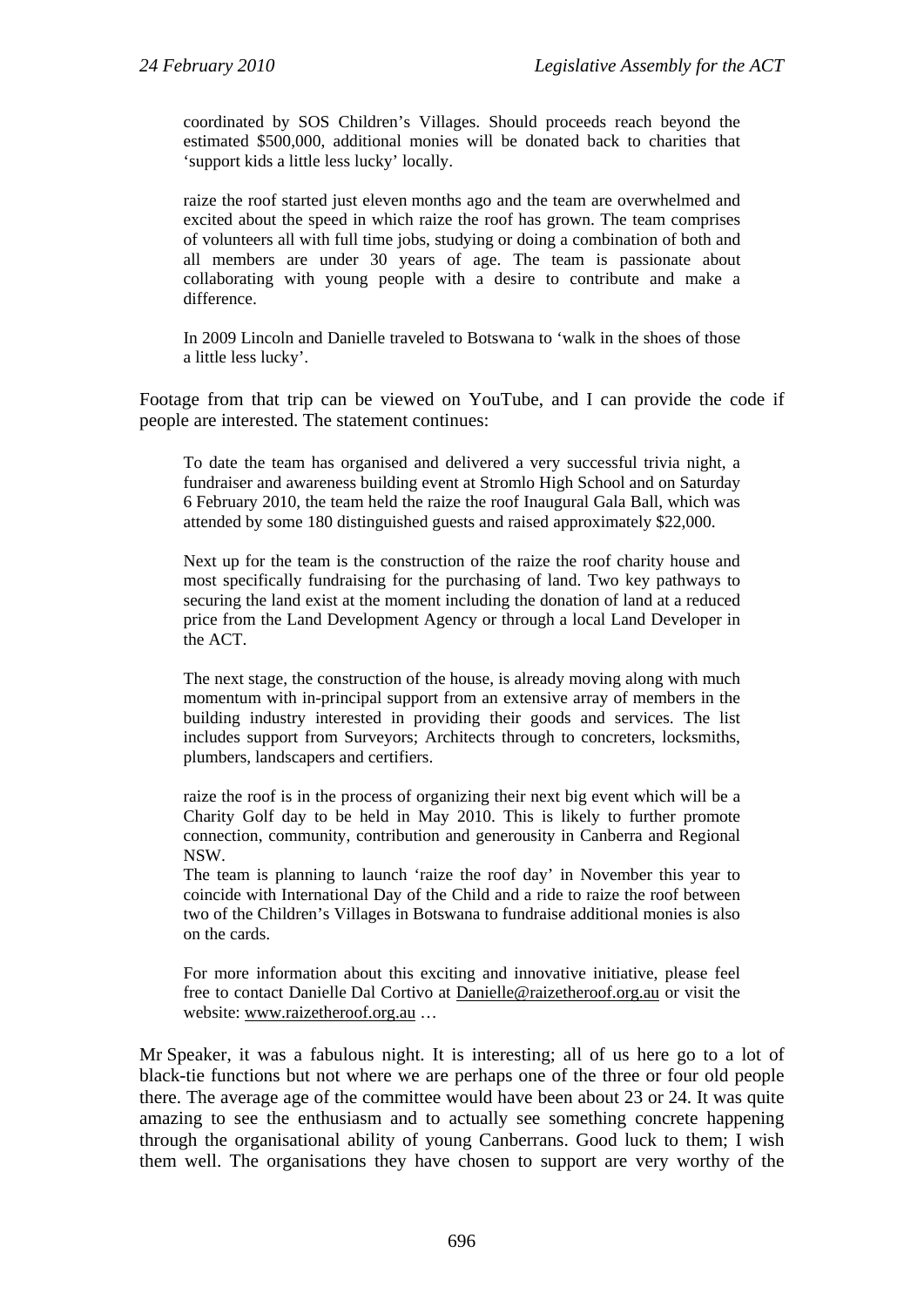> coordinated by SOS Children's Villages. Should proceeds reach beyond the estimated \$500,000, additional monies will be donated back to charities that 'support kids a little less lucky' locally.
>
> raize the roof started just eleven months ago and the team are overwhelmed and excited about the speed in which raize the roof has grown. The team comprises of volunteers all with full time jobs, studying or doing a combination of both and all members are under 30 years of age. The team is passionate about collaborating with young people with a desire to contribute and make a difference.
>
> In 2009 Lincoln and Danielle traveled to Botswana to 'walk in the shoes of those a little less lucky'.

Footage from that trip can be viewed on YouTube, and I can provide the code if people are interested. The statement continues:

> To date the team has organised and delivered a very successful trivia night, a fundraiser and awareness building event at Stromlo High School and on Saturday 6 February 2010, the team held the raize the roof Inaugural Gala Ball, which was attended by some 180 distinguished guests and raised approximately \$22,000.
>
> Next up for the team is the construction of the raize the roof charity house and most specifically fundraising for the purchasing of land. Two key pathways to securing the land exist at the moment including the donation of land at a reduced price from the Land Development Agency or through a local Land Developer in the ACT.
>
> The next stage, the construction of the house, is already moving along with much momentum with in-principal support from an extensive array of members in the building industry interested in providing their goods and services. The list includes support from Surveyors; Architects through to concreters, locksmiths, plumbers, landscapers and certifiers.
>
> raize the roof is in the process of organizing their next big event which will be a Charity Golf day to be held in May 2010. This is likely to further promote connection, community, contribution and generousity in Canberra and Regional NSW.
> The team is planning to launch 'raize the roof day' in November this year to coincide with International Day of the Child and a ride to raize the roof between two of the Children's Villages in Botswana to fundraise additional monies is also on the cards.
>
> For more information about this exciting and innovative initiative, please feel free to contact Danielle Dal Cortivo at Danielle@raizetheroof.org.au or visit the website: www.raizetheroof.org.au …

Mr Speaker, it was a fabulous night. It is interesting; all of us here go to a lot of black-tie functions but not where we are perhaps one of the three or four old people there. The average age of the committee would have been about 23 or 24. It was quite amazing to see the enthusiasm and to actually see something concrete happening through the organisational ability of young Canberrans. Good luck to them; I wish them well. The organisations they have chosen to support are very worthy of the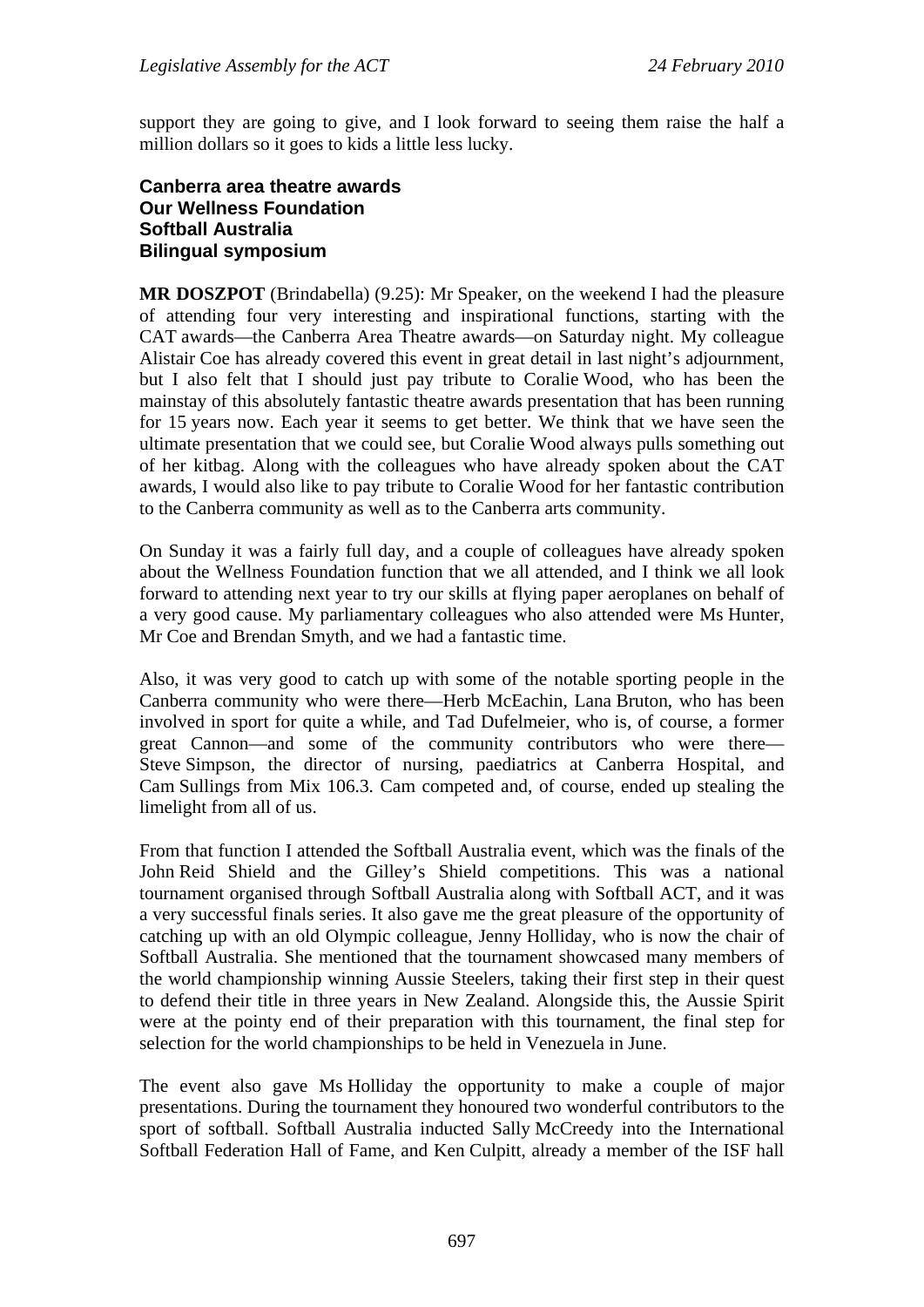support they are going to give, and I look forward to seeing them raise the half a million dollars so it goes to kids a little less lucky.

**Canberra area theatre awards**
**Our Wellness Foundation**
**Softball Australia**
**Bilingual symposium**

**MR DOSZPOT** (Brindabella) (9.25): Mr Speaker, on the weekend I had the pleasure of attending four very interesting and inspirational functions, starting with the CAT awards—the Canberra Area Theatre awards—on Saturday night. My colleague Alistair Coe has already covered this event in great detail in last night's adjournment, but I also felt that I should just pay tribute to Coralie Wood, who has been the mainstay of this absolutely fantastic theatre awards presentation that has been running for 15 years now. Each year it seems to get better. We think that we have seen the ultimate presentation that we could see, but Coralie Wood always pulls something out of her kitbag. Along with the colleagues who have already spoken about the CAT awards, I would also like to pay tribute to Coralie Wood for her fantastic contribution to the Canberra community as well as to the Canberra arts community.

On Sunday it was a fairly full day, and a couple of colleagues have already spoken about the Wellness Foundation function that we all attended, and I think we all look forward to attending next year to try our skills at flying paper aeroplanes on behalf of a very good cause. My parliamentary colleagues who also attended were Ms Hunter, Mr Coe and Brendan Smyth, and we had a fantastic time.

Also, it was very good to catch up with some of the notable sporting people in the Canberra community who were there—Herb McEachin, Lana Bruton, who has been involved in sport for quite a while, and Tad Dufelmeier, who is, of course, a former great Cannon—and some of the community contributors who were there—Steve Simpson, the director of nursing, paediatrics at Canberra Hospital, and Cam Sullings from Mix 106.3. Cam competed and, of course, ended up stealing the limelight from all of us.

From that function I attended the Softball Australia event, which was the finals of the John Reid Shield and the Gilley's Shield competitions. This was a national tournament organised through Softball Australia along with Softball ACT, and it was a very successful finals series. It also gave me the great pleasure of the opportunity of catching up with an old Olympic colleague, Jenny Holliday, who is now the chair of Softball Australia. She mentioned that the tournament showcased many members of the world championship winning Aussie Steelers, taking their first step in their quest to defend their title in three years in New Zealand. Alongside this, the Aussie Spirit were at the pointy end of their preparation with this tournament, the final step for selection for the world championships to be held in Venezuela in June.

The event also gave Ms Holliday the opportunity to make a couple of major presentations. During the tournament they honoured two wonderful contributors to the sport of softball. Softball Australia inducted Sally McCreedy into the International Softball Federation Hall of Fame, and Ken Culpitt, already a member of the ISF hall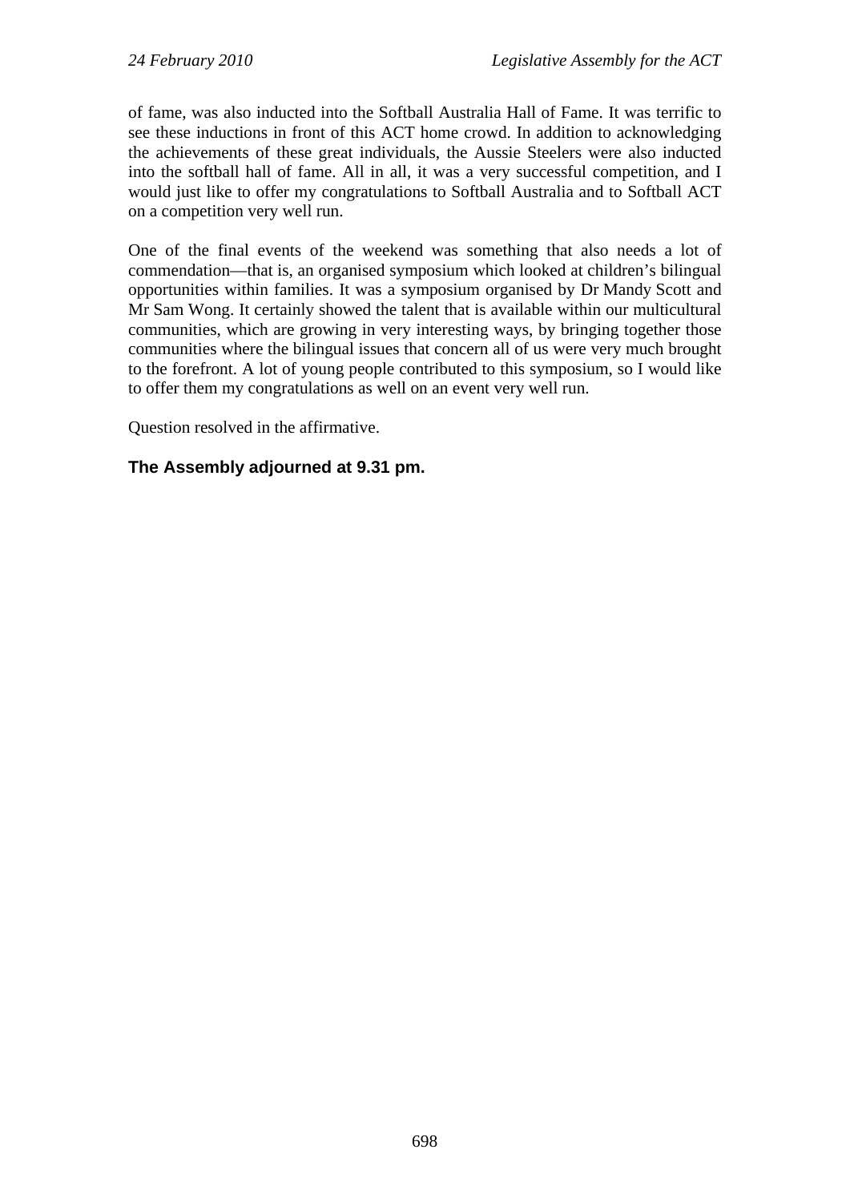of fame, was also inducted into the Softball Australia Hall of Fame. It was terrific to see these inductions in front of this ACT home crowd. In addition to acknowledging the achievements of these great individuals, the Aussie Steelers were also inducted into the softball hall of fame. All in all, it was a very successful competition, and I would just like to offer my congratulations to Softball Australia and to Softball ACT on a competition very well run.

One of the final events of the weekend was something that also needs a lot of commendation—that is, an organised symposium which looked at children's bilingual opportunities within families. It was a symposium organised by Dr Mandy Scott and Mr Sam Wong. It certainly showed the talent that is available within our multicultural communities, which are growing in very interesting ways, by bringing together those communities where the bilingual issues that concern all of us were very much brought to the forefront. A lot of young people contributed to this symposium, so I would like to offer them my congratulations as well on an event very well run.

Question resolved in the affirmative.

**The Assembly adjourned at 9.31 pm.**